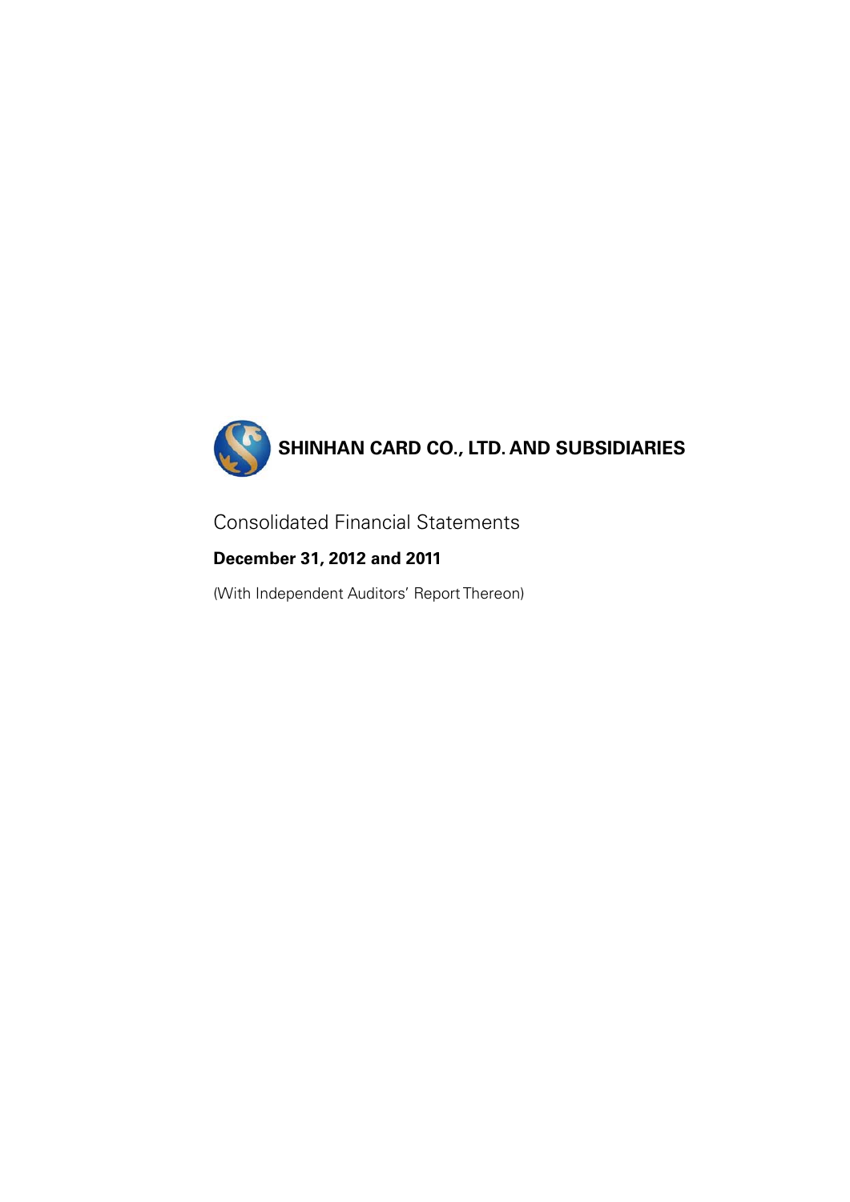# SHINHAN CARD CO., LTD. AND SUBSIDIARIES

Consolidated Financial Statements

**December 31, 2012 and 2011**

(With Independent Auditors' Report Thereon)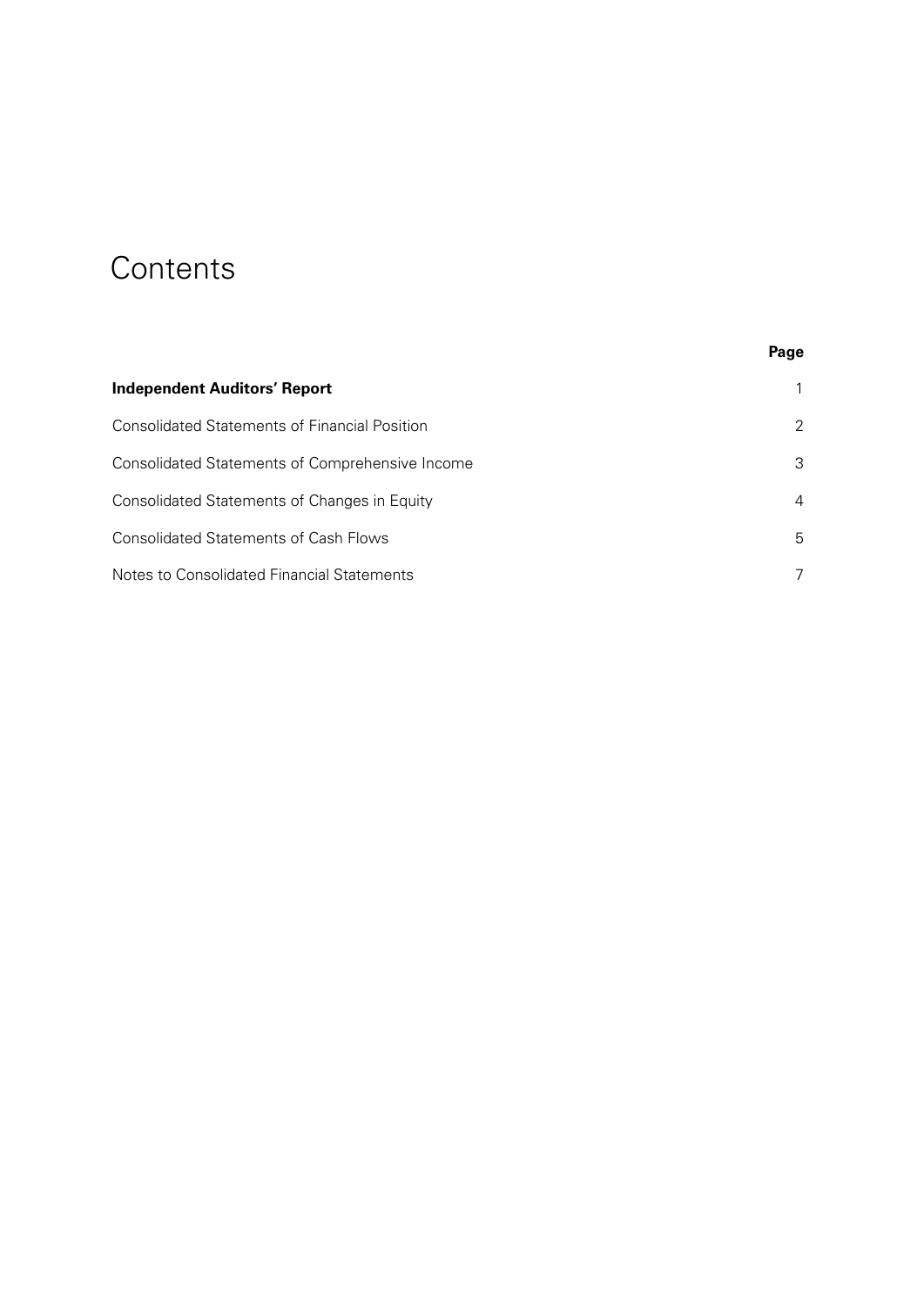# Contents

| | Page |
|---|---|
| **Independent Auditors' Report** | 1 |
| Consolidated Statements of Financial Position | 2 |
| Consolidated Statements of Comprehensive Income | 3 |
| Consolidated Statements of Changes in Equity | 4 |
| Consolidated Statements of Cash Flows | 5 |
| Notes to Consolidated Financial Statements | 7 |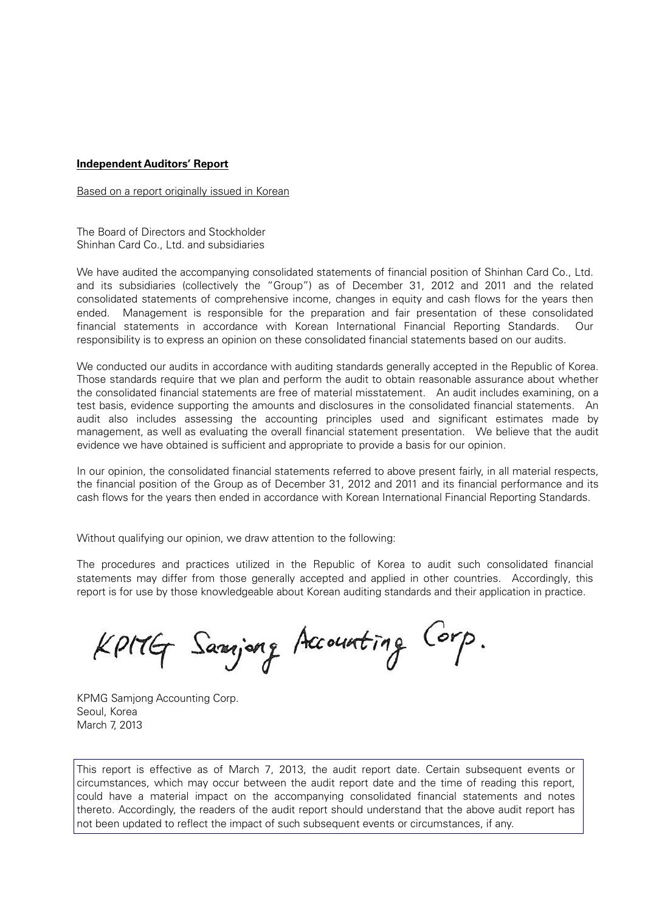**Independent Auditors' Report**

Based on a report originally issued in Korean

The Board of Directors and Stockholder
Shinhan Card Co., Ltd. and subsidiaries

We have audited the accompanying consolidated statements of financial position of Shinhan Card Co., Ltd. and its subsidiaries (collectively the "Group") as of December 31, 2012 and 2011 and the related consolidated statements of comprehensive income, changes in equity and cash flows for the years then ended. Management is responsible for the preparation and fair presentation of these consolidated financial statements in accordance with Korean International Financial Reporting Standards. Our responsibility is to express an opinion on these consolidated financial statements based on our audits.

We conducted our audits in accordance with auditing standards generally accepted in the Republic of Korea. Those standards require that we plan and perform the audit to obtain reasonable assurance about whether the consolidated financial statements are free of material misstatement. An audit includes examining, on a test basis, evidence supporting the amounts and disclosures in the consolidated financial statements. An audit also includes assessing the accounting principles used and significant estimates made by management, as well as evaluating the overall financial statement presentation. We believe that the audit evidence we have obtained is sufficient and appropriate to provide a basis for our opinion.

In our opinion, the consolidated financial statements referred to above present fairly, in all material respects, the financial position of the Group as of December 31, 2012 and 2011 and its financial performance and its cash flows for the years then ended in accordance with Korean International Financial Reporting Standards.

Without qualifying our opinion, we draw attention to the following:

The procedures and practices utilized in the Republic of Korea to audit such consolidated financial statements may differ from those generally accepted and applied in other countries. Accordingly, this report is for use by those knowledgeable about Korean auditing standards and their application in practice.

KPMG Samjong Accounting Corp.

KPMG Samjong Accounting Corp.
Seoul, Korea
March 7, 2013

This report is effective as of March 7, 2013, the audit report date. Certain subsequent events or circumstances, which may occur between the audit report date and the time of reading this report, could have a material impact on the accompanying consolidated financial statements and notes thereto. Accordingly, the readers of the audit report should understand that the above audit report has not been updated to reflect the impact of such subsequent events or circumstances, if any.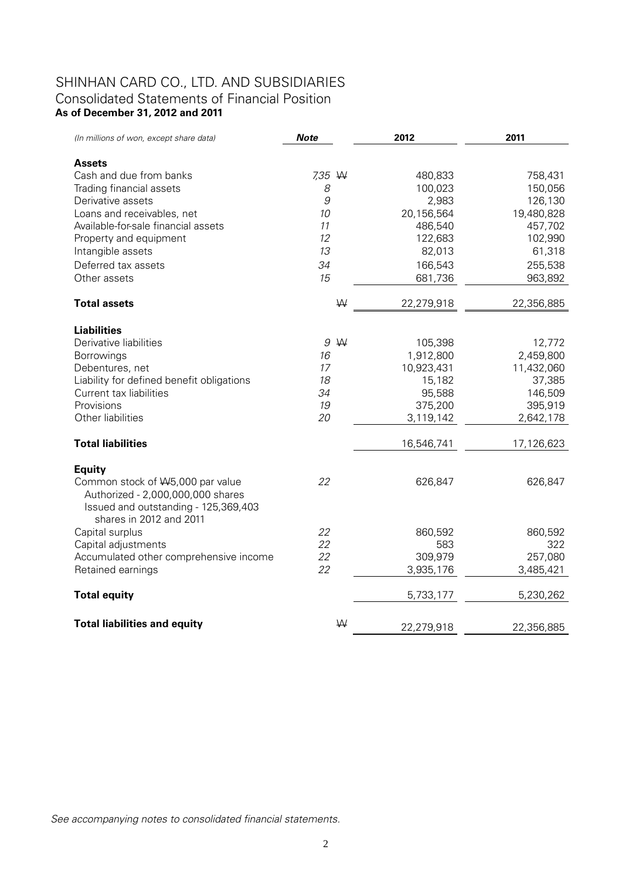# SHINHAN CARD CO., LTD. AND SUBSIDIARIES

## Consolidated Statements of Financial Position

**As of December 31, 2012 and 2011**

| *(In millions of won, except share data)* | ***Note*** | | **2012** | **2011** |
|---|---|---|---|---|
| **Assets** | | | | |
| Cash and due from banks | *7,35* | ₩ | 480,833 | 758,431 |
| Trading financial assets | *8* | | 100,023 | 150,056 |
| Derivative assets | *9* | | 2,983 | 126,130 |
| Loans and receivables, net | *10* | | 20,156,564 | 19,480,828 |
| Available-for-sale financial assets | *11* | | 486,540 | 457,702 |
| Property and equipment | *12* | | 122,683 | 102,990 |
| Intangible assets | *13* | | 82,013 | 61,318 |
| Deferred tax assets | *34* | | 166,543 | 255,538 |
| Other assets | *15* | | 681,736 | 963,892 |
| **Total assets** | | ₩ | 22,279,918 | 22,356,885 |
| **Liabilities** | | | | |
| Derivative liabilities | *9* | ₩ | 105,398 | 12,772 |
| Borrowings | *16* | | 1,912,800 | 2,459,800 |
| Debentures, net | *17* | | 10,923,431 | 11,432,060 |
| Liability for defined benefit obligations | *18* | | 15,182 | 37,385 |
| Current tax liabilities | *34* | | 95,588 | 146,509 |
| Provisions | *19* | | 375,200 | 395,919 |
| Other liabilities | *20* | | 3,119,142 | 2,642,178 |
| **Total liabilities** | | | 16,546,741 | 17,126,623 |
| **Equity** | | | | |
| Common stock of ₩5,000 par value<br>Authorized - 2,000,000,000 shares<br>Issued and outstanding - 125,369,403 shares in 2012 and 2011 | *22* | | 626,847 | 626,847 |
| Capital surplus | *22* | | 860,592 | 860,592 |
| Capital adjustments | *22* | | 583 | 322 |
| Accumulated other comprehensive income | *22* | | 309,979 | 257,080 |
| Retained earnings | *22* | | 3,935,176 | 3,485,421 |
| **Total equity** | | | 5,733,177 | 5,230,262 |
| **Total liabilities and equity** | | ₩ | 22,279,918 | 22,356,885 |

*See accompanying notes to consolidated financial statements.*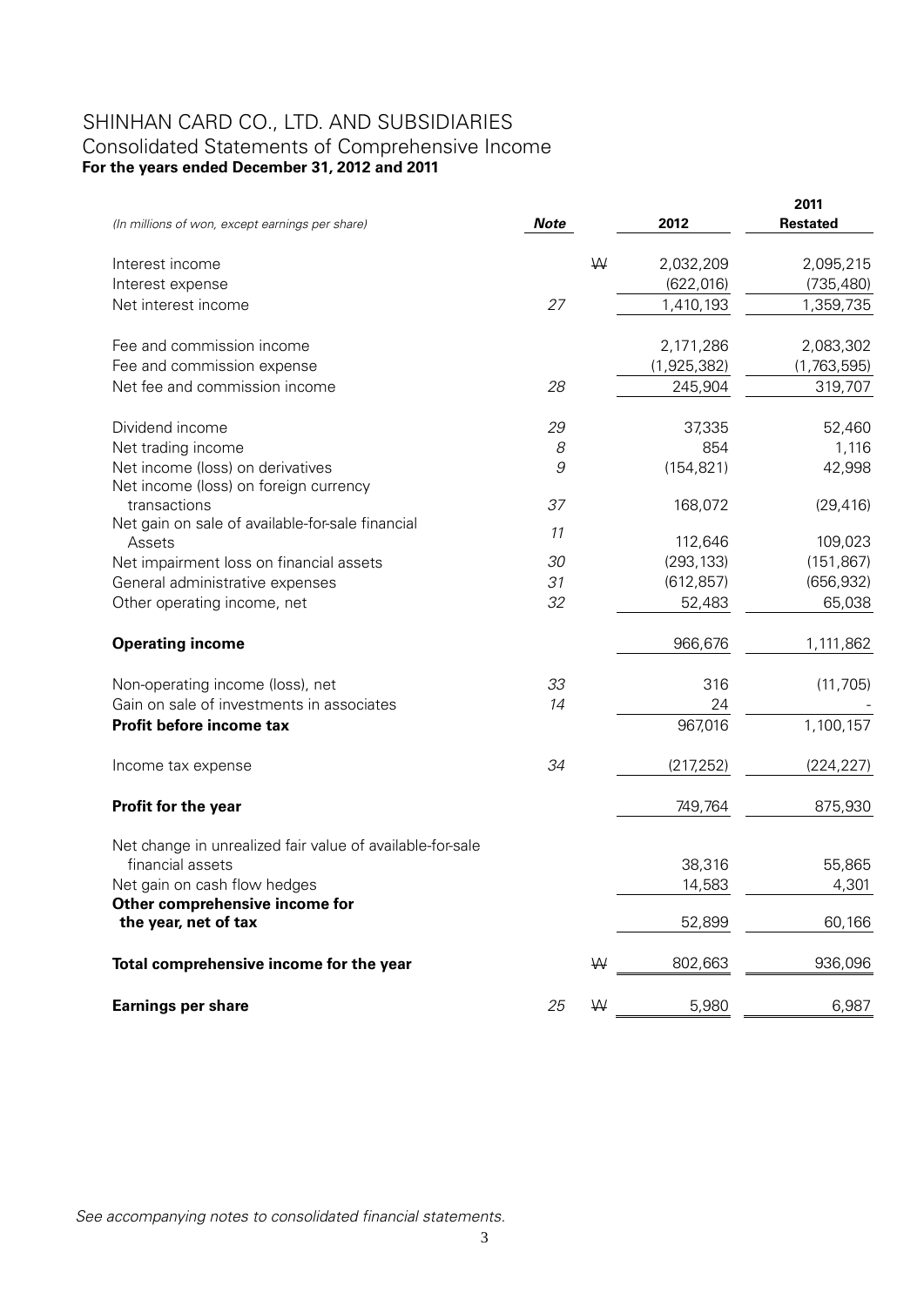# SHINHAN CARD CO., LTD. AND SUBSIDIARIES

## Consolidated Statements of Comprehensive Income

**For the years ended December 31, 2012 and 2011**

| *(In millions of won, except earnings per share)* | ***Note*** | | **2012** | **2011 Restated** |
|---|---|---|---|---|
| Interest income | | ₩ | 2,032,209 | 2,095,215 |
| Interest expense | | | (622,016) | (735,480) |
| Net interest income | *27* | | 1,410,193 | 1,359,735 |
| | | | | |
| Fee and commission income | | | 2,171,286 | 2,083,302 |
| Fee and commission expense | | | (1,925,382) | (1,763,595) |
| Net fee and commission income | *28* | | 245,904 | 319,707 |
| | | | | |
| Dividend income | *29* | | 37,335 | 52,460 |
| Net trading income | *8* | | 854 | 1,116 |
| Net income (loss) on derivatives | *9* | | (154,821) | 42,998 |
| Net income (loss) on foreign currency transactions | *37* | | 168,072 | (29,416) |
| Net gain on sale of available-for-sale financial Assets | *11* | | 112,646 | 109,023 |
| Net impairment loss on financial assets | *30* | | (293,133) | (151,867) |
| General administrative expenses | *31* | | (612,857) | (656,932) |
| Other operating income, net | *32* | | 52,483 | 65,038 |
| | | | | |
| **Operating income** | | | 966,676 | 1,111,862 |
| | | | | |
| Non-operating income (loss), net | *33* | | 316 | (11,705) |
| Gain on sale of investments in associates | *14* | | 24 | - |
| **Profit before income tax** | | | 967,016 | 1,100,157 |
| | | | | |
| Income tax expense | *34* | | (217,252) | (224,227) |
| | | | | |
| **Profit for the year** | | | 749,764 | 875,930 |
| | | | | |
| Net change in unrealized fair value of available-for-sale financial assets | | | 38,316 | 55,865 |
| Net gain on cash flow hedges | | | 14,583 | 4,301 |
| **Other comprehensive income for the year, net of tax** | | | 52,899 | 60,166 |
| | | | | |
| **Total comprehensive income for the year** | | ₩ | 802,663 | 936,096 |
| | | | | |
| **Earnings per share** | *25* | ₩ | 5,980 | 6,987 |

*See accompanying notes to consolidated financial statements.*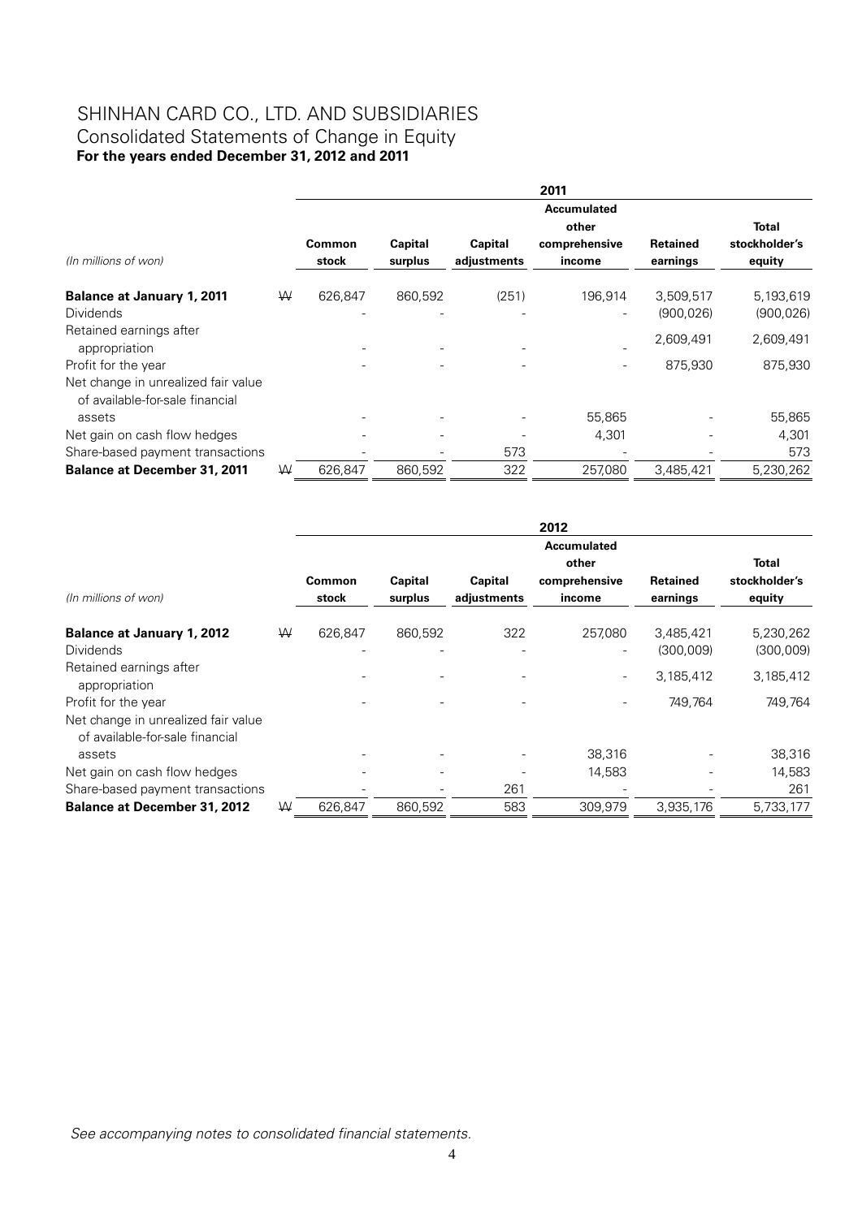# SHINHAN CARD CO., LTD. AND SUBSIDIARIES

## Consolidated Statements of Change in Equity

**For the years ended December 31, 2012 and 2011**

| | | 2011 | | | | | |
|---|---|---|---|---|---|---|---|
| *(In millions of won)* | | **Common stock** | **Capital surplus** | **Capital adjustments** | **Accumulated other comprehensive income** | **Retained earnings** | **Total stockholder's equity** |
| **Balance at January 1, 2011** | ₩ | 626,847 | 860,592 | (251) | 196,914 | 3,509,517 | 5,193,619 |
| Dividends | | - | - | - | - | (900,026) | (900,026) |
| Retained earnings after appropriation | | - | - | - | - | 2,609,491 | 2,609,491 |
| Profit for the year | | - | - | - | - | 875,930 | 875,930 |
| Net change in unrealized fair value of available-for-sale financial assets | | - | - | - | 55,865 | - | 55,865 |
| Net gain on cash flow hedges | | - | - | - | 4,301 | - | 4,301 |
| Share-based payment transactions | | - | - | 573 | - | - | 573 |
| **Balance at December 31, 2011** | ₩ | 626,847 | 860,592 | 322 | 257,080 | 3,485,421 | 5,230,262 |

| | | 2012 | | | | | |
|---|---|---|---|---|---|---|---|
| *(In millions of won)* | | **Common stock** | **Capital surplus** | **Capital adjustments** | **Accumulated other comprehensive income** | **Retained earnings** | **Total stockholder's equity** |
| **Balance at January 1, 2012** | ₩ | 626,847 | 860,592 | 322 | 257,080 | 3,485,421 | 5,230,262 |
| Dividends | | - | - | - | - | (300,009) | (300,009) |
| Retained earnings after appropriation | | - | - | - | - | 3,185,412 | 3,185,412 |
| Profit for the year | | - | - | - | - | 749,764 | 749,764 |
| Net change in unrealized fair value of available-for-sale financial assets | | - | - | - | 38,316 | - | 38,316 |
| Net gain on cash flow hedges | | - | - | - | 14,583 | - | 14,583 |
| Share-based payment transactions | | - | - | 261 | - | - | 261 |
| **Balance at December 31, 2012** | ₩ | 626,847 | 860,592 | 583 | 309,979 | 3,935,176 | 5,733,177 |

*See accompanying notes to consolidated financial statements.*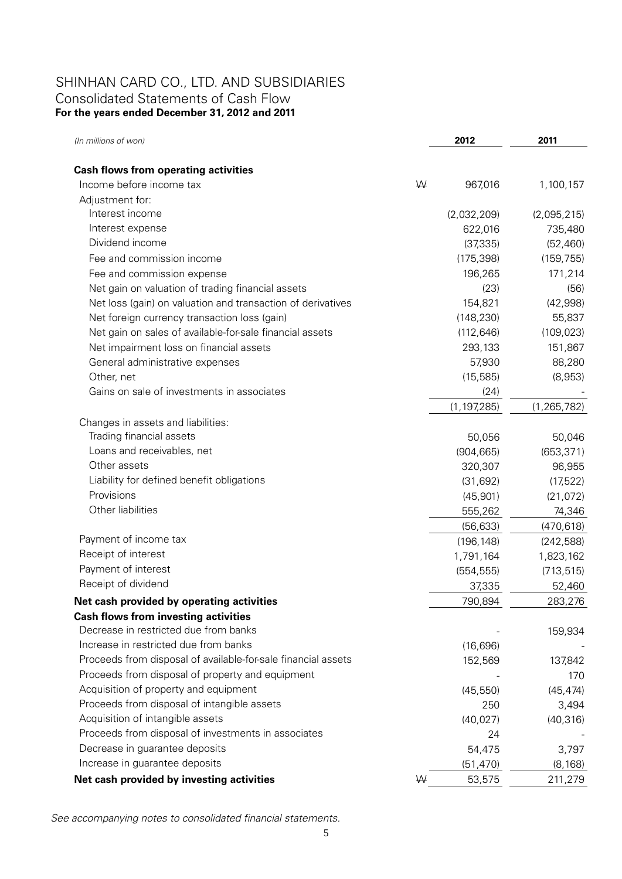# SHINHAN CARD CO., LTD. AND SUBSIDIARIES

## Consolidated Statements of Cash Flow

**For the years ended December 31, 2012 and 2011**

| *(In millions of won)* | | 2012 | 2011 |
|---|---|---|---|
| **Cash flows from operating activities** | | | |
| Income before income tax | ₩ | 967,016 | 1,100,157 |
| Adjustment for: | | | |
| Interest income | | (2,032,209) | (2,095,215) |
| Interest expense | | 622,016 | 735,480 |
| Dividend income | | (37,335) | (52,460) |
| Fee and commission income | | (175,398) | (159,755) |
| Fee and commission expense | | 196,265 | 171,214 |
| Net gain on valuation of trading financial assets | | (23) | (56) |
| Net loss (gain) on valuation and transaction of derivatives | | 154,821 | (42,998) |
| Net foreign currency transaction loss (gain) | | (148,230) | 55,837 |
| Net gain on sales of available-for-sale financial assets | | (112,646) | (109,023) |
| Net impairment loss on financial assets | | 293,133 | 151,867 |
| General administrative expenses | | 57,930 | 88,280 |
| Other, net | | (15,585) | (8,953) |
| Gains on sale of investments in associates | | (24) | - |
| | | (1,197,285) | (1,265,782) |
| Changes in assets and liabilities: | | | |
| Trading financial assets | | 50,056 | 50,046 |
| Loans and receivables, net | | (904,665) | (653,371) |
| Other assets | | 320,307 | 96,955 |
| Liability for defined benefit obligations | | (31,692) | (17,522) |
| Provisions | | (45,901) | (21,072) |
| Other liabilities | | 555,262 | 74,346 |
| | | (56,633) | (470,618) |
| Payment of income tax | | (196,148) | (242,588) |
| Receipt of interest | | 1,791,164 | 1,823,162 |
| Payment of interest | | (554,555) | (713,515) |
| Receipt of dividend | | 37,335 | 52,460 |
| **Net cash provided by operating activities** | | 790,894 | 283,276 |
| **Cash flows from investing activities** | | | |
| Decrease in restricted due from banks | | - | 159,934 |
| Increase in restricted due from banks | | (16,696) | - |
| Proceeds from disposal of available-for-sale financial assets | | 152,569 | 137,842 |
| Proceeds from disposal of property and equipment | | - | 170 |
| Acquisition of property and equipment | | (45,550) | (45,474) |
| Proceeds from disposal of intangible assets | | 250 | 3,494 |
| Acquisition of intangible assets | | (40,027) | (40,316) |
| Proceeds from disposal of investments in associates | | 24 | - |
| Decrease in guarantee deposits | | 54,475 | 3,797 |
| Increase in guarantee deposits | | (51,470) | (8,168) |
| **Net cash provided by investing activities** | ₩ | 53,575 | 211,279 |

*See accompanying notes to consolidated financial statements.*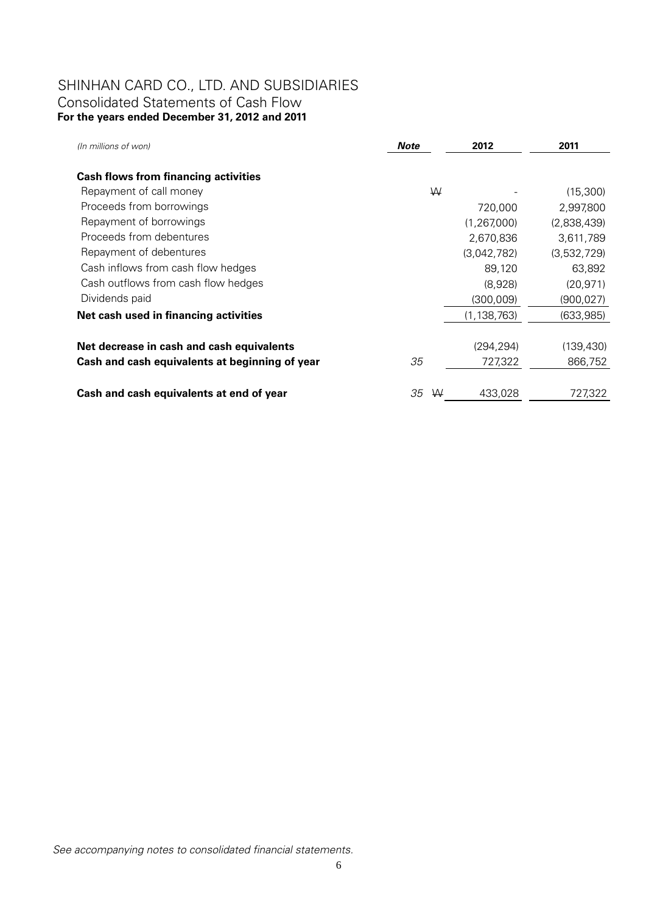# SHINHAN CARD CO., LTD. AND SUBSIDIARIES

## Consolidated Statements of Cash Flow

**For the years ended December 31, 2012 and 2011**

| *(In millions of won)* | ***Note*** | | **2012** | **2011** |
|---|---|---|---|---|
| **Cash flows from financing activities** | | | | |
| Repayment of call money | | ₩ | - | (15,300) |
| Proceeds from borrowings | | | 720,000 | 2,997,800 |
| Repayment of borrowings | | | (1,267,000) | (2,838,439) |
| Proceeds from debentures | | | 2,670,836 | 3,611,789 |
| Repayment of debentures | | | (3,042,782) | (3,532,729) |
| Cash inflows from cash flow hedges | | | 89,120 | 63,892 |
| Cash outflows from cash flow hedges | | | (8,928) | (20,971) |
| Dividends paid | | | (300,009) | (900,027) |
| **Net cash used in financing activities** | | | (1,138,763) | (633,985) |
| **Net decrease in cash and cash equivalents** | | | (294,294) | (139,430) |
| **Cash and cash equivalents at beginning of year** | *35* | | 727,322 | 866,752 |
| **Cash and cash equivalents at end of year** | *35* | ₩ | 433,028 | 727,322 |

*See accompanying notes to consolidated financial statements.*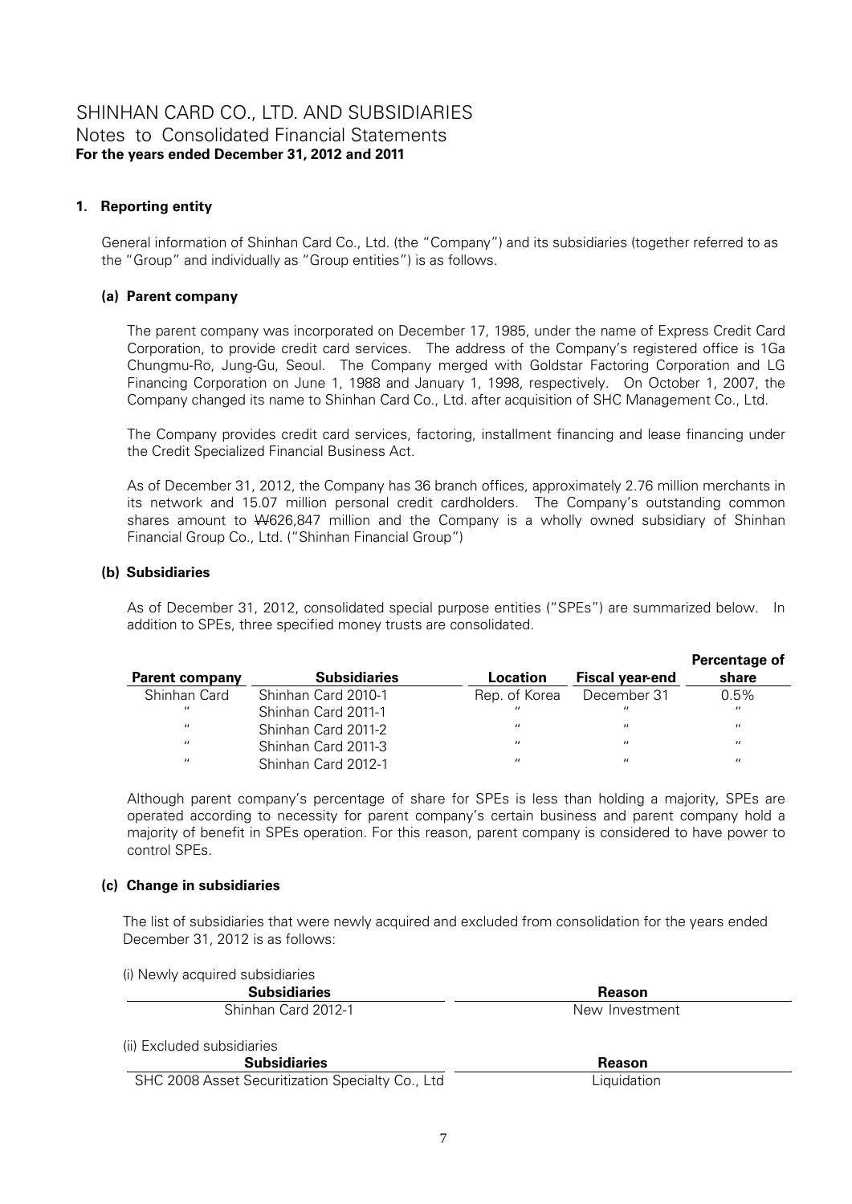# SHINHAN CARD CO., LTD. AND SUBSIDIARIES
## Notes to Consolidated Financial Statements
**For the years ended December 31, 2012 and 2011**

### 1. Reporting entity

General information of Shinhan Card Co., Ltd. (the "Company") and its subsidiaries (together referred to as the "Group" and individually as "Group entities") is as follows.

#### (a) Parent company

The parent company was incorporated on December 17, 1985, under the name of Express Credit Card Corporation, to provide credit card services. The address of the Company's registered office is 1Ga Chungmu-Ro, Jung-Gu, Seoul. The Company merged with Goldstar Factoring Corporation and LG Financing Corporation on June 1, 1988 and January 1, 1998, respectively. On October 1, 2007, the Company changed its name to Shinhan Card Co., Ltd. after acquisition of SHC Management Co., Ltd.

The Company provides credit card services, factoring, installment financing and lease financing under the Credit Specialized Financial Business Act.

As of December 31, 2012, the Company has 36 branch offices, approximately 2.76 million merchants in its network and 15.07 million personal credit cardholders. The Company's outstanding common shares amount to ₩626,847 million and the Company is a wholly owned subsidiary of Shinhan Financial Group Co., Ltd. ("Shinhan Financial Group")

#### (b) Subsidiaries

As of December 31, 2012, consolidated special purpose entities ("SPEs") are summarized below. In addition to SPEs, three specified money trusts are consolidated.

| Parent company | Subsidiaries | Location | Fiscal year-end | Percentage of share |
|---|---|---|---|---|
| Shinhan Card | Shinhan Card 2010-1 | Rep. of Korea | December 31 | 0.5% |
| " | Shinhan Card 2011-1 | " | " | " |
| " | Shinhan Card 2011-2 | " | " | " |
| " | Shinhan Card 2011-3 | " | " | " |
| " | Shinhan Card 2012-1 | " | " | " |

Although parent company's percentage of share for SPEs is less than holding a majority, SPEs are operated according to necessity for parent company's certain business and parent company hold a majority of benefit in SPEs operation. For this reason, parent company is considered to have power to control SPEs.

#### (c) Change in subsidiaries

The list of subsidiaries that were newly acquired and excluded from consolidation for the years ended December 31, 2012 is as follows:

(i) Newly acquired subsidiaries

| Subsidiaries | Reason |
|---|---|
| Shinhan Card 2012-1 | New Investment |

(ii) Excluded subsidiaries

| Subsidiaries | Reason |
|---|---|
| SHC 2008 Asset Securitization Specialty Co., Ltd | Liquidation |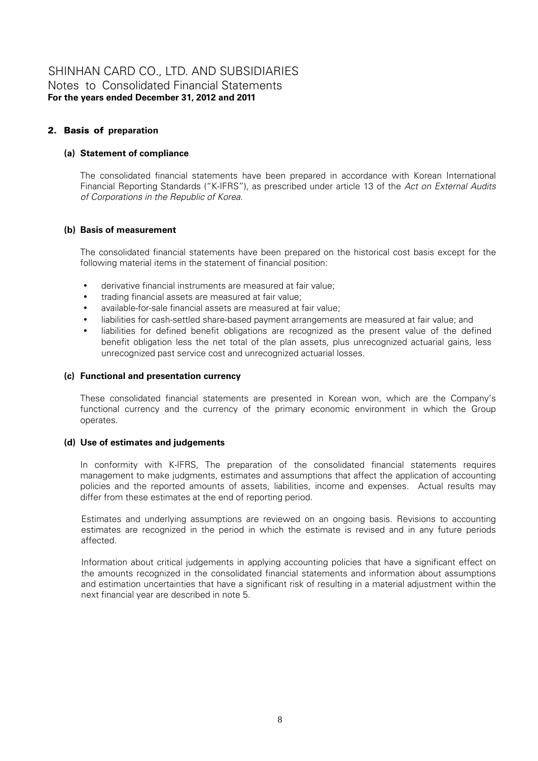## 2. Basis of preparation

### (a) Statement of compliance

The consolidated financial statements have been prepared in accordance with Korean International Financial Reporting Standards ("K-IFRS"), as prescribed under article 13 of the *Act on External Audits of Corporations in the Republic of Korea.*

### (b) Basis of measurement

The consolidated financial statements have been prepared on the historical cost basis except for the following material items in the statement of financial position:

- derivative financial instruments are measured at fair value;
- trading financial assets are measured at fair value;
- available-for-sale financial assets are measured at fair value;
- liabilities for cash-settled share-based payment arrangements are measured at fair value; and
- liabilities for defined benefit obligations are recognized as the present value of the defined benefit obligation less the net total of the plan assets, plus unrecognized actuarial gains, less unrecognized past service cost and unrecognized actuarial losses.

### (c) Functional and presentation currency

These consolidated financial statements are presented in Korean won, which are the Company's functional currency and the currency of the primary economic environment in which the Group operates.

### (d) Use of estimates and judgements

In conformity with K-IFRS, The preparation of the consolidated financial statements requires management to make judgments, estimates and assumptions that affect the application of accounting policies and the reported amounts of assets, liabilities, income and expenses. Actual results may differ from these estimates at the end of reporting period.

Estimates and underlying assumptions are reviewed on an ongoing basis. Revisions to accounting estimates are recognized in the period in which the estimate is revised and in any future periods affected.

Information about critical judgements in applying accounting policies that have a significant effect on the amounts recognized in the consolidated financial statements and information about assumptions and estimation uncertainties that have a significant risk of resulting in a material adjustment within the next financial year are described in note 5.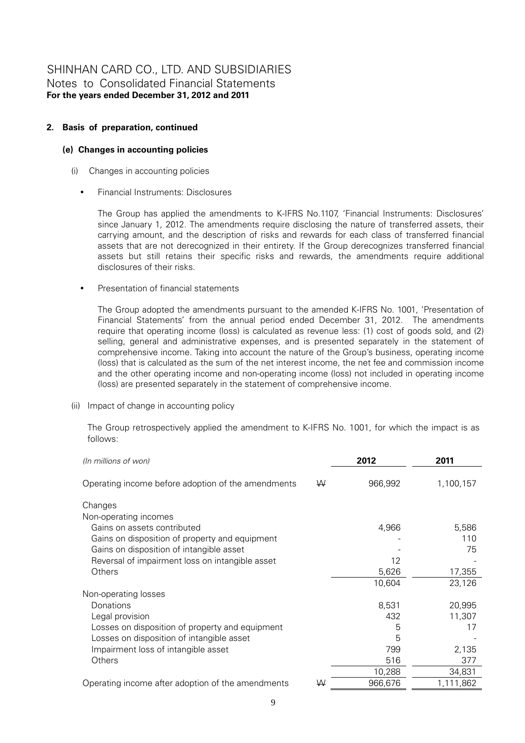## 2. Basis of preparation, continued

### (e) Changes in accounting policies

(i) Changes in accounting policies

- Financial Instruments: Disclosures

  The Group has applied the amendments to K-IFRS No.1107, 'Financial Instruments: Disclosures' since January 1, 2012. The amendments require disclosing the nature of transferred assets, their carrying amount, and the description of risks and rewards for each class of transferred financial assets that are not derecognized in their entirety. If the Group derecognizes transferred financial assets but still retains their specific risks and rewards, the amendments require additional disclosures of their risks.

- Presentation of financial statements

  The Group adopted the amendments pursuant to the amended K-IFRS No. 1001, 'Presentation of Financial Statements' from the annual period ended December 31, 2012. The amendments require that operating income (loss) is calculated as revenue less: (1) cost of goods sold, and (2) selling, general and administrative expenses, and is presented separately in the statement of comprehensive income. Taking into account the nature of the Group's business, operating income (loss) that is calculated as the sum of the net interest income, the net fee and commission income and the other operating income and non-operating income (loss) not included in operating income (loss) are presented separately in the statement of comprehensive income.

(ii) Impact of change in accounting policy

The Group retrospectively applied the amendment to K-IFRS No. 1001, for which the impact is as follows:

| *(In millions of won)* | | 2012 | 2011 |
|---|---|---|---|
| Operating income before adoption of the amendments | ₩ | 966,992 | 1,100,157 |
| Changes | | | |
| Non-operating incomes | | | |
| Gains on assets contributed | | 4,966 | 5,586 |
| Gains on disposition of property and equipment | | - | 110 |
| Gains on disposition of intangible asset | | - | 75 |
| Reversal of impairment loss on intangible asset | | 12 | - |
| Others | | 5,626 | 17,355 |
| | | 10,604 | 23,126 |
| Non-operating losses | | | |
| Donations | | 8,531 | 20,995 |
| Legal provision | | 432 | 11,307 |
| Losses on disposition of property and equipment | | 5 | 17 |
| Losses on disposition of intangible asset | | 5 | - |
| Impairment loss of intangible asset | | 799 | 2,135 |
| Others | | 516 | 377 |
| | | 10,288 | 34,831 |
| Operating income after adoption of the amendments | ₩ | 966,676 | 1,111,862 |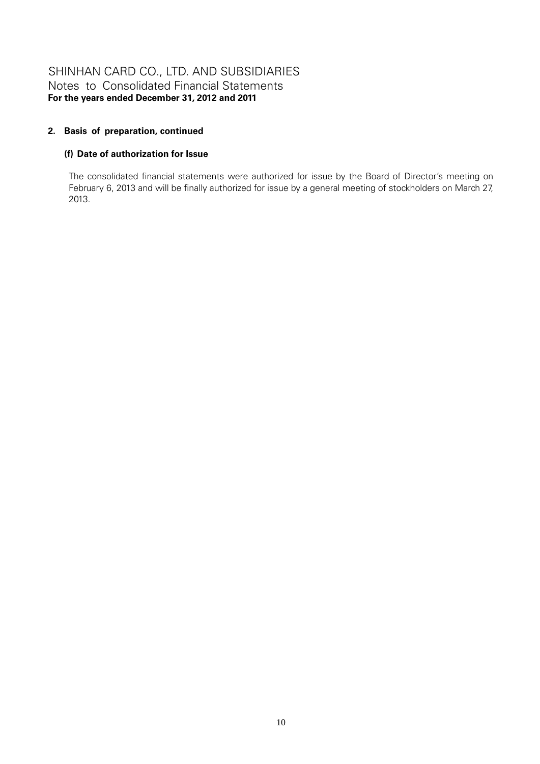## 2. Basis of preparation, continued

### (f) Date of authorization for Issue

The consolidated financial statements were authorized for issue by the Board of Director's meeting on February 6, 2013 and will be finally authorized for issue by a general meeting of stockholders on March 27, 2013.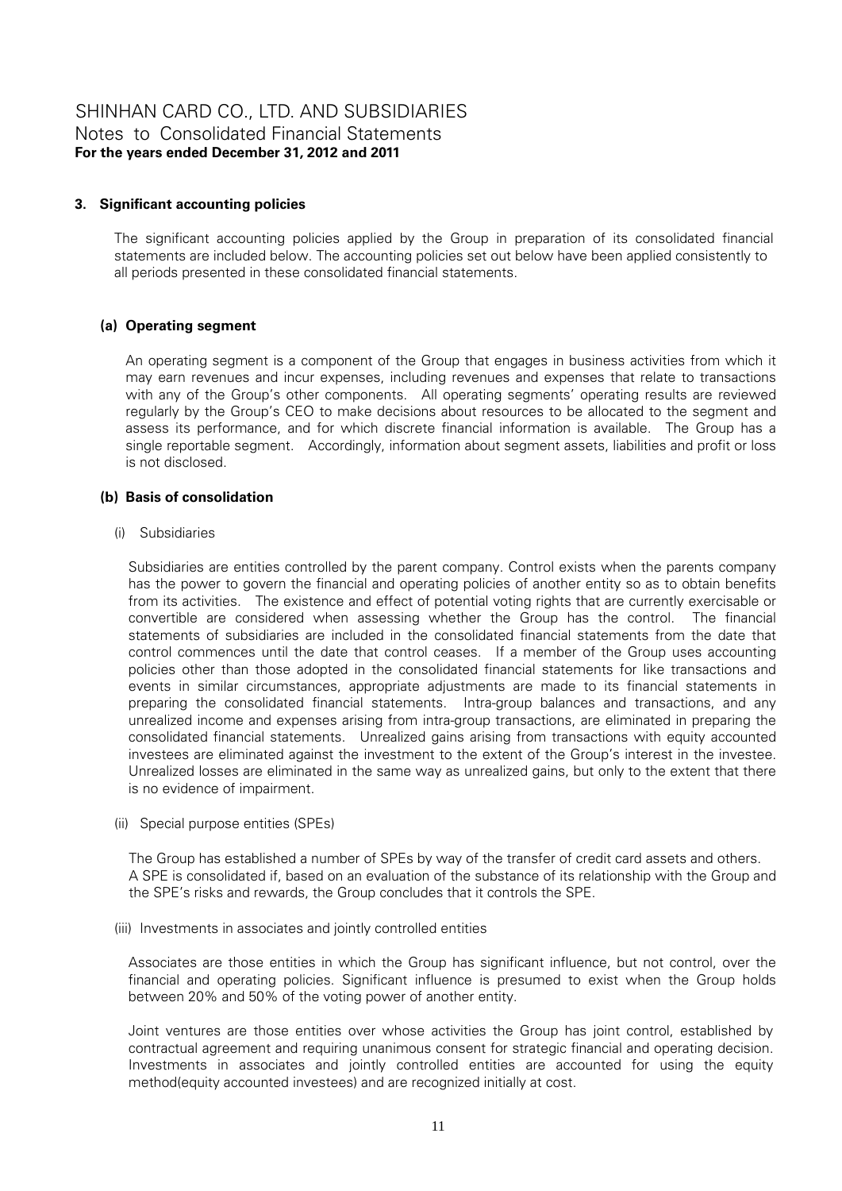## 3. Significant accounting policies

The significant accounting policies applied by the Group in preparation of its consolidated financial statements are included below. The accounting policies set out below have been applied consistently to all periods presented in these consolidated financial statements.

### (a) Operating segment

An operating segment is a component of the Group that engages in business activities from which it may earn revenues and incur expenses, including revenues and expenses that relate to transactions with any of the Group's other components. All operating segments' operating results are reviewed regularly by the Group's CEO to make decisions about resources to be allocated to the segment and assess its performance, and for which discrete financial information is available. The Group has a single reportable segment. Accordingly, information about segment assets, liabilities and profit or loss is not disclosed.

### (b) Basis of consolidation

(i) Subsidiaries

Subsidiaries are entities controlled by the parent company. Control exists when the parents company has the power to govern the financial and operating policies of another entity so as to obtain benefits from its activities. The existence and effect of potential voting rights that are currently exercisable or convertible are considered when assessing whether the Group has the control. The financial statements of subsidiaries are included in the consolidated financial statements from the date that control commences until the date that control ceases. If a member of the Group uses accounting policies other than those adopted in the consolidated financial statements for like transactions and events in similar circumstances, appropriate adjustments are made to its financial statements in preparing the consolidated financial statements. Intra-group balances and transactions, and any unrealized income and expenses arising from intra-group transactions, are eliminated in preparing the consolidated financial statements. Unrealized gains arising from transactions with equity accounted investees are eliminated against the investment to the extent of the Group's interest in the investee. Unrealized losses are eliminated in the same way as unrealized gains, but only to the extent that there is no evidence of impairment.

(ii) Special purpose entities (SPEs)

The Group has established a number of SPEs by way of the transfer of credit card assets and others. A SPE is consolidated if, based on an evaluation of the substance of its relationship with the Group and the SPE's risks and rewards, the Group concludes that it controls the SPE.

(iii) Investments in associates and jointly controlled entities

Associates are those entities in which the Group has significant influence, but not control, over the financial and operating policies. Significant influence is presumed to exist when the Group holds between 20% and 50% of the voting power of another entity.

Joint ventures are those entities over whose activities the Group has joint control, established by contractual agreement and requiring unanimous consent for strategic financial and operating decision. Investments in associates and jointly controlled entities are accounted for using the equity method(equity accounted investees) and are recognized initially at cost.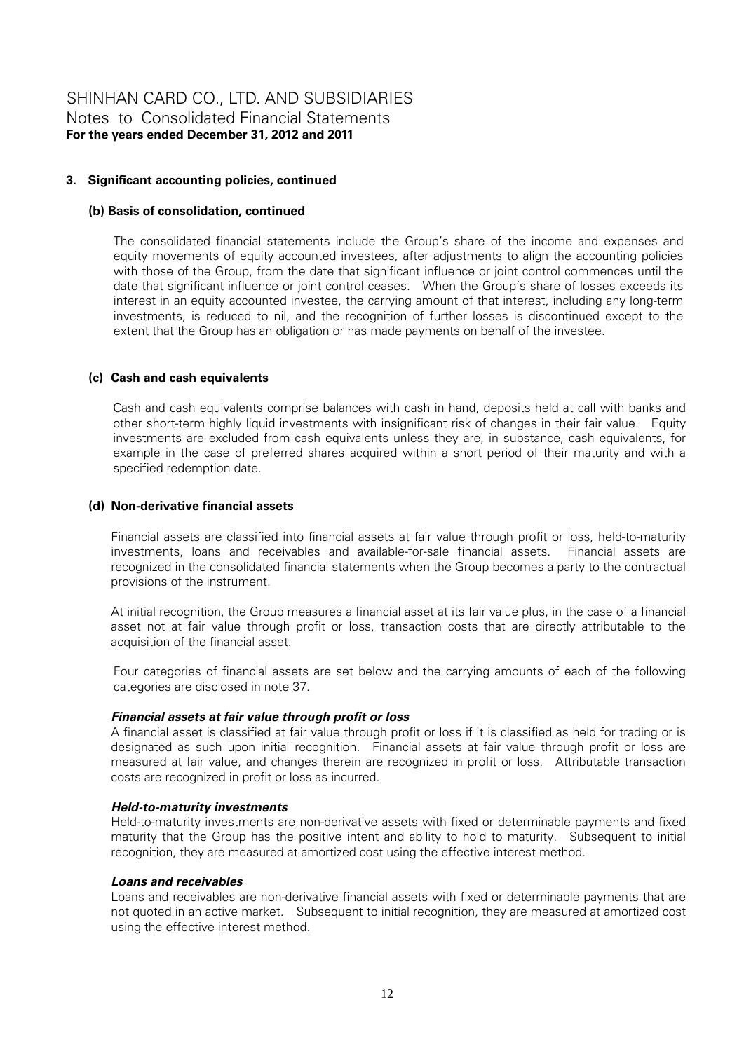### 3. Significant accounting policies, continued

#### (b) Basis of consolidation, continued

The consolidated financial statements include the Group's share of the income and expenses and equity movements of equity accounted investees, after adjustments to align the accounting policies with those of the Group, from the date that significant influence or joint control commences until the date that significant influence or joint control ceases. When the Group's share of losses exceeds its interest in an equity accounted investee, the carrying amount of that interest, including any long-term investments, is reduced to nil, and the recognition of further losses is discontinued except to the extent that the Group has an obligation or has made payments on behalf of the investee.

#### (c) Cash and cash equivalents

Cash and cash equivalents comprise balances with cash in hand, deposits held at call with banks and other short-term highly liquid investments with insignificant risk of changes in their fair value. Equity investments are excluded from cash equivalents unless they are, in substance, cash equivalents, for example in the case of preferred shares acquired within a short period of their maturity and with a specified redemption date.

#### (d) Non-derivative financial assets

Financial assets are classified into financial assets at fair value through profit or loss, held-to-maturity investments, loans and receivables and available-for-sale financial assets. Financial assets are recognized in the consolidated financial statements when the Group becomes a party to the contractual provisions of the instrument.

At initial recognition, the Group measures a financial asset at its fair value plus, in the case of a financial asset not at fair value through profit or loss, transaction costs that are directly attributable to the acquisition of the financial asset.

Four categories of financial assets are set below and the carrying amounts of each of the following categories are disclosed in note 37.

***Financial assets at fair value through profit or loss***

A financial asset is classified at fair value through profit or loss if it is classified as held for trading or is designated as such upon initial recognition. Financial assets at fair value through profit or loss are measured at fair value, and changes therein are recognized in profit or loss. Attributable transaction costs are recognized in profit or loss as incurred.

***Held-to-maturity investments***

Held-to-maturity investments are non-derivative assets with fixed or determinable payments and fixed maturity that the Group has the positive intent and ability to hold to maturity. Subsequent to initial recognition, they are measured at amortized cost using the effective interest method.

***Loans and receivables***

Loans and receivables are non-derivative financial assets with fixed or determinable payments that are not quoted in an active market. Subsequent to initial recognition, they are measured at amortized cost using the effective interest method.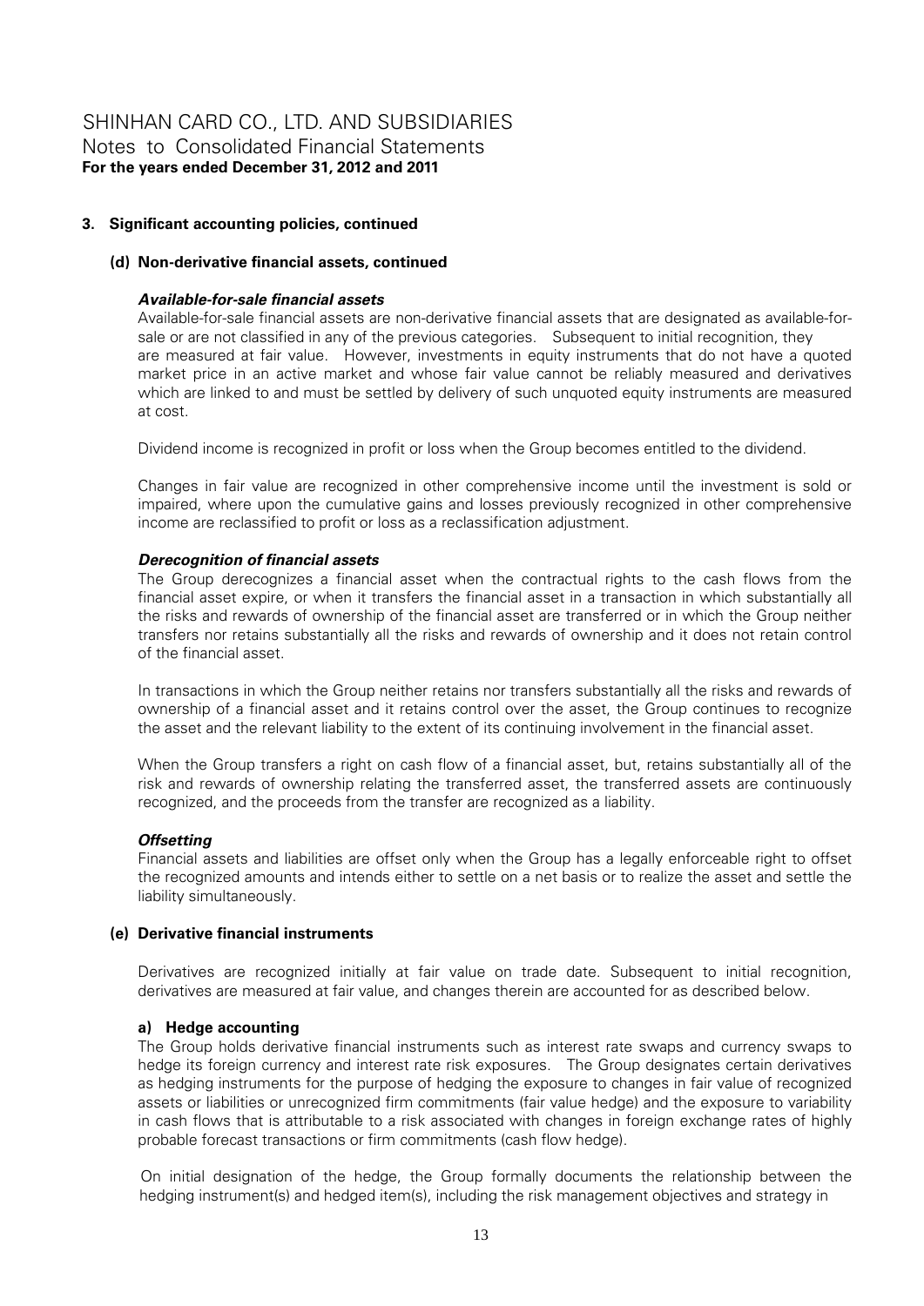## 3. Significant accounting policies, continued

### (d) Non-derivative financial assets, continued

***Available-for-sale financial assets***

Available-for-sale financial assets are non-derivative financial assets that are designated as available-for-sale or are not classified in any of the previous categories. Subsequent to initial recognition, they are measured at fair value. However, investments in equity instruments that do not have a quoted market price in an active market and whose fair value cannot be reliably measured and derivatives which are linked to and must be settled by delivery of such unquoted equity instruments are measured at cost.

Dividend income is recognized in profit or loss when the Group becomes entitled to the dividend.

Changes in fair value are recognized in other comprehensive income until the investment is sold or impaired, where upon the cumulative gains and losses previously recognized in other comprehensive income are reclassified to profit or loss as a reclassification adjustment.

***Derecognition of financial assets***

The Group derecognizes a financial asset when the contractual rights to the cash flows from the financial asset expire, or when it transfers the financial asset in a transaction in which substantially all the risks and rewards of ownership of the financial asset are transferred or in which the Group neither transfers nor retains substantially all the risks and rewards of ownership and it does not retain control of the financial asset.

In transactions in which the Group neither retains nor transfers substantially all the risks and rewards of ownership of a financial asset and it retains control over the asset, the Group continues to recognize the asset and the relevant liability to the extent of its continuing involvement in the financial asset.

When the Group transfers a right on cash flow of a financial asset, but, retains substantially all of the risk and rewards of ownership relating the transferred asset, the transferred assets are continuously recognized, and the proceeds from the transfer are recognized as a liability.

***Offsetting***

Financial assets and liabilities are offset only when the Group has a legally enforceable right to offset the recognized amounts and intends either to settle on a net basis or to realize the asset and settle the liability simultaneously.

### (e) Derivative financial instruments

Derivatives are recognized initially at fair value on trade date. Subsequent to initial recognition, derivatives are measured at fair value, and changes therein are accounted for as described below.

**a) Hedge accounting**

The Group holds derivative financial instruments such as interest rate swaps and currency swaps to hedge its foreign currency and interest rate risk exposures. The Group designates certain derivatives as hedging instruments for the purpose of hedging the exposure to changes in fair value of recognized assets or liabilities or unrecognized firm commitments (fair value hedge) and the exposure to variability in cash flows that is attributable to a risk associated with changes in foreign exchange rates of highly probable forecast transactions or firm commitments (cash flow hedge).

On initial designation of the hedge, the Group formally documents the relationship between the hedging instrument(s) and hedged item(s), including the risk management objectives and strategy in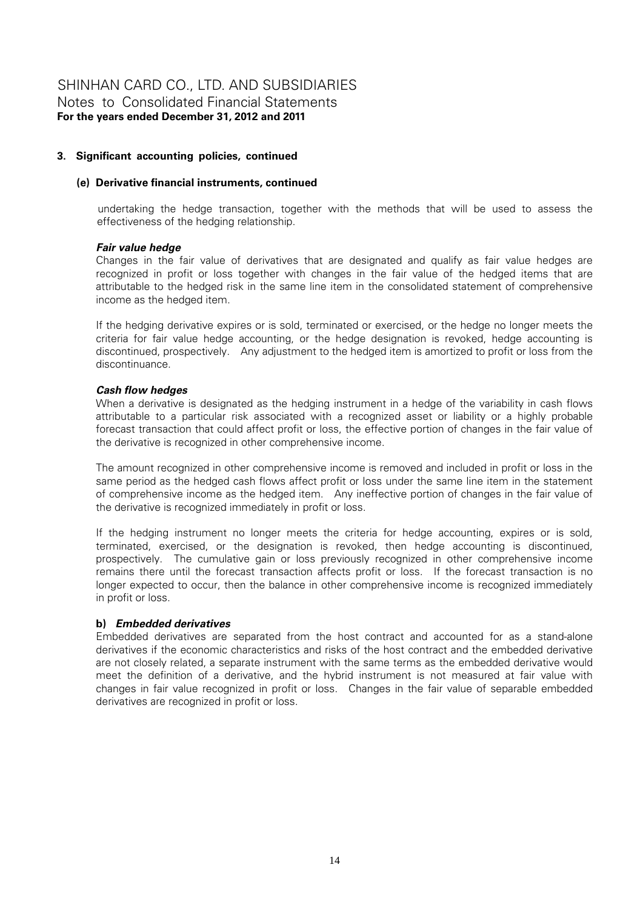## 3. Significant accounting policies, continued

### (e) Derivative financial instruments, continued

undertaking the hedge transaction, together with the methods that will be used to assess the effectiveness of the hedging relationship.

***Fair value hedge***

Changes in the fair value of derivatives that are designated and qualify as fair value hedges are recognized in profit or loss together with changes in the fair value of the hedged items that are attributable to the hedged risk in the same line item in the consolidated statement of comprehensive income as the hedged item.

If the hedging derivative expires or is sold, terminated or exercised, or the hedge no longer meets the criteria for fair value hedge accounting, or the hedge designation is revoked, hedge accounting is discontinued, prospectively. Any adjustment to the hedged item is amortized to profit or loss from the discontinuance.

***Cash flow hedges***

When a derivative is designated as the hedging instrument in a hedge of the variability in cash flows attributable to a particular risk associated with a recognized asset or liability or a highly probable forecast transaction that could affect profit or loss, the effective portion of changes in the fair value of the derivative is recognized in other comprehensive income.

The amount recognized in other comprehensive income is removed and included in profit or loss in the same period as the hedged cash flows affect profit or loss under the same line item in the statement of comprehensive income as the hedged item. Any ineffective portion of changes in the fair value of the derivative is recognized immediately in profit or loss.

If the hedging instrument no longer meets the criteria for hedge accounting, expires or is sold, terminated, exercised, or the designation is revoked, then hedge accounting is discontinued, prospectively. The cumulative gain or loss previously recognized in other comprehensive income remains there until the forecast transaction affects profit or loss. If the forecast transaction is no longer expected to occur, then the balance in other comprehensive income is recognized immediately in profit or loss.

**b) *Embedded derivatives***

Embedded derivatives are separated from the host contract and accounted for as a stand-alone derivatives if the economic characteristics and risks of the host contract and the embedded derivative are not closely related, a separate instrument with the same terms as the embedded derivative would meet the definition of a derivative, and the hybrid instrument is not measured at fair value with changes in fair value recognized in profit or loss. Changes in the fair value of separable embedded derivatives are recognized in profit or loss.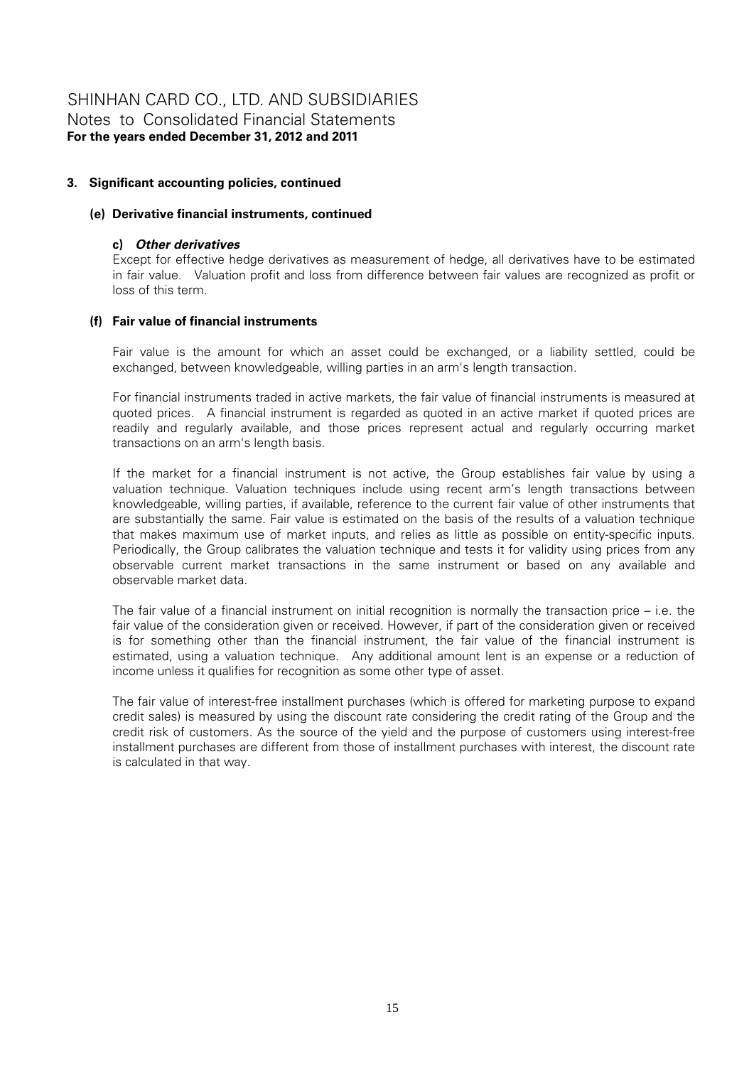## 3. Significant accounting policies, continued

### (e) Derivative financial instruments, continued

#### c) *Other derivatives*

Except for effective hedge derivatives as measurement of hedge, all derivatives have to be estimated in fair value. Valuation profit and loss from difference between fair values are recognized as profit or loss of this term.

### (f) Fair value of financial instruments

Fair value is the amount for which an asset could be exchanged, or a liability settled, could be exchanged, between knowledgeable, willing parties in an arm's length transaction.

For financial instruments traded in active markets, the fair value of financial instruments is measured at quoted prices. A financial instrument is regarded as quoted in an active market if quoted prices are readily and regularly available, and those prices represent actual and regularly occurring market transactions on an arm's length basis.

If the market for a financial instrument is not active, the Group establishes fair value by using a valuation technique. Valuation techniques include using recent arm's length transactions between knowledgeable, willing parties, if available, reference to the current fair value of other instruments that are substantially the same. Fair value is estimated on the basis of the results of a valuation technique that makes maximum use of market inputs, and relies as little as possible on entity-specific inputs. Periodically, the Group calibrates the valuation technique and tests it for validity using prices from any observable current market transactions in the same instrument or based on any available and observable market data.

The fair value of a financial instrument on initial recognition is normally the transaction price – i.e. the fair value of the consideration given or received. However, if part of the consideration given or received is for something other than the financial instrument, the fair value of the financial instrument is estimated, using a valuation technique. Any additional amount lent is an expense or a reduction of income unless it qualifies for recognition as some other type of asset.

The fair value of interest-free installment purchases (which is offered for marketing purpose to expand credit sales) is measured by using the discount rate considering the credit rating of the Group and the credit risk of customers. As the source of the yield and the purpose of customers using interest-free installment purchases are different from those of installment purchases with interest, the discount rate is calculated in that way.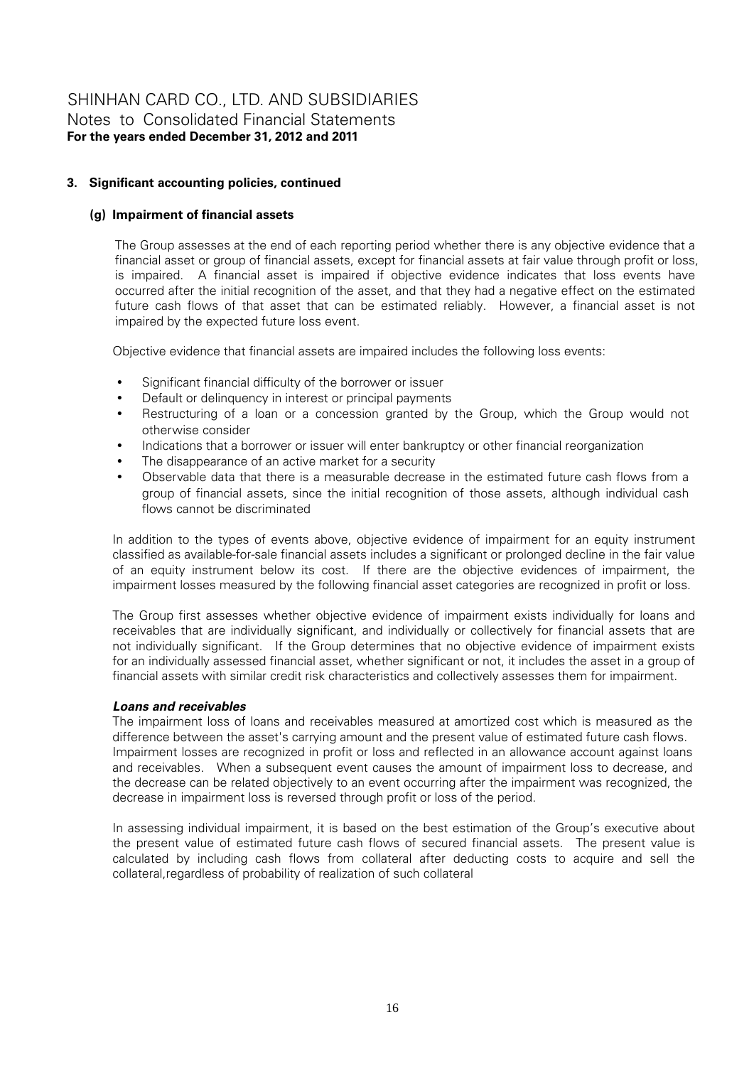### 3. Significant accounting policies, continued

#### (g) Impairment of financial assets

The Group assesses at the end of each reporting period whether there is any objective evidence that a financial asset or group of financial assets, except for financial assets at fair value through profit or loss, is impaired. A financial asset is impaired if objective evidence indicates that loss events have occurred after the initial recognition of the asset, and that they had a negative effect on the estimated future cash flows of that asset that can be estimated reliably. However, a financial asset is not impaired by the expected future loss event.

Objective evidence that financial assets are impaired includes the following loss events:

- Significant financial difficulty of the borrower or issuer
- Default or delinquency in interest or principal payments
- Restructuring of a loan or a concession granted by the Group, which the Group would not otherwise consider
- Indications that a borrower or issuer will enter bankruptcy or other financial reorganization
- The disappearance of an active market for a security
- Observable data that there is a measurable decrease in the estimated future cash flows from a group of financial assets, since the initial recognition of those assets, although individual cash flows cannot be discriminated

In addition to the types of events above, objective evidence of impairment for an equity instrument classified as available-for-sale financial assets includes a significant or prolonged decline in the fair value of an equity instrument below its cost. If there are the objective evidences of impairment, the impairment losses measured by the following financial asset categories are recognized in profit or loss.

The Group first assesses whether objective evidence of impairment exists individually for loans and receivables that are individually significant, and individually or collectively for financial assets that are not individually significant. If the Group determines that no objective evidence of impairment exists for an individually assessed financial asset, whether significant or not, it includes the asset in a group of financial assets with similar credit risk characteristics and collectively assesses them for impairment.

***Loans and receivables***

The impairment loss of loans and receivables measured at amortized cost which is measured as the difference between the asset's carrying amount and the present value of estimated future cash flows. Impairment losses are recognized in profit or loss and reflected in an allowance account against loans and receivables. When a subsequent event causes the amount of impairment loss to decrease, and the decrease can be related objectively to an event occurring after the impairment was recognized, the decrease in impairment loss is reversed through profit or loss of the period.

In assessing individual impairment, it is based on the best estimation of the Group's executive about the present value of estimated future cash flows of secured financial assets. The present value is calculated by including cash flows from collateral after deducting costs to acquire and sell the collateral,regardless of probability of realization of such collateral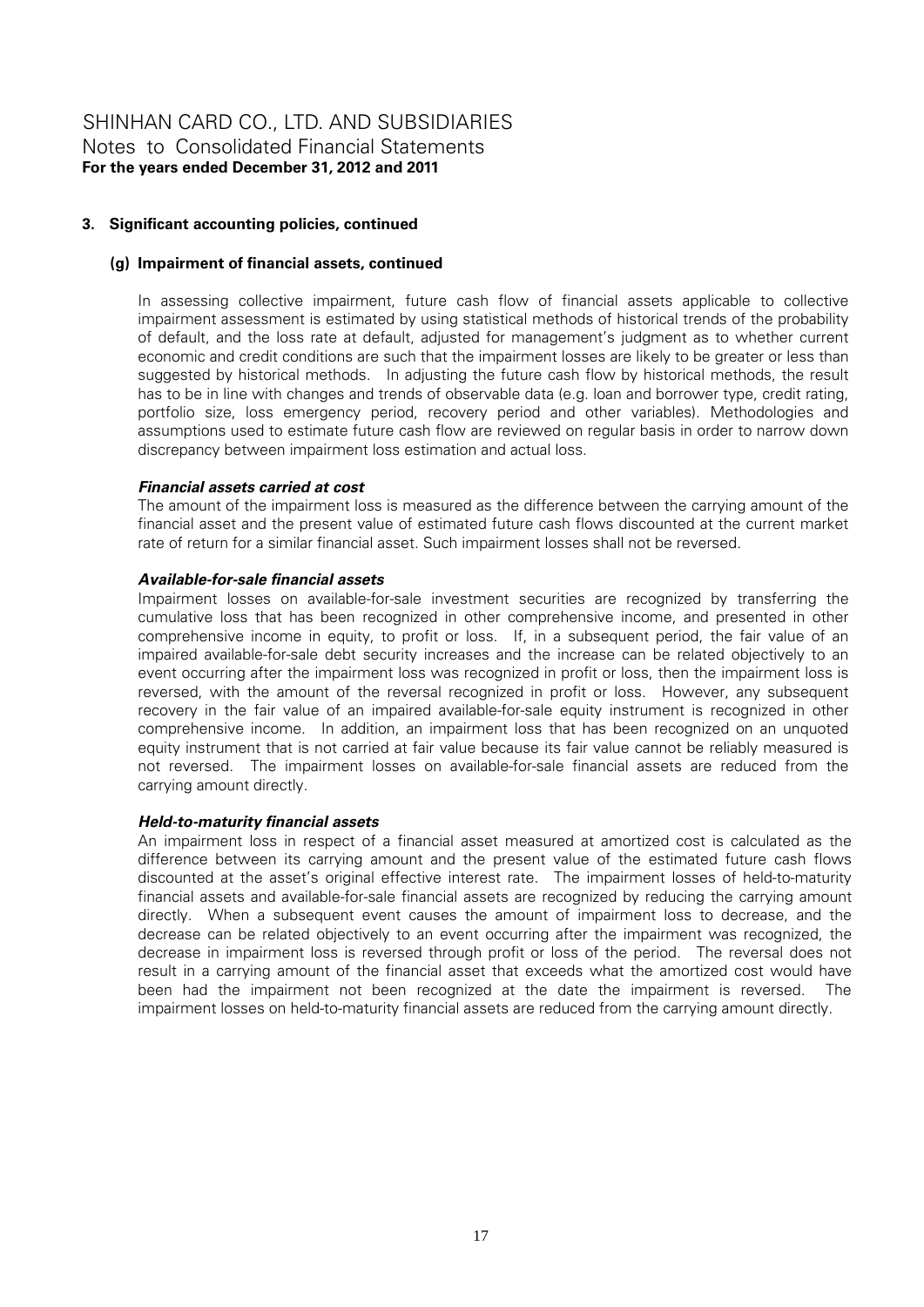## 3. Significant accounting policies, continued

### (g) Impairment of financial assets, continued

In assessing collective impairment, future cash flow of financial assets applicable to collective impairment assessment is estimated by using statistical methods of historical trends of the probability of default, and the loss rate at default, adjusted for management's judgment as to whether current economic and credit conditions are such that the impairment losses are likely to be greater or less than suggested by historical methods. In adjusting the future cash flow by historical methods, the result has to be in line with changes and trends of observable data (e.g. loan and borrower type, credit rating, portfolio size, loss emergency period, recovery period and other variables). Methodologies and assumptions used to estimate future cash flow are reviewed on regular basis in order to narrow down discrepancy between impairment loss estimation and actual loss.

***Financial assets carried at cost***

The amount of the impairment loss is measured as the difference between the carrying amount of the financial asset and the present value of estimated future cash flows discounted at the current market rate of return for a similar financial asset. Such impairment losses shall not be reversed.

***Available-for-sale financial assets***

Impairment losses on available-for-sale investment securities are recognized by transferring the cumulative loss that has been recognized in other comprehensive income, and presented in other comprehensive income in equity, to profit or loss. If, in a subsequent period, the fair value of an impaired available-for-sale debt security increases and the increase can be related objectively to an event occurring after the impairment loss was recognized in profit or loss, then the impairment loss is reversed, with the amount of the reversal recognized in profit or loss. However, any subsequent recovery in the fair value of an impaired available-for-sale equity instrument is recognized in other comprehensive income. In addition, an impairment loss that has been recognized on an unquoted equity instrument that is not carried at fair value because its fair value cannot be reliably measured is not reversed. The impairment losses on available-for-sale financial assets are reduced from the carrying amount directly.

***Held-to-maturity financial assets***

An impairment loss in respect of a financial asset measured at amortized cost is calculated as the difference between its carrying amount and the present value of the estimated future cash flows discounted at the asset's original effective interest rate. The impairment losses of held-to-maturity financial assets and available-for-sale financial assets are recognized by reducing the carrying amount directly. When a subsequent event causes the amount of impairment loss to decrease, and the decrease can be related objectively to an event occurring after the impairment was recognized, the decrease in impairment loss is reversed through profit or loss of the period. The reversal does not result in a carrying amount of the financial asset that exceeds what the amortized cost would have been had the impairment not been recognized at the date the impairment is reversed. The impairment losses on held-to-maturity financial assets are reduced from the carrying amount directly.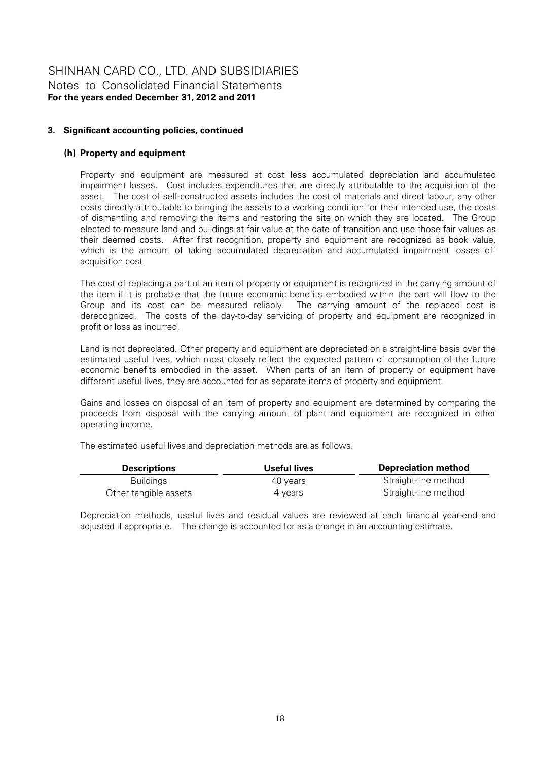# SHINHAN CARD CO., LTD. AND SUBSIDIARIES

Notes to Consolidated Financial Statements

**For the years ended December 31, 2012 and 2011**

### 3. Significant accounting policies, continued

#### (h) Property and equipment

Property and equipment are measured at cost less accumulated depreciation and accumulated impairment losses. Cost includes expenditures that are directly attributable to the acquisition of the asset. The cost of self-constructed assets includes the cost of materials and direct labour, any other costs directly attributable to bringing the assets to a working condition for their intended use, the costs of dismantling and removing the items and restoring the site on which they are located. The Group elected to measure land and buildings at fair value at the date of transition and use those fair values as their deemed costs. After first recognition, property and equipment are recognized as book value, which is the amount of taking accumulated depreciation and accumulated impairment losses off acquisition cost.

The cost of replacing a part of an item of property or equipment is recognized in the carrying amount of the item if it is probable that the future economic benefits embodied within the part will flow to the Group and its cost can be measured reliably. The carrying amount of the replaced cost is derecognized. The costs of the day-to-day servicing of property and equipment are recognized in profit or loss as incurred.

Land is not depreciated. Other property and equipment are depreciated on a straight-line basis over the estimated useful lives, which most closely reflect the expected pattern of consumption of the future economic benefits embodied in the asset. When parts of an item of property or equipment have different useful lives, they are accounted for as separate items of property and equipment.

Gains and losses on disposal of an item of property and equipment are determined by comparing the proceeds from disposal with the carrying amount of plant and equipment are recognized in other operating income.

The estimated useful lives and depreciation methods are as follows.

| Descriptions | Useful lives | Depreciation method |
|---|---|---|
| Buildings | 40 years | Straight-line method |
| Other tangible assets | 4 years | Straight-line method |

Depreciation methods, useful lives and residual values are reviewed at each financial year-end and adjusted if appropriate. The change is accounted for as a change in an accounting estimate.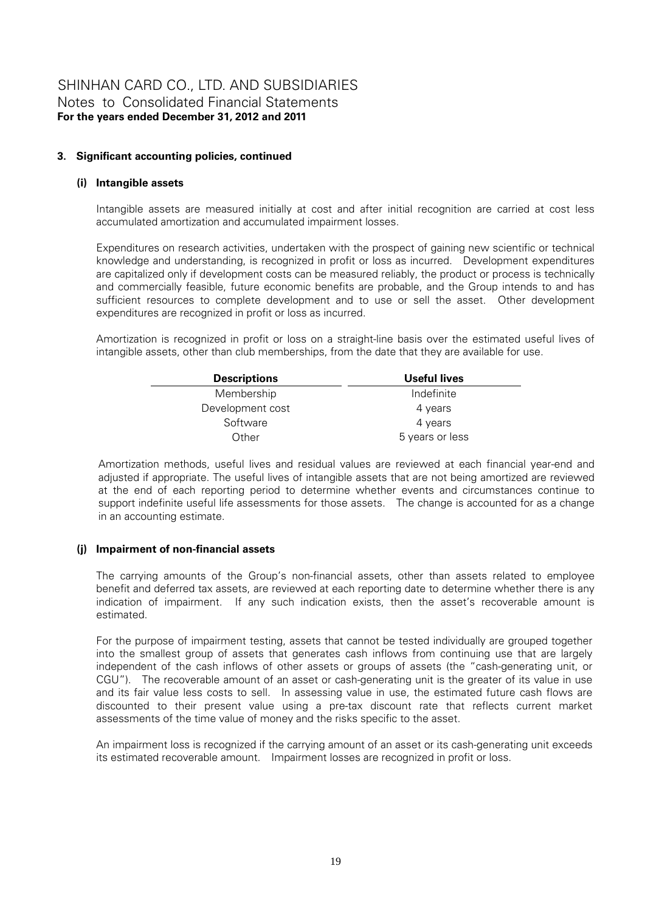### 3. Significant accounting policies, continued

#### (i) Intangible assets

Intangible assets are measured initially at cost and after initial recognition are carried at cost less accumulated amortization and accumulated impairment losses.

Expenditures on research activities, undertaken with the prospect of gaining new scientific or technical knowledge and understanding, is recognized in profit or loss as incurred. Development expenditures are capitalized only if development costs can be measured reliably, the product or process is technically and commercially feasible, future economic benefits are probable, and the Group intends to and has sufficient resources to complete development and to use or sell the asset. Other development expenditures are recognized in profit or loss as incurred.

Amortization is recognized in profit or loss on a straight-line basis over the estimated useful lives of intangible assets, other than club memberships, from the date that they are available for use.

| Descriptions | Useful lives |
|---|---|
| Membership | Indefinite |
| Development cost | 4 years |
| Software | 4 years |
| Other | 5 years or less |

Amortization methods, useful lives and residual values are reviewed at each financial year-end and adjusted if appropriate. The useful lives of intangible assets that are not being amortized are reviewed at the end of each reporting period to determine whether events and circumstances continue to support indefinite useful life assessments for those assets. The change is accounted for as a change in an accounting estimate.

#### (j) Impairment of non-financial assets

The carrying amounts of the Group's non-financial assets, other than assets related to employee benefit and deferred tax assets, are reviewed at each reporting date to determine whether there is any indication of impairment. If any such indication exists, then the asset's recoverable amount is estimated.

For the purpose of impairment testing, assets that cannot be tested individually are grouped together into the smallest group of assets that generates cash inflows from continuing use that are largely independent of the cash inflows of other assets or groups of assets (the "cash-generating unit, or CGU"). The recoverable amount of an asset or cash-generating unit is the greater of its value in use and its fair value less costs to sell. In assessing value in use, the estimated future cash flows are discounted to their present value using a pre-tax discount rate that reflects current market assessments of the time value of money and the risks specific to the asset.

An impairment loss is recognized if the carrying amount of an asset or its cash-generating unit exceeds its estimated recoverable amount. Impairment losses are recognized in profit or loss.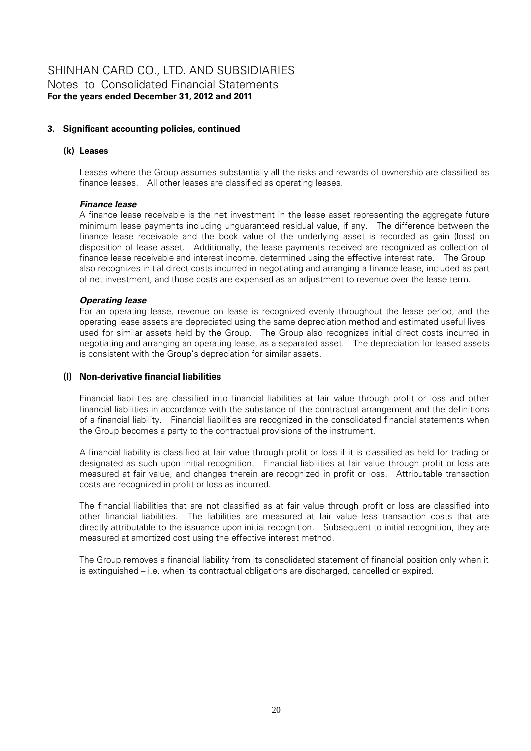## 3. Significant accounting policies, continued

### (k) Leases

Leases where the Group assumes substantially all the risks and rewards of ownership are classified as finance leases. All other leases are classified as operating leases.

***Finance lease***

A finance lease receivable is the net investment in the lease asset representing the aggregate future minimum lease payments including unguaranteed residual value, if any. The difference between the finance lease receivable and the book value of the underlying asset is recorded as gain (loss) on disposition of lease asset. Additionally, the lease payments received are recognized as collection of finance lease receivable and interest income, determined using the effective interest rate. The Group also recognizes initial direct costs incurred in negotiating and arranging a finance lease, included as part of net investment, and those costs are expensed as an adjustment to revenue over the lease term.

***Operating lease***

For an operating lease, revenue on lease is recognized evenly throughout the lease period, and the operating lease assets are depreciated using the same depreciation method and estimated useful lives used for similar assets held by the Group. The Group also recognizes initial direct costs incurred in negotiating and arranging an operating lease, as a separated asset. The depreciation for leased assets is consistent with the Group's depreciation for similar assets.

### (l) Non-derivative financial liabilities

Financial liabilities are classified into financial liabilities at fair value through profit or loss and other financial liabilities in accordance with the substance of the contractual arrangement and the definitions of a financial liability. Financial liabilities are recognized in the consolidated financial statements when the Group becomes a party to the contractual provisions of the instrument.

A financial liability is classified at fair value through profit or loss if it is classified as held for trading or designated as such upon initial recognition. Financial liabilities at fair value through profit or loss are measured at fair value, and changes therein are recognized in profit or loss. Attributable transaction costs are recognized in profit or loss as incurred.

The financial liabilities that are not classified as at fair value through profit or loss are classified into other financial liabilities. The liabilities are measured at fair value less transaction costs that are directly attributable to the issuance upon initial recognition. Subsequent to initial recognition, they are measured at amortized cost using the effective interest method.

The Group removes a financial liability from its consolidated statement of financial position only when it is extinguished – i.e. when its contractual obligations are discharged, cancelled or expired.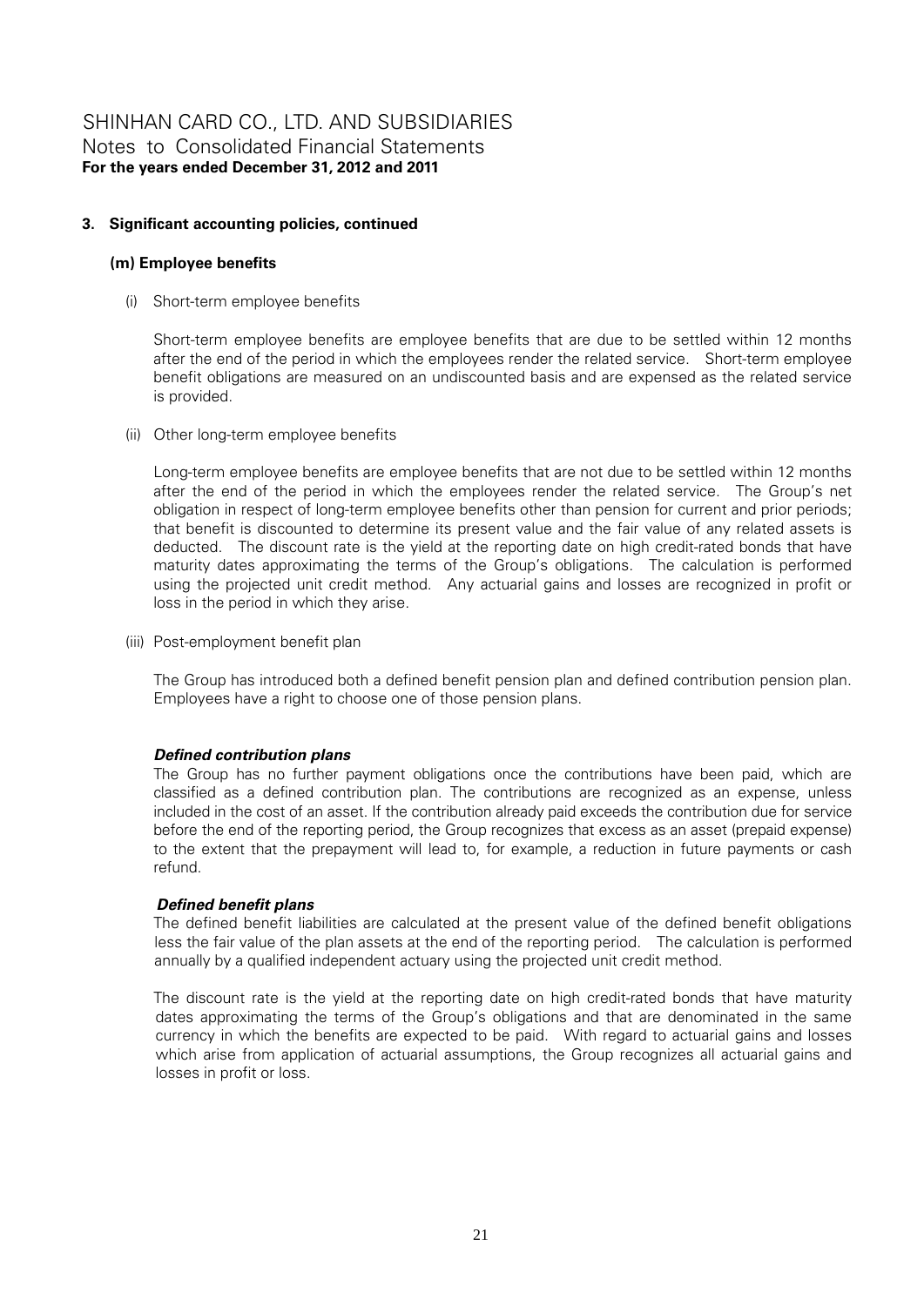## 3. Significant accounting policies, continued

### (m) Employee benefits

(i) Short-term employee benefits

Short-term employee benefits are employee benefits that are due to be settled within 12 months after the end of the period in which the employees render the related service. Short-term employee benefit obligations are measured on an undiscounted basis and are expensed as the related service is provided.

(ii) Other long-term employee benefits

Long-term employee benefits are employee benefits that are not due to be settled within 12 months after the end of the period in which the employees render the related service. The Group's net obligation in respect of long-term employee benefits other than pension for current and prior periods; that benefit is discounted to determine its present value and the fair value of any related assets is deducted. The discount rate is the yield at the reporting date on high credit-rated bonds that have maturity dates approximating the terms of the Group's obligations. The calculation is performed using the projected unit credit method. Any actuarial gains and losses are recognized in profit or loss in the period in which they arise.

(iii) Post-employment benefit plan

The Group has introduced both a defined benefit pension plan and defined contribution pension plan. Employees have a right to choose one of those pension plans.

***Defined contribution plans***

The Group has no further payment obligations once the contributions have been paid, which are classified as a defined contribution plan. The contributions are recognized as an expense, unless included in the cost of an asset. If the contribution already paid exceeds the contribution due for service before the end of the reporting period, the Group recognizes that excess as an asset (prepaid expense) to the extent that the prepayment will lead to, for example, a reduction in future payments or cash refund.

***Defined benefit plans***

The defined benefit liabilities are calculated at the present value of the defined benefit obligations less the fair value of the plan assets at the end of the reporting period. The calculation is performed annually by a qualified independent actuary using the projected unit credit method.

The discount rate is the yield at the reporting date on high credit-rated bonds that have maturity dates approximating the terms of the Group's obligations and that are denominated in the same currency in which the benefits are expected to be paid. With regard to actuarial gains and losses which arise from application of actuarial assumptions, the Group recognizes all actuarial gains and losses in profit or loss.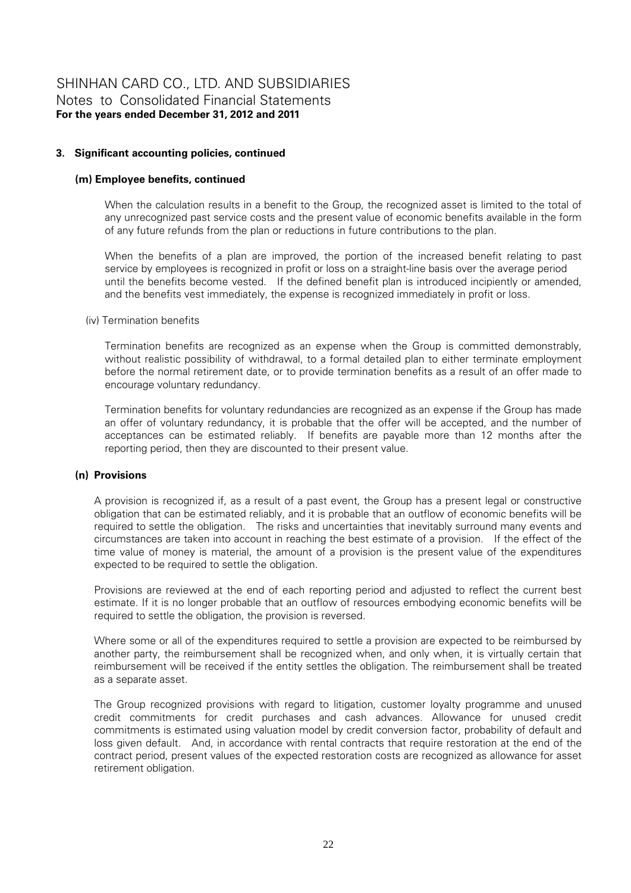### 3. Significant accounting policies, continued

#### (m) Employee benefits, continued

When the calculation results in a benefit to the Group, the recognized asset is limited to the total of any unrecognized past service costs and the present value of economic benefits available in the form of any future refunds from the plan or reductions in future contributions to the plan.

When the benefits of a plan are improved, the portion of the increased benefit relating to past service by employees is recognized in profit or loss on a straight-line basis over the average period until the benefits become vested. If the defined benefit plan is introduced incipiently or amended, and the benefits vest immediately, the expense is recognized immediately in profit or loss.

(iv) Termination benefits

Termination benefits are recognized as an expense when the Group is committed demonstrably, without realistic possibility of withdrawal, to a formal detailed plan to either terminate employment before the normal retirement date, or to provide termination benefits as a result of an offer made to encourage voluntary redundancy.

Termination benefits for voluntary redundancies are recognized as an expense if the Group has made an offer of voluntary redundancy, it is probable that the offer will be accepted, and the number of acceptances can be estimated reliably. If benefits are payable more than 12 months after the reporting period, then they are discounted to their present value.

#### (n) Provisions

A provision is recognized if, as a result of a past event, the Group has a present legal or constructive obligation that can be estimated reliably, and it is probable that an outflow of economic benefits will be required to settle the obligation. The risks and uncertainties that inevitably surround many events and circumstances are taken into account in reaching the best estimate of a provision. If the effect of the time value of money is material, the amount of a provision is the present value of the expenditures expected to be required to settle the obligation.

Provisions are reviewed at the end of each reporting period and adjusted to reflect the current best estimate. If it is no longer probable that an outflow of resources embodying economic benefits will be required to settle the obligation, the provision is reversed.

Where some or all of the expenditures required to settle a provision are expected to be reimbursed by another party, the reimbursement shall be recognized when, and only when, it is virtually certain that reimbursement will be received if the entity settles the obligation. The reimbursement shall be treated as a separate asset.

The Group recognized provisions with regard to litigation, customer loyalty programme and unused credit commitments for credit purchases and cash advances. Allowance for unused credit commitments is estimated using valuation model by credit conversion factor, probability of default and loss given default. And, in accordance with rental contracts that require restoration at the end of the contract period, present values of the expected restoration costs are recognized as allowance for asset retirement obligation.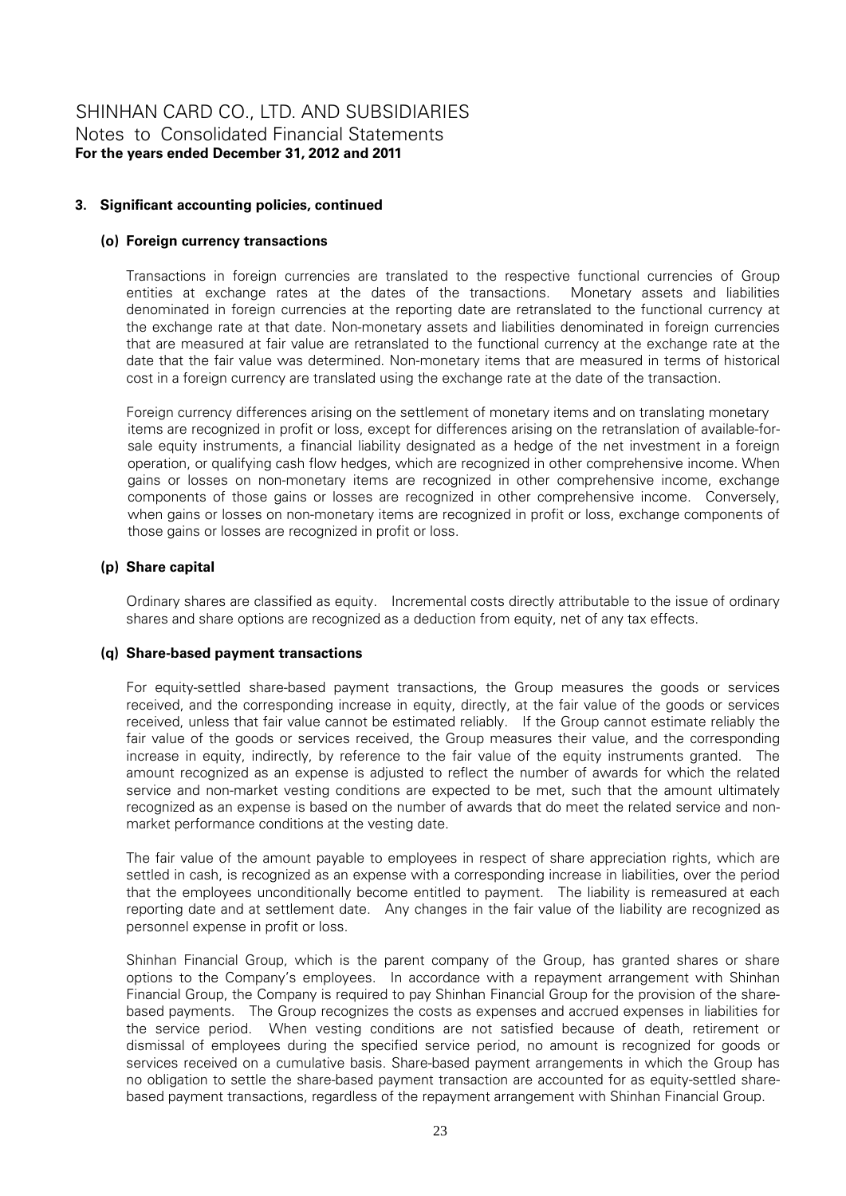# SHINHAN CARD CO., LTD. AND SUBSIDIARIES
Notes to Consolidated Financial Statements
**For the years ended December 31, 2012 and 2011**

**3. Significant accounting policies, continued**

**(o) Foreign currency transactions**

Transactions in foreign currencies are translated to the respective functional currencies of Group entities at exchange rates at the dates of the transactions. Monetary assets and liabilities denominated in foreign currencies at the reporting date are retranslated to the functional currency at the exchange rate at that date. Non-monetary assets and liabilities denominated in foreign currencies that are measured at fair value are retranslated to the functional currency at the exchange rate at the date that the fair value was determined. Non-monetary items that are measured in terms of historical cost in a foreign currency are translated using the exchange rate at the date of the transaction.

Foreign currency differences arising on the settlement of monetary items and on translating monetary items are recognized in profit or loss, except for differences arising on the retranslation of available-for-sale equity instruments, a financial liability designated as a hedge of the net investment in a foreign operation, or qualifying cash flow hedges, which are recognized in other comprehensive income. When gains or losses on non-monetary items are recognized in other comprehensive income, exchange components of those gains or losses are recognized in other comprehensive income. Conversely, when gains or losses on non-monetary items are recognized in profit or loss, exchange components of those gains or losses are recognized in profit or loss.

**(p) Share capital**

Ordinary shares are classified as equity. Incremental costs directly attributable to the issue of ordinary shares and share options are recognized as a deduction from equity, net of any tax effects.

**(q) Share-based payment transactions**

For equity-settled share-based payment transactions, the Group measures the goods or services received, and the corresponding increase in equity, directly, at the fair value of the goods or services received, unless that fair value cannot be estimated reliably. If the Group cannot estimate reliably the fair value of the goods or services received, the Group measures their value, and the corresponding increase in equity, indirectly, by reference to the fair value of the equity instruments granted. The amount recognized as an expense is adjusted to reflect the number of awards for which the related service and non-market vesting conditions are expected to be met, such that the amount ultimately recognized as an expense is based on the number of awards that do meet the related service and non-market performance conditions at the vesting date.

The fair value of the amount payable to employees in respect of share appreciation rights, which are settled in cash, is recognized as an expense with a corresponding increase in liabilities, over the period that the employees unconditionally become entitled to payment. The liability is remeasured at each reporting date and at settlement date. Any changes in the fair value of the liability are recognized as personnel expense in profit or loss.

Shinhan Financial Group, which is the parent company of the Group, has granted shares or share options to the Company's employees. In accordance with a repayment arrangement with Shinhan Financial Group, the Company is required to pay Shinhan Financial Group for the provision of the share-based payments. The Group recognizes the costs as expenses and accrued expenses in liabilities for the service period. When vesting conditions are not satisfied because of death, retirement or dismissal of employees during the specified service period, no amount is recognized for goods or services received on a cumulative basis. Share-based payment arrangements in which the Group has no obligation to settle the share-based payment transaction are accounted for as equity-settled share-based payment transactions, regardless of the repayment arrangement with Shinhan Financial Group.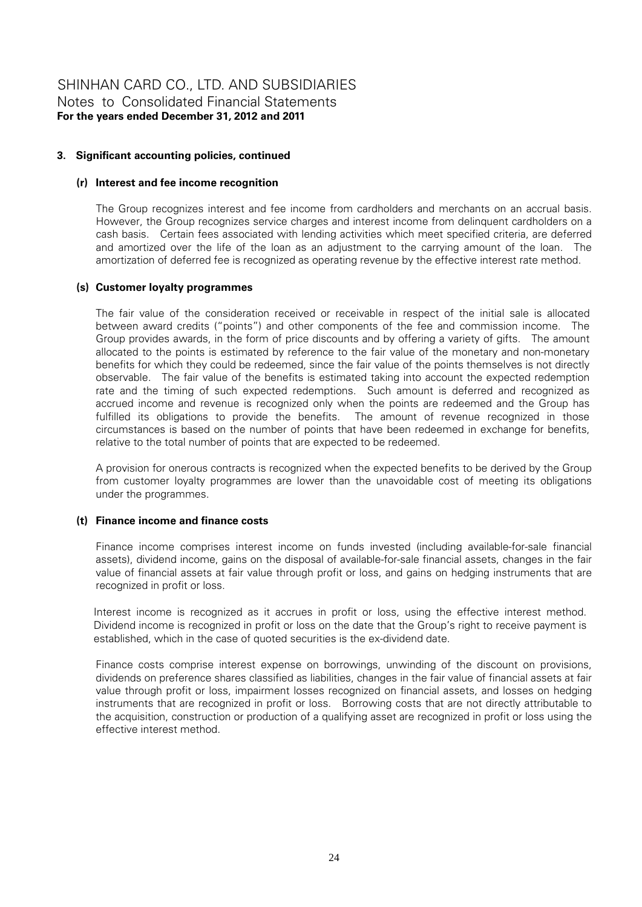## 3. Significant accounting policies, continued

### (r) Interest and fee income recognition

The Group recognizes interest and fee income from cardholders and merchants on an accrual basis. However, the Group recognizes service charges and interest income from delinquent cardholders on a cash basis. Certain fees associated with lending activities which meet specified criteria, are deferred and amortized over the life of the loan as an adjustment to the carrying amount of the loan. The amortization of deferred fee is recognized as operating revenue by the effective interest rate method.

### (s) Customer loyalty programmes

The fair value of the consideration received or receivable in respect of the initial sale is allocated between award credits ("points") and other components of the fee and commission income. The Group provides awards, in the form of price discounts and by offering a variety of gifts. The amount allocated to the points is estimated by reference to the fair value of the monetary and non-monetary benefits for which they could be redeemed, since the fair value of the points themselves is not directly observable. The fair value of the benefits is estimated taking into account the expected redemption rate and the timing of such expected redemptions. Such amount is deferred and recognized as accrued income and revenue is recognized only when the points are redeemed and the Group has fulfilled its obligations to provide the benefits. The amount of revenue recognized in those circumstances is based on the number of points that have been redeemed in exchange for benefits, relative to the total number of points that are expected to be redeemed.

A provision for onerous contracts is recognized when the expected benefits to be derived by the Group from customer loyalty programmes are lower than the unavoidable cost of meeting its obligations under the programmes.

### (t) Finance income and finance costs

Finance income comprises interest income on funds invested (including available-for-sale financial assets), dividend income, gains on the disposal of available-for-sale financial assets, changes in the fair value of financial assets at fair value through profit or loss, and gains on hedging instruments that are recognized in profit or loss.

Interest income is recognized as it accrues in profit or loss, using the effective interest method. Dividend income is recognized in profit or loss on the date that the Group's right to receive payment is established, which in the case of quoted securities is the ex-dividend date.

Finance costs comprise interest expense on borrowings, unwinding of the discount on provisions, dividends on preference shares classified as liabilities, changes in the fair value of financial assets at fair value through profit or loss, impairment losses recognized on financial assets, and losses on hedging instruments that are recognized in profit or loss. Borrowing costs that are not directly attributable to the acquisition, construction or production of a qualifying asset are recognized in profit or loss using the effective interest method.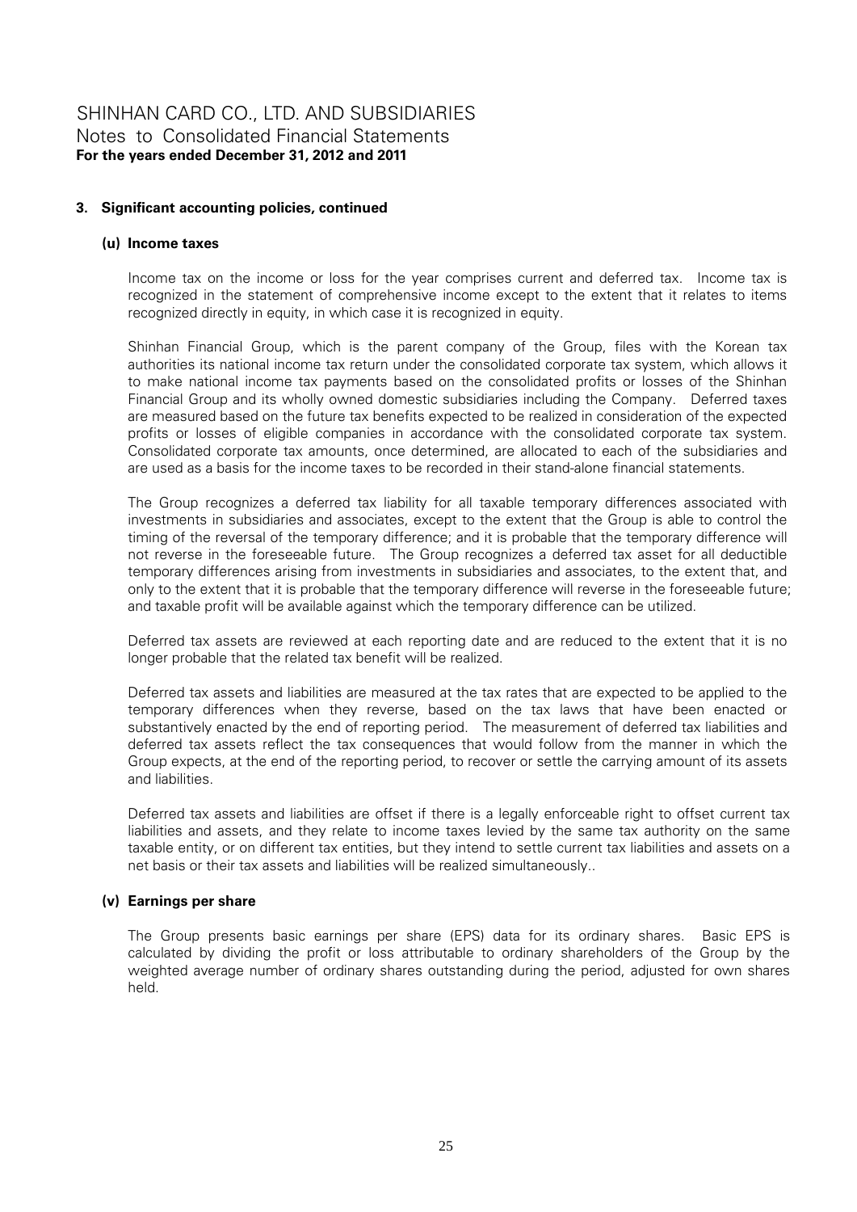## 3. Significant accounting policies, continued

### (u) Income taxes

Income tax on the income or loss for the year comprises current and deferred tax. Income tax is recognized in the statement of comprehensive income except to the extent that it relates to items recognized directly in equity, in which case it is recognized in equity.

Shinhan Financial Group, which is the parent company of the Group, files with the Korean tax authorities its national income tax return under the consolidated corporate tax system, which allows it to make national income tax payments based on the consolidated profits or losses of the Shinhan Financial Group and its wholly owned domestic subsidiaries including the Company. Deferred taxes are measured based on the future tax benefits expected to be realized in consideration of the expected profits or losses of eligible companies in accordance with the consolidated corporate tax system. Consolidated corporate tax amounts, once determined, are allocated to each of the subsidiaries and are used as a basis for the income taxes to be recorded in their stand-alone financial statements.

The Group recognizes a deferred tax liability for all taxable temporary differences associated with investments in subsidiaries and associates, except to the extent that the Group is able to control the timing of the reversal of the temporary difference; and it is probable that the temporary difference will not reverse in the foreseeable future. The Group recognizes a deferred tax asset for all deductible temporary differences arising from investments in subsidiaries and associates, to the extent that, and only to the extent that it is probable that the temporary difference will reverse in the foreseeable future; and taxable profit will be available against which the temporary difference can be utilized.

Deferred tax assets are reviewed at each reporting date and are reduced to the extent that it is no longer probable that the related tax benefit will be realized.

Deferred tax assets and liabilities are measured at the tax rates that are expected to be applied to the temporary differences when they reverse, based on the tax laws that have been enacted or substantively enacted by the end of reporting period. The measurement of deferred tax liabilities and deferred tax assets reflect the tax consequences that would follow from the manner in which the Group expects, at the end of the reporting period, to recover or settle the carrying amount of its assets and liabilities.

Deferred tax assets and liabilities are offset if there is a legally enforceable right to offset current tax liabilities and assets, and they relate to income taxes levied by the same tax authority on the same taxable entity, or on different tax entities, but they intend to settle current tax liabilities and assets on a net basis or their tax assets and liabilities will be realized simultaneously..

### (v) Earnings per share

The Group presents basic earnings per share (EPS) data for its ordinary shares. Basic EPS is calculated by dividing the profit or loss attributable to ordinary shareholders of the Group by the weighted average number of ordinary shares outstanding during the period, adjusted for own shares held.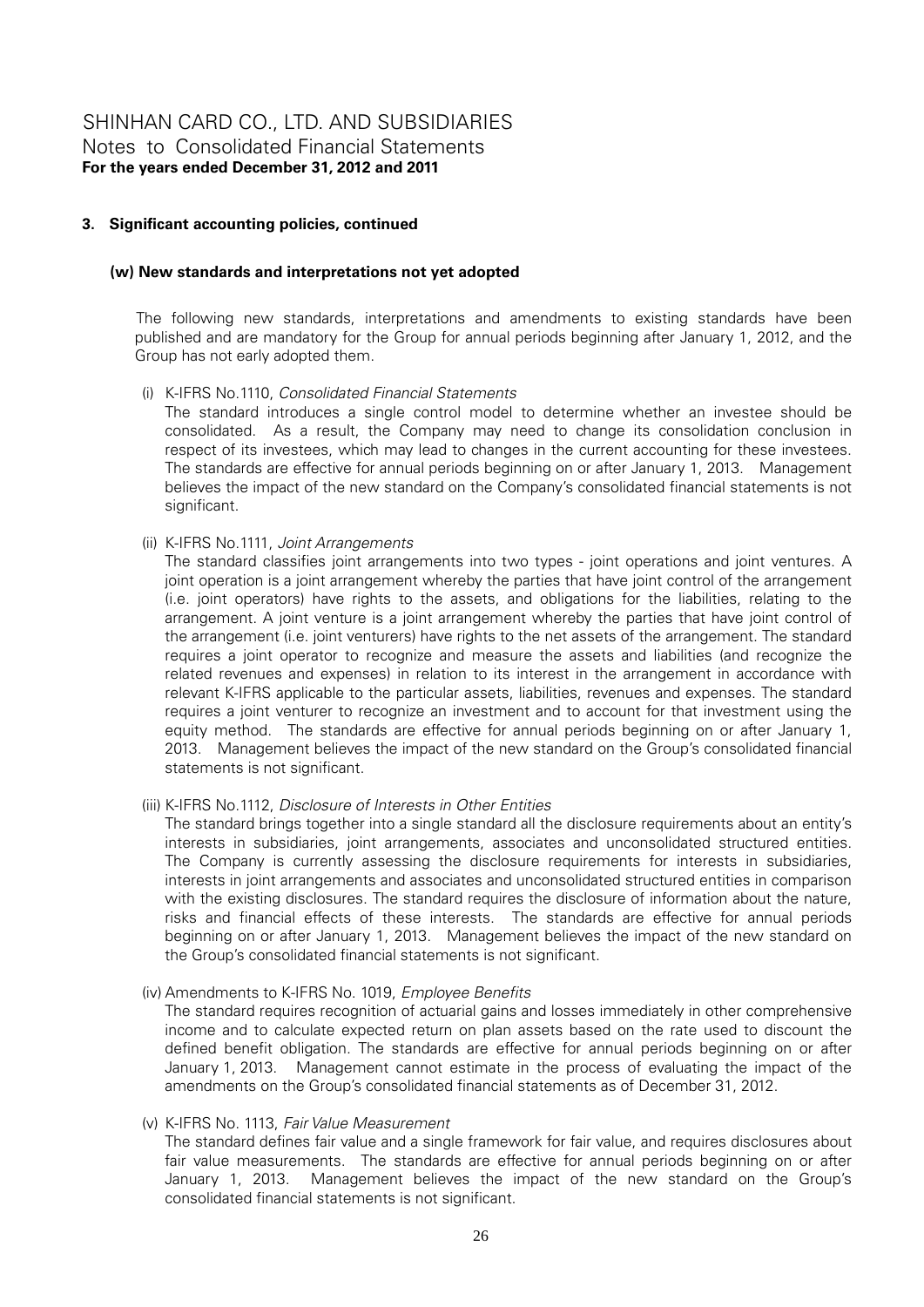**3. Significant accounting policies, continued**

**(w) New standards and interpretations not yet adopted**

The following new standards, interpretations and amendments to existing standards have been published and are mandatory for the Group for annual periods beginning after January 1, 2012, and the Group has not early adopted them.

(i) K-IFRS No.1110, *Consolidated Financial Statements*

The standard introduces a single control model to determine whether an investee should be consolidated. As a result, the Company may need to change its consolidation conclusion in respect of its investees, which may lead to changes in the current accounting for these investees. The standards are effective for annual periods beginning on or after January 1, 2013. Management believes the impact of the new standard on the Company's consolidated financial statements is not significant.

(ii) K-IFRS No.1111, *Joint Arrangements*

The standard classifies joint arrangements into two types - joint operations and joint ventures. A joint operation is a joint arrangement whereby the parties that have joint control of the arrangement (i.e. joint operators) have rights to the assets, and obligations for the liabilities, relating to the arrangement. A joint venture is a joint arrangement whereby the parties that have joint control of the arrangement (i.e. joint venturers) have rights to the net assets of the arrangement. The standard requires a joint operator to recognize and measure the assets and liabilities (and recognize the related revenues and expenses) in relation to its interest in the arrangement in accordance with relevant K-IFRS applicable to the particular assets, liabilities, revenues and expenses. The standard requires a joint venturer to recognize an investment and to account for that investment using the equity method. The standards are effective for annual periods beginning on or after January 1, 2013. Management believes the impact of the new standard on the Group's consolidated financial statements is not significant.

(iii) K-IFRS No.1112, *Disclosure of Interests in Other Entities*

The standard brings together into a single standard all the disclosure requirements about an entity's interests in subsidiaries, joint arrangements, associates and unconsolidated structured entities. The Company is currently assessing the disclosure requirements for interests in subsidiaries, interests in joint arrangements and associates and unconsolidated structured entities in comparison with the existing disclosures. The standard requires the disclosure of information about the nature, risks and financial effects of these interests. The standards are effective for annual periods beginning on or after January 1, 2013. Management believes the impact of the new standard on the Group's consolidated financial statements is not significant.

(iv) Amendments to K-IFRS No. 1019, *Employee Benefits*

The standard requires recognition of actuarial gains and losses immediately in other comprehensive income and to calculate expected return on plan assets based on the rate used to discount the defined benefit obligation. The standards are effective for annual periods beginning on or after January 1, 2013. Management cannot estimate in the process of evaluating the impact of the amendments on the Group's consolidated financial statements as of December 31, 2012.

(v) K-IFRS No. 1113, *Fair Value Measurement*

The standard defines fair value and a single framework for fair value, and requires disclosures about fair value measurements. The standards are effective for annual periods beginning on or after January 1, 2013. Management believes the impact of the new standard on the Group's consolidated financial statements is not significant.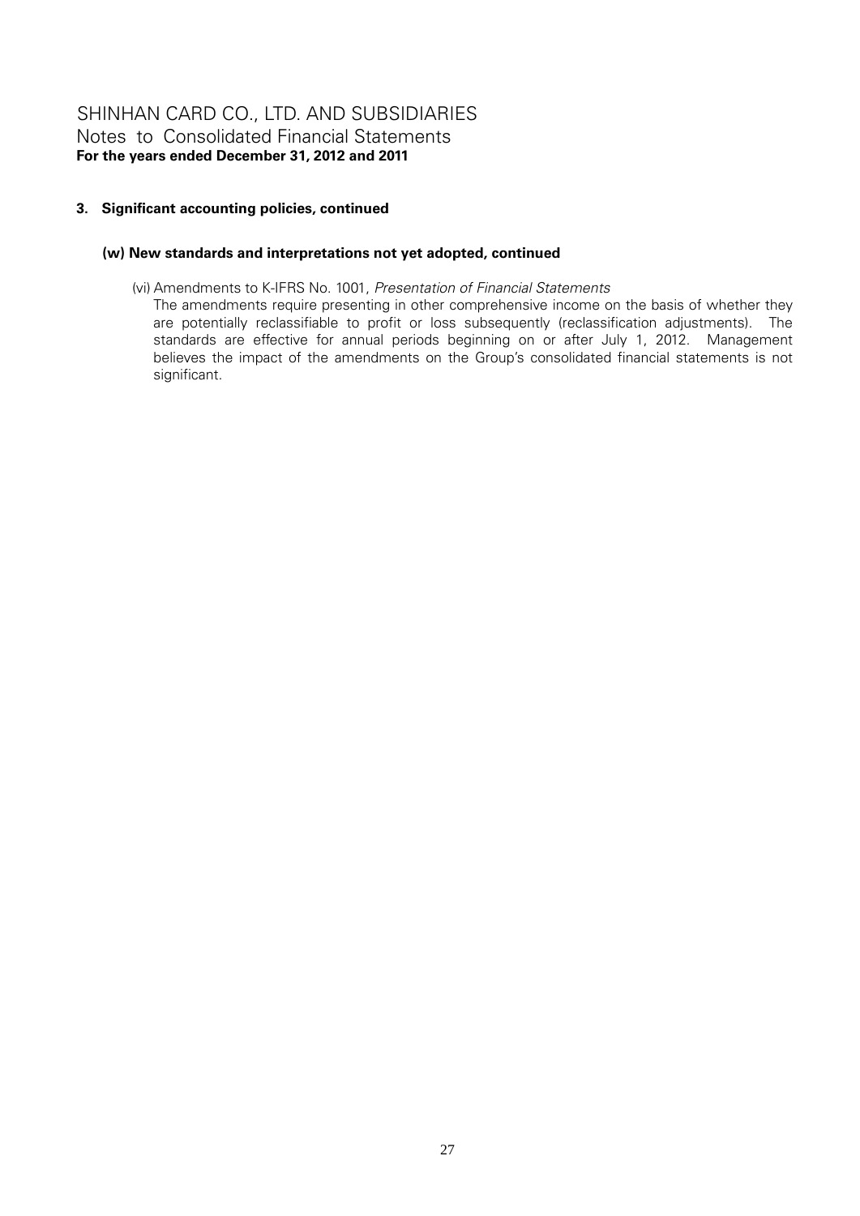## 3. Significant accounting policies, continued

### (w) New standards and interpretations not yet adopted, continued

(vi) Amendments to K-IFRS No. 1001, *Presentation of Financial Statements*

The amendments require presenting in other comprehensive income on the basis of whether they are potentially reclassifiable to profit or loss subsequently (reclassification adjustments). The standards are effective for annual periods beginning on or after July 1, 2012. Management believes the impact of the amendments on the Group's consolidated financial statements is not significant.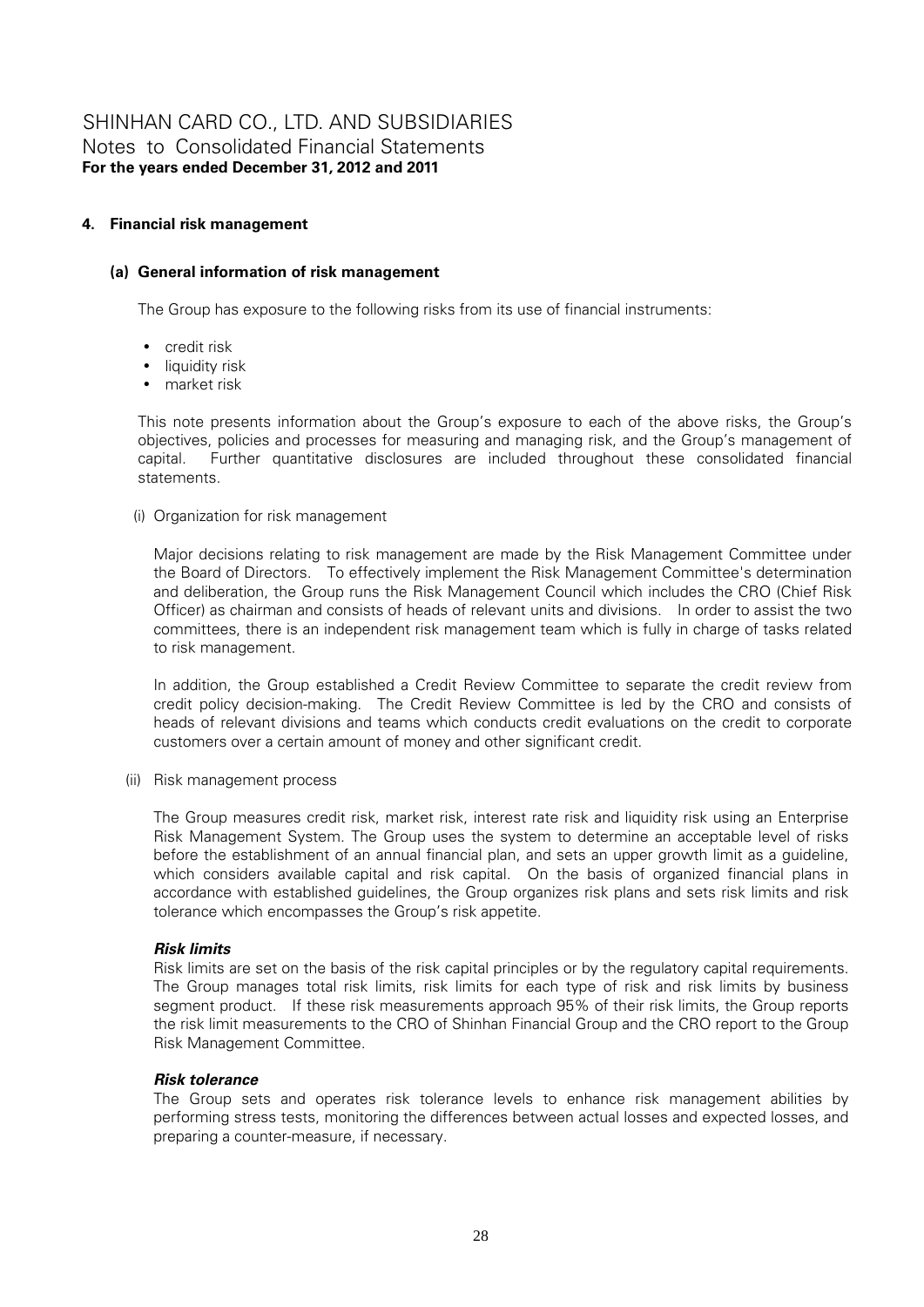# SHINHAN CARD CO., LTD. AND SUBSIDIARIES
Notes to Consolidated Financial Statements
**For the years ended December 31, 2012 and 2011**

## 4. Financial risk management

### (a) General information of risk management

The Group has exposure to the following risks from its use of financial instruments:

- credit risk
- liquidity risk
- market risk

This note presents information about the Group's exposure to each of the above risks, the Group's objectives, policies and processes for measuring and managing risk, and the Group's management of capital. Further quantitative disclosures are included throughout these consolidated financial statements.

(i) Organization for risk management

Major decisions relating to risk management are made by the Risk Management Committee under the Board of Directors. To effectively implement the Risk Management Committee's determination and deliberation, the Group runs the Risk Management Council which includes the CRO (Chief Risk Officer) as chairman and consists of heads of relevant units and divisions. In order to assist the two committees, there is an independent risk management team which is fully in charge of tasks related to risk management.

In addition, the Group established a Credit Review Committee to separate the credit review from credit policy decision-making. The Credit Review Committee is led by the CRO and consists of heads of relevant divisions and teams which conducts credit evaluations on the credit to corporate customers over a certain amount of money and other significant credit.

(ii) Risk management process

The Group measures credit risk, market risk, interest rate risk and liquidity risk using an Enterprise Risk Management System. The Group uses the system to determine an acceptable level of risks before the establishment of an annual financial plan, and sets an upper growth limit as a guideline, which considers available capital and risk capital. On the basis of organized financial plans in accordance with established guidelines, the Group organizes risk plans and sets risk limits and risk tolerance which encompasses the Group's risk appetite.

***Risk limits***

Risk limits are set on the basis of the risk capital principles or by the regulatory capital requirements. The Group manages total risk limits, risk limits for each type of risk and risk limits by business segment product. If these risk measurements approach 95% of their risk limits, the Group reports the risk limit measurements to the CRO of Shinhan Financial Group and the CRO report to the Group Risk Management Committee.

***Risk tolerance***

The Group sets and operates risk tolerance levels to enhance risk management abilities by performing stress tests, monitoring the differences between actual losses and expected losses, and preparing a counter-measure, if necessary.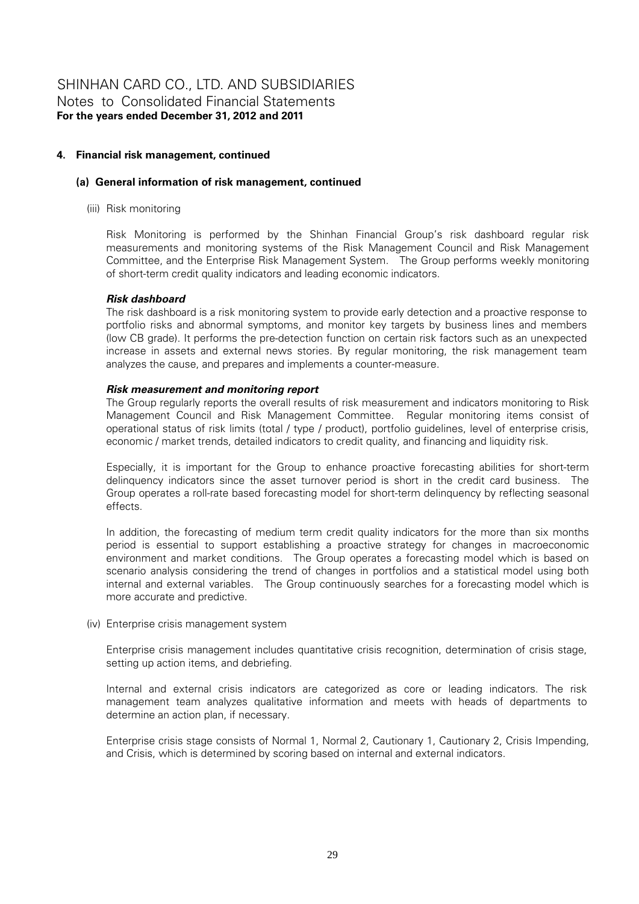## 4. Financial risk management, continued

### (a) General information of risk management, continued

(iii) Risk monitoring

Risk Monitoring is performed by the Shinhan Financial Group's risk dashboard regular risk measurements and monitoring systems of the Risk Management Council and Risk Management Committee, and the Enterprise Risk Management System. The Group performs weekly monitoring of short-term credit quality indicators and leading economic indicators.

***Risk dashboard***

The risk dashboard is a risk monitoring system to provide early detection and a proactive response to portfolio risks and abnormal symptoms, and monitor key targets by business lines and members (low CB grade). It performs the pre-detection function on certain risk factors such as an unexpected increase in assets and external news stories. By regular monitoring, the risk management team analyzes the cause, and prepares and implements a counter-measure.

***Risk measurement and monitoring report***

The Group regularly reports the overall results of risk measurement and indicators monitoring to Risk Management Council and Risk Management Committee. Regular monitoring items consist of operational status of risk limits (total / type / product), portfolio guidelines, level of enterprise crisis, economic / market trends, detailed indicators to credit quality, and financing and liquidity risk.

Especially, it is important for the Group to enhance proactive forecasting abilities for short-term delinquency indicators since the asset turnover period is short in the credit card business. The Group operates a roll-rate based forecasting model for short-term delinquency by reflecting seasonal effects.

In addition, the forecasting of medium term credit quality indicators for the more than six months period is essential to support establishing a proactive strategy for changes in macroeconomic environment and market conditions. The Group operates a forecasting model which is based on scenario analysis considering the trend of changes in portfolios and a statistical model using both internal and external variables. The Group continuously searches for a forecasting model which is more accurate and predictive.

(iv) Enterprise crisis management system

Enterprise crisis management includes quantitative crisis recognition, determination of crisis stage, setting up action items, and debriefing.

Internal and external crisis indicators are categorized as core or leading indicators. The risk management team analyzes qualitative information and meets with heads of departments to determine an action plan, if necessary.

Enterprise crisis stage consists of Normal 1, Normal 2, Cautionary 1, Cautionary 2, Crisis Impending, and Crisis, which is determined by scoring based on internal and external indicators.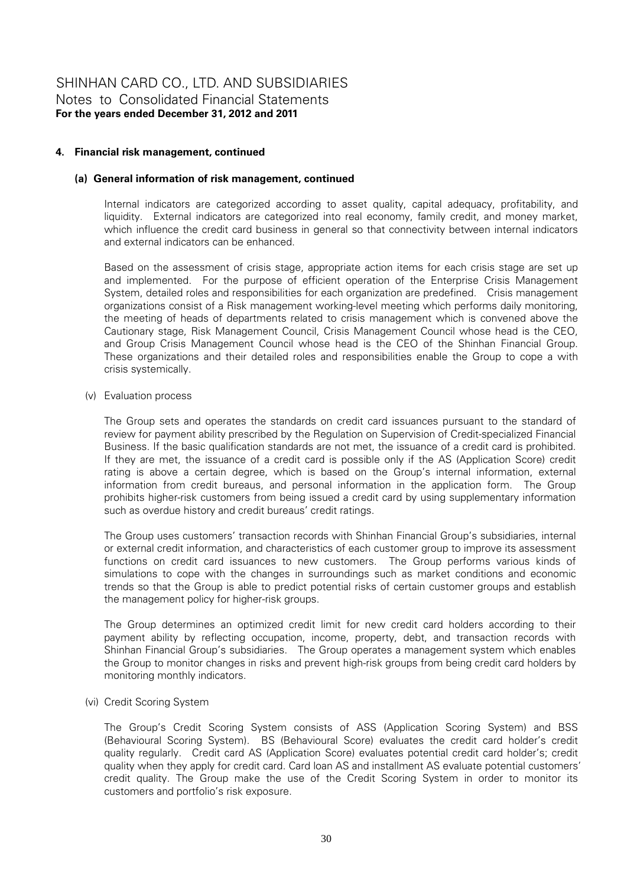#### 4. Financial risk management, continued

##### (a) General information of risk management, continued

Internal indicators are categorized according to asset quality, capital adequacy, profitability, and liquidity. External indicators are categorized into real economy, family credit, and money market, which influence the credit card business in general so that connectivity between internal indicators and external indicators can be enhanced.

Based on the assessment of crisis stage, appropriate action items for each crisis stage are set up and implemented. For the purpose of efficient operation of the Enterprise Crisis Management System, detailed roles and responsibilities for each organization are predefined. Crisis management organizations consist of a Risk management working-level meeting which performs daily monitoring, the meeting of heads of departments related to crisis management which is convened above the Cautionary stage, Risk Management Council, Crisis Management Council whose head is the CEO, and Group Crisis Management Council whose head is the CEO of the Shinhan Financial Group. These organizations and their detailed roles and responsibilities enable the Group to cope a with crisis systemically.

(v) Evaluation process

The Group sets and operates the standards on credit card issuances pursuant to the standard of review for payment ability prescribed by the Regulation on Supervision of Credit-specialized Financial Business. If the basic qualification standards are not met, the issuance of a credit card is prohibited. If they are met, the issuance of a credit card is possible only if the AS (Application Score) credit rating is above a certain degree, which is based on the Group's internal information, external information from credit bureaus, and personal information in the application form. The Group prohibits higher-risk customers from being issued a credit card by using supplementary information such as overdue history and credit bureaus' credit ratings.

The Group uses customers' transaction records with Shinhan Financial Group's subsidiaries, internal or external credit information, and characteristics of each customer group to improve its assessment functions on credit card issuances to new customers. The Group performs various kinds of simulations to cope with the changes in surroundings such as market conditions and economic trends so that the Group is able to predict potential risks of certain customer groups and establish the management policy for higher-risk groups.

The Group determines an optimized credit limit for new credit card holders according to their payment ability by reflecting occupation, income, property, debt, and transaction records with Shinhan Financial Group's subsidiaries. The Group operates a management system which enables the Group to monitor changes in risks and prevent high-risk groups from being credit card holders by monitoring monthly indicators.

(vi) Credit Scoring System

The Group's Credit Scoring System consists of ASS (Application Scoring System) and BSS (Behavioural Scoring System). BS (Behavioural Score) evaluates the credit card holder's credit quality regularly. Credit card AS (Application Score) evaluates potential credit card holder's; credit quality when they apply for credit card. Card loan AS and installment AS evaluate potential customers' credit quality. The Group make the use of the Credit Scoring System in order to monitor its customers and portfolio's risk exposure.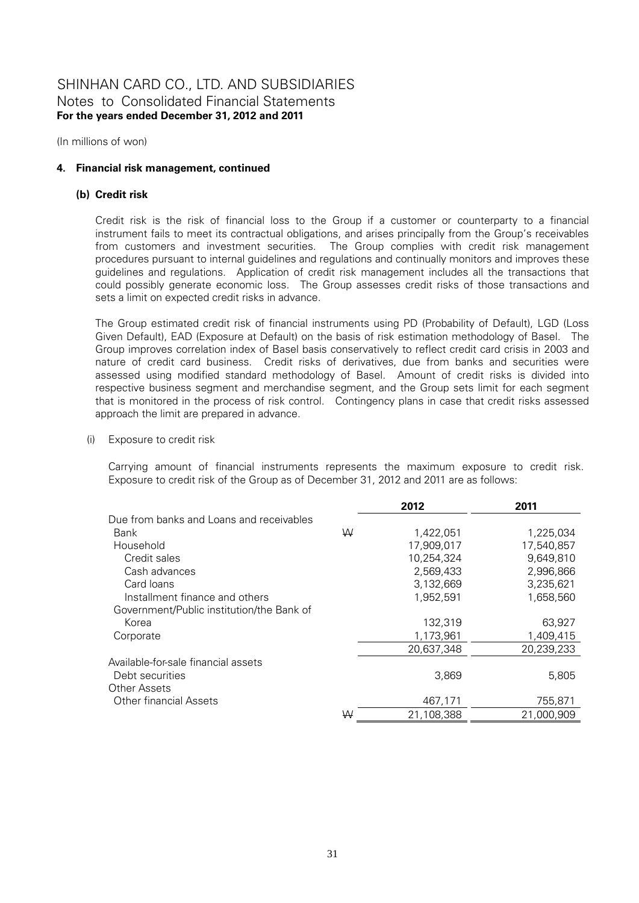# SHINHAN CARD CO., LTD. AND SUBSIDIARIES
## Notes to Consolidated Financial Statements
**For the years ended December 31, 2012 and 2011**

(In millions of won)

### 4. Financial risk management, continued

#### (b) Credit risk

Credit risk is the risk of financial loss to the Group if a customer or counterparty to a financial instrument fails to meet its contractual obligations, and arises principally from the Group's receivables from customers and investment securities. The Group complies with credit risk management procedures pursuant to internal guidelines and regulations and continually monitors and improves these guidelines and regulations. Application of credit risk management includes all the transactions that could possibly generate economic loss. The Group assesses credit risks of those transactions and sets a limit on expected credit risks in advance.

The Group estimated credit risk of financial instruments using PD (Probability of Default), LGD (Loss Given Default), EAD (Exposure at Default) on the basis of risk estimation methodology of Basel. The Group improves correlation index of Basel basis conservatively to reflect credit card crisis in 2003 and nature of credit card business. Credit risks of derivatives, due from banks and securities were assessed using modified standard methodology of Basel. Amount of credit risks is divided into respective business segment and merchandise segment, and the Group sets limit for each segment that is monitored in the process of risk control. Contingency plans in case that credit risks assessed approach the limit are prepared in advance.

(i) Exposure to credit risk

Carrying amount of financial instruments represents the maximum exposure to credit risk. Exposure to credit risk of the Group as of December 31, 2012 and 2011 are as follows:

| | | 2012 | 2011 |
|---|---|---|---|
| Due from banks and Loans and receivables | | | |
| Bank | ₩ | 1,422,051 | 1,225,034 |
| Household | | 17,909,017 | 17,540,857 |
| Credit sales | | 10,254,324 | 9,649,810 |
| Cash advances | | 2,569,433 | 2,996,866 |
| Card loans | | 3,132,669 | 3,235,621 |
| Installment finance and others | | 1,952,591 | 1,658,560 |
| Government/Public institution/the Bank of Korea | | 132,319 | 63,927 |
| Corporate | | 1,173,961 | 1,409,415 |
| | | 20,637,348 | 20,239,233 |
| Available-for-sale financial assets | | | |
| Debt securities | | 3,869 | 5,805 |
| Other Assets | | | |
| Other financial Assets | | 467,171 | 755,871 |
| | ₩ | 21,108,388 | 21,000,909 |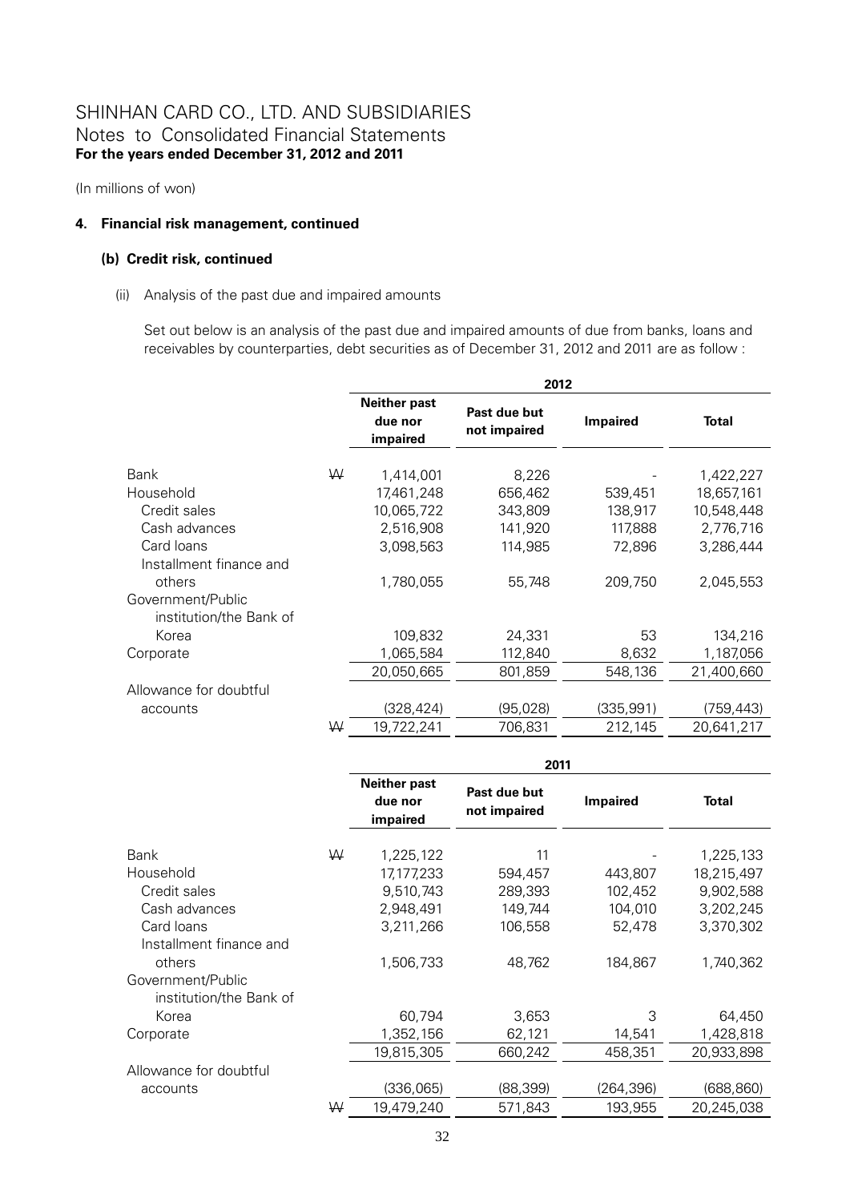SHINHAN CARD CO., LTD. AND SUBSIDIARIES
Notes to Consolidated Financial Statements
**For the years ended December 31, 2012 and 2011**

(In millions of won)

#### 4. Financial risk management, continued

##### (b) Credit risk, continued

(ii) Analysis of the past due and impaired amounts

Set out below is an analysis of the past due and impaired amounts of due from banks, loans and receivables by counterparties, debt securities as of December 31, 2012 and 2011 are as follow :

| | | 2012 | | | |
|---|---|---|---|---|---|
| | | **Neither past due nor impaired** | **Past due but not impaired** | **Impaired** | **Total** |
| Bank | ₩ | 1,414,001 | 8,226 | - | 1,422,227 |
| Household | | 17,461,248 | 656,462 | 539,451 | 18,657,161 |
| Credit sales | | 10,065,722 | 343,809 | 138,917 | 10,548,448 |
| Cash advances | | 2,516,908 | 141,920 | 117,888 | 2,776,716 |
| Card loans | | 3,098,563 | 114,985 | 72,896 | 3,286,444 |
| Installment finance and others | | 1,780,055 | 55,748 | 209,750 | 2,045,553 |
| Government/Public institution/the Bank of Korea | | 109,832 | 24,331 | 53 | 134,216 |
| Corporate | | 1,065,584 | 112,840 | 8,632 | 1,187,056 |
| | | 20,050,665 | 801,859 | 548,136 | 21,400,660 |
| Allowance for doubtful accounts | | (328,424) | (95,028) | (335,991) | (759,443) |
| | ₩ | 19,722,241 | 706,831 | 212,145 | 20,641,217 |

| | | 2011 | | | |
|---|---|---|---|---|---|
| | | **Neither past due nor impaired** | **Past due but not impaired** | **Impaired** | **Total** |
| Bank | ₩ | 1,225,122 | 11 | - | 1,225,133 |
| Household | | 17,177,233 | 594,457 | 443,807 | 18,215,497 |
| Credit sales | | 9,510,743 | 289,393 | 102,452 | 9,902,588 |
| Cash advances | | 2,948,491 | 149,744 | 104,010 | 3,202,245 |
| Card loans | | 3,211,266 | 106,558 | 52,478 | 3,370,302 |
| Installment finance and others | | 1,506,733 | 48,762 | 184,867 | 1,740,362 |
| Government/Public institution/the Bank of Korea | | 60,794 | 3,653 | 3 | 64,450 |
| Corporate | | 1,352,156 | 62,121 | 14,541 | 1,428,818 |
| | | 19,815,305 | 660,242 | 458,351 | 20,933,898 |
| Allowance for doubtful accounts | | (336,065) | (88,399) | (264,396) | (688,860) |
| | ₩ | 19,479,240 | 571,843 | 193,955 | 20,245,038 |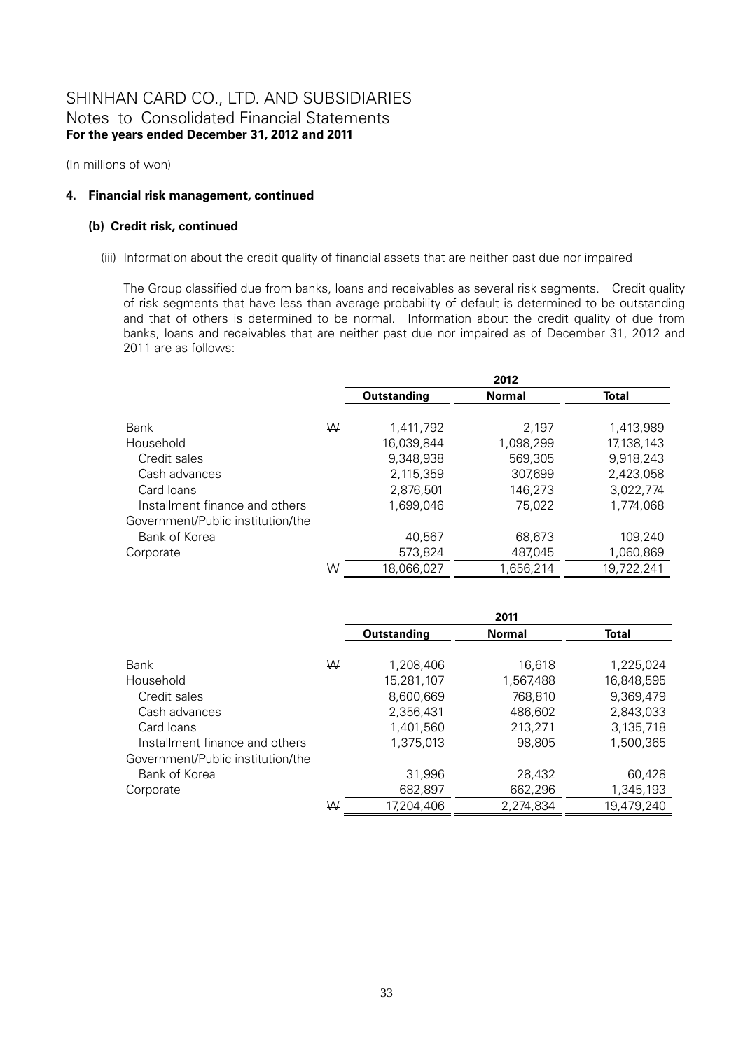# SHINHAN CARD CO., LTD. AND SUBSIDIARIES
## Notes to Consolidated Financial Statements
**For the years ended December 31, 2012 and 2011**

(In millions of won)

### 4. Financial risk management, continued

#### (b) Credit risk, continued

(iii) Information about the credit quality of financial assets that are neither past due nor impaired

The Group classified due from banks, loans and receivables as several risk segments. Credit quality of risk segments that have less than average probability of default is determined to be outstanding and that of others is determined to be normal. Information about the credit quality of due from banks, loans and receivables that are neither past due nor impaired as of December 31, 2012 and 2011 are as follows:

| | | 2012 | | |
|---|---|---|---|---|
| | | Outstanding | Normal | Total |
| Bank | ₩ | 1,411,792 | 2,197 | 1,413,989 |
| Household | | 16,039,844 | 1,098,299 | 17,138,143 |
| Credit sales | | 9,348,938 | 569,305 | 9,918,243 |
| Cash advances | | 2,115,359 | 307,699 | 2,423,058 |
| Card loans | | 2,876,501 | 146,273 | 3,022,774 |
| Installment finance and others | | 1,699,046 | 75,022 | 1,774,068 |
| Government/Public institution/the Bank of Korea | | 40,567 | 68,673 | 109,240 |
| Corporate | | 573,824 | 487,045 | 1,060,869 |
| | ₩ | 18,066,027 | 1,656,214 | 19,722,241 |

| | | 2011 | | |
|---|---|---|---|---|
| | | Outstanding | Normal | Total |
| Bank | ₩ | 1,208,406 | 16,618 | 1,225,024 |
| Household | | 15,281,107 | 1,567,488 | 16,848,595 |
| Credit sales | | 8,600,669 | 768,810 | 9,369,479 |
| Cash advances | | 2,356,431 | 486,602 | 2,843,033 |
| Card loans | | 1,401,560 | 213,271 | 3,135,718 |
| Installment finance and others | | 1,375,013 | 98,805 | 1,500,365 |
| Government/Public institution/the Bank of Korea | | 31,996 | 28,432 | 60,428 |
| Corporate | | 682,897 | 662,296 | 1,345,193 |
| | ₩ | 17,204,406 | 2,274,834 | 19,479,240 |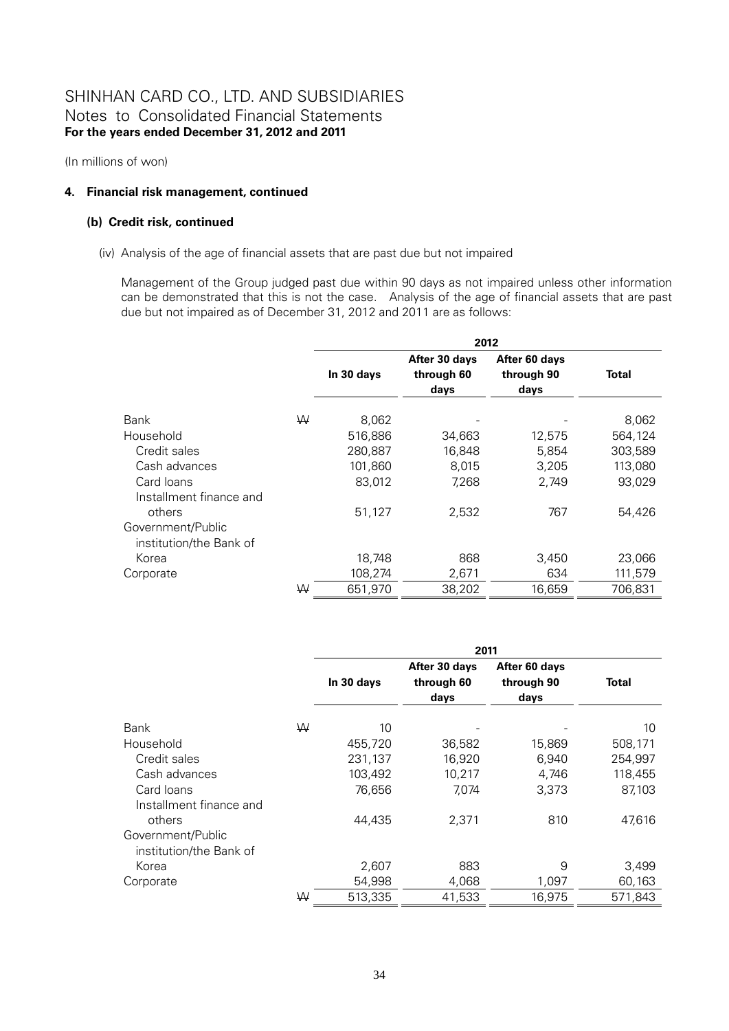SHINHAN CARD CO., LTD. AND SUBSIDIARIES
Notes to Consolidated Financial Statements
**For the years ended December 31, 2012 and 2011**

(In millions of won)

**4. Financial risk management, continued**

**(b) Credit risk, continued**

(iv) Analysis of the age of financial assets that are past due but not impaired

Management of the Group judged past due within 90 days as not impaired unless other information can be demonstrated that this is not the case. Analysis of the age of financial assets that are past due but not impaired as of December 31, 2012 and 2011 are as follows:

| | | 2012 | | | |
|---|---|---|---|---|---|
| | | In 30 days | After 30 days through 60 days | After 60 days through 90 days | Total |
| Bank | ₩ | 8,062 | - | - | 8,062 |
| Household | | 516,886 | 34,663 | 12,575 | 564,124 |
| Credit sales | | 280,887 | 16,848 | 5,854 | 303,589 |
| Cash advances | | 101,860 | 8,015 | 3,205 | 113,080 |
| Card loans | | 83,012 | 7,268 | 2,749 | 93,029 |
| Installment finance and others | | 51,127 | 2,532 | 767 | 54,426 |
| Government/Public institution/the Bank of Korea | | 18,748 | 868 | 3,450 | 23,066 |
| Corporate | | 108,274 | 2,671 | 634 | 111,579 |
| | ₩ | 651,970 | 38,202 | 16,659 | 706,831 |

| | | 2011 | | | |
|---|---|---|---|---|---|
| | | In 30 days | After 30 days through 60 days | After 60 days through 90 days | Total |
| Bank | ₩ | 10 | - | - | 10 |
| Household | | 455,720 | 36,582 | 15,869 | 508,171 |
| Credit sales | | 231,137 | 16,920 | 6,940 | 254,997 |
| Cash advances | | 103,492 | 10,217 | 4,746 | 118,455 |
| Card loans | | 76,656 | 7,074 | 3,373 | 87,103 |
| Installment finance and others | | 44,435 | 2,371 | 810 | 47,616 |
| Government/Public institution/the Bank of Korea | | 2,607 | 883 | 9 | 3,499 |
| Corporate | | 54,998 | 4,068 | 1,097 | 60,163 |
| | ₩ | 513,335 | 41,533 | 16,975 | 571,843 |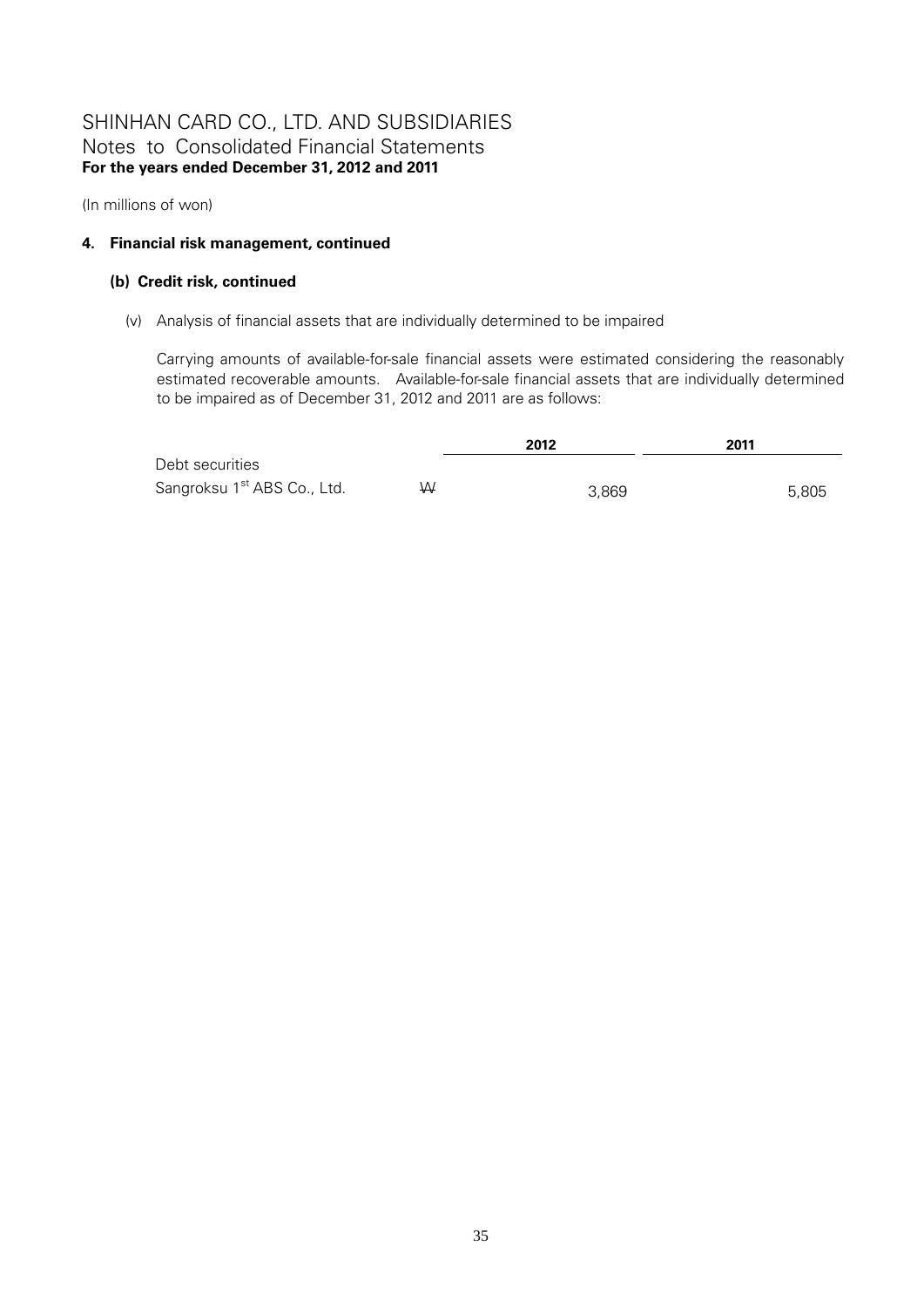# SHINHAN CARD CO., LTD. AND SUBSIDIARIES
Notes to Consolidated Financial Statements
**For the years ended December 31, 2012 and 2011**

(In millions of won)

### 4. Financial risk management, continued

#### (b) Credit risk, continued

(v) Analysis of financial assets that are individually determined to be impaired

Carrying amounts of available-for-sale financial assets were estimated considering the reasonably estimated recoverable amounts. Available-for-sale financial assets that are individually determined to be impaired as of December 31, 2012 and 2011 are as follows:

| | | 2012 | 2011 |
|---|---|---|---|
| Debt securities | | | |
| Sangroksu 1st ABS Co., Ltd. | ₩ | 3,869 | 5,805 |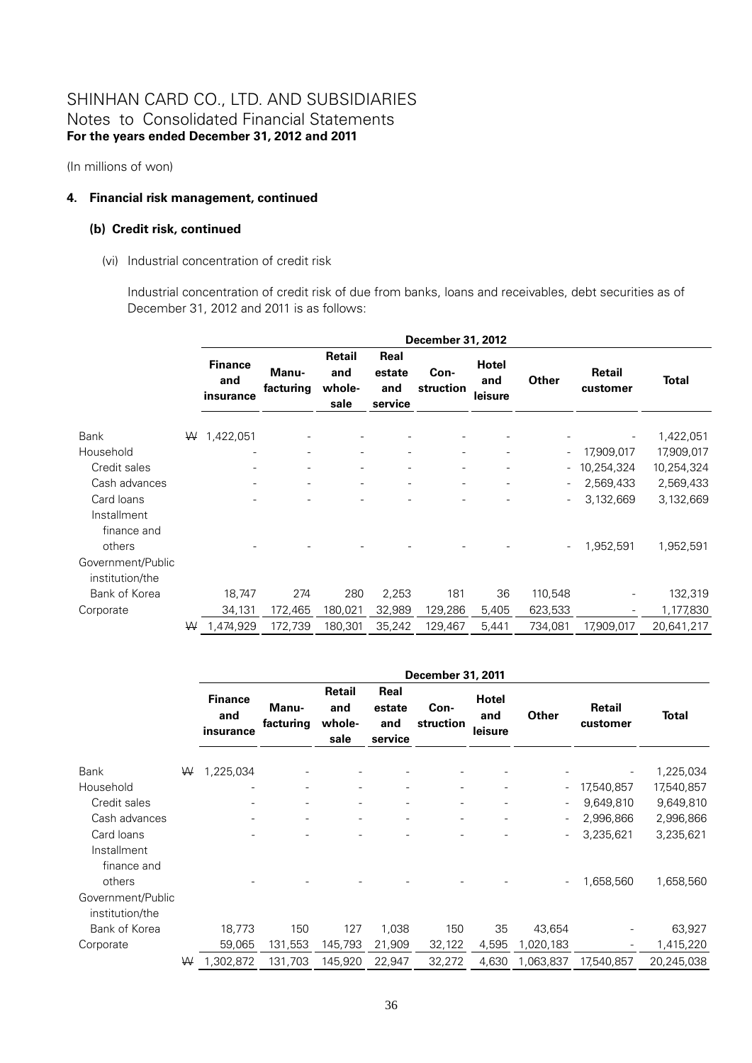# SHINHAN CARD CO., LTD. AND SUBSIDIARIES
## Notes to Consolidated Financial Statements
**For the years ended December 31, 2012 and 2011**

(In millions of won)

### 4. Financial risk management, continued

#### (b) Credit risk, continued

(vi) Industrial concentration of credit risk

Industrial concentration of credit risk of due from banks, loans and receivables, debt securities as of December 31, 2012 and 2011 is as follows:

| | December 31, 2012 | | | | | | | | |
|---|---|---|---|---|---|---|---|---|---|
| | **Finance and insurance** | **Manu-facturing** | **Retail and whole-sale** | **Real estate and service** | **Con-struction** | **Hotel and leisure** | **Other** | **Retail customer** | **Total** |
| Bank | ₩ 1,422,051 | - | - | - | - | - | - | - | 1,422,051 |
| Household | - | - | - | - | - | - | - | 17,909,017 | 17,909,017 |
| Credit sales | - | - | - | - | - | - | - | 10,254,324 | 10,254,324 |
| Cash advances | - | - | - | - | - | - | - | 2,569,433 | 2,569,433 |
| Card loans | - | - | - | - | - | - | - | 3,132,669 | 3,132,669 |
| Installment finance and others | - | - | - | - | - | - | - | 1,952,591 | 1,952,591 |
| Government/Public institution/the Bank of Korea | 18,747 | 274 | 280 | 2,253 | 181 | 36 | 110,548 | - | 132,319 |
| Corporate | 34,131 | 172,465 | 180,021 | 32,989 | 129,286 | 5,405 | 623,533 | - | 1,177,830 |
| | ₩ 1,474,929 | 172,739 | 180,301 | 35,242 | 129,467 | 5,441 | 734,081 | 17,909,017 | 20,641,217 |

| | December 31, 2011 | | | | | | | | |
|---|---|---|---|---|---|---|---|---|---|
| | **Finance and insurance** | **Manu-facturing** | **Retail and whole-sale** | **Real estate and service** | **Con-struction** | **Hotel and leisure** | **Other** | **Retail customer** | **Total** |
| Bank | ₩ 1,225,034 | - | - | - | - | - | - | - | 1,225,034 |
| Household | - | - | - | - | - | - | - | 17,540,857 | 17,540,857 |
| Credit sales | - | - | - | - | - | - | - | 9,649,810 | 9,649,810 |
| Cash advances | - | - | - | - | - | - | - | 2,996,866 | 2,996,866 |
| Card loans | - | - | - | - | - | - | - | 3,235,621 | 3,235,621 |
| Installment finance and others | - | - | - | - | - | - | - | 1,658,560 | 1,658,560 |
| Government/Public institution/the Bank of Korea | 18,773 | 150 | 127 | 1,038 | 150 | 35 | 43,654 | - | 63,927 |
| Corporate | 59,065 | 131,553 | 145,793 | 21,909 | 32,122 | 4,595 | 1,020,183 | - | 1,415,220 |
| | ₩ 1,302,872 | 131,703 | 145,920 | 22,947 | 32,272 | 4,630 | 1,063,837 | 17,540,857 | 20,245,038 |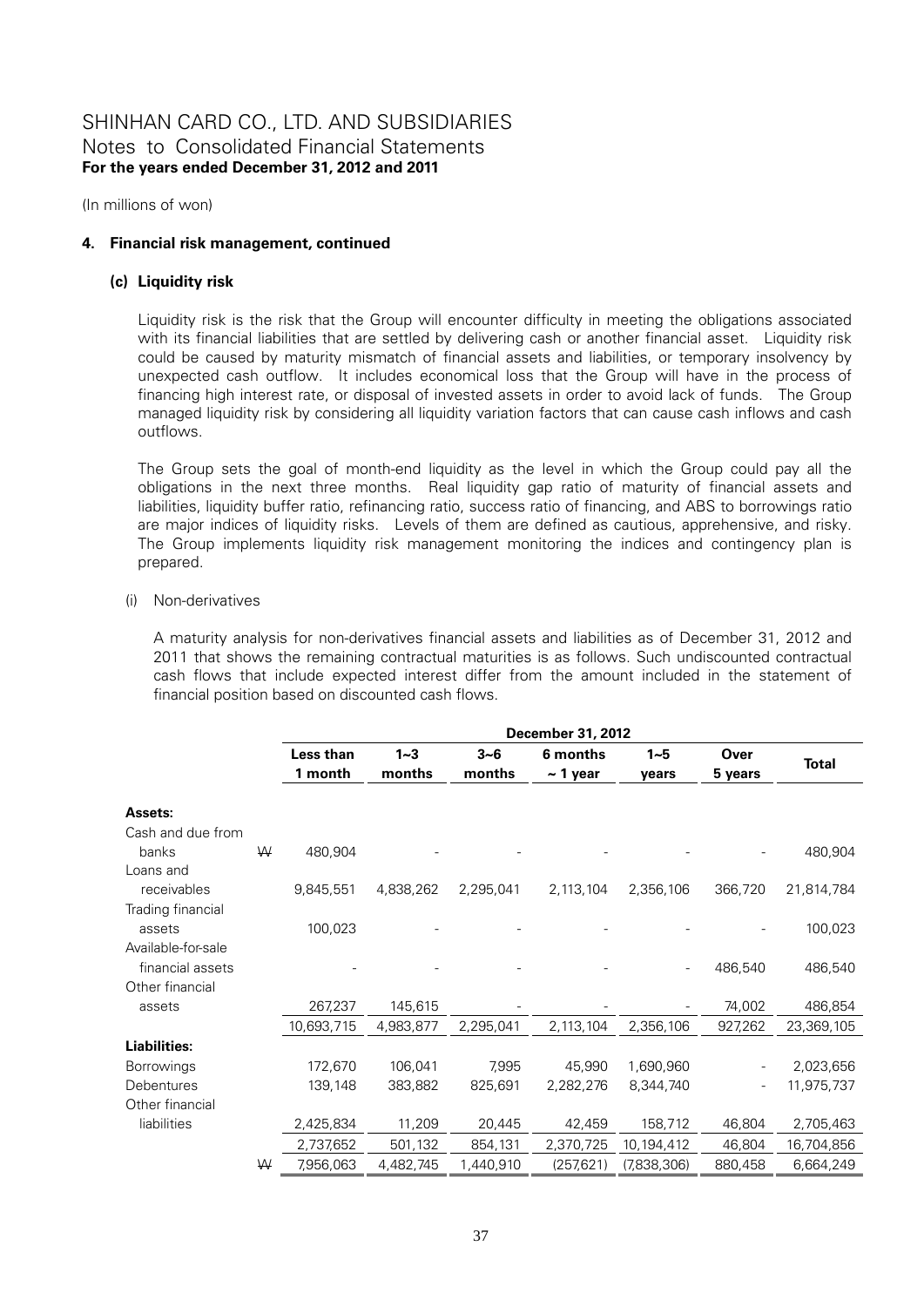# SHINHAN CARD CO., LTD. AND SUBSIDIARIES
## Notes to Consolidated Financial Statements
**For the years ended December 31, 2012 and 2011**

(In millions of won)

**4. Financial risk management, continued**

**(c) Liquidity risk**

Liquidity risk is the risk that the Group will encounter difficulty in meeting the obligations associated with its financial liabilities that are settled by delivering cash or another financial asset. Liquidity risk could be caused by maturity mismatch of financial assets and liabilities, or temporary insolvency by unexpected cash outflow. It includes economical loss that the Group will have in the process of financing high interest rate, or disposal of invested assets in order to avoid lack of funds. The Group managed liquidity risk by considering all liquidity variation factors that can cause cash inflows and cash outflows.

The Group sets the goal of month-end liquidity as the level in which the Group could pay all the obligations in the next three months. Real liquidity gap ratio of maturity of financial assets and liabilities, liquidity buffer ratio, refinancing ratio, success ratio of financing, and ABS to borrowings ratio are major indices of liquidity risks. Levels of them are defined as cautious, apprehensive, and risky. The Group implements liquidity risk management monitoring the indices and contingency plan is prepared.

(i) Non-derivatives

A maturity analysis for non-derivatives financial assets and liabilities as of December 31, 2012 and 2011 that shows the remaining contractual maturities is as follows. Such undiscounted contractual cash flows that include expected interest differ from the amount included in the statement of financial position based on discounted cash flows.

| | | December 31, 2012 | | | | | | |
|---|---|---|---|---|---|---|---|---|
| | | Less than 1 month | 1~3 months | 3~6 months | 6 months ~ 1 year | 1~5 years | Over 5 years | Total |
| **Assets:** | | | | | | | | |
| Cash and due from banks | ₩ | 480,904 | - | - | - | - | - | 480,904 |
| Loans and receivables | | 9,845,551 | 4,838,262 | 2,295,041 | 2,113,104 | 2,356,106 | 366,720 | 21,814,784 |
| Trading financial assets | | 100,023 | - | - | - | - | - | 100,023 |
| Available-for-sale financial assets | | - | - | - | - | - | 486,540 | 486,540 |
| Other financial assets | | 267,237 | 145,615 | - | - | - | 74,002 | 486,854 |
| | | 10,693,715 | 4,983,877 | 2,295,041 | 2,113,104 | 2,356,106 | 927,262 | 23,369,105 |
| **Liabilities:** | | | | | | | | |
| Borrowings | | 172,670 | 106,041 | 7,995 | 45,990 | 1,690,960 | - | 2,023,656 |
| Debentures | | 139,148 | 383,882 | 825,691 | 2,282,276 | 8,344,740 | - | 11,975,737 |
| Other financial liabilities | | 2,425,834 | 11,209 | 20,445 | 42,459 | 158,712 | 46,804 | 2,705,463 |
| | | 2,737,652 | 501,132 | 854,131 | 2,370,725 | 10,194,412 | 46,804 | 16,704,856 |
| | ₩ | 7,956,063 | 4,482,745 | 1,440,910 | (257,621) | (7,838,306) | 880,458 | 6,664,249 |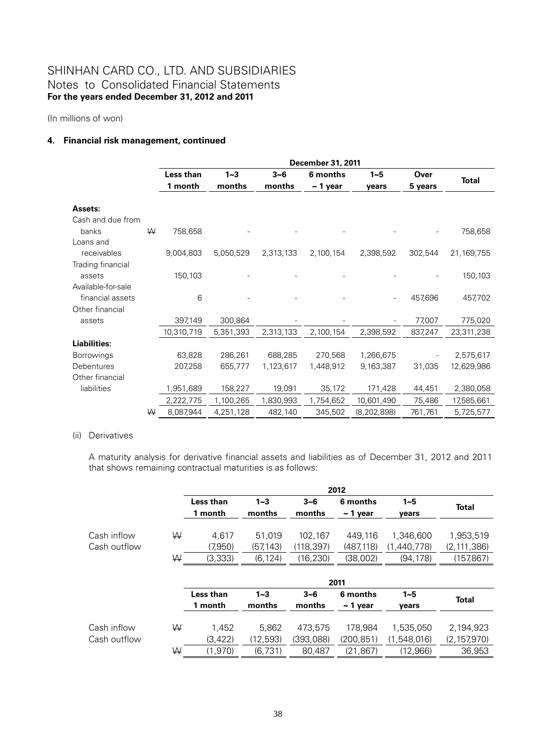# SHINHAN CARD CO., LTD. AND SUBSIDIARIES
## Notes to Consolidated Financial Statements
**For the years ended December 31, 2012 and 2011**

(In millions of won)

### 4. Financial risk management, continued

| | | December 31, 2011 | | | | | | |
|---|---|---|---|---|---|---|---|---|
| | | Less than 1 month | 1~3 months | 3~6 months | 6 months ~ 1 year | 1~5 years | Over 5 years | Total |
| **Assets:** | | | | | | | | |
| Cash and due from banks | ₩ | 758,658 | - | - | - | - | - | 758,658 |
| Loans and receivables | | 9,004,803 | 5,050,529 | 2,313,133 | 2,100,154 | 2,398,592 | 302,544 | 21,169,755 |
| Trading financial assets | | 150,103 | - | - | - | - | - | 150,103 |
| Available-for-sale financial assets | | 6 | - | - | - | - | 457,696 | 457,702 |
| Other financial assets | | 397,149 | 300,864 | - | - | - | 77,007 | 775,020 |
| | | 10,310,719 | 5,351,393 | 2,313,133 | 2,100,154 | 2,398,592 | 837,247 | 23,311,238 |
| **Liabilities:** | | | | | | | | |
| Borrowings | | 63,828 | 286,261 | 688,285 | 270,568 | 1,266,675 | - | 2,575,617 |
| Debentures | | 207,258 | 655,777 | 1,123,617 | 1,448,912 | 9,163,387 | 31,035 | 12,629,986 |
| Other financial liabilities | | 1,951,689 | 158,227 | 19,091 | 35,172 | 171,428 | 44,451 | 2,380,058 |
| | | 2,222,775 | 1,100,265 | 1,830,993 | 1,754,652 | 10,601,490 | 75,486 | 17,585,661 |
| | ₩ | 8,087,944 | 4,251,128 | 482,140 | 345,502 | (8,202,898) | 761,761 | 5,725,577 |

(ii) Derivatives

A maturity analysis for derivative financial assets and liabilities as of December 31, 2012 and 2011 that shows remaining contractual maturities is as follows:

| | | 2012 | | | | | |
|---|---|---|---|---|---|---|---|
| | | Less than 1 month | 1~3 months | 3~6 months | 6 months ~ 1 year | 1~5 years | Total |
| Cash inflow | ₩ | 4,617 | 51,019 | 102,167 | 449,116 | 1,346,600 | 1,953,519 |
| Cash outflow | | (7,950) | (57,143) | (118,397) | (487,118) | (1,440,778) | (2,111,386) |
| | ₩ | (3,333) | (6,124) | (16,230) | (38,002) | (94,178) | (157,867) |

| | | 2011 | | | | | |
|---|---|---|---|---|---|---|---|
| | | Less than 1 month | 1~3 months | 3~6 months | 6 months ~ 1 year | 1~5 years | Total |
| Cash inflow | ₩ | 1,452 | 5,862 | 473,575 | 178,984 | 1,535,050 | 2,194,923 |
| Cash outflow | | (3,422) | (12,593) | (393,088) | (200,851) | (1,548,016) | (2,157,970) |
| | ₩ | (1,970) | (6,731) | 80,487 | (21,867) | (12,966) | 36,953 |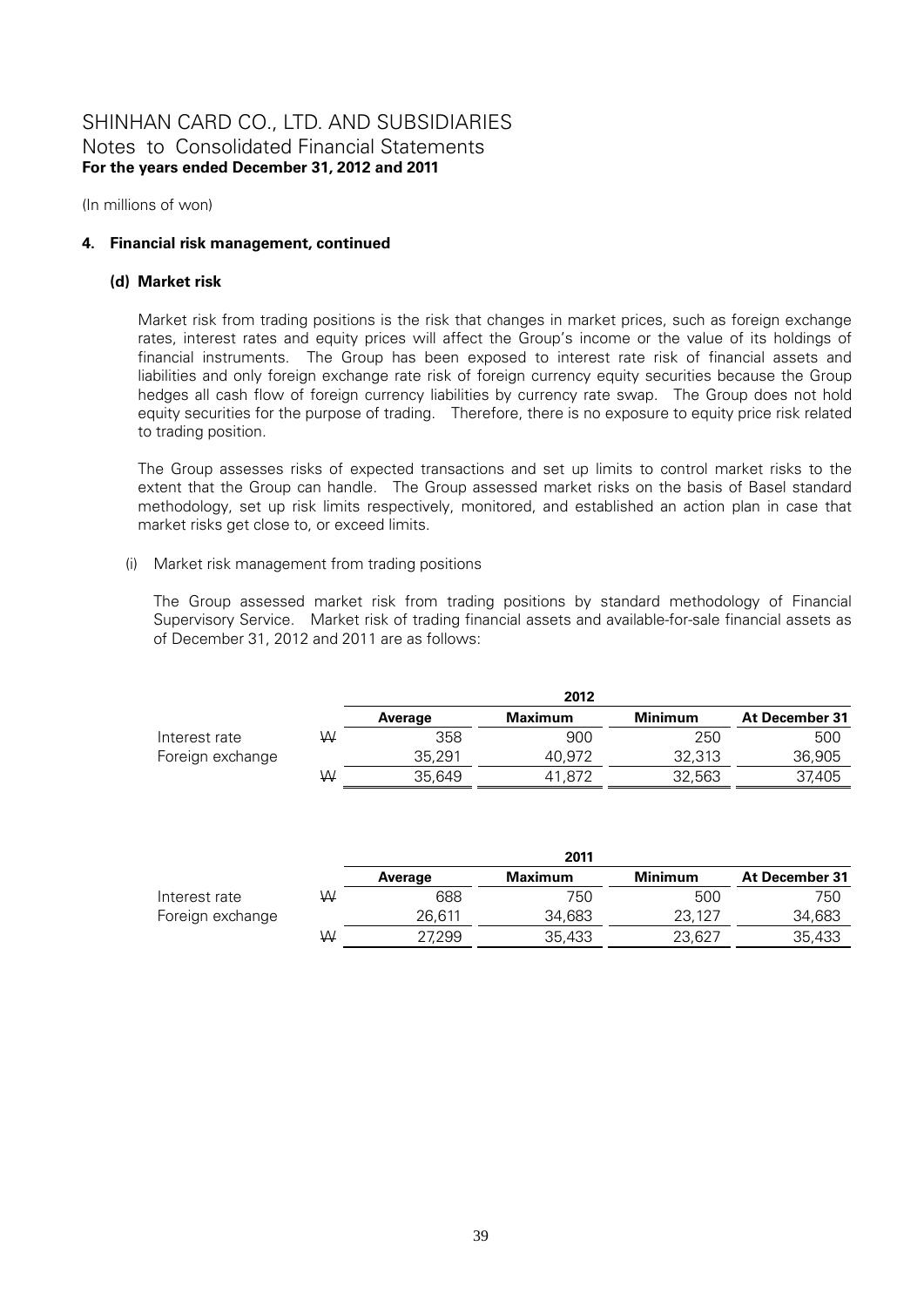# SHINHAN CARD CO., LTD. AND SUBSIDIARIES
Notes to Consolidated Financial Statements
**For the years ended December 31, 2012 and 2011**

(In millions of won)

### 4. Financial risk management, continued

#### (d) Market risk

Market risk from trading positions is the risk that changes in market prices, such as foreign exchange rates, interest rates and equity prices will affect the Group's income or the value of its holdings of financial instruments. The Group has been exposed to interest rate risk of financial assets and liabilities and only foreign exchange rate risk of foreign currency equity securities because the Group hedges all cash flow of foreign currency liabilities by currency rate swap. The Group does not hold equity securities for the purpose of trading. Therefore, there is no exposure to equity price risk related to trading position.

The Group assesses risks of expected transactions and set up limits to control market risks to the extent that the Group can handle. The Group assessed market risks on the basis of Basel standard methodology, set up risk limits respectively, monitored, and established an action plan in case that market risks get close to, or exceed limits.

(i) Market risk management from trading positions

The Group assessed market risk from trading positions by standard methodology of Financial Supervisory Service. Market risk of trading financial assets and available-for-sale financial assets as of December 31, 2012 and 2011 are as follows:

| | | 2012 | | | |
|---|---|---|---|---|---|
| | | **Average** | **Maximum** | **Minimum** | **At December 31** |
| Interest rate | ₩ | 358 | 900 | 250 | 500 |
| Foreign exchange | | 35,291 | 40,972 | 32,313 | 36,905 |
| | ₩ | 35,649 | 41,872 | 32,563 | 37,405 |

| | | 2011 | | | |
|---|---|---|---|---|---|
| | | **Average** | **Maximum** | **Minimum** | **At December 31** |
| Interest rate | ₩ | 688 | 750 | 500 | 750 |
| Foreign exchange | | 26,611 | 34,683 | 23,127 | 34,683 |
| | ₩ | 27,299 | 35,433 | 23,627 | 35,433 |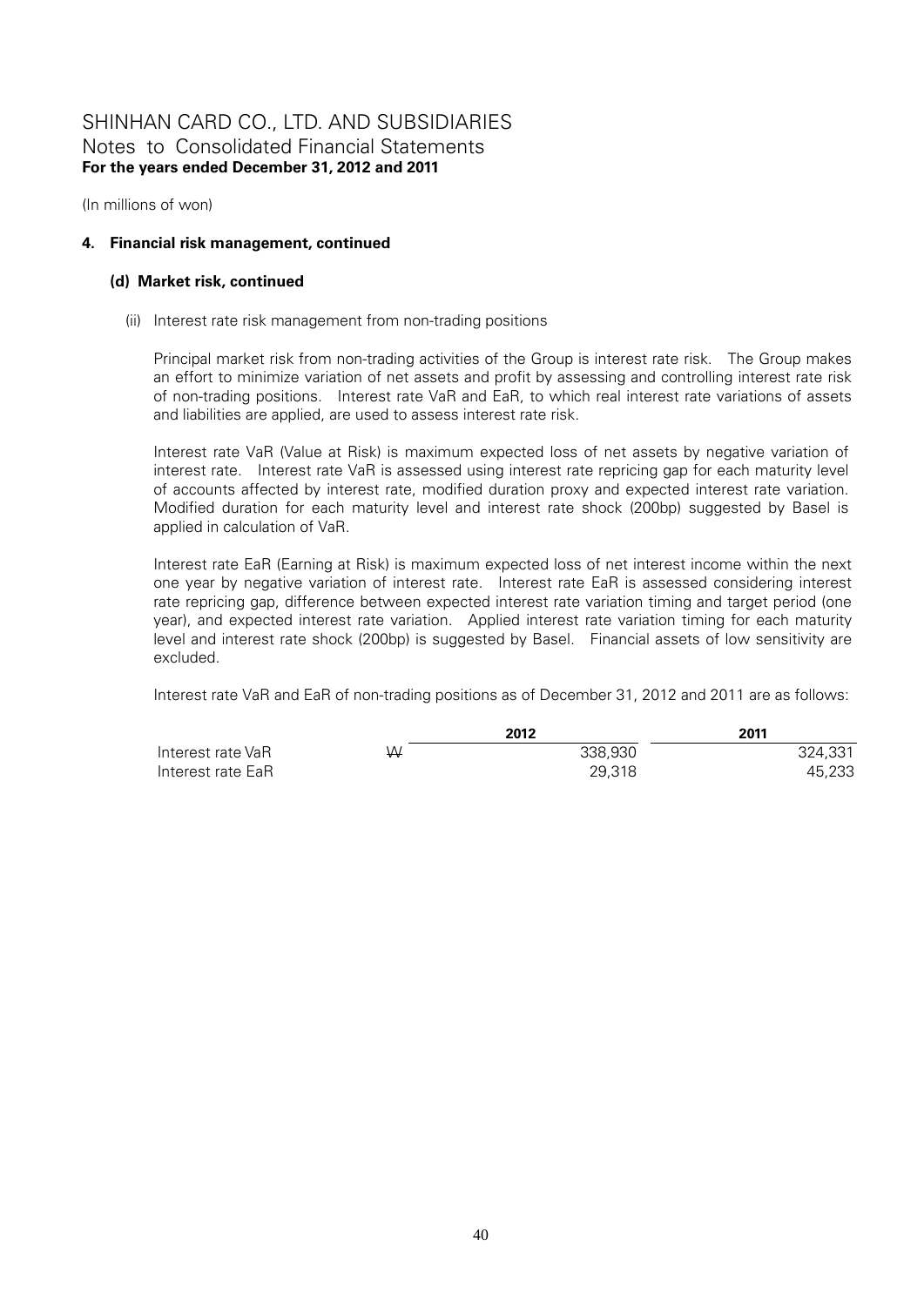# SHINHAN CARD CO., LTD. AND SUBSIDIARIES
Notes to Consolidated Financial Statements
**For the years ended December 31, 2012 and 2011**

(In millions of won)

## 4. Financial risk management, continued

### (d) Market risk, continued

(ii) Interest rate risk management from non-trading positions

Principal market risk from non-trading activities of the Group is interest rate risk. The Group makes an effort to minimize variation of net assets and profit by assessing and controlling interest rate risk of non-trading positions. Interest rate VaR and EaR, to which real interest rate variations of assets and liabilities are applied, are used to assess interest rate risk.

Interest rate VaR (Value at Risk) is maximum expected loss of net assets by negative variation of interest rate. Interest rate VaR is assessed using interest rate repricing gap for each maturity level of accounts affected by interest rate, modified duration proxy and expected interest rate variation. Modified duration for each maturity level and interest rate shock (200bp) suggested by Basel is applied in calculation of VaR.

Interest rate EaR (Earning at Risk) is maximum expected loss of net interest income within the next one year by negative variation of interest rate. Interest rate EaR is assessed considering interest rate repricing gap, difference between expected interest rate variation timing and target period (one year), and expected interest rate variation. Applied interest rate variation timing for each maturity level and interest rate shock (200bp) is suggested by Basel. Financial assets of low sensitivity are excluded.

Interest rate VaR and EaR of non-trading positions as of December 31, 2012 and 2011 are as follows:

| | | 2012 | 2011 |
|---|---|---|---|
| Interest rate VaR | W | 338,930 | 324,331 |
| Interest rate EaR | | 29,318 | 45,233 |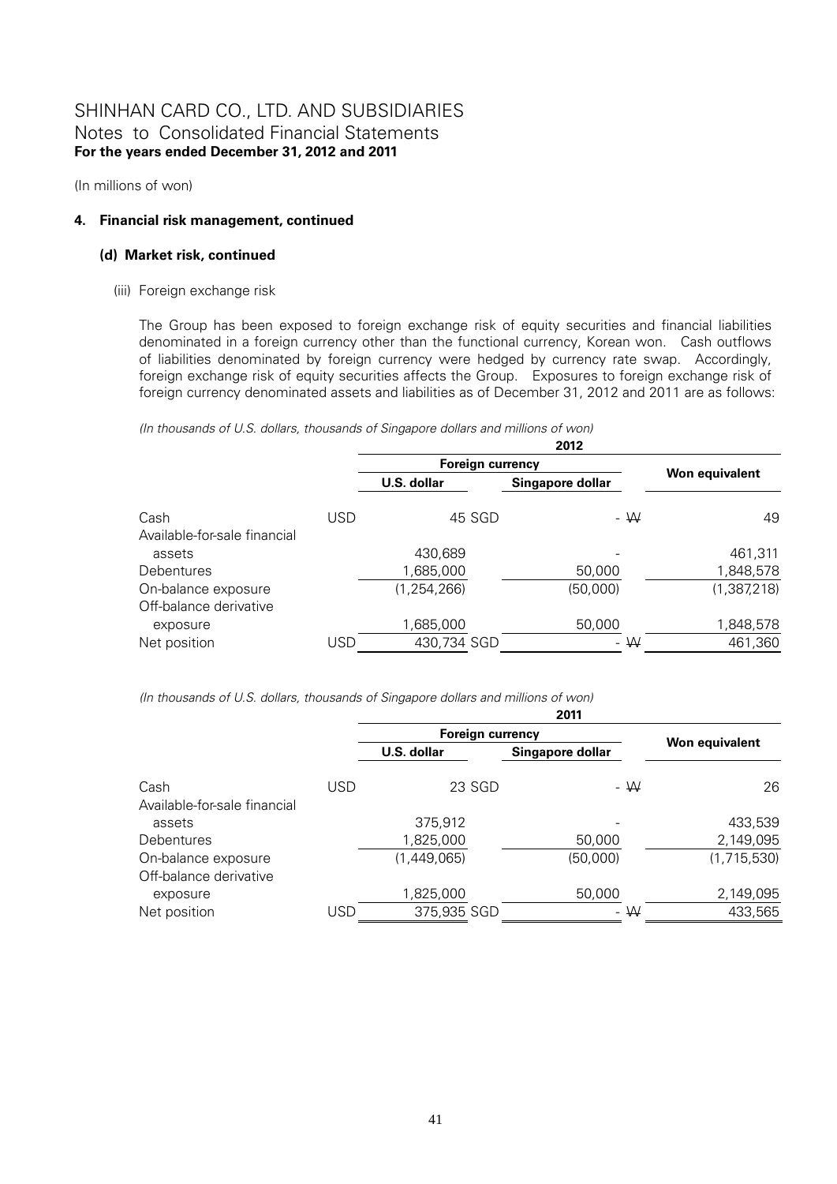# SHINHAN CARD CO., LTD. AND SUBSIDIARIES
## Notes to Consolidated Financial Statements
**For the years ended December 31, 2012 and 2011**

(In millions of won)

### 4. Financial risk management, continued

#### (d) Market risk, continued

(iii) Foreign exchange risk

The Group has been exposed to foreign exchange risk of equity securities and financial liabilities denominated in a foreign currency other than the functional currency, Korean won. Cash outflows of liabilities denominated by foreign currency were hedged by currency rate swap. Accordingly, foreign exchange risk of equity securities affects the Group. Exposures to foreign exchange risk of foreign currency denominated assets and liabilities as of December 31, 2012 and 2011 are as follows:

*(In thousands of U.S. dollars, thousands of Singapore dollars and millions of won)*

| | 2012 | | | | | |
|---|---|---|---|---|---|---|
| | Foreign currency | | | | Won equivalent | |
| | | U.S. dollar | | Singapore dollar | | |
| Cash | USD | 45 | SGD | - | ₩ | 49 |
| Available-for-sale financial assets | | 430,689 | | - | | 461,311 |
| Debentures | | 1,685,000 | | 50,000 | | 1,848,578 |
| On-balance exposure | | (1,254,266) | | (50,000) | | (1,387,218) |
| Off-balance derivative exposure | | 1,685,000 | | 50,000 | | 1,848,578 |
| Net position | USD | 430,734 | SGD | - | ₩ | 461,360 |

*(In thousands of U.S. dollars, thousands of Singapore dollars and millions of won)*

| | 2011 | | | | | |
|---|---|---|---|---|---|---|
| | Foreign currency | | | | Won equivalent | |
| | | U.S. dollar | | Singapore dollar | | |
| Cash | USD | 23 | SGD | - | ₩ | 26 |
| Available-for-sale financial assets | | 375,912 | | - | | 433,539 |
| Debentures | | 1,825,000 | | 50,000 | | 2,149,095 |
| On-balance exposure | | (1,449,065) | | (50,000) | | (1,715,530) |
| Off-balance derivative exposure | | 1,825,000 | | 50,000 | | 2,149,095 |
| Net position | USD | 375,935 | SGD | - | ₩ | 433,565 |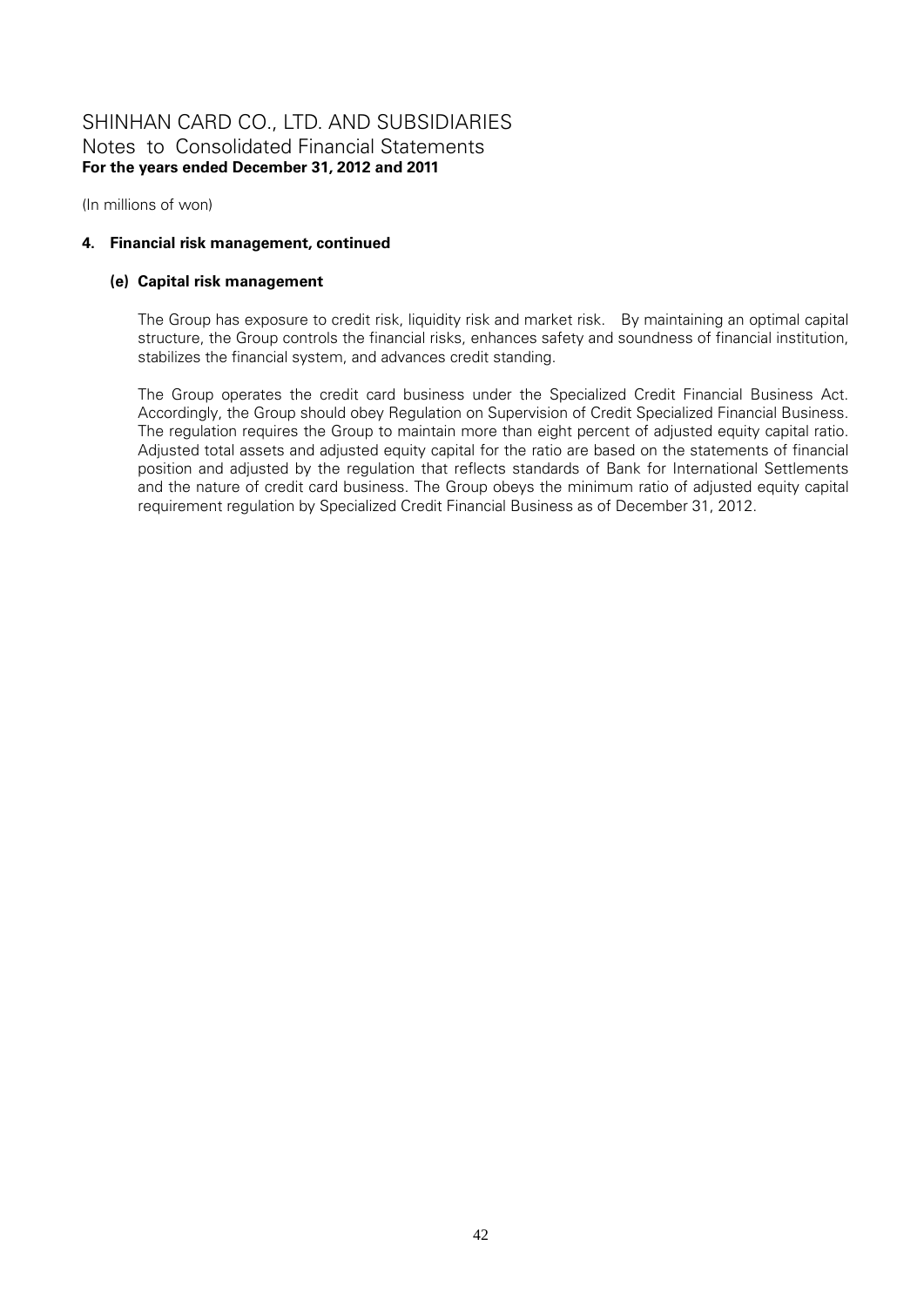(In millions of won)

## 4. Financial risk management, continued

### (e) Capital risk management

The Group has exposure to credit risk, liquidity risk and market risk. By maintaining an optimal capital structure, the Group controls the financial risks, enhances safety and soundness of financial institution, stabilizes the financial system, and advances credit standing.

The Group operates the credit card business under the Specialized Credit Financial Business Act. Accordingly, the Group should obey Regulation on Supervision of Credit Specialized Financial Business. The regulation requires the Group to maintain more than eight percent of adjusted equity capital ratio. Adjusted total assets and adjusted equity capital for the ratio are based on the statements of financial position and adjusted by the regulation that reflects standards of Bank for International Settlements and the nature of credit card business. The Group obeys the minimum ratio of adjusted equity capital requirement regulation by Specialized Credit Financial Business as of December 31, 2012.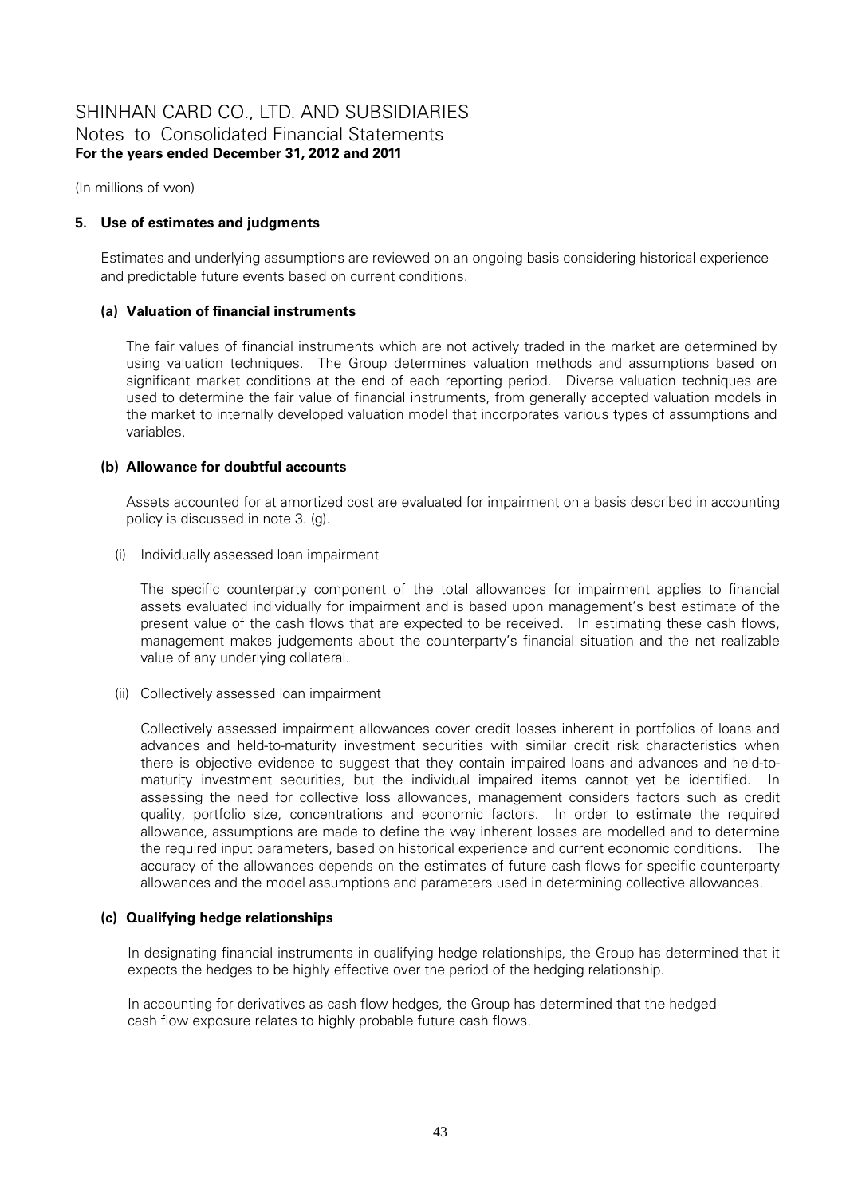(In millions of won)

## 5. Use of estimates and judgments

Estimates and underlying assumptions are reviewed on an ongoing basis considering historical experience and predictable future events based on current conditions.

### (a) Valuation of financial instruments

The fair values of financial instruments which are not actively traded in the market are determined by using valuation techniques. The Group determines valuation methods and assumptions based on significant market conditions at the end of each reporting period. Diverse valuation techniques are used to determine the fair value of financial instruments, from generally accepted valuation models in the market to internally developed valuation model that incorporates various types of assumptions and variables.

### (b) Allowance for doubtful accounts

Assets accounted for at amortized cost are evaluated for impairment on a basis described in accounting policy is discussed in note 3. (g).

(i) Individually assessed loan impairment

The specific counterparty component of the total allowances for impairment applies to financial assets evaluated individually for impairment and is based upon management's best estimate of the present value of the cash flows that are expected to be received. In estimating these cash flows, management makes judgements about the counterparty's financial situation and the net realizable value of any underlying collateral.

(ii) Collectively assessed loan impairment

Collectively assessed impairment allowances cover credit losses inherent in portfolios of loans and advances and held-to-maturity investment securities with similar credit risk characteristics when there is objective evidence to suggest that they contain impaired loans and advances and held-to-maturity investment securities, but the individual impaired items cannot yet be identified. In assessing the need for collective loss allowances, management considers factors such as credit quality, portfolio size, concentrations and economic factors. In order to estimate the required allowance, assumptions are made to define the way inherent losses are modelled and to determine the required input parameters, based on historical experience and current economic conditions. The accuracy of the allowances depends on the estimates of future cash flows for specific counterparty allowances and the model assumptions and parameters used in determining collective allowances.

### (c) Qualifying hedge relationships

In designating financial instruments in qualifying hedge relationships, the Group has determined that it expects the hedges to be highly effective over the period of the hedging relationship.

In accounting for derivatives as cash flow hedges, the Group has determined that the hedged cash flow exposure relates to highly probable future cash flows.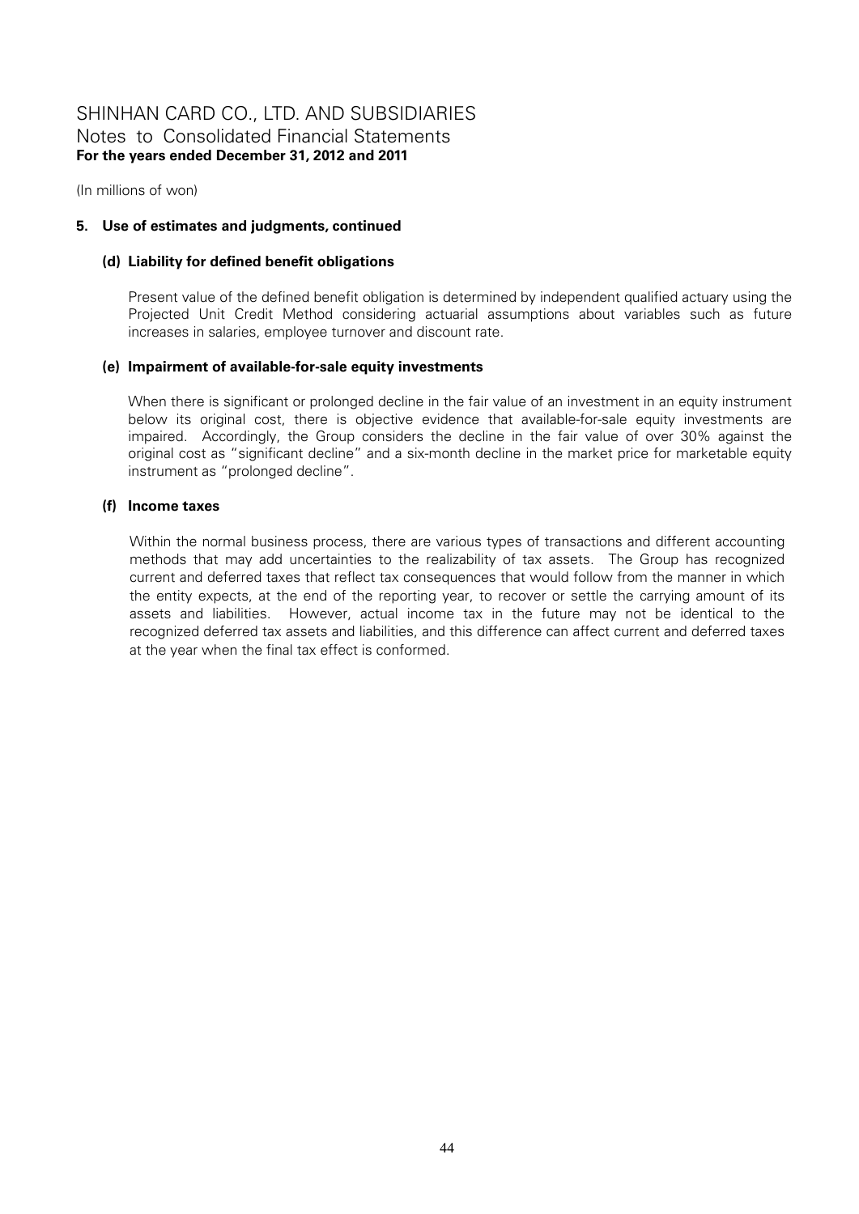# SHINHAN CARD CO., LTD. AND SUBSIDIARIES
## Notes to Consolidated Financial Statements
**For the years ended December 31, 2012 and 2011**

(In millions of won)

### 5. Use of estimates and judgments, continued

#### (d) Liability for defined benefit obligations

Present value of the defined benefit obligation is determined by independent qualified actuary using the Projected Unit Credit Method considering actuarial assumptions about variables such as future increases in salaries, employee turnover and discount rate.

#### (e) Impairment of available-for-sale equity investments

When there is significant or prolonged decline in the fair value of an investment in an equity instrument below its original cost, there is objective evidence that available-for-sale equity investments are impaired. Accordingly, the Group considers the decline in the fair value of over 30% against the original cost as "significant decline" and a six-month decline in the market price for marketable equity instrument as "prolonged decline".

#### (f) Income taxes

Within the normal business process, there are various types of transactions and different accounting methods that may add uncertainties to the realizability of tax assets. The Group has recognized current and deferred taxes that reflect tax consequences that would follow from the manner in which the entity expects, at the end of the reporting year, to recover or settle the carrying amount of its assets and liabilities. However, actual income tax in the future may not be identical to the recognized deferred tax assets and liabilities, and this difference can affect current and deferred taxes at the year when the final tax effect is conformed.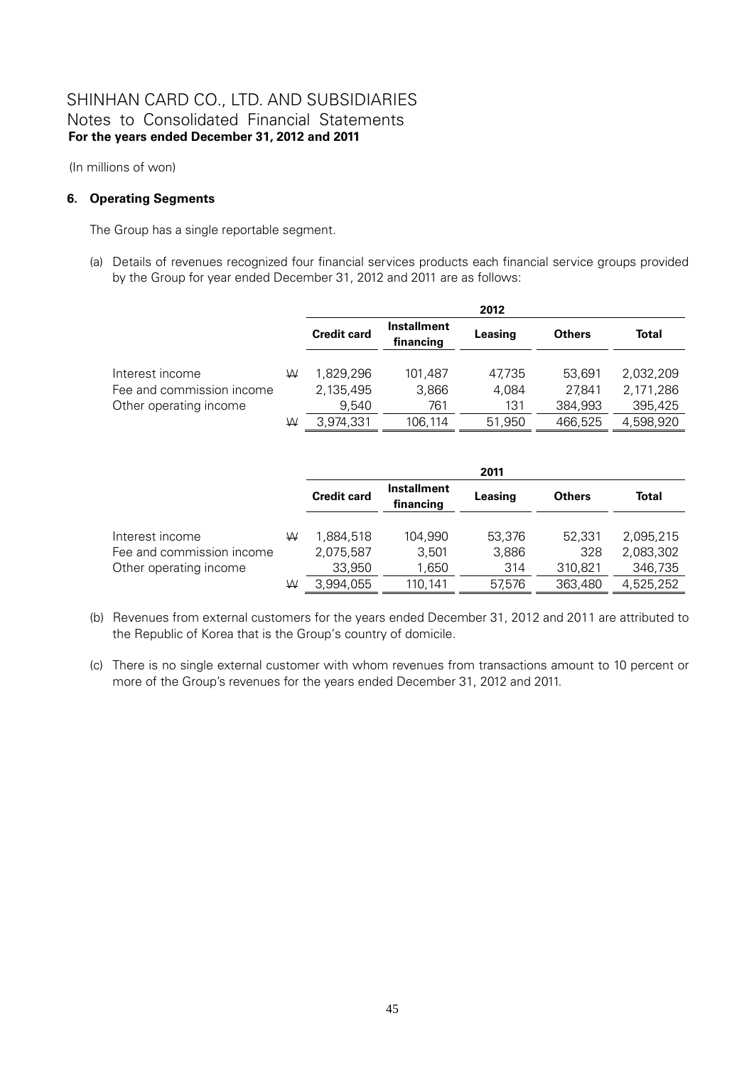# SHINHAN CARD CO., LTD. AND SUBSIDIARIES
## Notes to Consolidated Financial Statements
**For the years ended December 31, 2012 and 2011**

(In millions of won)

### 6. Operating Segments

The Group has a single reportable segment.

(a) Details of revenues recognized four financial services products each financial service groups provided by the Group for year ended December 31, 2012 and 2011 are as follows:

| | | 2012 | | | | |
|---|---|---|---|---|---|---|
| | | **Credit card** | **Installment financing** | **Leasing** | **Others** | **Total** |
| Interest income | ₩ | 1,829,296 | 101,487 | 47,735 | 53,691 | 2,032,209 |
| Fee and commission income | | 2,135,495 | 3,866 | 4,084 | 27,841 | 2,171,286 |
| Other operating income | | 9,540 | 761 | 131 | 384,993 | 395,425 |
| | ₩ | 3,974,331 | 106,114 | 51,950 | 466,525 | 4,598,920 |

| | | 2011 | | | | |
|---|---|---|---|---|---|---|
| | | **Credit card** | **Installment financing** | **Leasing** | **Others** | **Total** |
| Interest income | ₩ | 1,884,518 | 104,990 | 53,376 | 52,331 | 2,095,215 |
| Fee and commission income | | 2,075,587 | 3,501 | 3,886 | 328 | 2,083,302 |
| Other operating income | | 33,950 | 1,650 | 314 | 310,821 | 346,735 |
| | ₩ | 3,994,055 | 110,141 | 57,576 | 363,480 | 4,525,252 |

(b) Revenues from external customers for the years ended December 31, 2012 and 2011 are attributed to the Republic of Korea that is the Group's country of domicile.

(c) There is no single external customer with whom revenues from transactions amount to 10 percent or more of the Group's revenues for the years ended December 31, 2012 and 2011.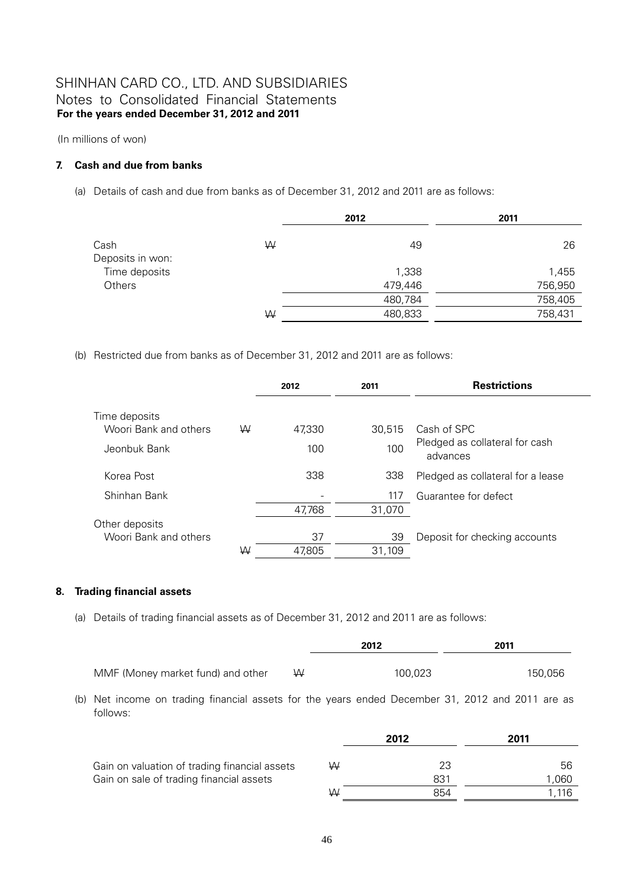(In millions of won)

## 7. Cash and due from banks

(a) Details of cash and due from banks as of December 31, 2012 and 2011 are as follows:

| | | 2012 | 2011 |
|---|---|---|---|
| Cash | ₩ | 49 | 26 |
| Deposits in won: | | | |
| Time deposits | | 1,338 | 1,455 |
| Others | | 479,446 | 756,950 |
| | | 480,784 | 758,405 |
| | ₩ | 480,833 | 758,431 |

(b) Restricted due from banks as of December 31, 2012 and 2011 are as follows:

| | | 2012 | 2011 | Restrictions |
|---|---|---|---|---|
| Time deposits | | | | |
| Woori Bank and others | ₩ | 47,330 | 30,515 | Cash of SPC |
| Jeonbuk Bank | | 100 | 100 | Pledged as collateral for cash advances |
| Korea Post | | 338 | 338 | Pledged as collateral for a lease |
| Shinhan Bank | | - | 117 | Guarantee for defect |
| | | 47,768 | 31,070 | |
| Other deposits | | | | |
| Woori Bank and others | | 37 | 39 | Deposit for checking accounts |
| | ₩ | 47,805 | 31,109 | |

## 8. Trading financial assets

(a) Details of trading financial assets as of December 31, 2012 and 2011 are as follows:

| | | 2012 | 2011 |
|---|---|---|---|
| MMF (Money market fund) and other | ₩ | 100,023 | 150,056 |

(b) Net income on trading financial assets for the years ended December 31, 2012 and 2011 are as follows:

| | | 2012 | 2011 |
|---|---|---|---|
| Gain on valuation of trading financial assets | ₩ | 23 | 56 |
| Gain on sale of trading financial assets | | 831 | 1,060 |
| | ₩ | 854 | 1,116 |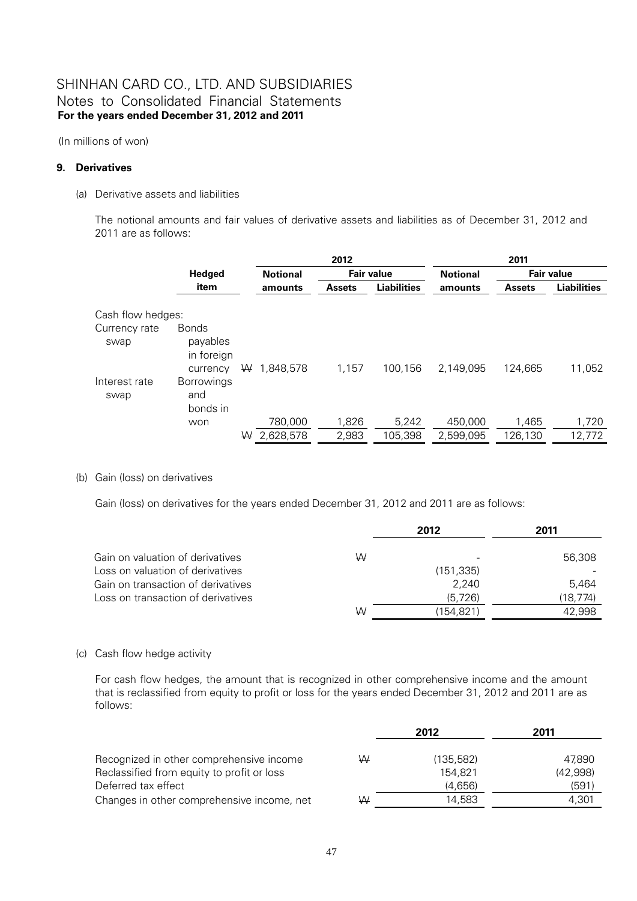(In millions of won)

## 9. Derivatives

(a) Derivative assets and liabilities

The notional amounts and fair values of derivative assets and liabilities as of December 31, 2012 and 2011 are as follows:

| | Hedged item | 2012 | | | 2011 | | |
|---|---|---|---|---|---|---|---|
| | | Notional amounts | Fair value | | Notional amounts | Fair value | |
| | | | Assets | Liabilities | | Assets | Liabilities |
| Cash flow hedges: | | | | | | | |
| Currency rate swap | Bonds payables in foreign currency | ₩ 1,848,578 | 1,157 | 100,156 | 2,149,095 | 124,665 | 11,052 |
| Interest rate swap | Borrowings and bonds in won | 780,000 | 1,826 | 5,242 | 450,000 | 1,465 | 1,720 |
| | | ₩ 2,628,578 | 2,983 | 105,398 | 2,599,095 | 126,130 | 12,772 |

(b) Gain (loss) on derivatives

Gain (loss) on derivatives for the years ended December 31, 2012 and 2011 are as follows:

| | | 2012 | 2011 |
|---|---|---|---|
| Gain on valuation of derivatives | ₩ | - | 56,308 |
| Loss on valuation of derivatives | | (151,335) | - |
| Gain on transaction of derivatives | | 2,240 | 5,464 |
| Loss on transaction of derivatives | | (5,726) | (18,774) |
| | ₩ | (154,821) | 42,998 |

(c) Cash flow hedge activity

For cash flow hedges, the amount that is recognized in other comprehensive income and the amount that is reclassified from equity to profit or loss for the years ended December 31, 2012 and 2011 are as follows:

| | | 2012 | 2011 |
|---|---|---|---|
| Recognized in other comprehensive income | ₩ | (135,582) | 47,890 |
| Reclassified from equity to profit or loss | | 154,821 | (42,998) |
| Deferred tax effect | | (4,656) | (591) |
| Changes in other comprehensive income, net | ₩ | 14,583 | 4,301 |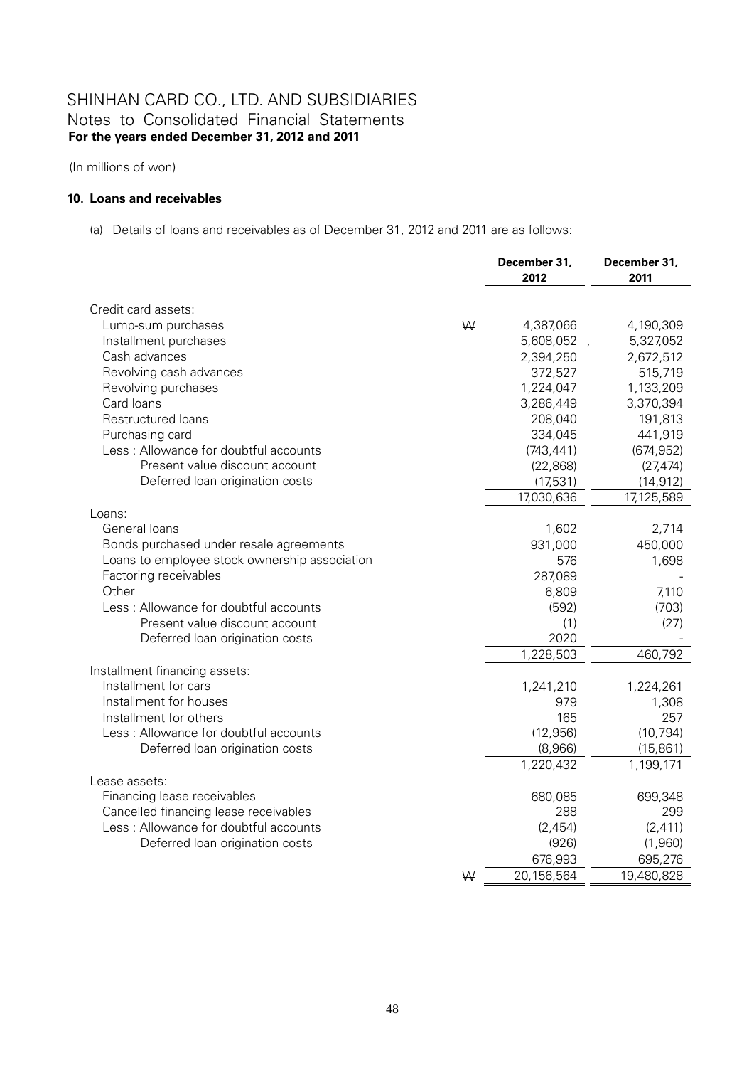(In millions of won)

## 10. Loans and receivables

(a) Details of loans and receivables as of December 31, 2012 and 2011 are as follows:

| | | December 31, 2012 | December 31, 2011 |
|---|---|---|---|
| Credit card assets: | | | |
| Lump-sum purchases | ₩ | 4,387,066 | 4,190,309 |
| Installment purchases | | 5,608,052 , | 5,327,052 |
| Cash advances | | 2,394,250 | 2,672,512 |
| Revolving cash advances | | 372,527 | 515,719 |
| Revolving purchases | | 1,224,047 | 1,133,209 |
| Card loans | | 3,286,449 | 3,370,394 |
| Restructured loans | | 208,040 | 191,813 |
| Purchasing card | | 334,045 | 441,919 |
| Less : Allowance for doubtful accounts | | (743,441) | (674,952) |
| Present value discount account | | (22,868) | (27,474) |
| Deferred loan origination costs | | (17,531) | (14,912) |
| | | 17,030,636 | 17,125,589 |
| Loans: | | | |
| General loans | | 1,602 | 2,714 |
| Bonds purchased under resale agreements | | 931,000 | 450,000 |
| Loans to employee stock ownership association | | 576 | 1,698 |
| Factoring receivables | | 287,089 | - |
| Other | | 6,809 | 7,110 |
| Less : Allowance for doubtful accounts | | (592) | (703) |
| Present value discount account | | (1) | (27) |
| Deferred loan origination costs | | 2020 | - |
| | | 1,228,503 | 460,792 |
| Installment financing assets: | | | |
| Installment for cars | | 1,241,210 | 1,224,261 |
| Installment for houses | | 979 | 1,308 |
| Installment for others | | 165 | 257 |
| Less : Allowance for doubtful accounts | | (12,956) | (10,794) |
| Deferred loan origination costs | | (8,966) | (15,861) |
| | | 1,220,432 | 1,199,171 |
| Lease assets: | | | |
| Financing lease receivables | | 680,085 | 699,348 |
| Cancelled financing lease receivables | | 288 | 299 |
| Less : Allowance for doubtful accounts | | (2,454) | (2,411) |
| Deferred loan origination costs | | (926) | (1,960) |
| | | 676,993 | 695,276 |
| | ₩ | 20,156,564 | 19,480,828 |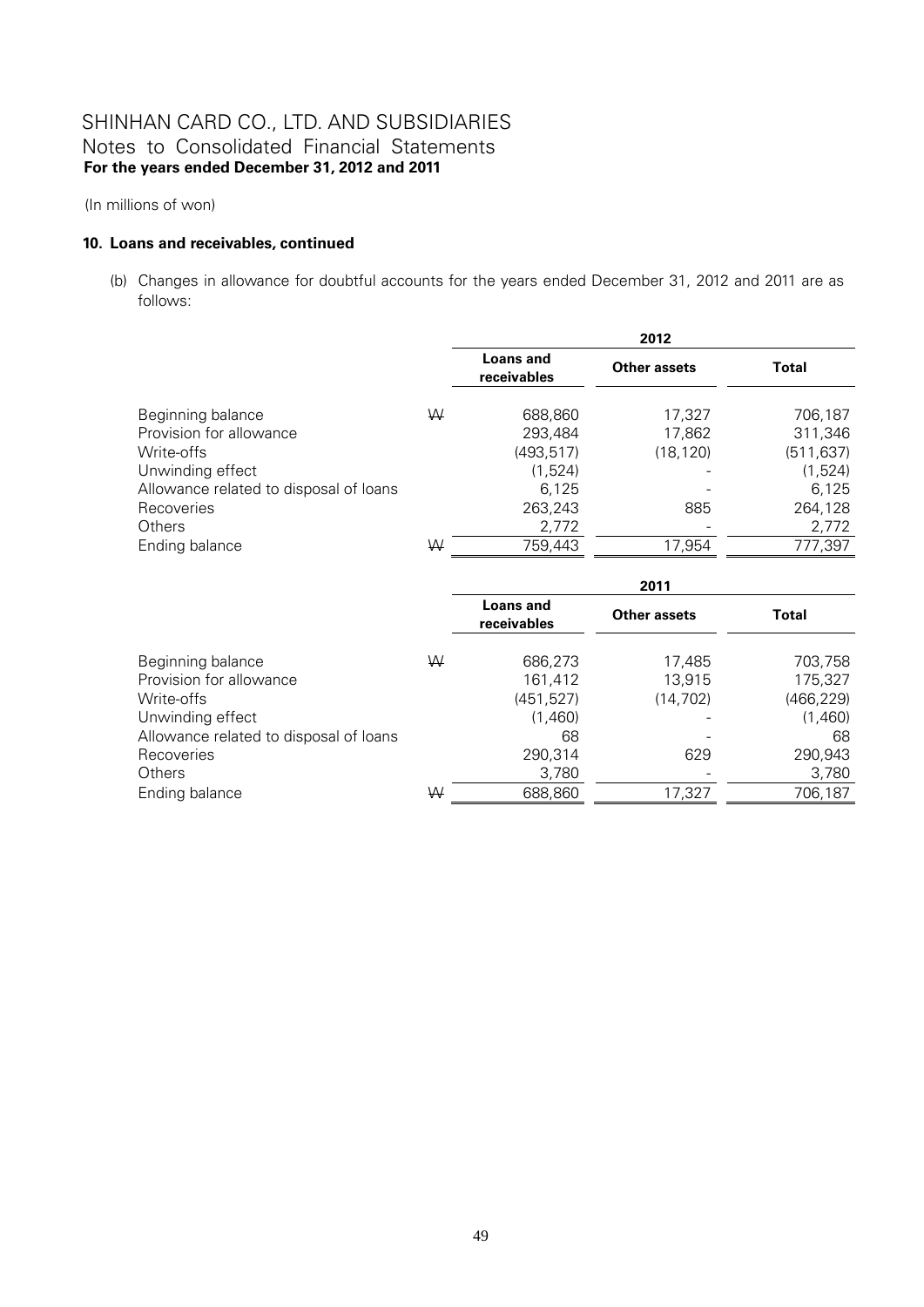# SHINHAN CARD CO., LTD. AND SUBSIDIARIES
## Notes to Consolidated Financial Statements
**For the years ended December 31, 2012 and 2011**

(In millions of won)

### 10. Loans and receivables, continued

(b) Changes in allowance for doubtful accounts for the years ended December 31, 2012 and 2011 are as follows:

| | | 2012 | | |
|---|---|---|---|---|
| | | **Loans and receivables** | **Other assets** | **Total** |
| Beginning balance | ₩ | 688,860 | 17,327 | 706,187 |
| Provision for allowance | | 293,484 | 17,862 | 311,346 |
| Write-offs | | (493,517) | (18,120) | (511,637) |
| Unwinding effect | | (1,524) | - | (1,524) |
| Allowance related to disposal of loans | | 6,125 | - | 6,125 |
| Recoveries | | 263,243 | 885 | 264,128 |
| Others | | 2,772 | - | 2,772 |
| Ending balance | ₩ | 759,443 | 17,954 | 777,397 |

| | | 2011 | | |
|---|---|---|---|---|
| | | **Loans and receivables** | **Other assets** | **Total** |
| Beginning balance | ₩ | 686,273 | 17,485 | 703,758 |
| Provision for allowance | | 161,412 | 13,915 | 175,327 |
| Write-offs | | (451,527) | (14,702) | (466,229) |
| Unwinding effect | | (1,460) | - | (1,460) |
| Allowance related to disposal of loans | | 68 | - | 68 |
| Recoveries | | 290,314 | 629 | 290,943 |
| Others | | 3,780 | - | 3,780 |
| Ending balance | ₩ | 688,860 | 17,327 | 706,187 |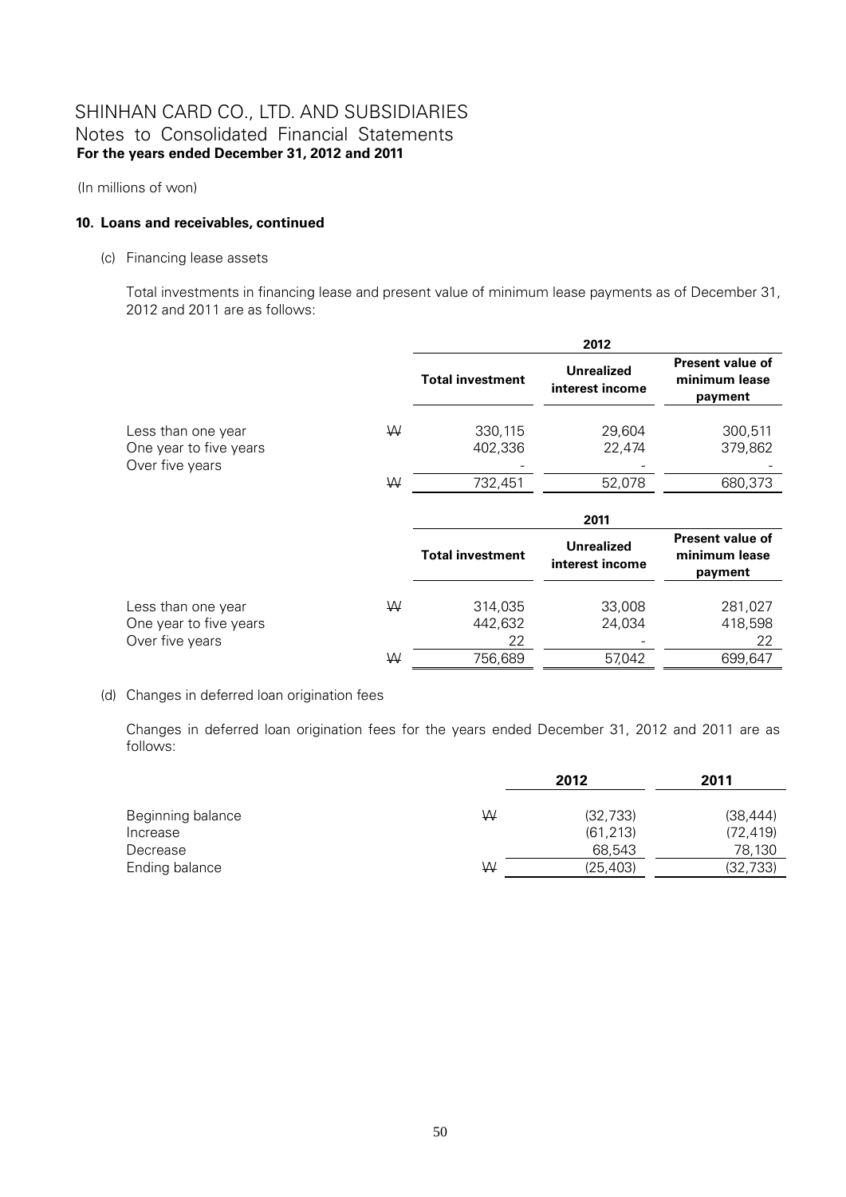(In millions of won)

### 10. Loans and receivables, continued

(c) Financing lease assets

Total investments in financing lease and present value of minimum lease payments as of December 31, 2012 and 2011 are as follows:

| | | 2012 | | |
|---|---|---|---|---|
| | | **Total investment** | **Unrealized interest income** | **Present value of minimum lease payment** |
| Less than one year | ₩ | 330,115 | 29,604 | 300,511 |
| One year to five years | | 402,336 | 22,474 | 379,862 |
| Over five years | | - | - | - |
| | ₩ | 732,451 | 52,078 | 680,373 |

| | | 2011 | | |
|---|---|---|---|---|
| | | **Total investment** | **Unrealized interest income** | **Present value of minimum lease payment** |
| Less than one year | ₩ | 314,035 | 33,008 | 281,027 |
| One year to five years | | 442,632 | 24,034 | 418,598 |
| Over five years | | 22 | - | 22 |
| | ₩ | 756,689 | 57,042 | 699,647 |

(d) Changes in deferred loan origination fees

Changes in deferred loan origination fees for the years ended December 31, 2012 and 2011 are as follows:

| | | 2012 | 2011 |
|---|---|---|---|
| Beginning balance | ₩ | (32,733) | (38,444) |
| Increase | | (61,213) | (72,419) |
| Decrease | | 68,543 | 78,130 |
| Ending balance | ₩ | (25,403) | (32,733) |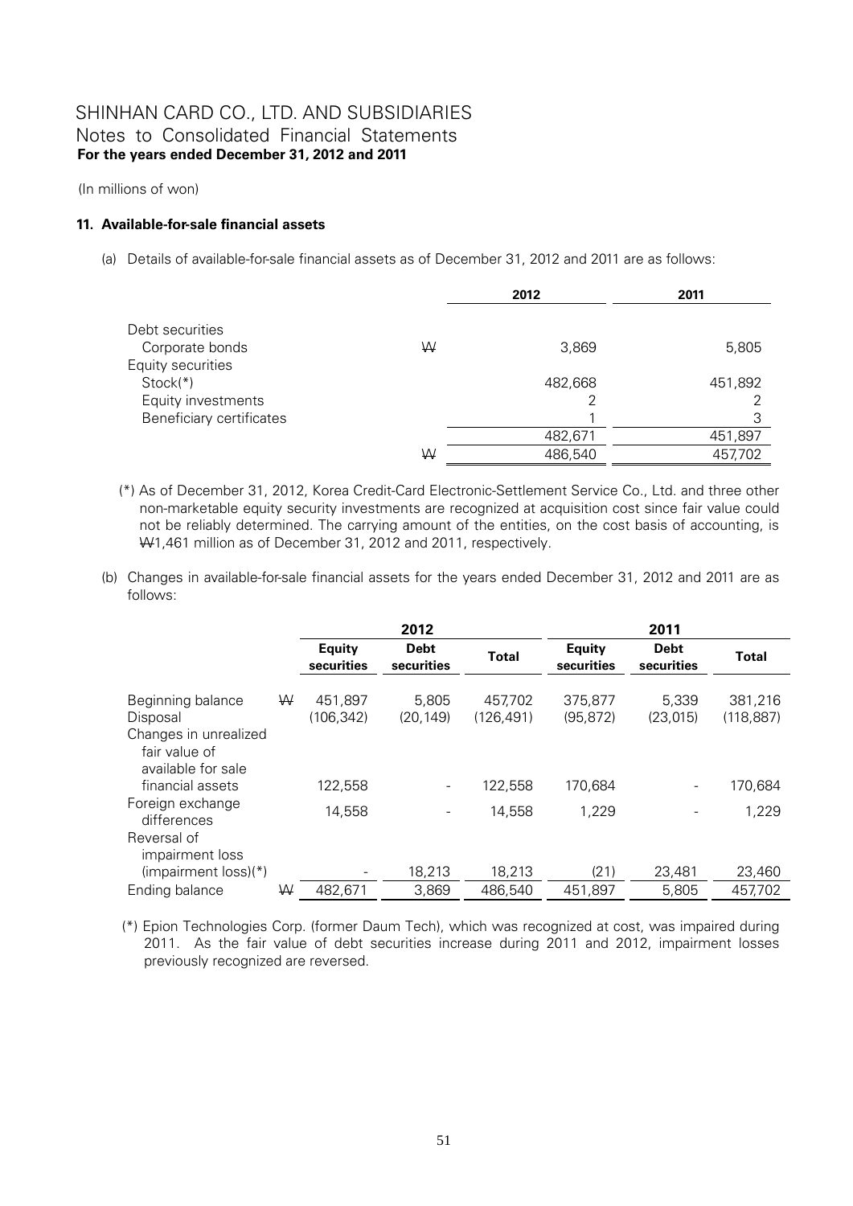# SHINHAN CARD CO., LTD. AND SUBSIDIARIES
## Notes to Consolidated Financial Statements
**For the years ended December 31, 2012 and 2011**

(In millions of won)

### 11. Available-for-sale financial assets

(a) Details of available-for-sale financial assets as of December 31, 2012 and 2011 are as follows:

| | | 2012 | 2011 |
|---|---|---|---|
| Debt securities | | | |
| Corporate bonds | ₩ | 3,869 | 5,805 |
| Equity securities | | | |
| Stock(*) | | 482,668 | 451,892 |
| Equity investments | | 2 | 2 |
| Beneficiary certificates | | 1 | 3 |
| | | 482,671 | 451,897 |
| | ₩ | 486,540 | 457,702 |

(*) As of December 31, 2012, Korea Credit-Card Electronic-Settlement Service Co., Ltd. and three other non-marketable equity security investments are recognized at acquisition cost since fair value could not be reliably determined. The carrying amount of the entities, on the cost basis of accounting, is ₩1,461 million as of December 31, 2012 and 2011, respectively.

(b) Changes in available-for-sale financial assets for the years ended December 31, 2012 and 2011 are as follows:

| | | 2012 | | | 2011 | | |
|---|---|---|---|---|---|---|---|
| | | Equity securities | Debt securities | Total | Equity securities | Debt securities | Total |
| Beginning balance | ₩ | 451,897 | 5,805 | 457,702 | 375,877 | 5,339 | 381,216 |
| Disposal | | (106,342) | (20,149) | (126,491) | (95,872) | (23,015) | (118,887) |
| Changes in unrealized fair value of available for sale financial assets | | 122,558 | - | 122,558 | 170,684 | - | 170,684 |
| Foreign exchange differences | | 14,558 | - | 14,558 | 1,229 | - | 1,229 |
| Reversal of impairment loss (impairment loss)(*) | | - | 18,213 | 18,213 | (21) | 23,481 | 23,460 |
| Ending balance | ₩ | 482,671 | 3,869 | 486,540 | 451,897 | 5,805 | 457,702 |

(*) Epion Technologies Corp. (former Daum Tech), which was recognized at cost, was impaired during 2011. As the fair value of debt securities increase during 2011 and 2012, impairment losses previously recognized are reversed.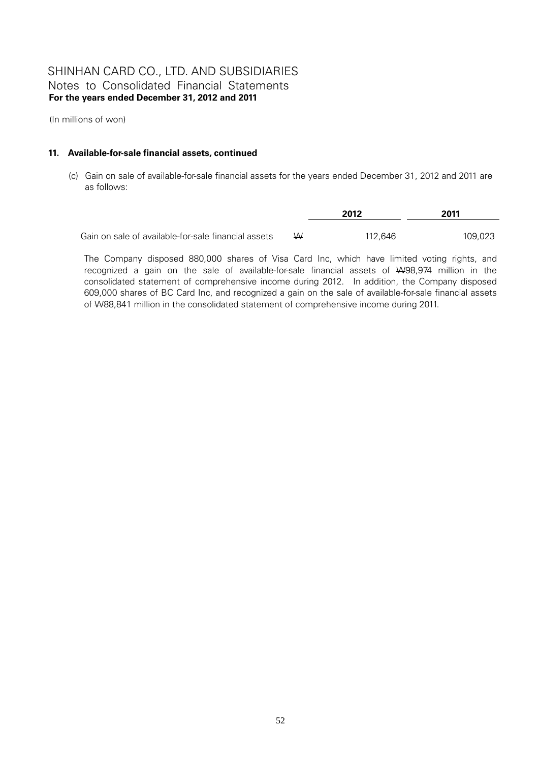# SHINHAN CARD CO., LTD. AND SUBSIDIARIES
## Notes to Consolidated Financial Statements
**For the years ended December 31, 2012 and 2011**

(In millions of won)

### 11. Available-for-sale financial assets, continued

(c) Gain on sale of available-for-sale financial assets for the years ended December 31, 2012 and 2011 are as follows:

| | | 2012 | 2011 |
|---|---|---|---|
| Gain on sale of available-for-sale financial assets | ₩ | 112,646 | 109,023 |

The Company disposed 880,000 shares of Visa Card Inc, which have limited voting rights, and recognized a gain on the sale of available-for-sale financial assets of ₩98,974 million in the consolidated statement of comprehensive income during 2012. In addition, the Company disposed 609,000 shares of BC Card Inc, and recognized a gain on the sale of available-for-sale financial assets of ₩88,841 million in the consolidated statement of comprehensive income during 2011.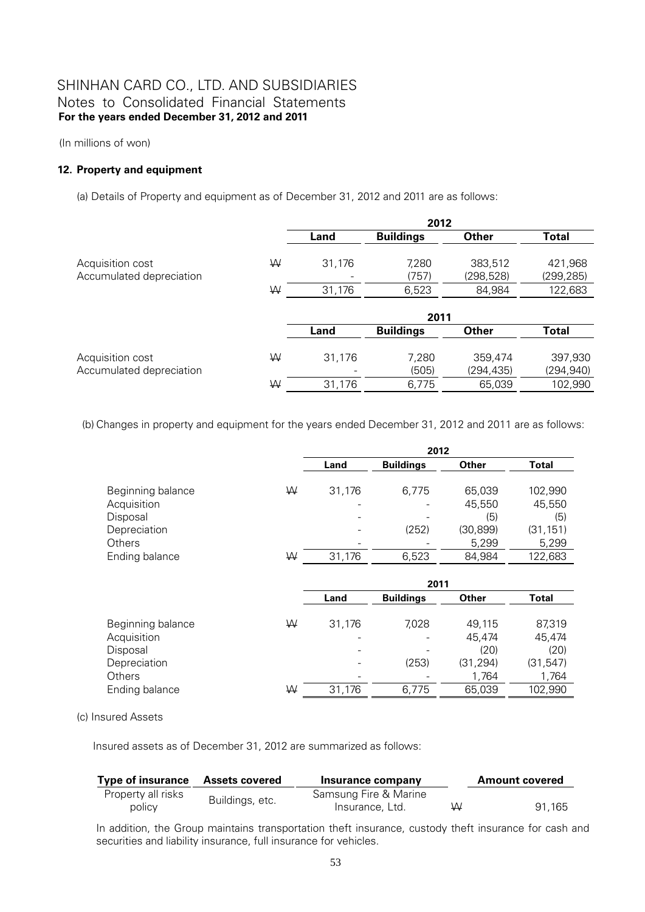(In millions of won)

**12. Property and equipment**

(a) Details of Property and equipment as of December 31, 2012 and 2011 are as follows:

| | | 2012 | | | |
|---|---|---|---|---|---|
| | | **Land** | **Buildings** | **Other** | **Total** |
| Acquisition cost | ₩ | 31,176 | 7,280 | 383,512 | 421,968 |
| Accumulated depreciation | | - | (757) | (298,528) | (299,285) |
| | ₩ | 31,176 | 6,523 | 84,984 | 122,683 |

| | | 2011 | | | |
|---|---|---|---|---|---|
| | | **Land** | **Buildings** | **Other** | **Total** |
| Acquisition cost | ₩ | 31,176 | 7,280 | 359,474 | 397,930 |
| Accumulated depreciation | | - | (505) | (294,435) | (294,940) |
| | ₩ | 31,176 | 6,775 | 65,039 | 102,990 |

(b) Changes in property and equipment for the years ended December 31, 2012 and 2011 are as follows:

| | | 2012 | | | |
|---|---|---|---|---|---|
| | | **Land** | **Buildings** | **Other** | **Total** |
| Beginning balance | ₩ | 31,176 | 6,775 | 65,039 | 102,990 |
| Acquisition | | - | - | 45,550 | 45,550 |
| Disposal | | - | - | (5) | (5) |
| Depreciation | | - | (252) | (30,899) | (31,151) |
| Others | | - | - | 5,299 | 5,299 |
| Ending balance | ₩ | 31,176 | 6,523 | 84,984 | 122,683 |

| | | 2011 | | | |
|---|---|---|---|---|---|
| | | **Land** | **Buildings** | **Other** | **Total** |
| Beginning balance | ₩ | 31,176 | 7,028 | 49,115 | 87,319 |
| Acquisition | | - | - | 45,474 | 45,474 |
| Disposal | | - | - | (20) | (20) |
| Depreciation | | - | (253) | (31,294) | (31,547) |
| Others | | - | - | 1,764 | 1,764 |
| Ending balance | ₩ | 31,176 | 6,775 | 65,039 | 102,990 |

(c) Insured Assets

Insured assets as of December 31, 2012 are summarized as follows:

| **Type of insurance** | **Assets covered** | **Insurance company** | | **Amount covered** |
|---|---|---|---|---|
| Property all risks policy | Buildings, etc. | Samsung Fire & Marine Insurance, Ltd. | ₩ | 91,165 |

In addition, the Group maintains transportation theft insurance, custody theft insurance for cash and securities and liability insurance, full insurance for vehicles.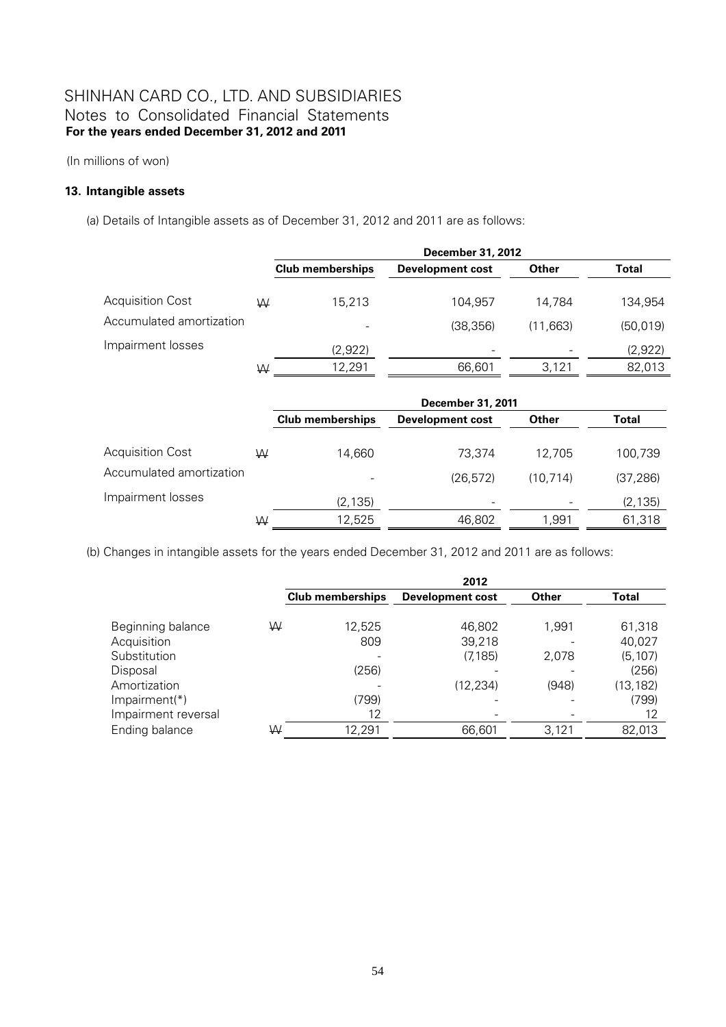(In millions of won)

### 13. Intangible assets

(a) Details of Intangible assets as of December 31, 2012 and 2011 are as follows:

| | | December 31, 2012 | | | |
|---|---|---|---|---|---|
| | | Club memberships | Development cost | Other | Total |
| Acquisition Cost | ₩ | 15,213 | 104,957 | 14,784 | 134,954 |
| Accumulated amortization | | - | (38,356) | (11,663) | (50,019) |
| Impairment losses | | (2,922) | - | - | (2,922) |
| | ₩ | 12,291 | 66,601 | 3,121 | 82,013 |

| | | December 31, 2011 | | | |
|---|---|---|---|---|---|
| | | Club memberships | Development cost | Other | Total |
| Acquisition Cost | ₩ | 14,660 | 73,374 | 12,705 | 100,739 |
| Accumulated amortization | | - | (26,572) | (10,714) | (37,286) |
| Impairment losses | | (2,135) | - | - | (2,135) |
| | ₩ | 12,525 | 46,802 | 1,991 | 61,318 |

(b) Changes in intangible assets for the years ended December 31, 2012 and 2011 are as follows:

| | | 2012 | | | |
|---|---|---|---|---|---|
| | | Club memberships | Development cost | Other | Total |
| Beginning balance | ₩ | 12,525 | 46,802 | 1,991 | 61,318 |
| Acquisition | | 809 | 39,218 | - | 40,027 |
| Substitution | | - | (7,185) | 2,078 | (5,107) |
| Disposal | | (256) | - | - | (256) |
| Amortization | | - | (12,234) | (948) | (13,182) |
| Impairment(*) | | (799) | - | - | (799) |
| Impairment reversal | | 12 | - | - | 12 |
| Ending balance | ₩ | 12,291 | 66,601 | 3,121 | 82,013 |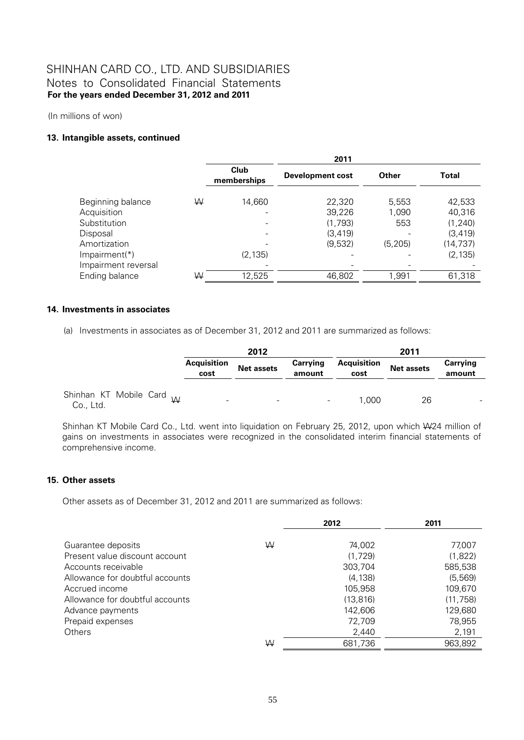(In millions of won)

### 13. Intangible assets, continued

| | | 2011 | | | |
|---|---|---|---|---|---|
| | | Club memberships | Development cost | Other | Total |
| Beginning balance | ₩ | 14,660 | 22,320 | 5,553 | 42,533 |
| Acquisition | | - | 39,226 | 1,090 | 40,316 |
| Substitution | | - | (1,793) | 553 | (1,240) |
| Disposal | | - | (3,419) | - | (3,419) |
| Amortization | | - | (9,532) | (5,205) | (14,737) |
| Impairment(*) | | (2,135) | - | - | (2,135) |
| Impairment reversal | | - | - | - | - |
| Ending balance | ₩ | 12,525 | 46,802 | 1,991 | 61,318 |

### 14. Investments in associates

(a) Investments in associates as of December 31, 2012 and 2011 are summarized as follows:

| | | 2012 | | | 2011 | | |
|---|---|---|---|---|---|---|---|
| | | Acquisition cost | Net assets | Carrying amount | Acquisition cost | Net assets | Carrying amount |
| Shinhan KT Mobile Card Co., Ltd. | ₩ | - | - | - | 1,000 | 26 | - |

Shinhan KT Mobile Card Co., Ltd. went into liquidation on February 25, 2012, upon which ₩24 million of gains on investments in associates were recognized in the consolidated interim financial statements of comprehensive income.

### 15. Other assets

Other assets as of December 31, 2012 and 2011 are summarized as follows:

| | | 2012 | 2011 |
|---|---|---|---|
| Guarantee deposits | ₩ | 74,002 | 77,007 |
| Present value discount account | | (1,729) | (1,822) |
| Accounts receivable | | 303,704 | 585,538 |
| Allowance for doubtful accounts | | (4,138) | (5,569) |
| Accrued income | | 105,958 | 109,670 |
| Allowance for doubtful accounts | | (13,816) | (11,758) |
| Advance payments | | 142,606 | 129,680 |
| Prepaid expenses | | 72,709 | 78,955 |
| Others | | 2,440 | 2,191 |
| | ₩ | 681,736 | 963,892 |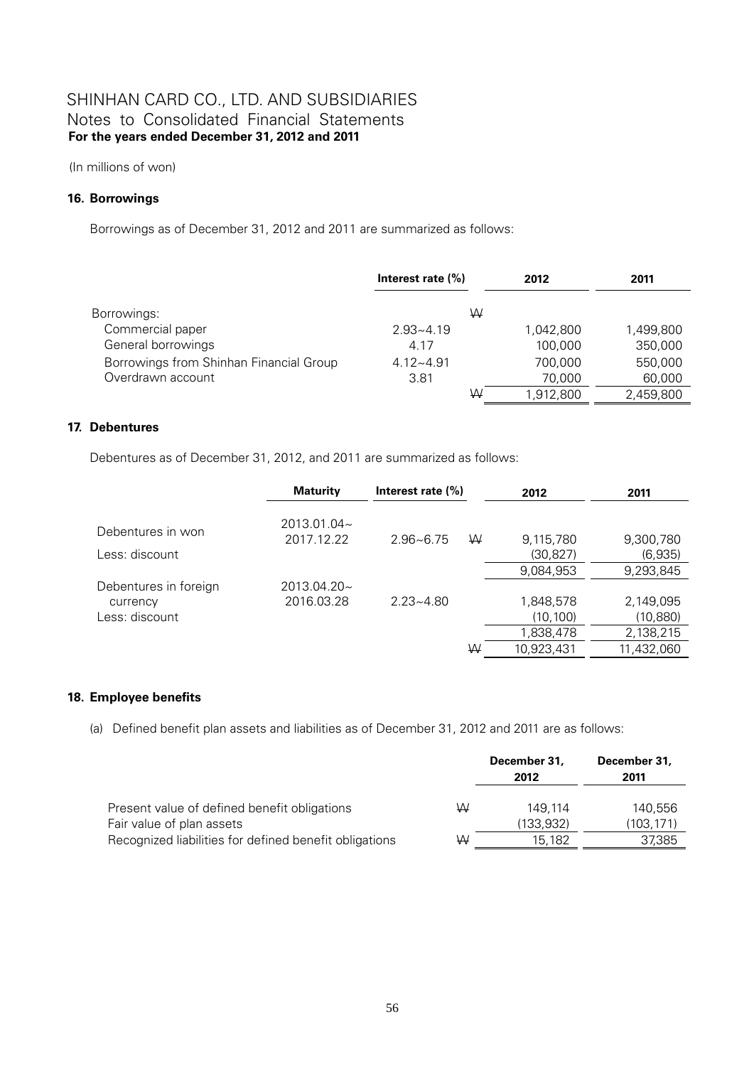# SHINHAN CARD CO., LTD. AND SUBSIDIARIES
Notes to Consolidated Financial Statements
**For the years ended December 31, 2012 and 2011**

(In millions of won)

### 16. Borrowings

Borrowings as of December 31, 2012 and 2011 are summarized as follows:

| | Interest rate (%) | | 2012 | 2011 |
|---|---|---|---|---|
| Borrowings: | | ₩ | | |
| Commercial paper | 2.93~4.19 | | 1,042,800 | 1,499,800 |
| General borrowings | 4.17 | | 100,000 | 350,000 |
| Borrowings from Shinhan Financial Group | 4.12~4.91 | | 700,000 | 550,000 |
| Overdrawn account | 3.81 | | 70,000 | 60,000 |
| | | ₩ | 1,912,800 | 2,459,800 |

### 17. Debentures

Debentures as of December 31, 2012, and 2011 are summarized as follows:

| | Maturity | Interest rate (%) | | 2012 | 2011 |
|---|---|---|---|---|---|
| Debentures in won | 2013.01.04~ 2017.12.22 | 2.96~6.75 | ₩ | 9,115,780 | 9,300,780 |
| Less: discount | | | | (30,827) | (6,935) |
| | | | | 9,084,953 | 9,293,845 |
| Debentures in foreign currency | 2013.04.20~ 2016.03.28 | 2.23~4.80 | | 1,848,578 | 2,149,095 |
| Less: discount | | | | (10,100) | (10,880) |
| | | | | 1,838,478 | 2,138,215 |
| | | | ₩ | 10,923,431 | 11,432,060 |

### 18. Employee benefits

(a) Defined benefit plan assets and liabilities as of December 31, 2012 and 2011 are as follows:

| | | December 31, 2012 | December 31, 2011 |
|---|---|---|---|
| Present value of defined benefit obligations | ₩ | 149,114 | 140,556 |
| Fair value of plan assets | | (133,932) | (103,171) |
| Recognized liabilities for defined benefit obligations | ₩ | 15,182 | 37,385 |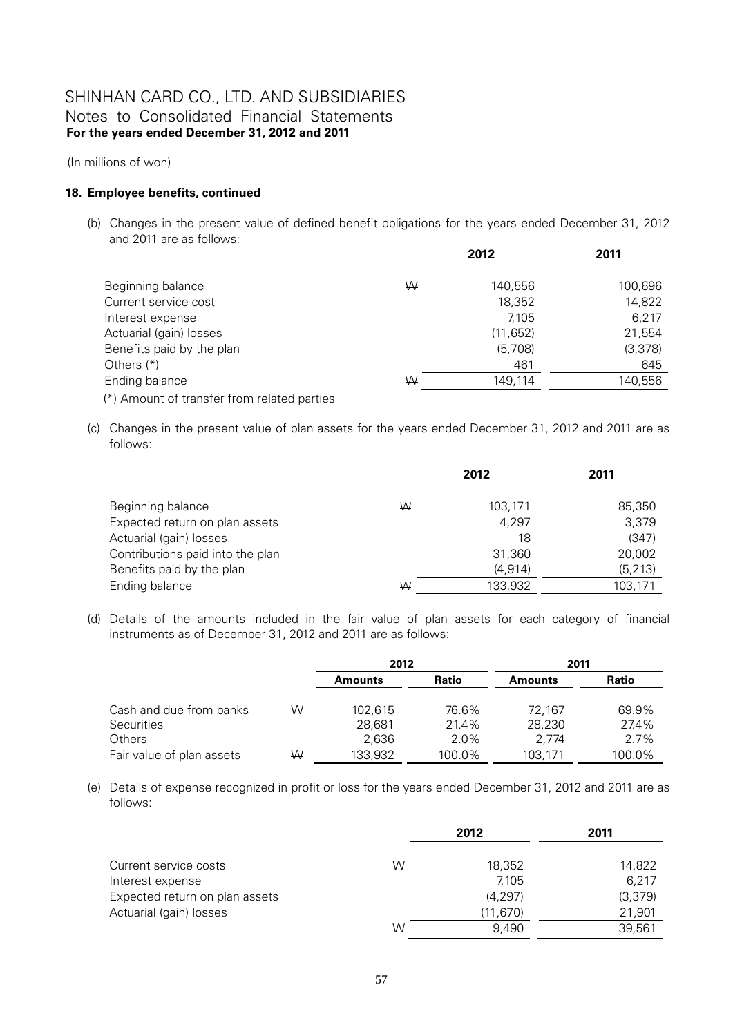(In millions of won)

**18. Employee benefits, continued**

(b) Changes in the present value of defined benefit obligations for the years ended December 31, 2012 and 2011 are as follows:

| | | 2012 | 2011 |
|---|---|---|---|
| Beginning balance | ₩ | 140,556 | 100,696 |
| Current service cost | | 18,352 | 14,822 |
| Interest expense | | 7,105 | 6,217 |
| Actuarial (gain) losses | | (11,652) | 21,554 |
| Benefits paid by the plan | | (5,708) | (3,378) |
| Others (*) | | 461 | 645 |
| Ending balance | ₩ | 149,114 | 140,556 |

(*) Amount of transfer from related parties

(c) Changes in the present value of plan assets for the years ended December 31, 2012 and 2011 are as follows:

| | | 2012 | 2011 |
|---|---|---|---|
| Beginning balance | ₩ | 103,171 | 85,350 |
| Expected return on plan assets | | 4,297 | 3,379 |
| Actuarial (gain) losses | | 18 | (347) |
| Contributions paid into the plan | | 31,360 | 20,002 |
| Benefits paid by the plan | | (4,914) | (5,213) |
| Ending balance | ₩ | 133,932 | 103,171 |

(d) Details of the amounts included in the fair value of plan assets for each category of financial instruments as of December 31, 2012 and 2011 are as follows:

| | | 2012 | | 2011 | |
|---|---|---|---|---|---|
| | | **Amounts** | **Ratio** | **Amounts** | **Ratio** |
| Cash and due from banks | ₩ | 102,615 | 76.6% | 72,167 | 69.9% |
| Securities | | 28,681 | 21.4% | 28,230 | 27.4% |
| Others | | 2,636 | 2.0% | 2,774 | 2.7% |
| Fair value of plan assets | ₩ | 133,932 | 100.0% | 103,171 | 100.0% |

(e) Details of expense recognized in profit or loss for the years ended December 31, 2012 and 2011 are as follows:

| | | 2012 | 2011 |
|---|---|---|---|
| Current service costs | ₩ | 18,352 | 14,822 |
| Interest expense | | 7,105 | 6,217 |
| Expected return on plan assets | | (4,297) | (3,379) |
| Actuarial (gain) losses | | (11,670) | 21,901 |
| | ₩ | 9,490 | 39,561 |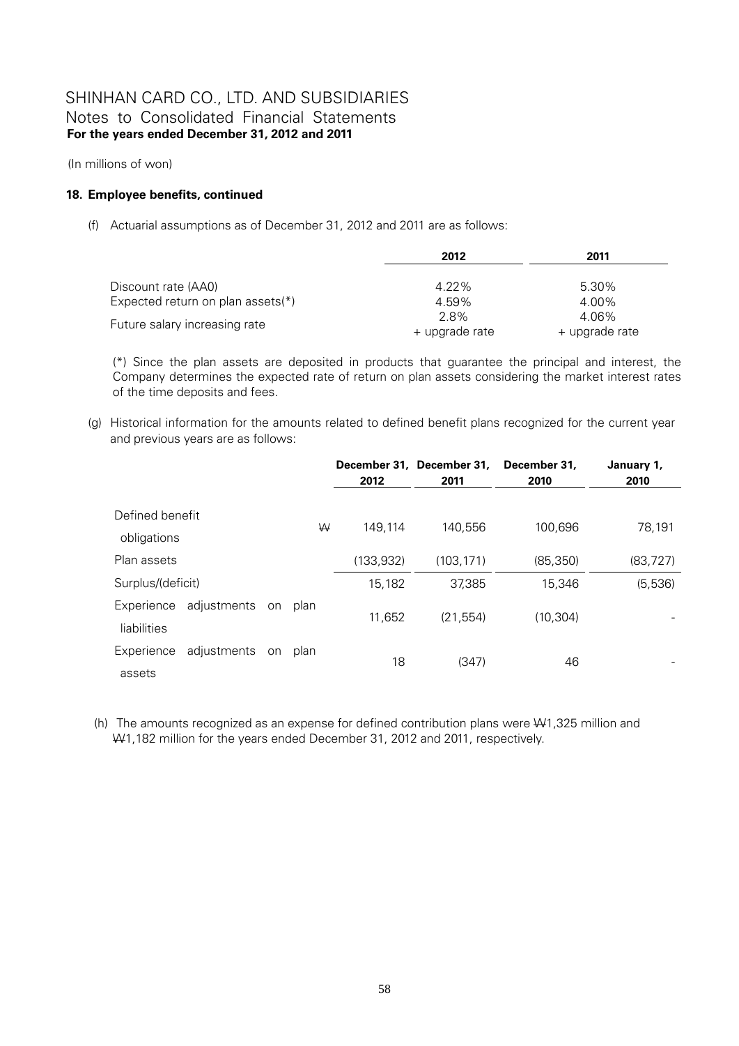(In millions of won)

**18. Employee benefits, continued**

(f) Actuarial assumptions as of December 31, 2012 and 2011 are as follows:

| | 2012 | 2011 |
|---|---|---|
| Discount rate (AA0) | 4.22% | 5.30% |
| Expected return on plan assets(*) | 4.59% | 4.00% |
| Future salary increasing rate | 2.8% + upgrade rate | 4.06% + upgrade rate |

(*) Since the plan assets are deposited in products that guarantee the principal and interest, the Company determines the expected rate of return on plan assets considering the market interest rates of the time deposits and fees.

(g) Historical information for the amounts related to defined benefit plans recognized for the current year and previous years are as follows:

| | | December 31, 2012 | December 31, 2011 | December 31, 2010 | January 1, 2010 |
|---|---|---|---|---|---|
| Defined benefit obligations | ₩ | 149,114 | 140,556 | 100,696 | 78,191 |
| Plan assets | | (133,932) | (103,171) | (85,350) | (83,727) |
| Surplus/(deficit) | | 15,182 | 37,385 | 15,346 | (5,536) |
| Experience adjustments on plan liabilities | | 11,652 | (21,554) | (10,304) | - |
| Experience adjustments on plan assets | | 18 | (347) | 46 | - |

(h) The amounts recognized as an expense for defined contribution plans were ₩1,325 million and ₩1,182 million for the years ended December 31, 2012 and 2011, respectively.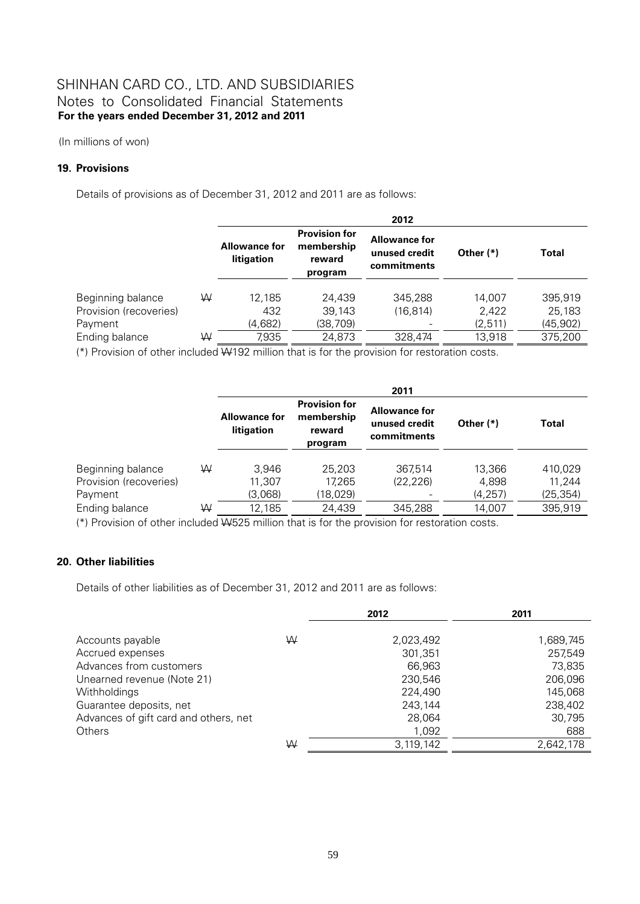SHINHAN CARD CO., LTD. AND SUBSIDIARIES
Notes to Consolidated Financial Statements
**For the years ended December 31, 2012 and 2011**

(In millions of won)

## 19. Provisions

Details of provisions as of December 31, 2012 and 2011 are as follows:

| | | 2012 | | | | |
|---|---|---|---|---|---|---|
| | | **Allowance for litigation** | **Provision for membership reward program** | **Allowance for unused credit commitments** | **Other (*)** | **Total** |
| Beginning balance | ₩ | 12,185 | 24,439 | 345,288 | 14,007 | 395,919 |
| Provision (recoveries) | | 432 | 39,143 | (16,814) | 2,422 | 25,183 |
| Payment | | (4,682) | (38,709) | - | (2,511) | (45,902) |
| Ending balance | ₩ | 7,935 | 24,873 | 328,474 | 13,918 | 375,200 |

(*) Provision of other included ₩192 million that is for the provision for restoration costs.

| | | 2011 | | | | |
|---|---|---|---|---|---|---|
| | | **Allowance for litigation** | **Provision for membership reward program** | **Allowance for unused credit commitments** | **Other (*)** | **Total** |
| Beginning balance | ₩ | 3,946 | 25,203 | 367,514 | 13,366 | 410,029 |
| Provision (recoveries) | | 11,307 | 17,265 | (22,226) | 4,898 | 11,244 |
| Payment | | (3,068) | (18,029) | - | (4,257) | (25,354) |
| Ending balance | ₩ | 12,185 | 24,439 | 345,288 | 14,007 | 395,919 |

(*) Provision of other included ₩525 million that is for the provision for restoration costs.

## 20. Other liabilities

Details of other liabilities as of December 31, 2012 and 2011 are as follows:

| | | 2012 | 2011 |
|---|---|---|---|
| Accounts payable | ₩ | 2,023,492 | 1,689,745 |
| Accrued expenses | | 301,351 | 257,549 |
| Advances from customers | | 66,963 | 73,835 |
| Unearned revenue (Note 21) | | 230,546 | 206,096 |
| Withholdings | | 224,490 | 145,068 |
| Guarantee deposits, net | | 243,144 | 238,402 |
| Advances of gift card and others, net | | 28,064 | 30,795 |
| Others | | 1,092 | 688 |
| | ₩ | 3,119,142 | 2,642,178 |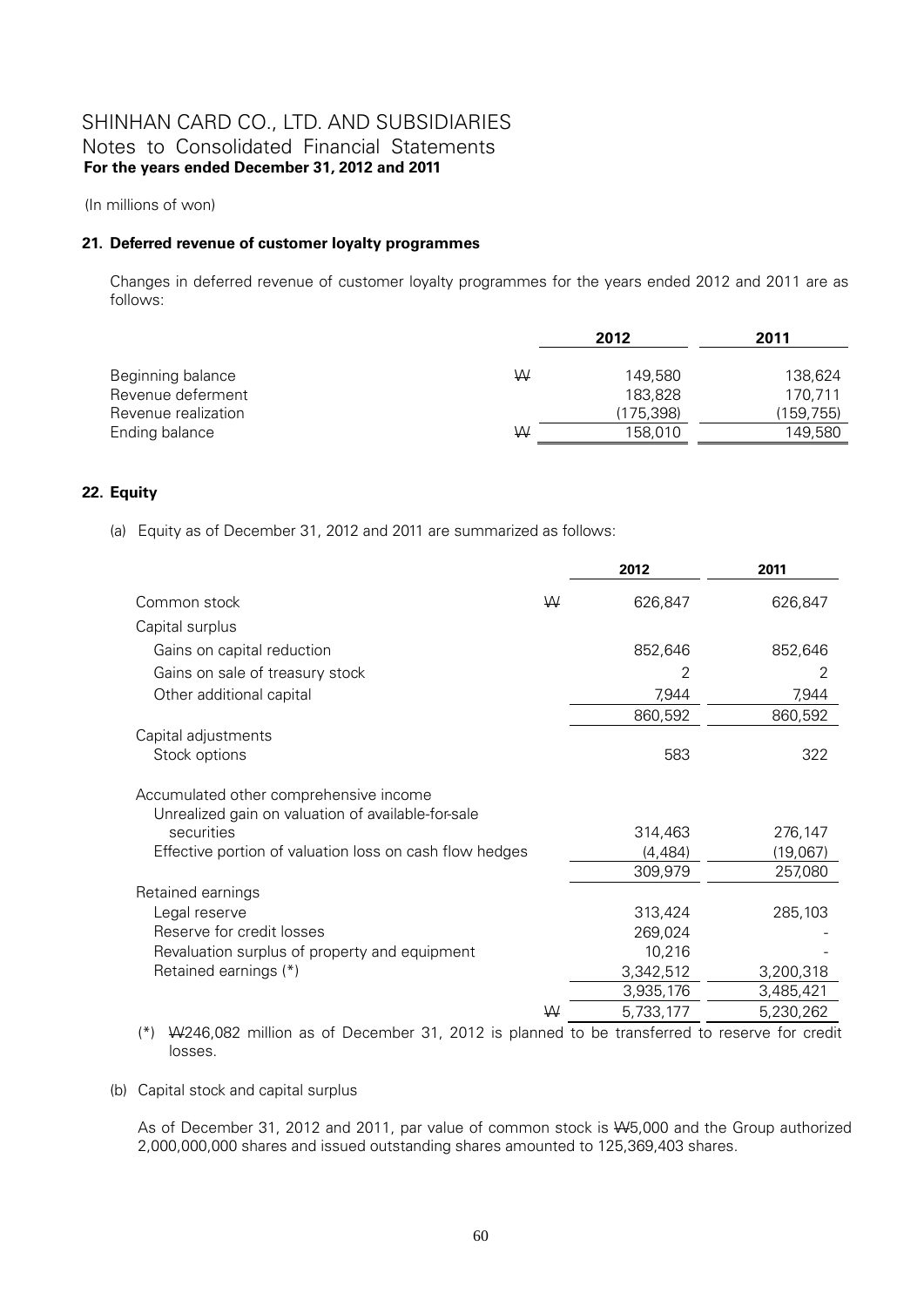(In millions of won)

### 21. Deferred revenue of customer loyalty programmes

Changes in deferred revenue of customer loyalty programmes for the years ended 2012 and 2011 are as follows:

| | | 2012 | 2011 |
|---|---|---|---|
| Beginning balance | ₩ | 149,580 | 138,624 |
| Revenue deferment | | 183,828 | 170,711 |
| Revenue realization | | (175,398) | (159,755) |
| Ending balance | ₩ | 158,010 | 149,580 |

### 22. Equity

(a) Equity as of December 31, 2012 and 2011 are summarized as follows:

| | | 2012 | 2011 |
|---|---|---|---|
| Common stock | ₩ | 626,847 | 626,847 |
| Capital surplus | | | |
| Gains on capital reduction | | 852,646 | 852,646 |
| Gains on sale of treasury stock | | 2 | 2 |
| Other additional capital | | 7,944 | 7,944 |
| | | 860,592 | 860,592 |
| Capital adjustments | | | |
| Stock options | | 583 | 322 |
| Accumulated other comprehensive income | | | |
| Unrealized gain on valuation of available-for-sale securities | | 314,463 | 276,147 |
| Effective portion of valuation loss on cash flow hedges | | (4,484) | (19,067) |
| | | 309,979 | 257,080 |
| Retained earnings | | | |
| Legal reserve | | 313,424 | 285,103 |
| Reserve for credit losses | | 269,024 | - |
| Revaluation surplus of property and equipment | | 10,216 | - |
| Retained earnings (*) | | 3,342,512 | 3,200,318 |
| | | 3,935,176 | 3,485,421 |
| | ₩ | 5,733,177 | 5,230,262 |

(*) ₩246,082 million as of December 31, 2012 is planned to be transferred to reserve for credit losses.

(b) Capital stock and capital surplus

As of December 31, 2012 and 2011, par value of common stock is ₩5,000 and the Group authorized 2,000,000,000 shares and issued outstanding shares amounted to 125,369,403 shares.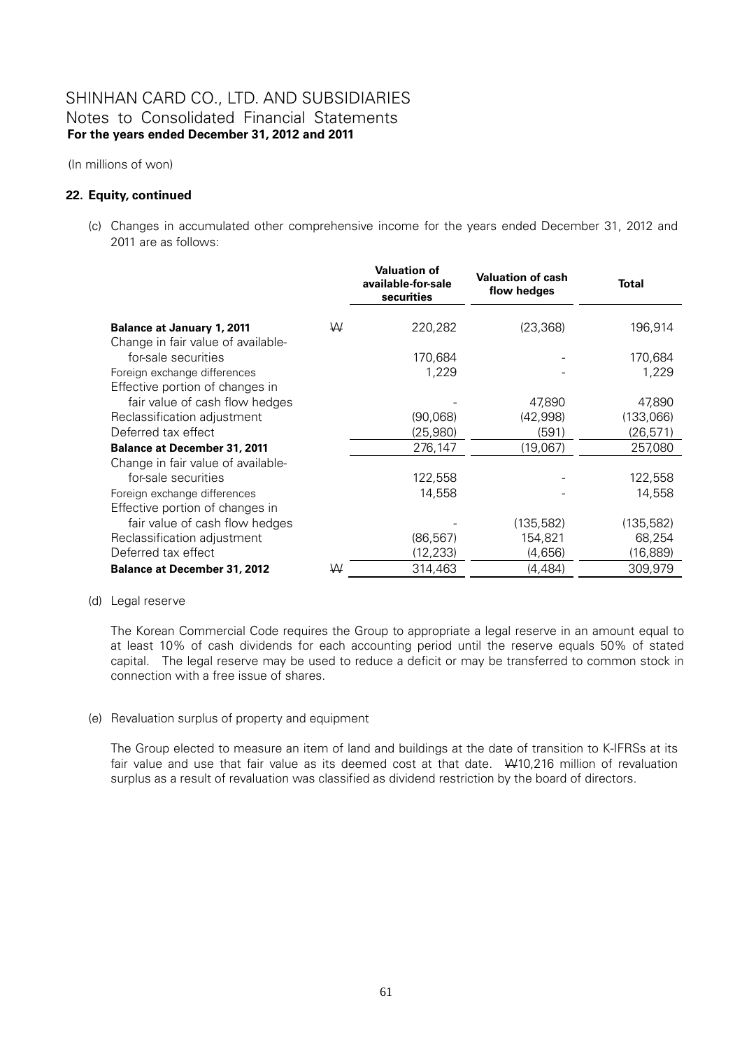# SHINHAN CARD CO., LTD. AND SUBSIDIARIES
## Notes to Consolidated Financial Statements
**For the years ended December 31, 2012 and 2011**

(In millions of won)

### 22. Equity, continued

(c) Changes in accumulated other comprehensive income for the years ended December 31, 2012 and 2011 are as follows:

| | | Valuation of available-for-sale securities | Valuation of cash flow hedges | Total |
|---|---|---|---|---|
| **Balance at January 1, 2011** | ₩ | 220,282 | (23,368) | 196,914 |
| Change in fair value of available-for-sale securities | | 170,684 | - | 170,684 |
| Foreign exchange differences | | 1,229 | - | 1,229 |
| Effective portion of changes in fair value of cash flow hedges | | - | 47,890 | 47,890 |
| Reclassification adjustment | | (90,068) | (42,998) | (133,066) |
| Deferred tax effect | | (25,980) | (591) | (26,571) |
| **Balance at December 31, 2011** | | 276,147 | (19,067) | 257,080 |
| Change in fair value of available-for-sale securities | | 122,558 | - | 122,558 |
| Foreign exchange differences | | 14,558 | - | 14,558 |
| Effective portion of changes in fair value of cash flow hedges | | - | (135,582) | (135,582) |
| Reclassification adjustment | | (86,567) | 154,821 | 68,254 |
| Deferred tax effect | | (12,233) | (4,656) | (16,889) |
| **Balance at December 31, 2012** | ₩ | 314,463 | (4,484) | 309,979 |

(d) Legal reserve

The Korean Commercial Code requires the Group to appropriate a legal reserve in an amount equal to at least 10% of cash dividends for each accounting period until the reserve equals 50% of stated capital. The legal reserve may be used to reduce a deficit or may be transferred to common stock in connection with a free issue of shares.

(e) Revaluation surplus of property and equipment

The Group elected to measure an item of land and buildings at the date of transition to K-IFRSs at its fair value and use that fair value as its deemed cost at that date. ₩10,216 million of revaluation surplus as a result of revaluation was classified as dividend restriction by the board of directors.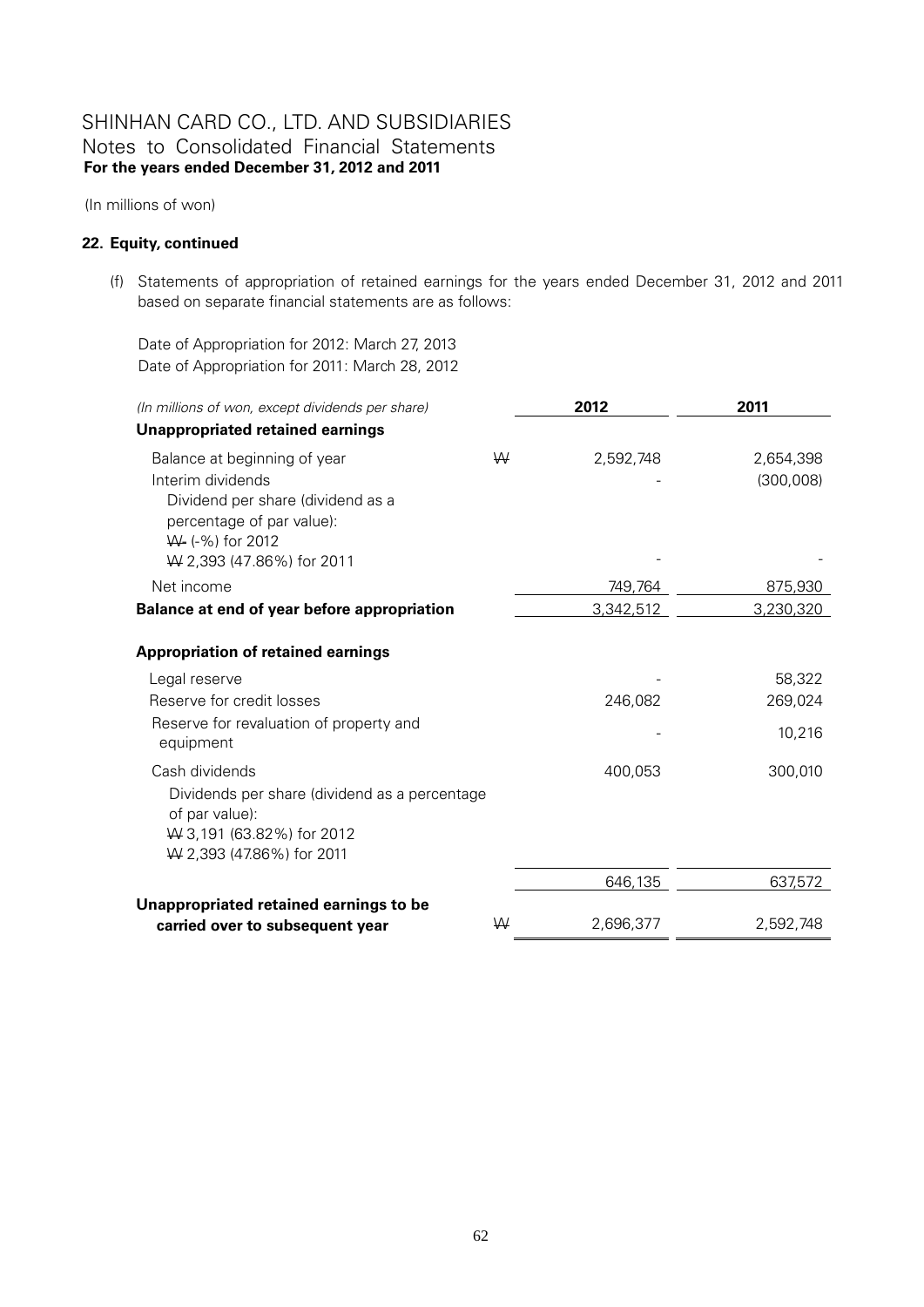# SHINHAN CARD CO., LTD. AND SUBSIDIARIES
## Notes to Consolidated Financial Statements
**For the years ended December 31, 2012 and 2011**

(In millions of won)

### 22. Equity, continued

(f) Statements of appropriation of retained earnings for the years ended December 31, 2012 and 2011 based on separate financial statements are as follows:

Date of Appropriation for 2012: March 27, 2013
Date of Appropriation for 2011: March 28, 2012

| *(In millions of won, except dividends per share)* | | 2012 | 2011 |
|---|---|---|---|
| **Unappropriated retained earnings** | | | |
| Balance at beginning of year | ₩ | 2,592,748 | 2,654,398 |
| Interim dividends | | - | (300,008) |
| Dividend per share (dividend as a percentage of par value): ₩- (-%) for 2012 ₩ 2,393 (47.86%) for 2011 | | - | - |
| Net income | | 749,764 | 875,930 |
| **Balance at end of year before appropriation** | | 3,342,512 | 3,230,320 |
| **Appropriation of retained earnings** | | | |
| Legal reserve | | - | 58,322 |
| Reserve for credit losses | | 246,082 | 269,024 |
| Reserve for revaluation of property and equipment | | - | 10,216 |
| Cash dividends | | 400,053 | 300,010 |
| Dividends per share (dividend as a percentage of par value): ₩ 3,191 (63.82%) for 2012 ₩ 2,393 (47.86%) for 2011 | | | |
| | | 646,135 | 637,572 |
| **Unappropriated retained earnings to be carried over to subsequent year** | ₩ | 2,696,377 | 2,592,748 |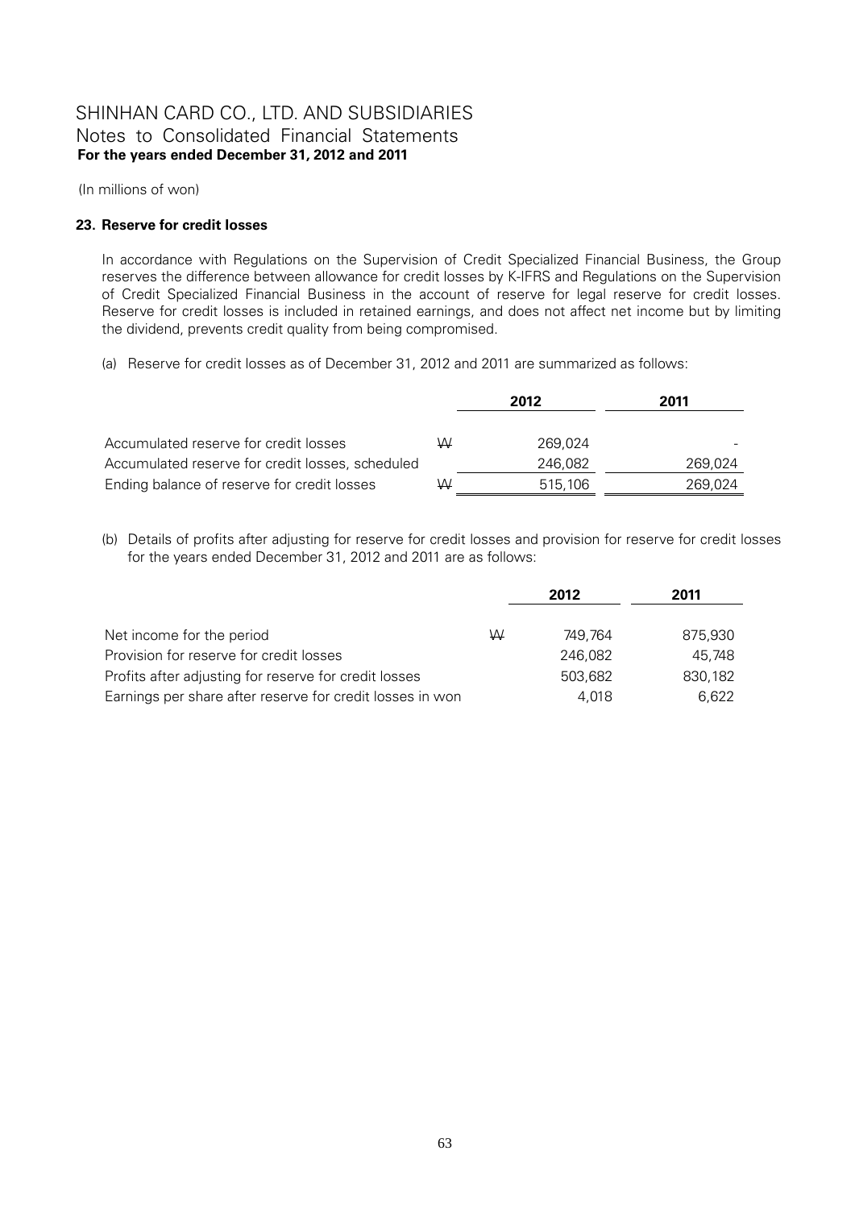(In millions of won)

### 23. Reserve for credit losses

In accordance with Regulations on the Supervision of Credit Specialized Financial Business, the Group reserves the difference between allowance for credit losses by K-IFRS and Regulations on the Supervision of Credit Specialized Financial Business in the account of reserve for legal reserve for credit losses. Reserve for credit losses is included in retained earnings, and does not affect net income but by limiting the dividend, prevents credit quality from being compromised.

(a) Reserve for credit losses as of December 31, 2012 and 2011 are summarized as follows:

| | | 2012 | 2011 |
|---|---|---|---|
| Accumulated reserve for credit losses | ₩ | 269,024 | - |
| Accumulated reserve for credit losses, scheduled | | 246,082 | 269,024 |
| Ending balance of reserve for credit losses | ₩ | 515,106 | 269,024 |

(b) Details of profits after adjusting for reserve for credit losses and provision for reserve for credit losses for the years ended December 31, 2012 and 2011 are as follows:

| | | 2012 | 2011 |
|---|---|---|---|
| Net income for the period | ₩ | 749,764 | 875,930 |
| Provision for reserve for credit losses | | 246,082 | 45,748 |
| Profits after adjusting for reserve for credit losses | | 503,682 | 830,182 |
| Earnings per share after reserve for credit losses in won | | 4,018 | 6,622 |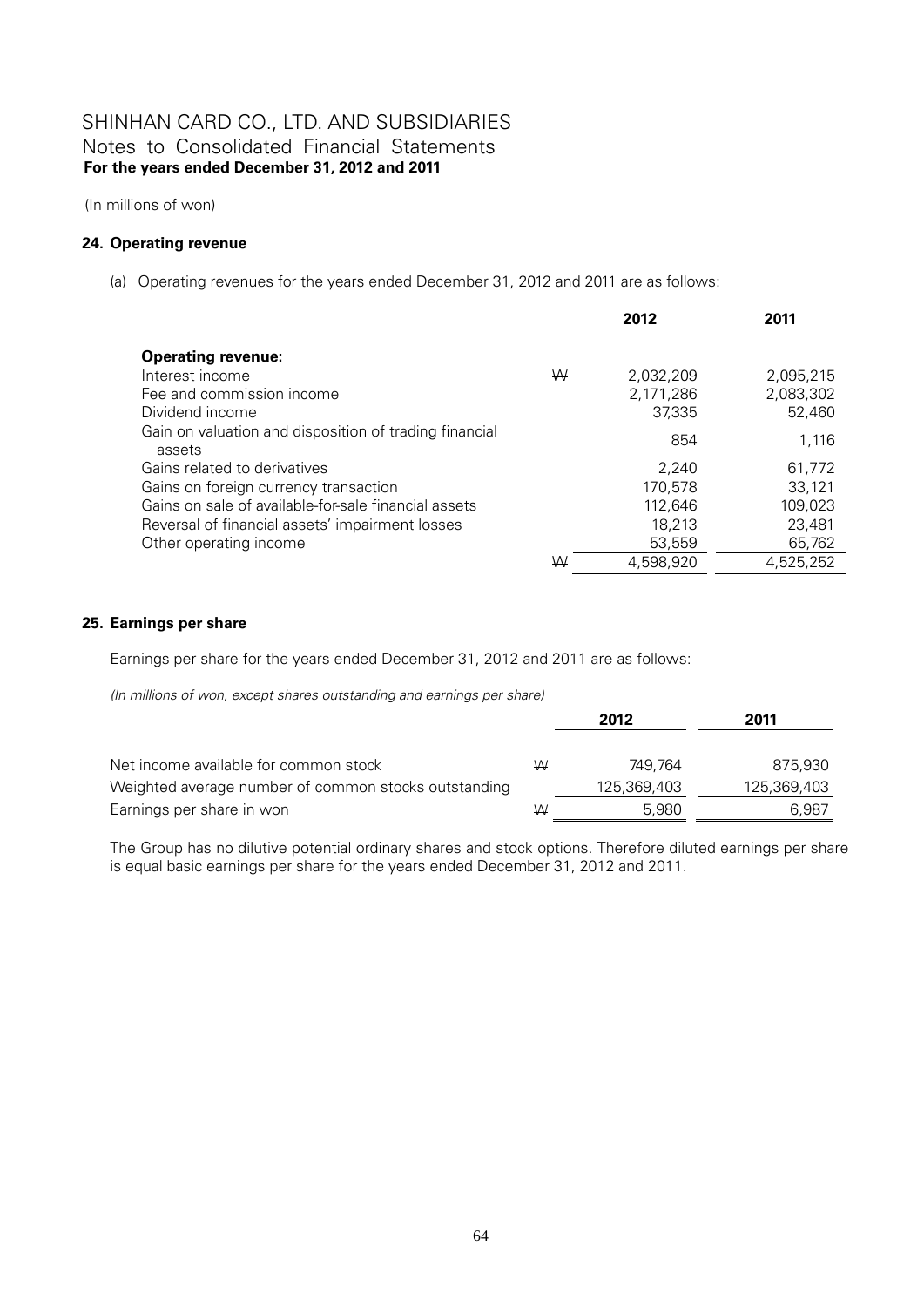# SHINHAN CARD CO., LTD. AND SUBSIDIARIES
## Notes to Consolidated Financial Statements
**For the years ended December 31, 2012 and 2011**

(In millions of won)

### 24. Operating revenue

(a) Operating revenues for the years ended December 31, 2012 and 2011 are as follows:

| | | 2012 | 2011 |
|---|---|---|---|
| **Operating revenue:** | | | |
| Interest income | ₩ | 2,032,209 | 2,095,215 |
| Fee and commission income | | 2,171,286 | 2,083,302 |
| Dividend income | | 37,335 | 52,460 |
| Gain on valuation and disposition of trading financial assets | | 854 | 1,116 |
| Gains related to derivatives | | 2,240 | 61,772 |
| Gains on foreign currency transaction | | 170,578 | 33,121 |
| Gains on sale of available-for-sale financial assets | | 112,646 | 109,023 |
| Reversal of financial assets' impairment losses | | 18,213 | 23,481 |
| Other operating income | | 53,559 | 65,762 |
| | ₩ | 4,598,920 | 4,525,252 |

### 25. Earnings per share

Earnings per share for the years ended December 31, 2012 and 2011 are as follows:

*(In millions of won, except shares outstanding and earnings per share)*

| | | 2012 | 2011 |
|---|---|---|---|
| Net income available for common stock | ₩ | 749,764 | 875,930 |
| Weighted average number of common stocks outstanding | | 125,369,403 | 125,369,403 |
| Earnings per share in won | ₩ | 5,980 | 6,987 |

The Group has no dilutive potential ordinary shares and stock options. Therefore diluted earnings per share is equal basic earnings per share for the years ended December 31, 2012 and 2011.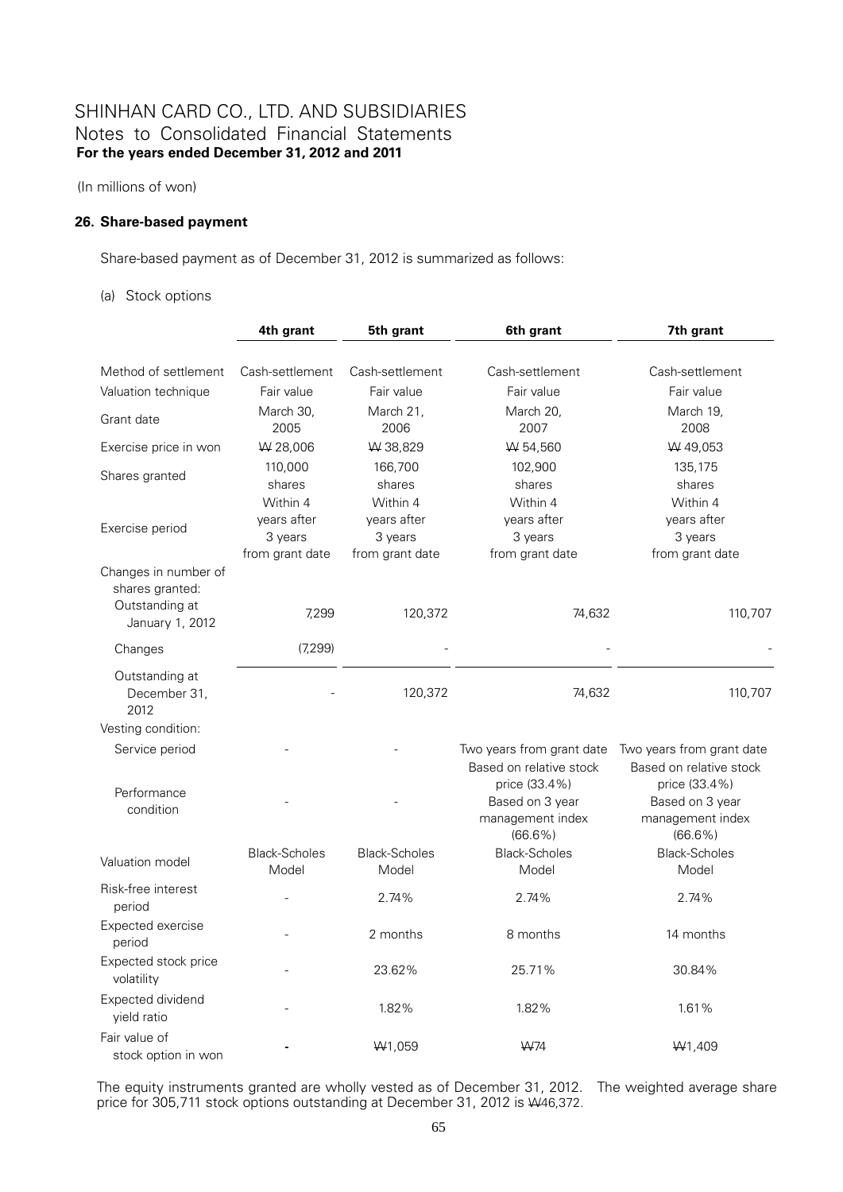# SHINHAN CARD CO., LTD. AND SUBSIDIARIES
## Notes to Consolidated Financial Statements
**For the years ended December 31, 2012 and 2011**

(In millions of won)

### 26. Share-based payment

Share-based payment as of December 31, 2012 is summarized as follows:

(a) Stock options

| | 4th grant | 5th grant | 6th grant | 7th grant |
|---|---|---|---|---|
| Method of settlement | Cash-settlement | Cash-settlement | Cash-settlement | Cash-settlement |
| Valuation technique | Fair value | Fair value | Fair value | Fair value |
| Grant date | March 30, 2005 | March 21, 2006 | March 20, 2007 | March 19, 2008 |
| Exercise price in won | ₩ 28,006 | ₩ 38,829 | ₩ 54,560 | ₩ 49,053 |
| Shares granted | 110,000 shares | 166,700 shares | 102,900 shares | 135,175 shares |
| Exercise period | Within 4 years after 3 years from grant date | Within 4 years after 3 years from grant date | Within 4 years after 3 years from grant date | Within 4 years after 3 years from grant date |
| Changes in number of shares granted: | | | | |
| Outstanding at January 1, 2012 | 7,299 | 120,372 | 74,632 | 110,707 |
| Changes | (7,299) | - | - | - |
| Outstanding at December 31, 2012 | - | 120,372 | 74,632 | 110,707 |
| Vesting condition: | | | | |
| Service period | - | - | Two years from grant date | Two years from grant date |
| Performance condition | - | - | Based on relative stock price (33.4%) Based on 3 year management index (66.6%) | Based on relative stock price (33.4%) Based on 3 year management index (66.6%) |
| Valuation model | Black-Scholes Model | Black-Scholes Model | Black-Scholes Model | Black-Scholes Model |
| Risk-free interest period | - | 2.74% | 2.74% | 2.74% |
| Expected exercise period | - | 2 months | 8 months | 14 months |
| Expected stock price volatility | - | 23.62% | 25.71% | 30.84% |
| Expected dividend yield ratio | - | 1.82% | 1.82% | 1.61% |
| Fair value of stock option in won | - | ₩1,059 | ₩74 | ₩1,409 |

The equity instruments granted are wholly vested as of December 31, 2012. The weighted average share price for 305,711 stock options outstanding at December 31, 2012 is ₩46,372.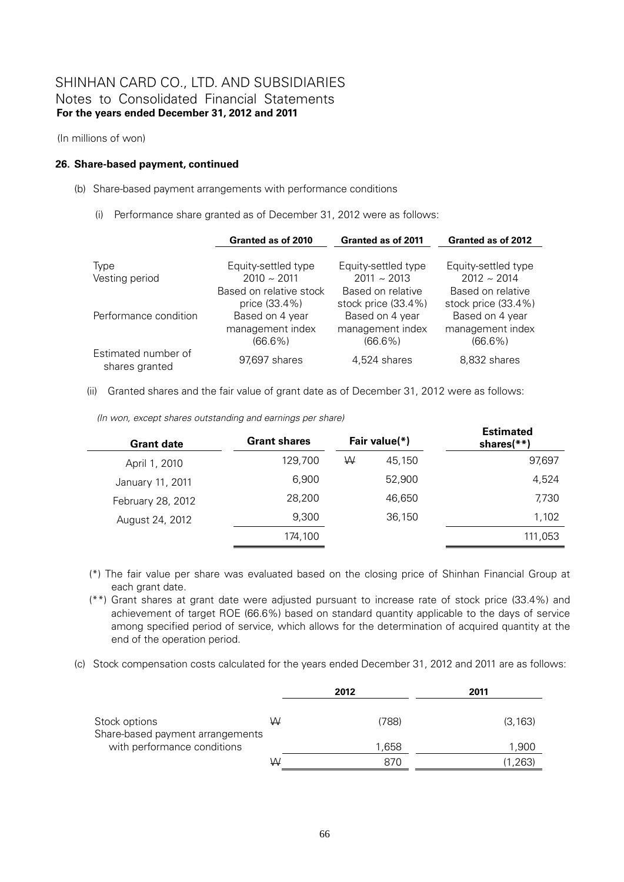(In millions of won)

### 26. Share-based payment, continued

(b) Share-based payment arrangements with performance conditions

(i) Performance share granted as of December 31, 2012 were as follows:

| | Granted as of 2010 | Granted as of 2011 | Granted as of 2012 |
|---|---|---|---|
| Type | Equity-settled type | Equity-settled type | Equity-settled type |
| Vesting period | 2010 ~ 2011 | 2011 ~ 2013 | 2012 ~ 2014 |
| Performance condition | Based on relative stock price (33.4%) Based on 4 year management index (66.6%) | Based on relative stock price (33.4%) Based on 4 year management index (66.6%) | Based on relative stock price (33.4%) Based on 4 year management index (66.6%) |
| Estimated number of shares granted | 97,697 shares | 4,524 shares | 8,832 shares |

(ii) Granted shares and the fair value of grant date as of December 31, 2012 were as follows:

*(In won, except shares outstanding and earnings per share)*

| Grant date | Grant shares | Fair value(*) | Estimated shares(**) |
|---|---|---|---|
| April 1, 2010 | 129,700 | ₩ 45,150 | 97,697 |
| January 11, 2011 | 6,900 | 52,900 | 4,524 |
| February 28, 2012 | 28,200 | 46,650 | 7,730 |
| August 24, 2012 | 9,300 | 36,150 | 1,102 |
| | 174,100 | | 111,053 |

(*) The fair value per share was evaluated based on the closing price of Shinhan Financial Group at each grant date.

(**) Grant shares at grant date were adjusted pursuant to increase rate of stock price (33.4%) and achievement of target ROE (66.6%) based on standard quantity applicable to the days of service among specified period of service, which allows for the determination of acquired quantity at the end of the operation period.

(c) Stock compensation costs calculated for the years ended December 31, 2012 and 2011 are as follows:

| | 2012 | 2011 |
|---|---|---|
| Stock options | ₩ (788) | (3,163) |
| Share-based payment arrangements with performance conditions | 1,658 | 1,900 |
| | ₩ 870 | (1,263) |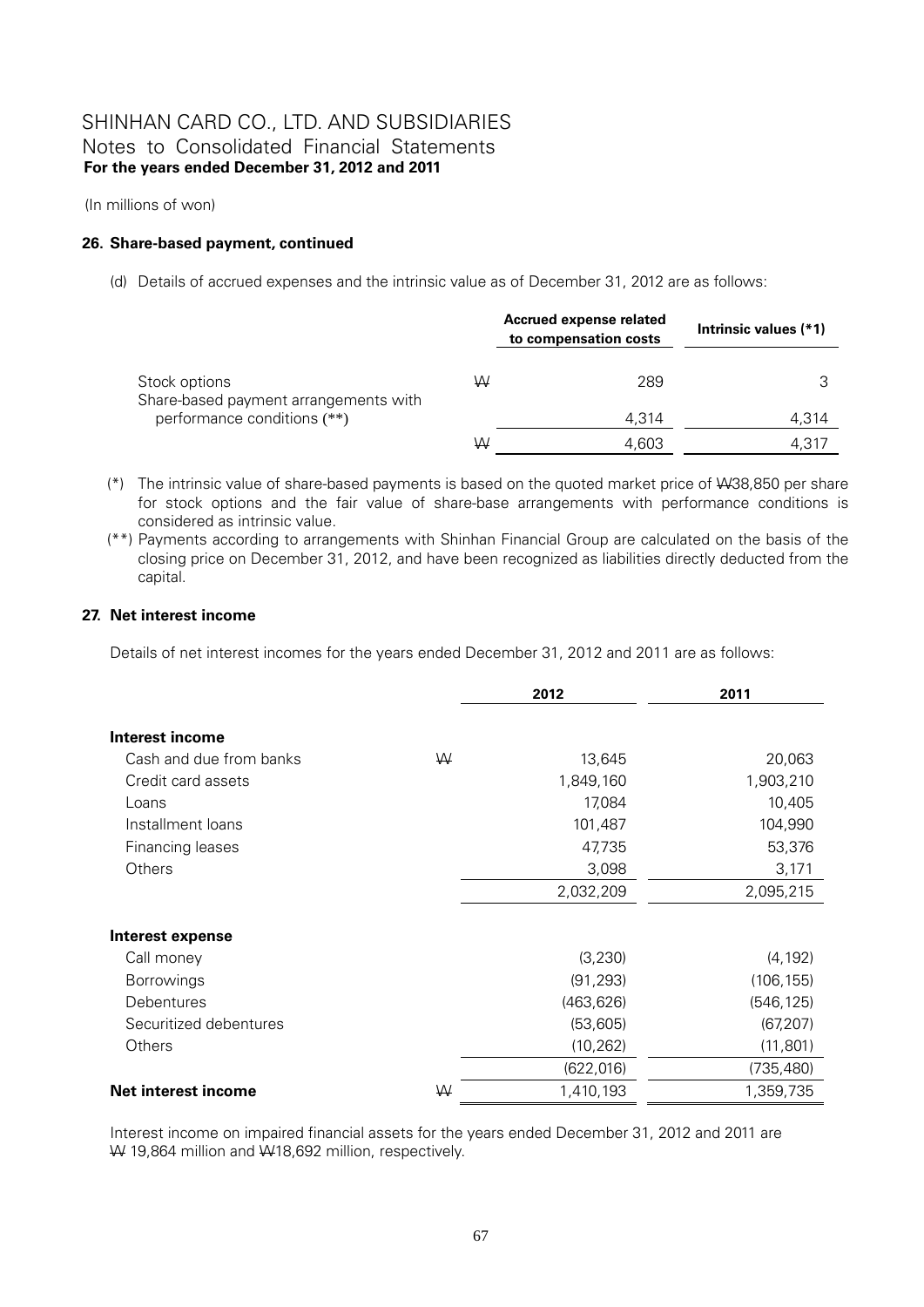(In millions of won)

### 26. Share-based payment, continued

(d) Details of accrued expenses and the intrinsic value as of December 31, 2012 are as follows:

| | | Accrued expense related to compensation costs | Intrinsic values (*1) |
|---|---|---|---|
| Stock options | ₩ | 289 | 3 |
| Share-based payment arrangements with performance conditions (**) | | 4,314 | 4,314 |
| | ₩ | 4,603 | 4,317 |

(*) The intrinsic value of share-based payments is based on the quoted market price of ₩38,850 per share for stock options and the fair value of share-base arrangements with performance conditions is considered as intrinsic value.

(**) Payments according to arrangements with Shinhan Financial Group are calculated on the basis of the closing price on December 31, 2012, and have been recognized as liabilities directly deducted from the capital.

### 27. Net interest income

Details of net interest incomes for the years ended December 31, 2012 and 2011 are as follows:

| | | 2012 | 2011 |
|---|---|---|---|
| **Interest income** | | | |
| Cash and due from banks | ₩ | 13,645 | 20,063 |
| Credit card assets | | 1,849,160 | 1,903,210 |
| Loans | | 17,084 | 10,405 |
| Installment loans | | 101,487 | 104,990 |
| Financing leases | | 47,735 | 53,376 |
| Others | | 3,098 | 3,171 |
| | | 2,032,209 | 2,095,215 |
| **Interest expense** | | | |
| Call money | | (3,230) | (4,192) |
| Borrowings | | (91,293) | (106,155) |
| Debentures | | (463,626) | (546,125) |
| Securitized debentures | | (53,605) | (67,207) |
| Others | | (10,262) | (11,801) |
| | | (622,016) | (735,480) |
| **Net interest income** | ₩ | 1,410,193 | 1,359,735 |

Interest income on impaired financial assets for the years ended December 31, 2012 and 2011 are ₩ 19,864 million and ₩18,692 million, respectively.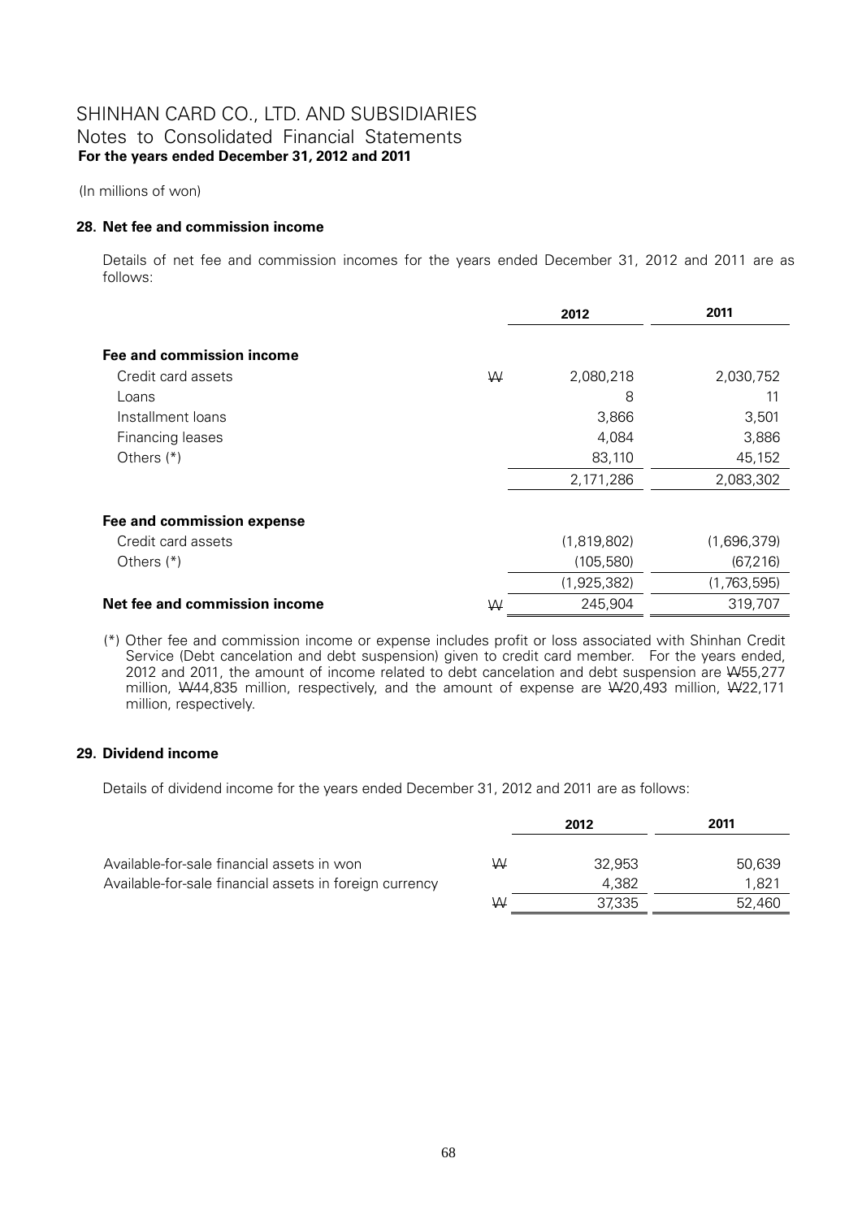# SHINHAN CARD CO., LTD. AND SUBSIDIARIES
## Notes to Consolidated Financial Statements
**For the years ended December 31, 2012 and 2011**

(In millions of won)

### 28. Net fee and commission income

Details of net fee and commission incomes for the years ended December 31, 2012 and 2011 are as follows:

| | | 2012 | 2011 |
|---|---|---|---|
| **Fee and commission income** | | | |
| Credit card assets | ₩ | 2,080,218 | 2,030,752 |
| Loans | | 8 | 11 |
| Installment loans | | 3,866 | 3,501 |
| Financing leases | | 4,084 | 3,886 |
| Others (*) | | 83,110 | 45,152 |
| | | 2,171,286 | 2,083,302 |
| **Fee and commission expense** | | | |
| Credit card assets | | (1,819,802) | (1,696,379) |
| Others (*) | | (105,580) | (67,216) |
| | | (1,925,382) | (1,763,595) |
| **Net fee and commission income** | ₩ | 245,904 | 319,707 |

(*) Other fee and commission income or expense includes profit or loss associated with Shinhan Credit Service (Debt cancelation and debt suspension) given to credit card member. For the years ended, 2012 and 2011, the amount of income related to debt cancelation and debt suspension are ₩55,277 million, ₩44,835 million, respectively, and the amount of expense are ₩20,493 million, ₩22,171 million, respectively.

### 29. Dividend income

Details of dividend income for the years ended December 31, 2012 and 2011 are as follows:

| | | 2012 | 2011 |
|---|---|---|---|
| Available-for-sale financial assets in won | ₩ | 32,953 | 50,639 |
| Available-for-sale financial assets in foreign currency | | 4,382 | 1,821 |
| | ₩ | 37,335 | 52,460 |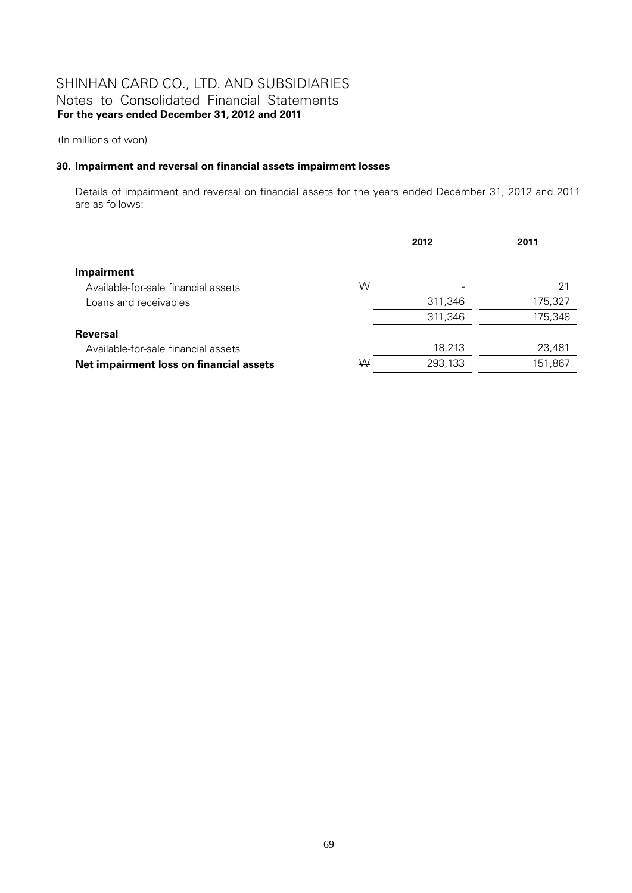# SHINHAN CARD CO., LTD. AND SUBSIDIARIES
## Notes to Consolidated Financial Statements
**For the years ended December 31, 2012 and 2011**

(In millions of won)

### 30. Impairment and reversal on financial assets impairment losses

Details of impairment and reversal on financial assets for the years ended December 31, 2012 and 2011 are as follows:

| | | 2012 | 2011 |
|---|---|---|---|
| **Impairment** | | | |
| Available-for-sale financial assets | ₩ | - | 21 |
| Loans and receivables | | 311,346 | 175,327 |
| | | 311,346 | 175,348 |
| **Reversal** | | | |
| Available-for-sale financial assets | | 18,213 | 23,481 |
| **Net impairment loss on financial assets** | ₩ | 293,133 | 151,867 |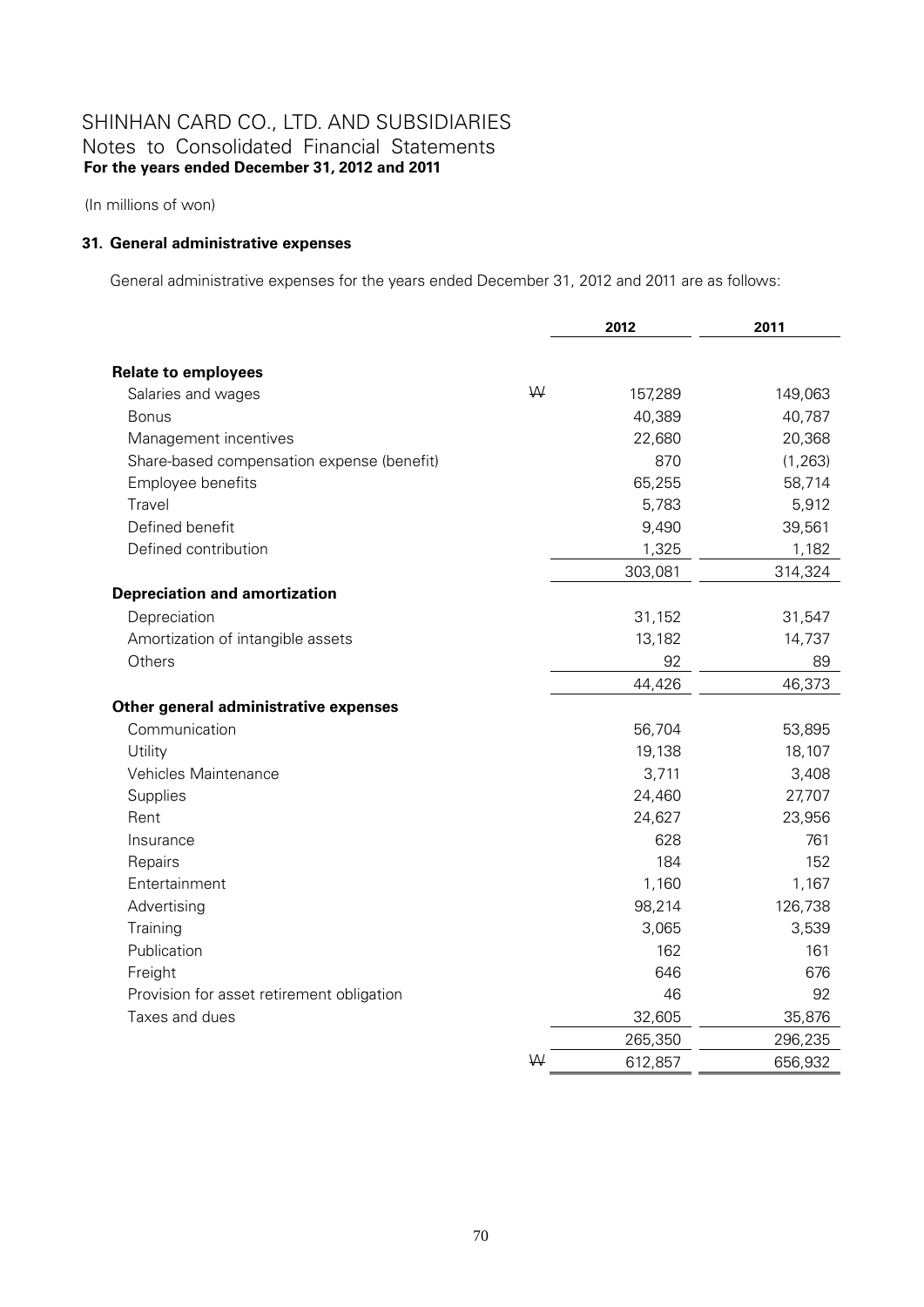# SHINHAN CARD CO., LTD. AND SUBSIDIARIES
## Notes to Consolidated Financial Statements
**For the years ended December 31, 2012 and 2011**

(In millions of won)

### 31. General administrative expenses

General administrative expenses for the years ended December 31, 2012 and 2011 are as follows:

| | | 2012 | 2011 |
|---|---|---|---|
| **Relate to employees** | | | |
| Salaries and wages | W | 157,289 | 149,063 |
| Bonus | | 40,389 | 40,787 |
| Management incentives | | 22,680 | 20,368 |
| Share-based compensation expense (benefit) | | 870 | (1,263) |
| Employee benefits | | 65,255 | 58,714 |
| Travel | | 5,783 | 5,912 |
| Defined benefit | | 9,490 | 39,561 |
| Defined contribution | | 1,325 | 1,182 |
| | | 303,081 | 314,324 |
| **Depreciation and amortization** | | | |
| Depreciation | | 31,152 | 31,547 |
| Amortization of intangible assets | | 13,182 | 14,737 |
| Others | | 92 | 89 |
| | | 44,426 | 46,373 |
| **Other general administrative expenses** | | | |
| Communication | | 56,704 | 53,895 |
| Utility | | 19,138 | 18,107 |
| Vehicles Maintenance | | 3,711 | 3,408 |
| Supplies | | 24,460 | 27,707 |
| Rent | | 24,627 | 23,956 |
| Insurance | | 628 | 761 |
| Repairs | | 184 | 152 |
| Entertainment | | 1,160 | 1,167 |
| Advertising | | 98,214 | 126,738 |
| Training | | 3,065 | 3,539 |
| Publication | | 162 | 161 |
| Freight | | 646 | 676 |
| Provision for asset retirement obligation | | 46 | 92 |
| Taxes and dues | | 32,605 | 35,876 |
| | | 265,350 | 296,235 |
| | W | 612,857 | 656,932 |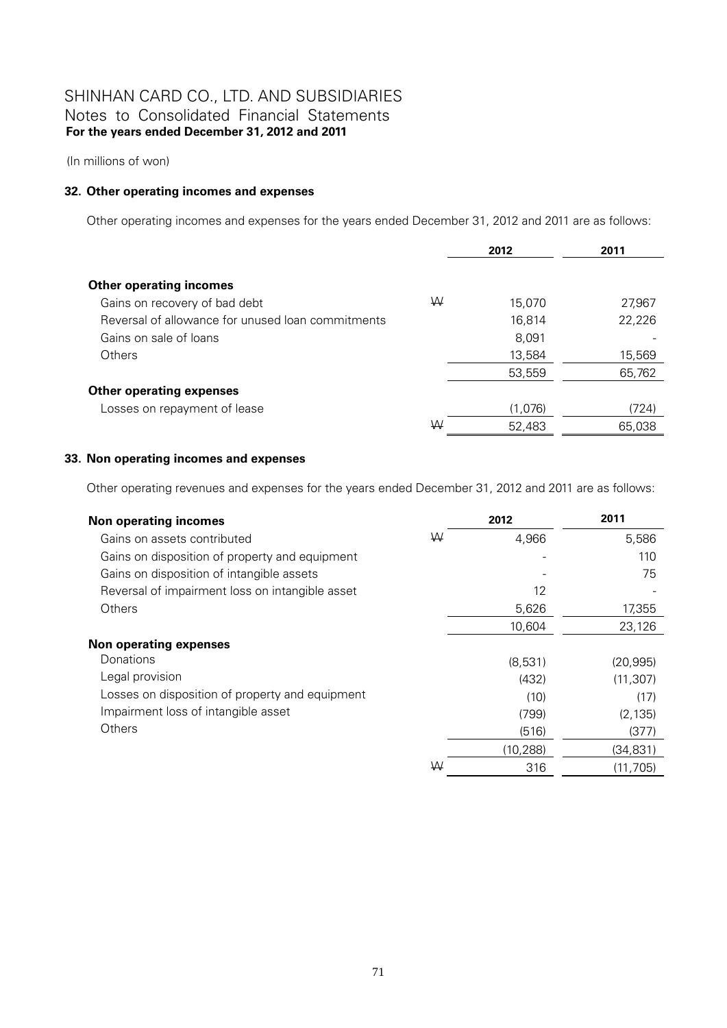# SHINHAN CARD CO., LTD. AND SUBSIDIARIES
## Notes to Consolidated Financial Statements
**For the years ended December 31, 2012 and 2011**

(In millions of won)

### 32. Other operating incomes and expenses

Other operating incomes and expenses for the years ended December 31, 2012 and 2011 are as follows:

| | | 2012 | 2011 |
|---|---|---|---|
| **Other operating incomes** | | | |
| Gains on recovery of bad debt | ₩ | 15,070 | 27,967 |
| Reversal of allowance for unused loan commitments | | 16,814 | 22,226 |
| Gains on sale of loans | | 8,091 | - |
| Others | | 13,584 | 15,569 |
| | | 53,559 | 65,762 |
| **Other operating expenses** | | | |
| Losses on repayment of lease | | (1,076) | (724) |
| | ₩ | 52,483 | 65,038 |

### 33. Non operating incomes and expenses

Other operating revenues and expenses for the years ended December 31, 2012 and 2011 are as follows:

| **Non operating incomes** | | 2012 | 2011 |
|---|---|---|---|
| Gains on assets contributed | ₩ | 4,966 | 5,586 |
| Gains on disposition of property and equipment | | - | 110 |
| Gains on disposition of intangible assets | | - | 75 |
| Reversal of impairment loss on intangible asset | | 12 | - |
| Others | | 5,626 | 17,355 |
| | | 10,604 | 23,126 |
| **Non operating expenses** | | | |
| Donations | | (8,531) | (20,995) |
| Legal provision | | (432) | (11,307) |
| Losses on disposition of property and equipment | | (10) | (17) |
| Impairment loss of intangible asset | | (799) | (2,135) |
| Others | | (516) | (377) |
| | | (10,288) | (34,831) |
| | ₩ | 316 | (11,705) |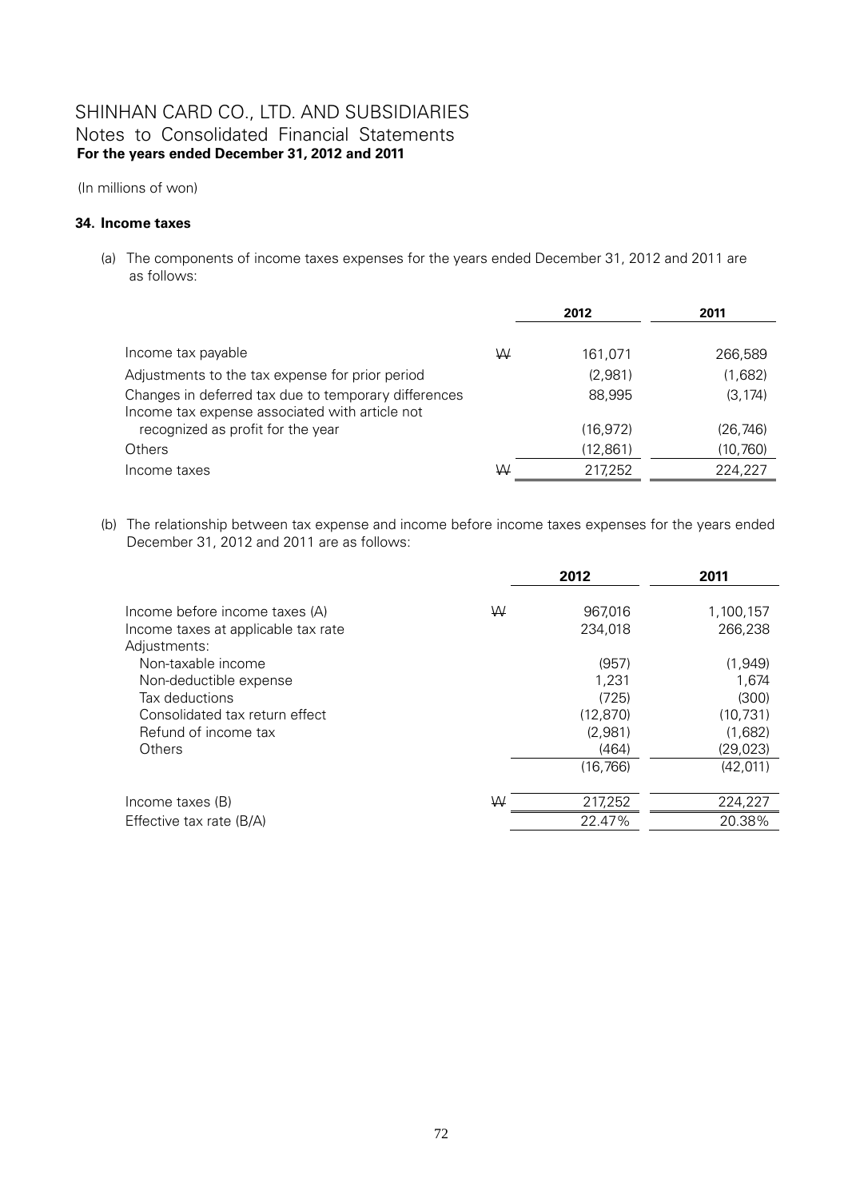# SHINHAN CARD CO., LTD. AND SUBSIDIARIES
## Notes to Consolidated Financial Statements
**For the years ended December 31, 2012 and 2011**

(In millions of won)

### 34. Income taxes

(a) The components of income taxes expenses for the years ended December 31, 2012 and 2011 are as follows:

| | | 2012 | 2011 |
|---|---|---|---|
| Income tax payable | ₩ | 161,071 | 266,589 |
| Adjustments to the tax expense for prior period | | (2,981) | (1,682) |
| Changes in deferred tax due to temporary differences | | 88,995 | (3,174) |
| Income tax expense associated with article not recognized as profit for the year | | (16,972) | (26,746) |
| Others | | (12,861) | (10,760) |
| Income taxes | ₩ | 217,252 | 224,227 |

(b) The relationship between tax expense and income before income taxes expenses for the years ended December 31, 2012 and 2011 are as follows:

| | | 2012 | 2011 |
|---|---|---|---|
| Income before income taxes (A) | ₩ | 967,016 | 1,100,157 |
| Income taxes at applicable tax rate | | 234,018 | 266,238 |
| Adjustments: | | | |
| Non-taxable income | | (957) | (1,949) |
| Non-deductible expense | | 1,231 | 1,674 |
| Tax deductions | | (725) | (300) |
| Consolidated tax return effect | | (12,870) | (10,731) |
| Refund of income tax | | (2,981) | (1,682) |
| Others | | (464) | (29,023) |
| | | (16,766) | (42,011) |
| Income taxes (B) | ₩ | 217,252 | 224,227 |
| Effective tax rate (B/A) | | 22.47% | 20.38% |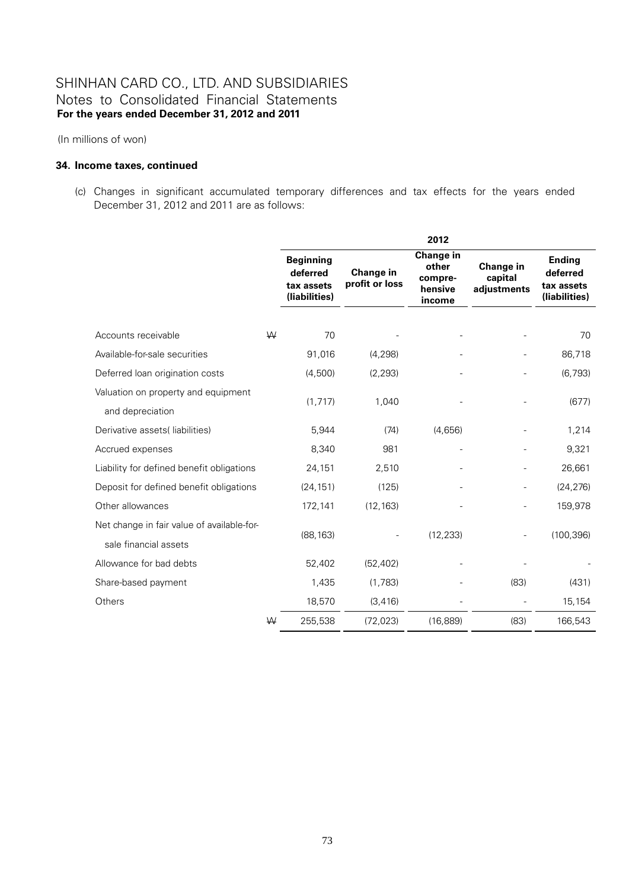# SHINHAN CARD CO., LTD. AND SUBSIDIARIES
## Notes to Consolidated Financial Statements
**For the years ended December 31, 2012 and 2011**

(In millions of won)

### 34. Income taxes, continued

(c) Changes in significant accumulated temporary differences and tax effects for the years ended December 31, 2012 and 2011 are as follows:

| | | 2012 | | | | |
|---|---|---|---|---|---|---|
| | | **Beginning deferred tax assets (liabilities)** | **Change in profit or loss** | **Change in other compre-hensive income** | **Change in capital adjustments** | **Ending deferred tax assets (liabilities)** |
| Accounts receivable | ₩ | 70 | - | - | - | 70 |
| Available-for-sale securities | | 91,016 | (4,298) | - | - | 86,718 |
| Deferred loan origination costs | | (4,500) | (2,293) | - | - | (6,793) |
| Valuation on property and equipment and depreciation | | (1,717) | 1,040 | - | - | (677) |
| Derivative assets( liabilities) | | 5,944 | (74) | (4,656) | - | 1,214 |
| Accrued expenses | | 8,340 | 981 | - | - | 9,321 |
| Liability for defined benefit obligations | | 24,151 | 2,510 | - | - | 26,661 |
| Deposit for defined benefit obligations | | (24,151) | (125) | - | - | (24,276) |
| Other allowances | | 172,141 | (12,163) | - | - | 159,978 |
| Net change in fair value of available-for-sale financial assets | | (88,163) | - | (12,233) | - | (100,396) |
| Allowance for bad debts | | 52,402 | (52,402) | - | - | - |
| Share-based payment | | 1,435 | (1,783) | - | (83) | (431) |
| Others | | 18,570 | (3,416) | - | - | 15,154 |
| | ₩ | 255,538 | (72,023) | (16,889) | (83) | 166,543 |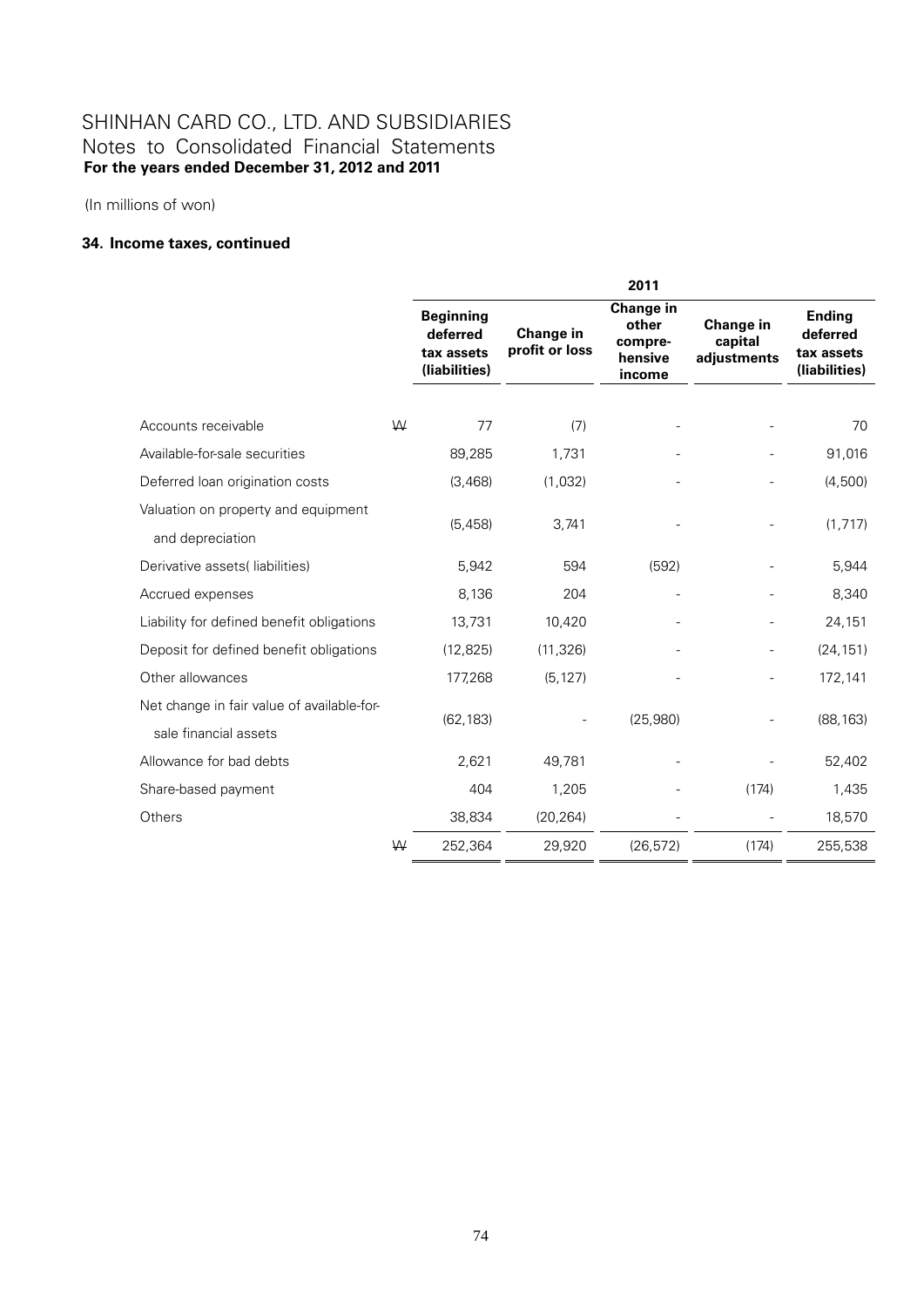# SHINHAN CARD CO., LTD. AND SUBSIDIARIES
## Notes to Consolidated Financial Statements
**For the years ended December 31, 2012 and 2011**

(In millions of won)

### 34. Income taxes, continued

| | | 2011 | | | | |
|---|---|---|---|---|---|---|
| | | **Beginning deferred tax assets (liabilities)** | **Change in profit or loss** | **Change in other compre-hensive income** | **Change in capital adjustments** | **Ending deferred tax assets (liabilities)** |
| Accounts receivable | ₩ | 77 | (7) | - | - | 70 |
| Available-for-sale securities | | 89,285 | 1,731 | - | - | 91,016 |
| Deferred loan origination costs | | (3,468) | (1,032) | - | - | (4,500) |
| Valuation on property and equipment and depreciation | | (5,458) | 3,741 | - | - | (1,717) |
| Derivative assets( liabilities) | | 5,942 | 594 | (592) | - | 5,944 |
| Accrued expenses | | 8,136 | 204 | - | - | 8,340 |
| Liability for defined benefit obligations | | 13,731 | 10,420 | - | - | 24,151 |
| Deposit for defined benefit obligations | | (12,825) | (11,326) | - | - | (24,151) |
| Other allowances | | 177,268 | (5,127) | - | - | 172,141 |
| Net change in fair value of available-for-sale financial assets | | (62,183) | - | (25,980) | - | (88,163) |
| Allowance for bad debts | | 2,621 | 49,781 | - | - | 52,402 |
| Share-based payment | | 404 | 1,205 | - | (174) | 1,435 |
| Others | | 38,834 | (20,264) | - | - | 18,570 |
| | ₩ | 252,364 | 29,920 | (26,572) | (174) | 255,538 |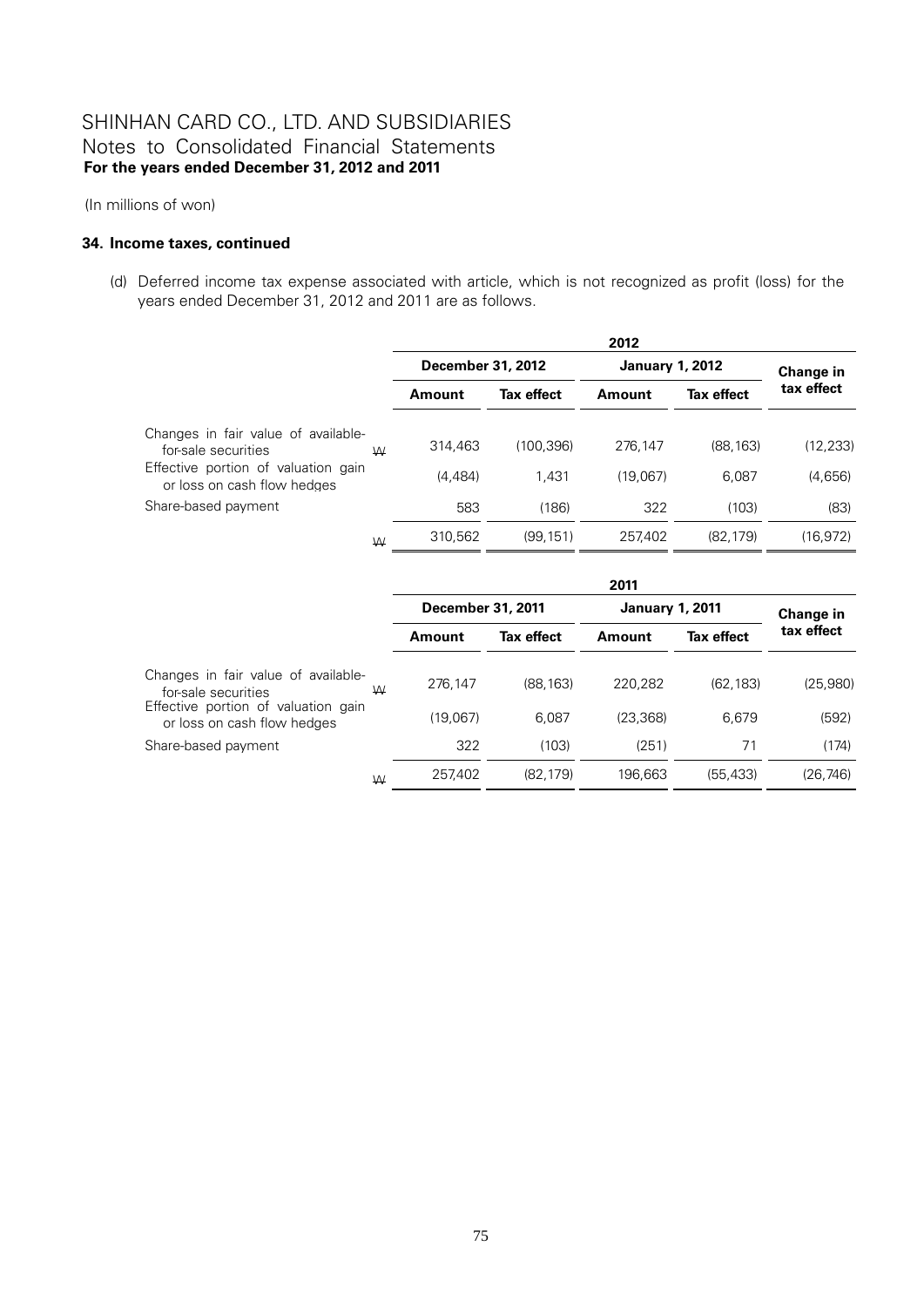SHINHAN CARD CO., LTD. AND SUBSIDIARIES
Notes to Consolidated Financial Statements
**For the years ended December 31, 2012 and 2011**

(In millions of won)

**34. Income taxes, continued**

(d) Deferred income tax expense associated with article, which is not recognized as profit (loss) for the years ended December 31, 2012 and 2011 are as follows.

| | | 2012 | | | | |
|---|---|---|---|---|---|---|
| | | December 31, 2012 | | January 1, 2012 | | Change in tax effect |
| | | Amount | Tax effect | Amount | Tax effect | |
| Changes in fair value of available-for-sale securities | ₩ | 314,463 | (100,396) | 276,147 | (88,163) | (12,233) |
| Effective portion of valuation gain or loss on cash flow hedges | | (4,484) | 1,431 | (19,067) | 6,087 | (4,656) |
| Share-based payment | | 583 | (186) | 322 | (103) | (83) |
| | ₩ | 310,562 | (99,151) | 257,402 | (82,179) | (16,972) |

| | | 2011 | | | | |
|---|---|---|---|---|---|---|
| | | December 31, 2011 | | January 1, 2011 | | Change in tax effect |
| | | Amount | Tax effect | Amount | Tax effect | |
| Changes in fair value of available-for-sale securities | ₩ | 276,147 | (88,163) | 220,282 | (62,183) | (25,980) |
| Effective portion of valuation gain or loss on cash flow hedges | | (19,067) | 6,087 | (23,368) | 6,679 | (592) |
| Share-based payment | | 322 | (103) | (251) | 71 | (174) |
| | ₩ | 257,402 | (82,179) | 196,663 | (55,433) | (26,746) |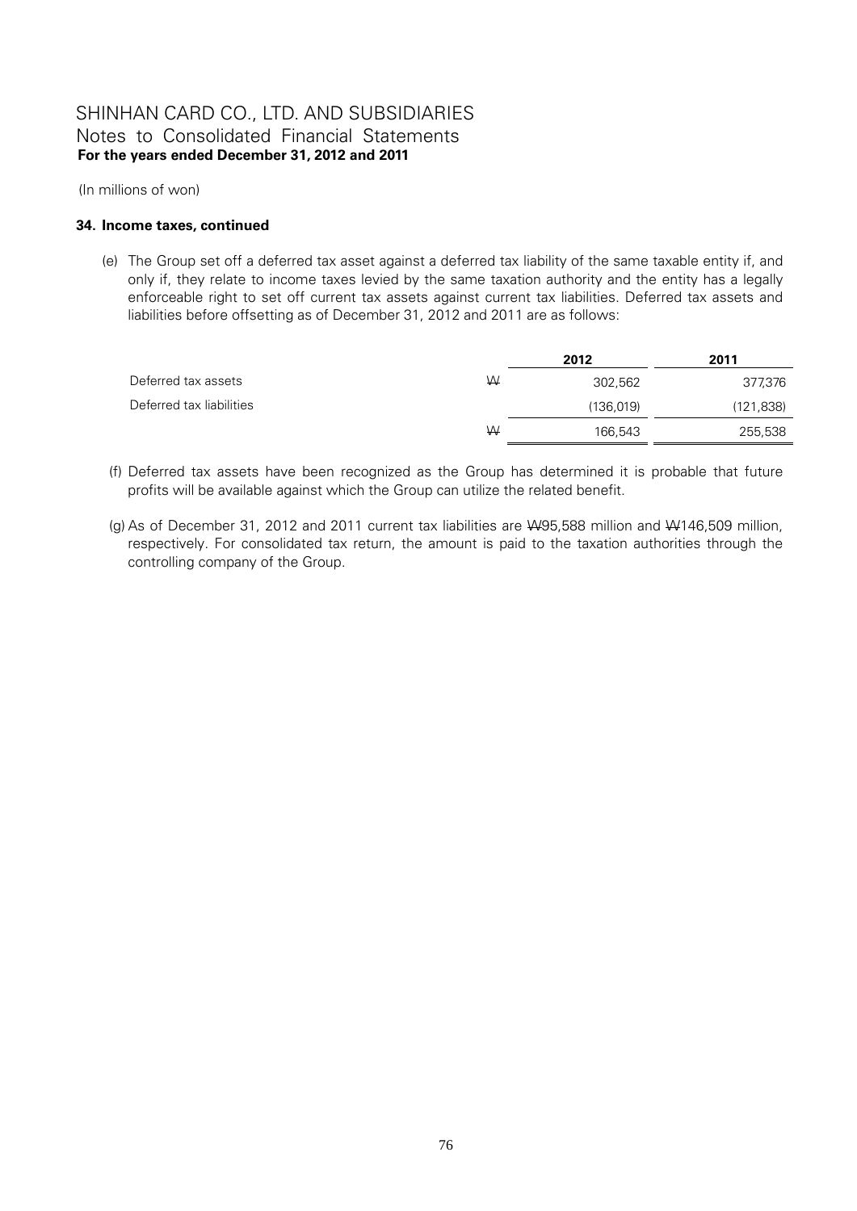SHINHAN CARD CO., LTD. AND SUBSIDIARIES
Notes to Consolidated Financial Statements
**For the years ended December 31, 2012 and 2011**

(In millions of won)

**34. Income taxes, continued**

(e) The Group set off a deferred tax asset against a deferred tax liability of the same taxable entity if, and only if, they relate to income taxes levied by the same taxation authority and the entity has a legally enforceable right to set off current tax assets against current tax liabilities. Deferred tax assets and liabilities before offsetting as of December 31, 2012 and 2011 are as follows:

| | | 2012 | 2011 |
|---|---|---|---|
| Deferred tax assets | ₩ | 302,562 | 377,376 |
| Deferred tax liabilities | | (136,019) | (121,838) |
| | ₩ | 166,543 | 255,538 |

(f) Deferred tax assets have been recognized as the Group has determined it is probable that future profits will be available against which the Group can utilize the related benefit.

(g) As of December 31, 2012 and 2011 current tax liabilities are ₩95,588 million and ₩146,509 million, respectively. For consolidated tax return, the amount is paid to the taxation authorities through the controlling company of the Group.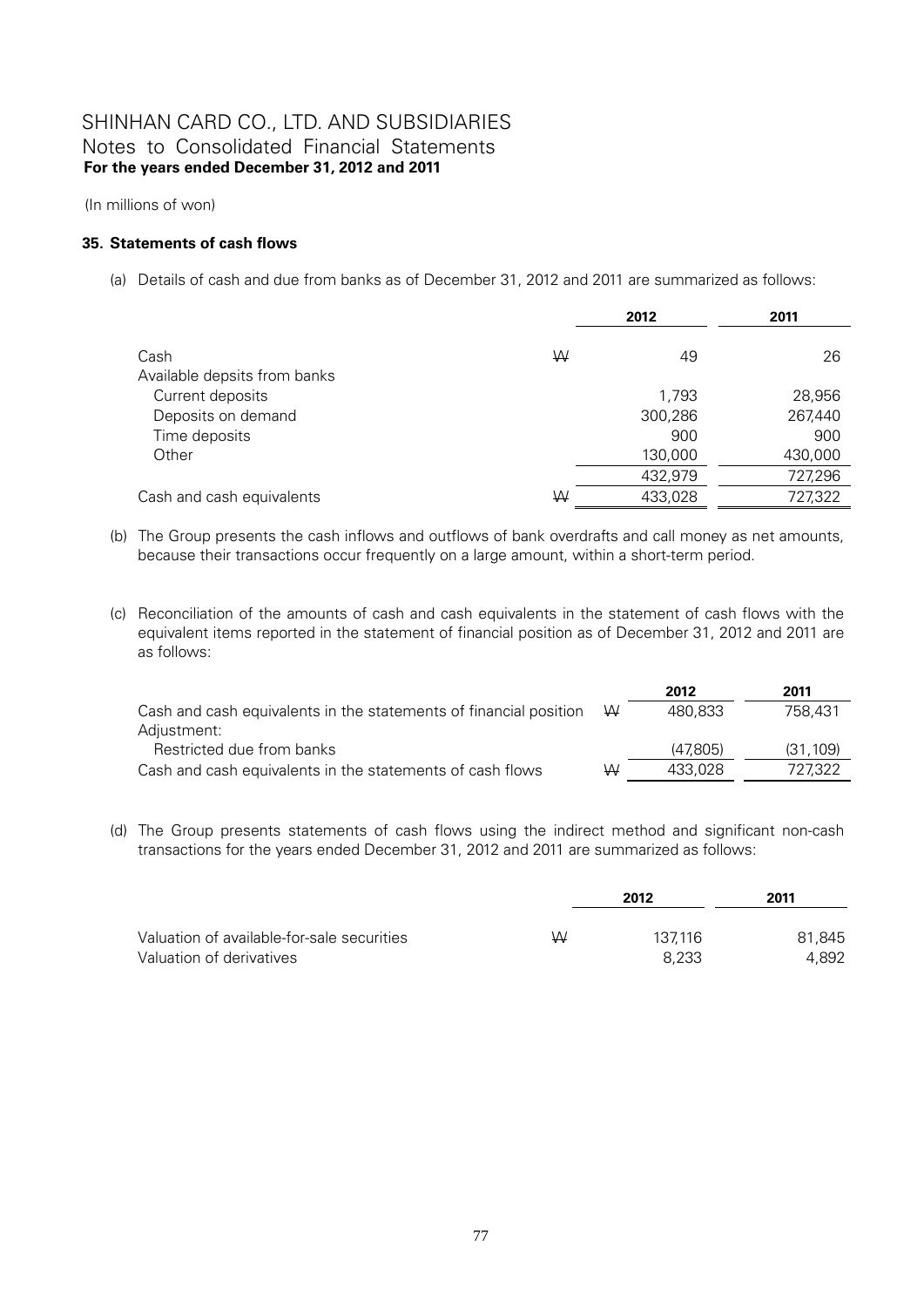# SHINHAN CARD CO., LTD. AND SUBSIDIARIES
## Notes to Consolidated Financial Statements
**For the years ended December 31, 2012 and 2011**

(In millions of won)

### 35. Statements of cash flows

(a) Details of cash and due from banks as of December 31, 2012 and 2011 are summarized as follows:

| | | 2012 | 2011 |
|---|---|---|---|
| Cash | ₩ | 49 | 26 |
| Available depsits from banks | | | |
| Current deposits | | 1,793 | 28,956 |
| Deposits on demand | | 300,286 | 267,440 |
| Time deposits | | 900 | 900 |
| Other | | 130,000 | 430,000 |
| | | 432,979 | 727,296 |
| Cash and cash equivalents | ₩ | 433,028 | 727,322 |

(b) The Group presents the cash inflows and outflows of bank overdrafts and call money as net amounts, because their transactions occur frequently on a large amount, within a short-term period.

(c) Reconciliation of the amounts of cash and cash equivalents in the statement of cash flows with the equivalent items reported in the statement of financial position as of December 31, 2012 and 2011 are as follows:

| | | 2012 | 2011 |
|---|---|---|---|
| Cash and cash equivalents in the statements of financial position | ₩ | 480,833 | 758,431 |
| Adjustment: | | | |
| Restricted due from banks | | (47,805) | (31,109) |
| Cash and cash equivalents in the statements of cash flows | ₩ | 433,028 | 727,322 |

(d) The Group presents statements of cash flows using the indirect method and significant non-cash transactions for the years ended December 31, 2012 and 2011 are summarized as follows:

| | | 2012 | 2011 |
|---|---|---|---|
| Valuation of available-for-sale securities | ₩ | 137,116 | 81,845 |
| Valuation of derivatives | | 8,233 | 4,892 |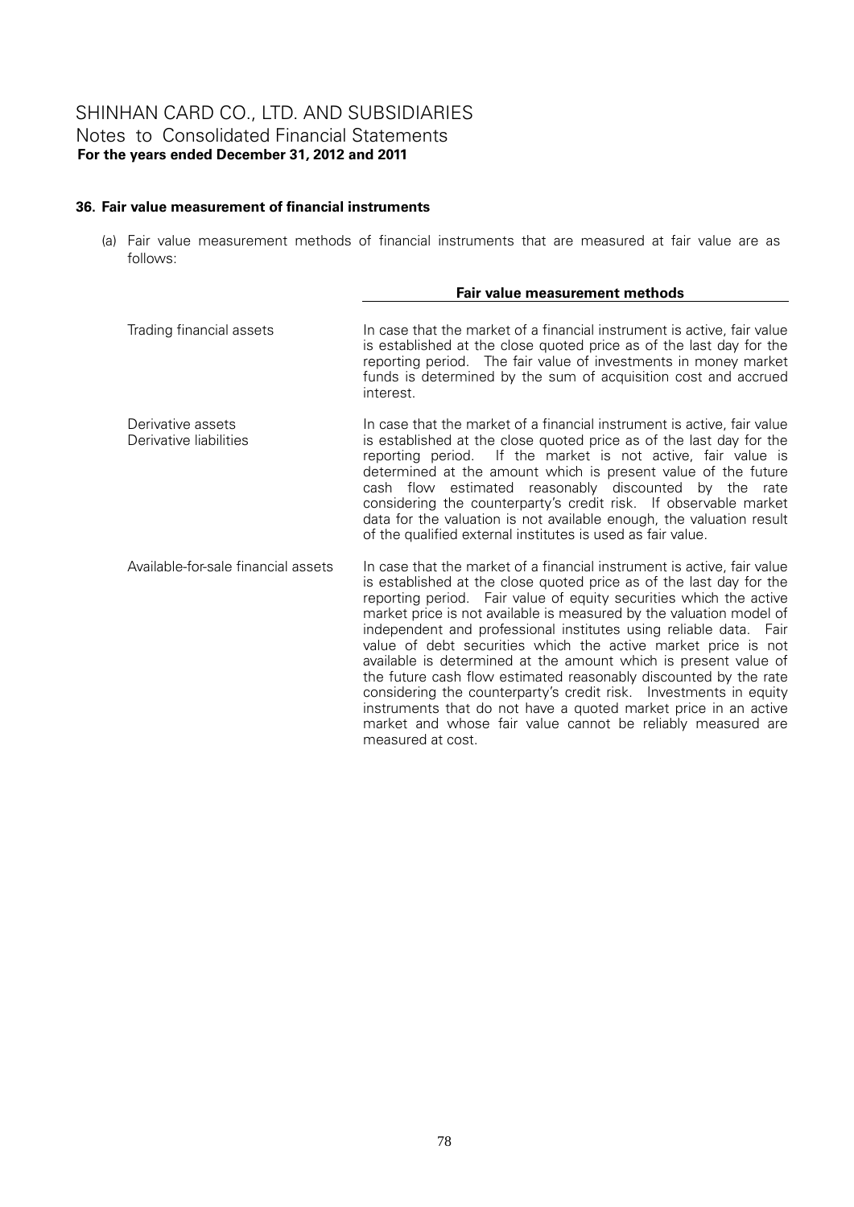## 36. Fair value measurement of financial instruments

(a) Fair value measurement methods of financial instruments that are measured at fair value are as follows:

| | Fair value measurement methods |
|---|---|
| Trading financial assets | In case that the market of a financial instrument is active, fair value is established at the close quoted price as of the last day for the reporting period. The fair value of investments in money market funds is determined by the sum of acquisition cost and accrued interest. |
| Derivative assets<br>Derivative liabilities | In case that the market of a financial instrument is active, fair value is established at the close quoted price as of the last day for the reporting period. If the market is not active, fair value is determined at the amount which is present value of the future cash flow estimated reasonably discounted by the rate considering the counterparty's credit risk. If observable market data for the valuation is not available enough, the valuation result of the qualified external institutes is used as fair value. |
| Available-for-sale financial assets | In case that the market of a financial instrument is active, fair value is established at the close quoted price as of the last day for the reporting period. Fair value of equity securities which the active market price is not available is measured by the valuation model of independent and professional institutes using reliable data. Fair value of debt securities which the active market price is not available is determined at the amount which is present value of the future cash flow estimated reasonably discounted by the rate considering the counterparty's credit risk. Investments in equity instruments that do not have a quoted market price in an active market and whose fair value cannot be reliably measured are measured at cost. |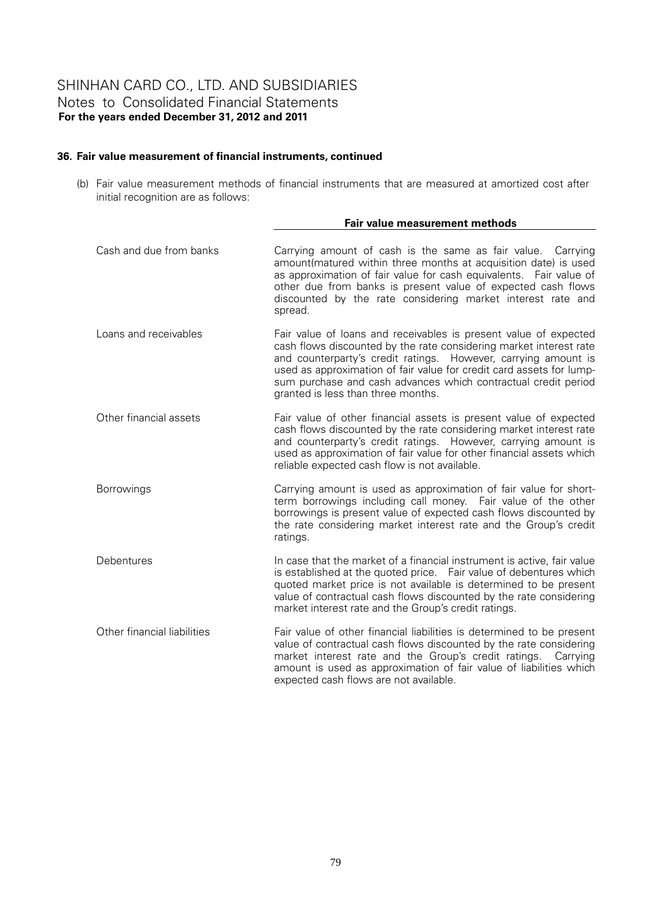## 36. Fair value measurement of financial instruments, continued

(b) Fair value measurement methods of financial instruments that are measured at amortized cost after initial recognition are as follows:

| | Fair value measurement methods |
|---|---|
| Cash and due from banks | Carrying amount of cash is the same as fair value. Carrying amount(matured within three months at acquisition date) is used as approximation of fair value for cash equivalents. Fair value of other due from banks is present value of expected cash flows discounted by the rate considering market interest rate and spread. |
| Loans and receivables | Fair value of loans and receivables is present value of expected cash flows discounted by the rate considering market interest rate and counterparty's credit ratings. However, carrying amount is used as approximation of fair value for credit card assets for lump-sum purchase and cash advances which contractual credit period granted is less than three months. |
| Other financial assets | Fair value of other financial assets is present value of expected cash flows discounted by the rate considering market interest rate and counterparty's credit ratings. However, carrying amount is used as approximation of fair value for other financial assets which reliable expected cash flow is not available. |
| Borrowings | Carrying amount is used as approximation of fair value for short-term borrowings including call money. Fair value of the other borrowings is present value of expected cash flows discounted by the rate considering market interest rate and the Group's credit ratings. |
| Debentures | In case that the market of a financial instrument is active, fair value is established at the quoted price. Fair value of debentures which quoted market price is not available is determined to be present value of contractual cash flows discounted by the rate considering market interest rate and the Group's credit ratings. |
| Other financial liabilities | Fair value of other financial liabilities is determined to be present value of contractual cash flows discounted by the rate considering market interest rate and the Group's credit ratings. Carrying amount is used as approximation of fair value of liabilities which expected cash flows are not available. |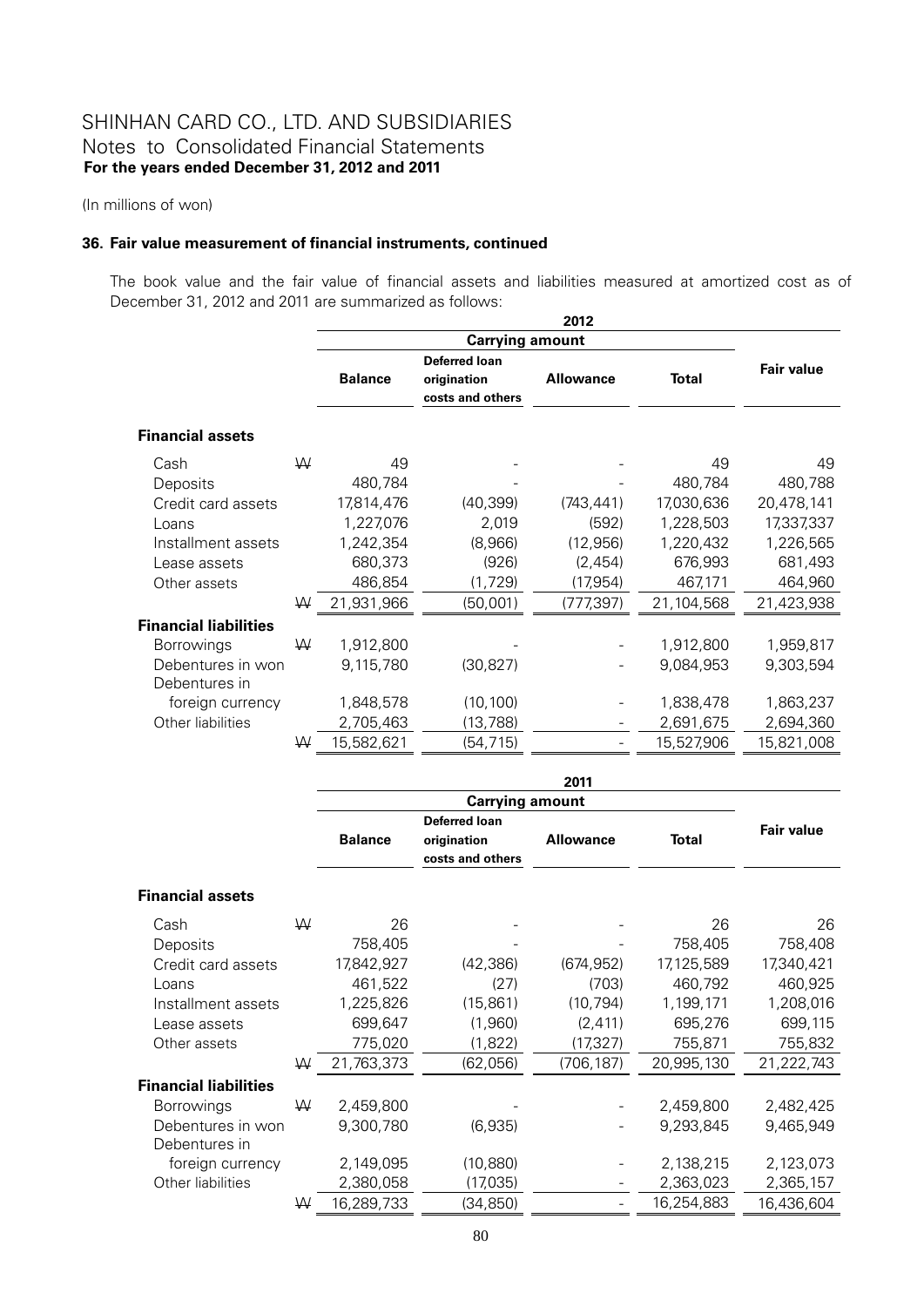SHINHAN CARD CO., LTD. AND SUBSIDIARIES
Notes to Consolidated Financial Statements
**For the years ended December 31, 2012 and 2011**

(In millions of won)

**36. Fair value measurement of financial instruments, continued**

The book value and the fair value of financial assets and liabilities measured at amortized cost as of December 31, 2012 and 2011 are summarized as follows:

| | | 2012 | | | | |
|---|---|---|---|---|---|---|
| | | Carrying amount | | | | |
| | | Balance | Deferred loan origination costs and others | Allowance | Total | Fair value |
| **Financial assets** | | | | | | |
| Cash | ₩ | 49 | - | - | 49 | 49 |
| Deposits | | 480,784 | - | - | 480,784 | 480,788 |
| Credit card assets | | 17,814,476 | (40,399) | (743,441) | 17,030,636 | 20,478,141 |
| Loans | | 1,227,076 | 2,019 | (592) | 1,228,503 | 17,337,337 |
| Installment assets | | 1,242,354 | (8,966) | (12,956) | 1,220,432 | 1,226,565 |
| Lease assets | | 680,373 | (926) | (2,454) | 676,993 | 681,493 |
| Other assets | | 486,854 | (1,729) | (17,954) | 467,171 | 464,960 |
| | ₩ | 21,931,966 | (50,001) | (777,397) | 21,104,568 | 21,423,938 |
| **Financial liabilities** | | | | | | |
| Borrowings | ₩ | 1,912,800 | - | - | 1,912,800 | 1,959,817 |
| Debentures in won | | 9,115,780 | (30,827) | - | 9,084,953 | 9,303,594 |
| Debentures in foreign currency | | 1,848,578 | (10,100) | - | 1,838,478 | 1,863,237 |
| Other liabilities | | 2,705,463 | (13,788) | - | 2,691,675 | 2,694,360 |
| | ₩ | 15,582,621 | (54,715) | - | 15,527,906 | 15,821,008 |

| | | 2011 | | | | |
|---|---|---|---|---|---|---|
| | | Carrying amount | | | | |
| | | Balance | Deferred loan origination costs and others | Allowance | Total | Fair value |
| **Financial assets** | | | | | | |
| Cash | ₩ | 26 | - | - | 26 | 26 |
| Deposits | | 758,405 | - | - | 758,405 | 758,408 |
| Credit card assets | | 17,842,927 | (42,386) | (674,952) | 17,125,589 | 17,340,421 |
| Loans | | 461,522 | (27) | (703) | 460,792 | 460,925 |
| Installment assets | | 1,225,826 | (15,861) | (10,794) | 1,199,171 | 1,208,016 |
| Lease assets | | 699,647 | (1,960) | (2,411) | 695,276 | 699,115 |
| Other assets | | 775,020 | (1,822) | (17,327) | 755,871 | 755,832 |
| | ₩ | 21,763,373 | (62,056) | (706,187) | 20,995,130 | 21,222,743 |
| **Financial liabilities** | | | | | | |
| Borrowings | ₩ | 2,459,800 | - | - | 2,459,800 | 2,482,425 |
| Debentures in won | | 9,300,780 | (6,935) | - | 9,293,845 | 9,465,949 |
| Debentures in foreign currency | | 2,149,095 | (10,880) | - | 2,138,215 | 2,123,073 |
| Other liabilities | | 2,380,058 | (17,035) | - | 2,363,023 | 2,365,157 |
| | ₩ | 16,289,733 | (34,850) | - | 16,254,883 | 16,436,604 |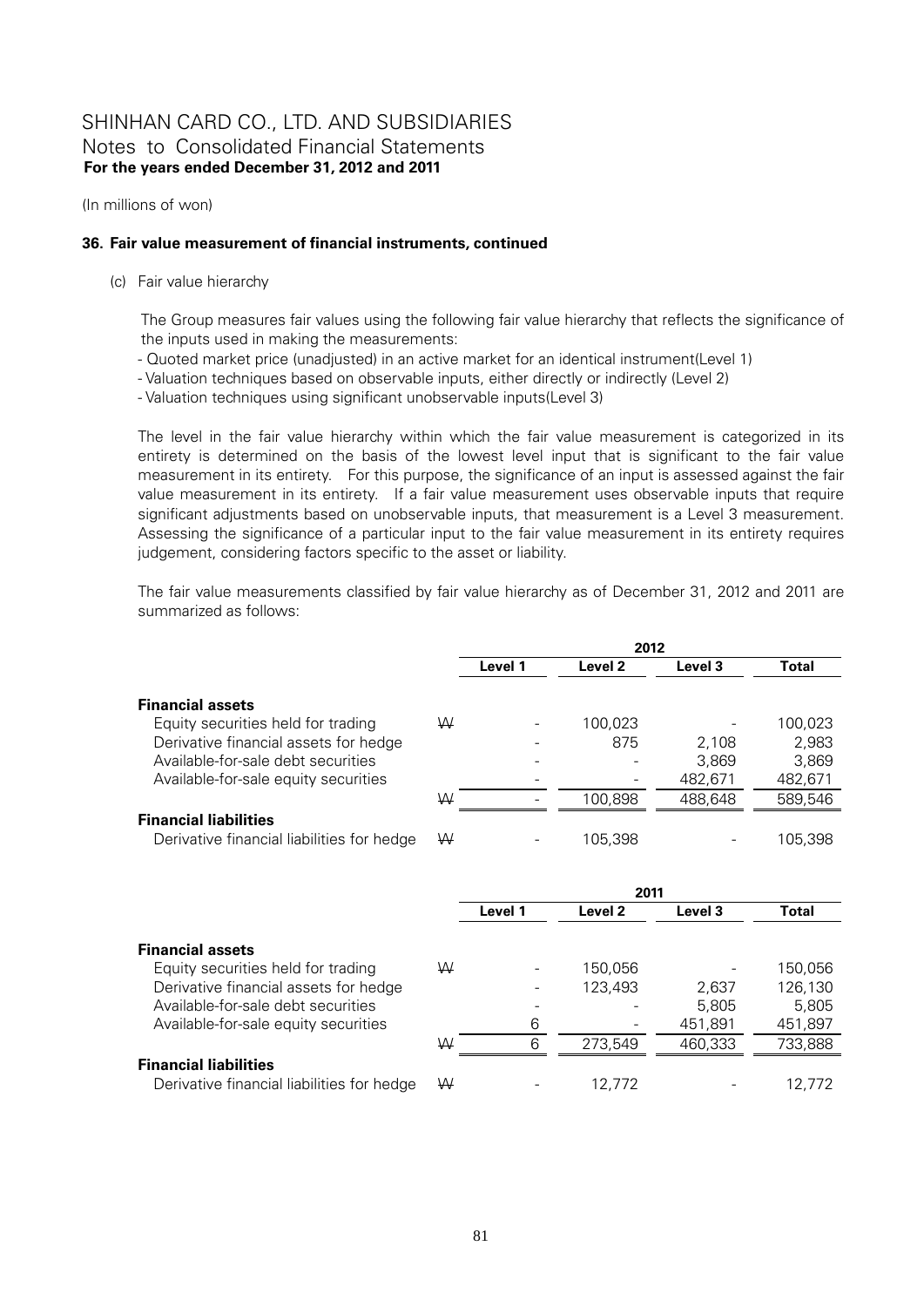(In millions of won)

### 36. Fair value measurement of financial instruments, continued

(c) Fair value hierarchy

The Group measures fair values using the following fair value hierarchy that reflects the significance of the inputs used in making the measurements:

- Quoted market price (unadjusted) in an active market for an identical instrument(Level 1)
- Valuation techniques based on observable inputs, either directly or indirectly (Level 2)
- Valuation techniques using significant unobservable inputs(Level 3)

The level in the fair value hierarchy within which the fair value measurement is categorized in its entirety is determined on the basis of the lowest level input that is significant to the fair value measurement in its entirety. For this purpose, the significance of an input is assessed against the fair value measurement in its entirety. If a fair value measurement uses observable inputs that require significant adjustments based on unobservable inputs, that measurement is a Level 3 measurement. Assessing the significance of a particular input to the fair value measurement in its entirety requires judgement, considering factors specific to the asset or liability.

The fair value measurements classified by fair value hierarchy as of December 31, 2012 and 2011 are summarized as follows:

| | | 2012 | | | |
|---|---|---|---|---|---|
| | | Level 1 | Level 2 | Level 3 | Total |
| **Financial assets** | | | | | |
| Equity securities held for trading | ₩ | - | 100,023 | - | 100,023 |
| Derivative financial assets for hedge | | - | 875 | 2,108 | 2,983 |
| Available-for-sale debt securities | | - | - | 3,869 | 3,869 |
| Available-for-sale equity securities | | - | - | 482,671 | 482,671 |
| | ₩ | - | 100,898 | 488,648 | 589,546 |
| **Financial liabilities** | | | | | |
| Derivative financial liabilities for hedge | ₩ | - | 105,398 | - | 105,398 |

| | | 2011 | | | |
|---|---|---|---|---|---|
| | | Level 1 | Level 2 | Level 3 | Total |
| **Financial assets** | | | | | |
| Equity securities held for trading | ₩ | - | 150,056 | - | 150,056 |
| Derivative financial assets for hedge | | - | 123,493 | 2,637 | 126,130 |
| Available-for-sale debt securities | | - | - | 5,805 | 5,805 |
| Available-for-sale equity securities | | 6 | - | 451,891 | 451,897 |
| | ₩ | 6 | 273,549 | 460,333 | 733,888 |
| **Financial liabilities** | | | | | |
| Derivative financial liabilities for hedge | ₩ | - | 12,772 | - | 12,772 |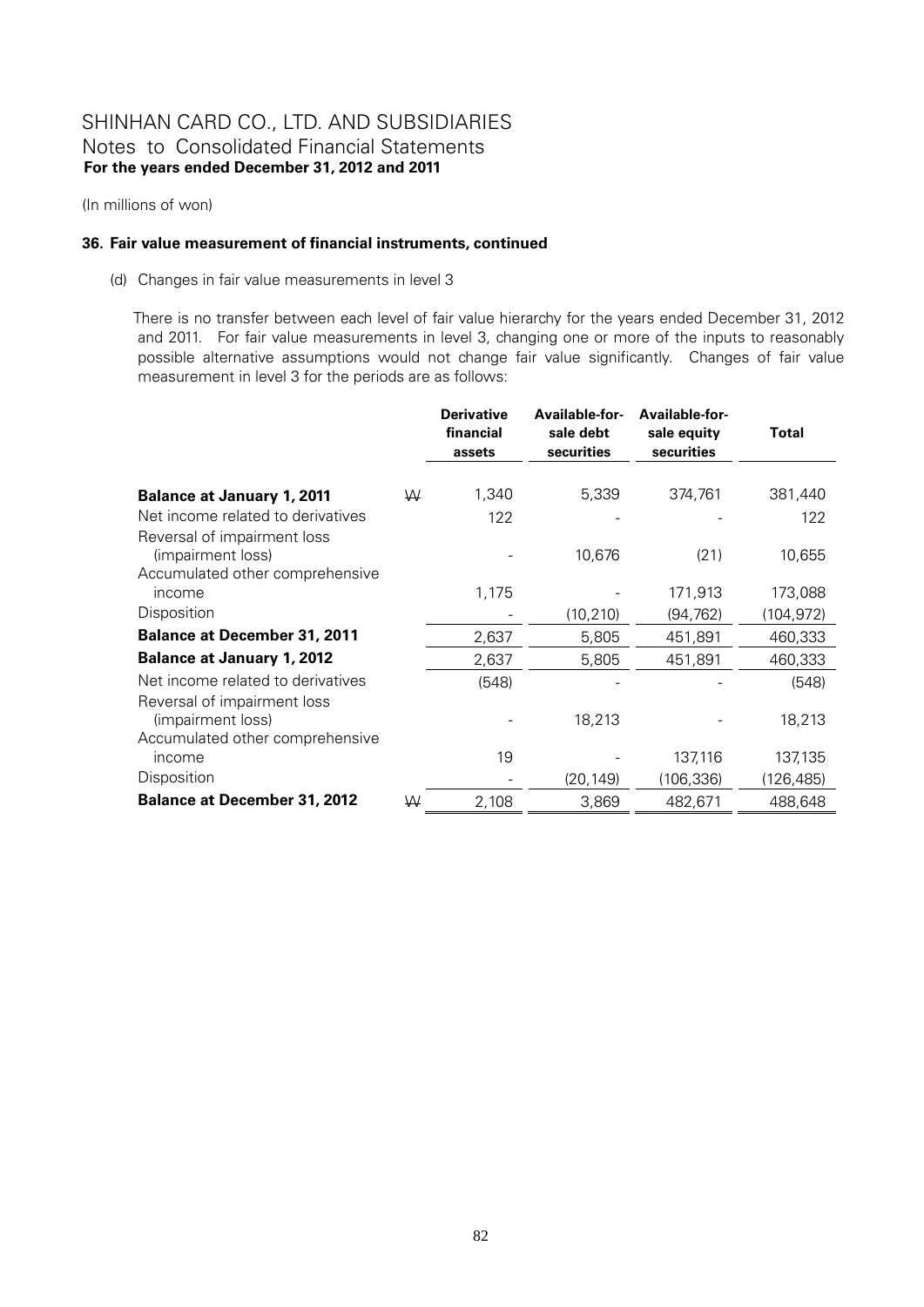# SHINHAN CARD CO., LTD. AND SUBSIDIARIES
## Notes to Consolidated Financial Statements
**For the years ended December 31, 2012 and 2011**

(In millions of won)

### 36. Fair value measurement of financial instruments, continued

(d) Changes in fair value measurements in level 3

There is no transfer between each level of fair value hierarchy for the years ended December 31, 2012 and 2011. For fair value measurements in level 3, changing one or more of the inputs to reasonably possible alternative assumptions would not change fair value significantly. Changes of fair value measurement in level 3 for the periods are as follows:

| | | Derivative financial assets | Available-for-sale debt securities | Available-for-sale equity securities | Total |
|---|---|---|---|---|---|
| **Balance at January 1, 2011** | ₩ | 1,340 | 5,339 | 374,761 | 381,440 |
| Net income related to derivatives | | 122 | - | - | 122 |
| Reversal of impairment loss (impairment loss) | | - | 10,676 | (21) | 10,655 |
| Accumulated other comprehensive income | | 1,175 | - | 171,913 | 173,088 |
| Disposition | | - | (10,210) | (94,762) | (104,972) |
| **Balance at December 31, 2011** | | 2,637 | 5,805 | 451,891 | 460,333 |
| **Balance at January 1, 2012** | | 2,637 | 5,805 | 451,891 | 460,333 |
| Net income related to derivatives | | (548) | - | - | (548) |
| Reversal of impairment loss (impairment loss) | | - | 18,213 | - | 18,213 |
| Accumulated other comprehensive income | | 19 | - | 137,116 | 137,135 |
| Disposition | | - | (20,149) | (106,336) | (126,485) |
| **Balance at December 31, 2012** | ₩ | 2,108 | 3,869 | 482,671 | 488,648 |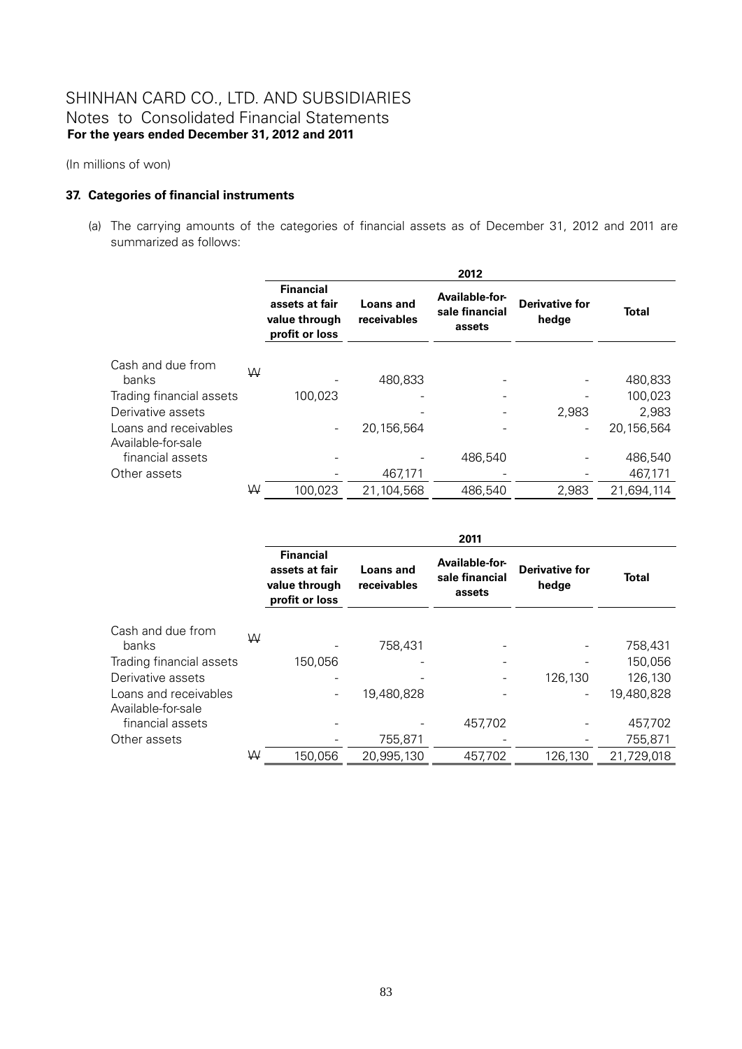# SHINHAN CARD CO., LTD. AND SUBSIDIARIES
## Notes to Consolidated Financial Statements
**For the years ended December 31, 2012 and 2011**

(In millions of won)

### 37. Categories of financial instruments

(a) The carrying amounts of the categories of financial assets as of December 31, 2012 and 2011 are summarized as follows:

| | | 2012 | | | | |
|---|---|---|---|---|---|---|
| | | **Financial assets at fair value through profit or loss** | **Loans and receivables** | **Available-for-sale financial assets** | **Derivative for hedge** | **Total** |
| Cash and due from banks | ₩ | - | 480,833 | - | - | 480,833 |
| Trading financial assets | | 100,023 | - | - | - | 100,023 |
| Derivative assets | | - | - | - | 2,983 | 2,983 |
| Loans and receivables | | - | 20,156,564 | - | - | 20,156,564 |
| Available-for-sale financial assets | | - | - | 486,540 | - | 486,540 |
| Other assets | | - | 467,171 | - | - | 467,171 |
| | ₩ | 100,023 | 21,104,568 | 486,540 | 2,983 | 21,694,114 |

| | | 2011 | | | | |
|---|---|---|---|---|---|---|
| | | **Financial assets at fair value through profit or loss** | **Loans and receivables** | **Available-for-sale financial assets** | **Derivative for hedge** | **Total** |
| Cash and due from banks | ₩ | - | 758,431 | - | - | 758,431 |
| Trading financial assets | | 150,056 | - | - | - | 150,056 |
| Derivative assets | | - | - | - | 126,130 | 126,130 |
| Loans and receivables | | - | 19,480,828 | - | - | 19,480,828 |
| Available-for-sale financial assets | | - | - | 457,702 | - | 457,702 |
| Other assets | | - | 755,871 | - | - | 755,871 |
| | ₩ | 150,056 | 20,995,130 | 457,702 | 126,130 | 21,729,018 |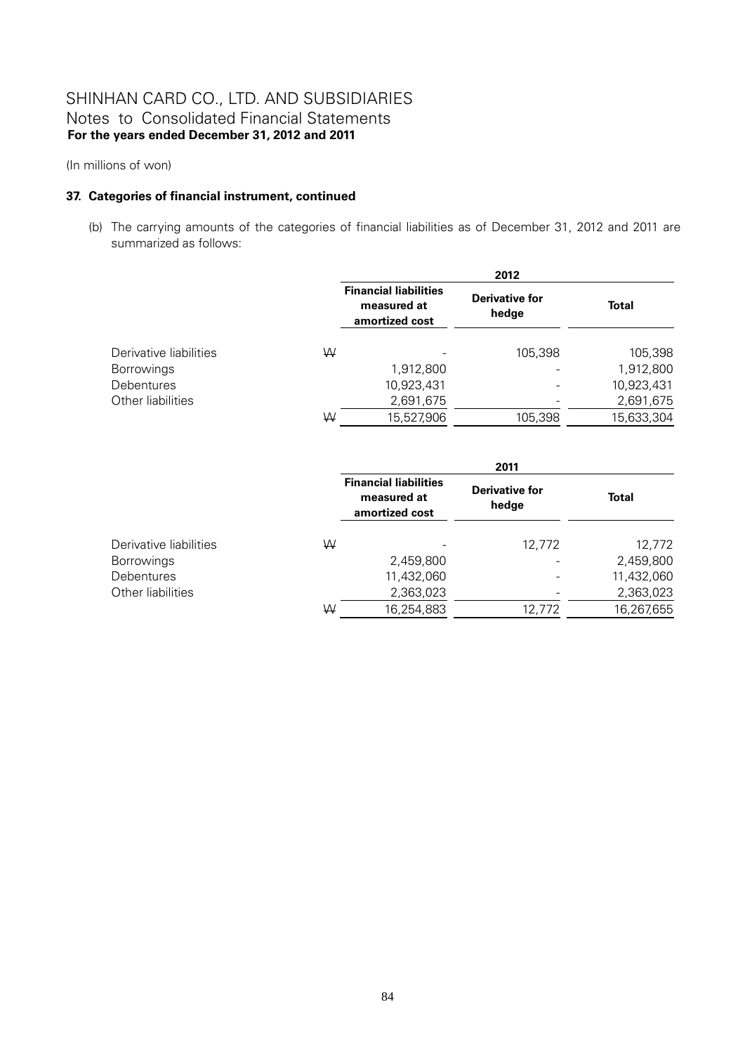(In millions of won)

**37. Categories of financial instrument, continued**

(b) The carrying amounts of the categories of financial liabilities as of December 31, 2012 and 2011 are summarized as follows:

| | | 2012 | | |
|---|---|---|---|---|
| | | **Financial liabilities measured at amortized cost** | **Derivative for hedge** | **Total** |
| Derivative liabilities | ₩ | - | 105,398 | 105,398 |
| Borrowings | | 1,912,800 | - | 1,912,800 |
| Debentures | | 10,923,431 | - | 10,923,431 |
| Other liabilities | | 2,691,675 | - | 2,691,675 |
| | ₩ | 15,527,906 | 105,398 | 15,633,304 |

| | | 2011 | | |
|---|---|---|---|---|
| | | **Financial liabilities measured at amortized cost** | **Derivative for hedge** | **Total** |
| Derivative liabilities | ₩ | - | 12,772 | 12,772 |
| Borrowings | | 2,459,800 | - | 2,459,800 |
| Debentures | | 11,432,060 | - | 11,432,060 |
| Other liabilities | | 2,363,023 | - | 2,363,023 |
| | ₩ | 16,254,883 | 12,772 | 16,267,655 |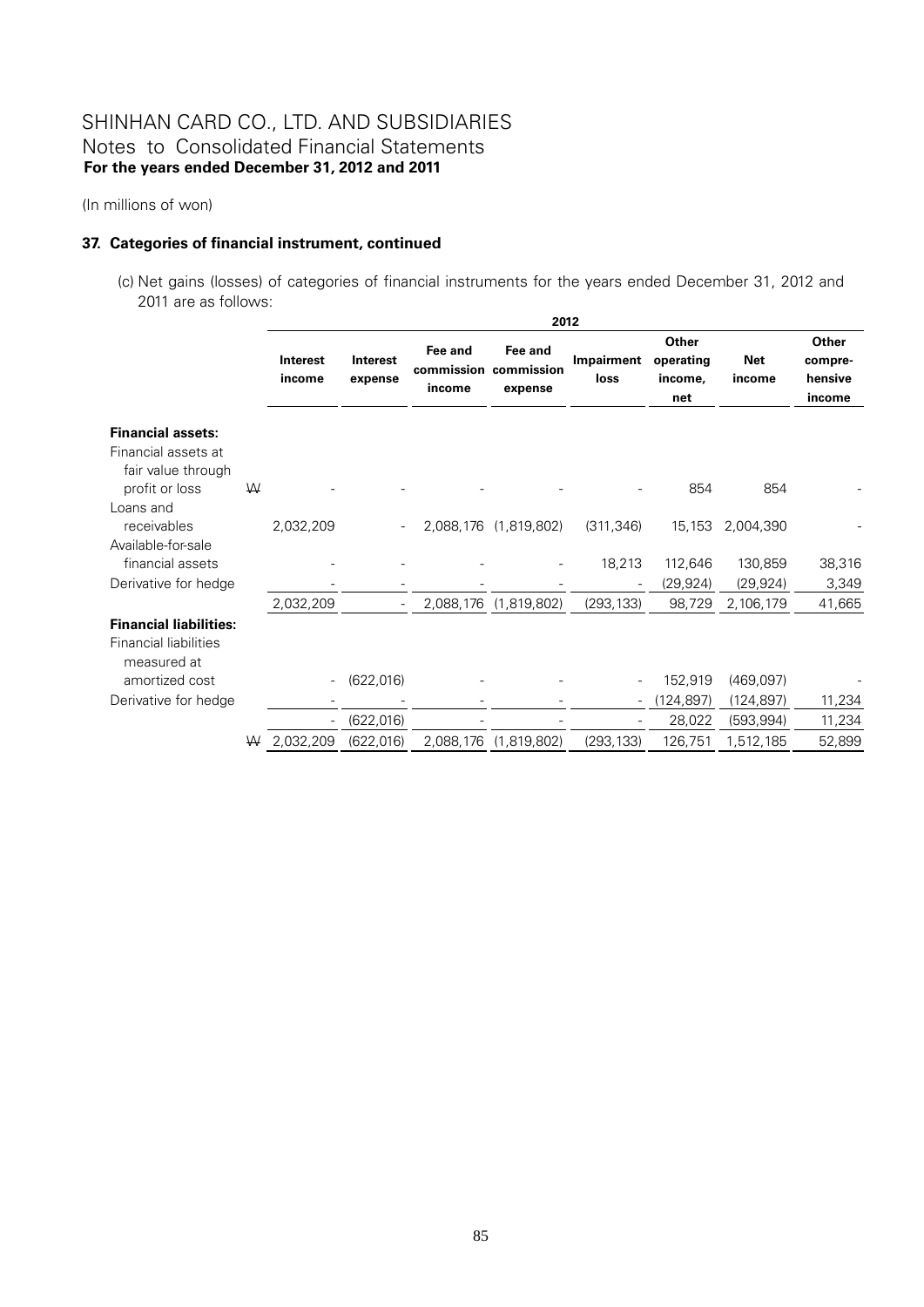# SHINHAN CARD CO., LTD. AND SUBSIDIARIES
## Notes to Consolidated Financial Statements
**For the years ended December 31, 2012 and 2011**

(In millions of won)

### 37. Categories of financial instrument, continued

(c) Net gains (losses) of categories of financial instruments for the years ended December 31, 2012 and 2011 are as follows:

| | | 2012 | | | | | | | |
|---|---|---|---|---|---|---|---|---|---|
| | | **Interest income** | **Interest expense** | **Fee and commission income** | **Fee and commission expense** | **Impairment loss** | **Other operating income, net** | **Net income** | **Other compre-hensive income** |
| **Financial assets:** | | | | | | | | | |
| Financial assets at fair value through profit or loss | ₩ | - | - | - | - | - | 854 | 854 | - |
| Loans and receivables | | 2,032,209 | - | 2,088,176 | (1,819,802) | (311,346) | 15,153 | 2,004,390 | - |
| Available-for-sale financial assets | | - | - | - | - | 18,213 | 112,646 | 130,859 | 38,316 |
| Derivative for hedge | | - | - | - | - | - | (29,924) | (29,924) | 3,349 |
| | | 2,032,209 | - | 2,088,176 | (1,819,802) | (293,133) | 98,729 | 2,106,179 | 41,665 |
| **Financial liabilities:** | | | | | | | | | |
| Financial liabilities measured at amortized cost | | - | (622,016) | - | - | - | 152,919 | (469,097) | - |
| Derivative for hedge | | - | - | - | - | - | (124,897) | (124,897) | 11,234 |
| | | - | (622,016) | - | - | - | 28,022 | (593,994) | 11,234 |
| | ₩ | 2,032,209 | (622,016) | 2,088,176 | (1,819,802) | (293,133) | 126,751 | 1,512,185 | 52,899 |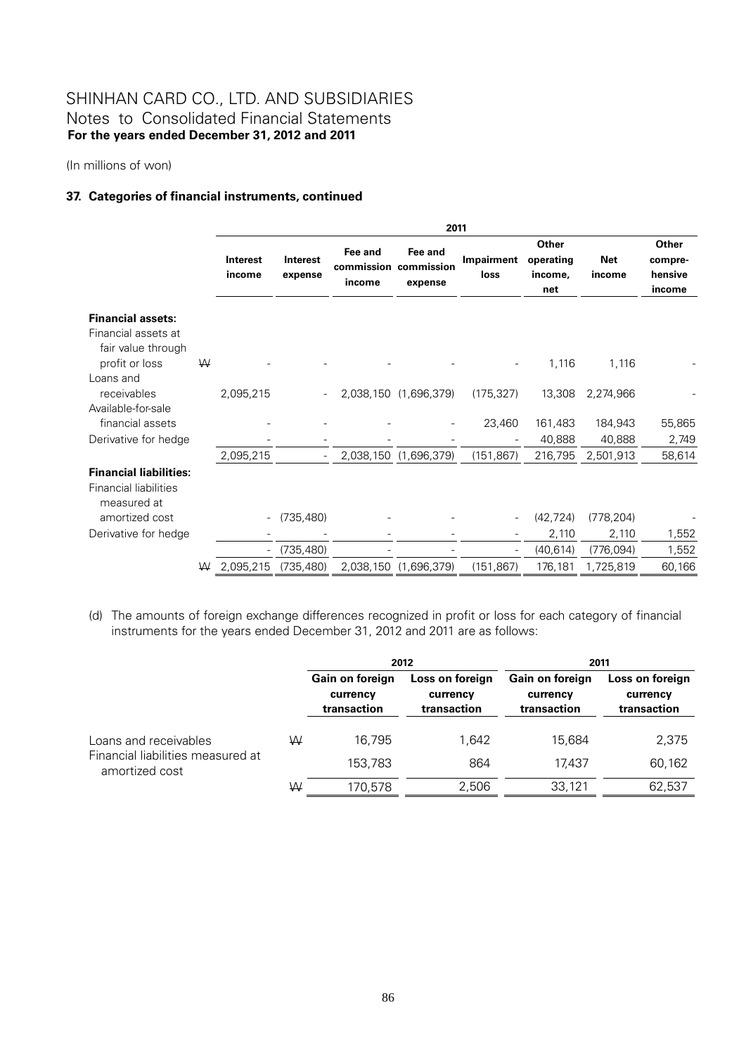# SHINHAN CARD CO., LTD. AND SUBSIDIARIES
## Notes to Consolidated Financial Statements
**For the years ended December 31, 2012 and 2011**

(In millions of won)

### 37. Categories of financial instruments, continued

| | | 2011 | | | | | | | |
|---|---|---|---|---|---|---|---|---|---|
| | | **Interest income** | **Interest expense** | **Fee and commission income** | **Fee and commission expense** | **Impairment loss** | **Other operating income, net** | **Net income** | **Other compre-hensive income** |
| **Financial assets:** | | | | | | | | | |
| Financial assets at fair value through profit or loss | ₩ | - | - | - | - | - | 1,116 | 1,116 | - |
| Loans and receivables | | 2,095,215 | - | 2,038,150 | (1,696,379) | (175,327) | 13,308 | 2,274,966 | - |
| Available-for-sale financial assets | | - | - | - | - | 23,460 | 161,483 | 184,943 | 55,865 |
| Derivative for hedge | | - | - | - | - | - | 40,888 | 40,888 | 2,749 |
| | | 2,095,215 | - | 2,038,150 | (1,696,379) | (151,867) | 216,795 | 2,501,913 | 58,614 |
| **Financial liabilities:** | | | | | | | | | |
| Financial liabilities measured at amortized cost | | - | (735,480) | - | - | - | (42,724) | (778,204) | - |
| Derivative for hedge | | - | - | - | - | - | 2,110 | 2,110 | 1,552 |
| | | - | (735,480) | - | - | - | (40,614) | (776,094) | 1,552 |
| | ₩ | 2,095,215 | (735,480) | 2,038,150 | (1,696,379) | (151,867) | 176,181 | 1,725,819 | 60,166 |

(d) The amounts of foreign exchange differences recognized in profit or loss for each category of financial instruments for the years ended December 31, 2012 and 2011 are as follows:

| | | 2012 | | 2011 | |
|---|---|---|---|---|---|
| | | **Gain on foreign currency transaction** | **Loss on foreign currency transaction** | **Gain on foreign currency transaction** | **Loss on foreign currency transaction** |
| Loans and receivables | ₩ | 16,795 | 1,642 | 15,684 | 2,375 |
| Financial liabilities measured at amortized cost | | 153,783 | 864 | 17,437 | 60,162 |
| | ₩ | 170,578 | 2,506 | 33,121 | 62,537 |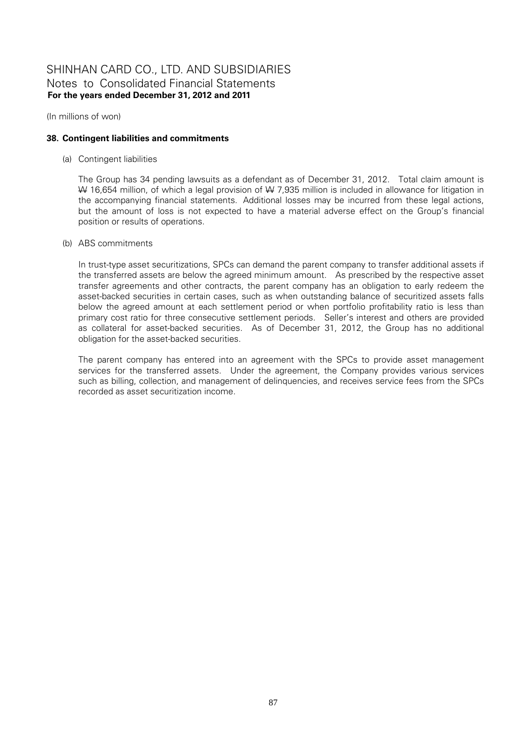(In millions of won)

## 38. Contingent liabilities and commitments

(a) Contingent liabilities

The Group has 34 pending lawsuits as a defendant as of December 31, 2012. Total claim amount is ₩ 16,654 million, of which a legal provision of ₩ 7,935 million is included in allowance for litigation in the accompanying financial statements. Additional losses may be incurred from these legal actions, but the amount of loss is not expected to have a material adverse effect on the Group's financial position or results of operations.

(b) ABS commitments

In trust-type asset securitizations, SPCs can demand the parent company to transfer additional assets if the transferred assets are below the agreed minimum amount. As prescribed by the respective asset transfer agreements and other contracts, the parent company has an obligation to early redeem the asset-backed securities in certain cases, such as when outstanding balance of securitized assets falls below the agreed amount at each settlement period or when portfolio profitability ratio is less than primary cost ratio for three consecutive settlement periods. Seller's interest and others are provided as collateral for asset-backed securities. As of December 31, 2012, the Group has no additional obligation for the asset-backed securities.

The parent company has entered into an agreement with the SPCs to provide asset management services for the transferred assets. Under the agreement, the Company provides various services such as billing, collection, and management of delinquencies, and receives service fees from the SPCs recorded as asset securitization income.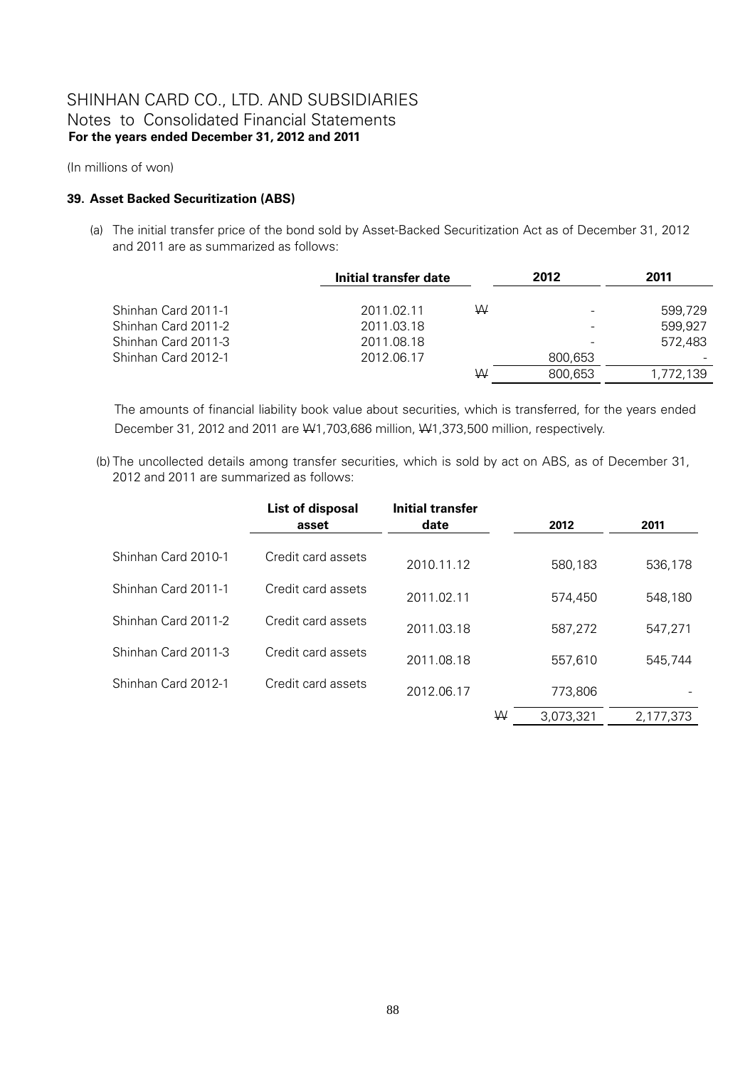(In millions of won)

### 39. Asset Backed Securitization (ABS)

(a) The initial transfer price of the bond sold by Asset-Backed Securitization Act as of December 31, 2012 and 2011 are as summarized as follows:

| | Initial transfer date | | 2012 | 2011 |
|---|---|---|---|---|
| Shinhan Card 2011-1 | 2011.02.11 | ₩ | - | 599,729 |
| Shinhan Card 2011-2 | 2011.03.18 | | - | 599,927 |
| Shinhan Card 2011-3 | 2011.08.18 | | - | 572,483 |
| Shinhan Card 2012-1 | 2012.06.17 | | 800,653 | - |
| | | ₩ | 800,653 | 1,772,139 |

The amounts of financial liability book value about securities, which is transferred, for the years ended December 31, 2012 and 2011 are ₩1,703,686 million, ₩1,373,500 million, respectively.

(b) The uncollected details among transfer securities, which is sold by act on ABS, as of December 31, 2012 and 2011 are summarized as follows:

| | List of disposal asset | Initial transfer date | | 2012 | 2011 |
|---|---|---|---|---|---|
| Shinhan Card 2010-1 | Credit card assets | 2010.11.12 | | 580,183 | 536,178 |
| Shinhan Card 2011-1 | Credit card assets | 2011.02.11 | | 574,450 | 548,180 |
| Shinhan Card 2011-2 | Credit card assets | 2011.03.18 | | 587,272 | 547,271 |
| Shinhan Card 2011-3 | Credit card assets | 2011.08.18 | | 557,610 | 545,744 |
| Shinhan Card 2012-1 | Credit card assets | 2012.06.17 | | 773,806 | - |
| | | | ₩ | 3,073,321 | 2,177,373 |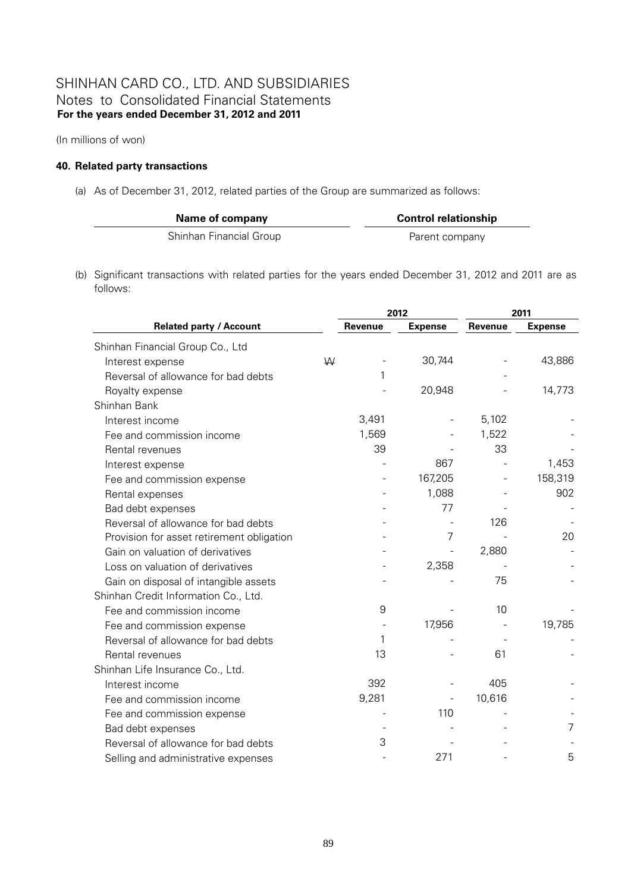# SHINHAN CARD CO., LTD. AND SUBSIDIARIES
## Notes to Consolidated Financial Statements
**For the years ended December 31, 2012 and 2011**

(In millions of won)

### 40. Related party transactions

(a) As of December 31, 2012, related parties of the Group are summarized as follows:

| Name of company | Control relationship |
|---|---|
| Shinhan Financial Group | Parent company |

(b) Significant transactions with related parties for the years ended December 31, 2012 and 2011 are as follows:

| | | 2012 | | 2011 | |
|---|---|---|---|---|---|
| **Related party / Account** | | **Revenue** | **Expense** | **Revenue** | **Expense** |
| Shinhan Financial Group Co., Ltd | | | | | |
| Interest expense | ₩ | - | 30,744 | - | 43,886 |
| Reversal of allowance for bad debts | | 1 | | - | |
| Royalty expense | | - | 20,948 | - | 14,773 |
| Shinhan Bank | | | | | |
| Interest income | | 3,491 | - | 5,102 | - |
| Fee and commission income | | 1,569 | - | 1,522 | - |
| Rental revenues | | 39 | - | 33 | - |
| Interest expense | | - | 867 | - | 1,453 |
| Fee and commission expense | | - | 167,205 | - | 158,319 |
| Rental expenses | | - | 1,088 | - | 902 |
| Bad debt expenses | | - | 77 | - | - |
| Reversal of allowance for bad debts | | - | - | 126 | - |
| Provision for asset retirement obligation | | - | 7 | - | 20 |
| Gain on valuation of derivatives | | - | - | 2,880 | - |
| Loss on valuation of derivatives | | - | 2,358 | - | - |
| Gain on disposal of intangible assets | | - | - | 75 | - |
| Shinhan Credit Information Co., Ltd. | | | | | |
| Fee and commission income | | 9 | - | 10 | - |
| Fee and commission expense | | - | 17,956 | - | 19,785 |
| Reversal of allowance for bad debts | | 1 | - | - | - |
| Rental revenues | | 13 | - | 61 | - |
| Shinhan Life Insurance Co., Ltd. | | | | | |
| Interest income | | 392 | - | 405 | - |
| Fee and commission income | | 9,281 | - | 10,616 | - |
| Fee and commission expense | | - | 110 | - | - |
| Bad debt expenses | | - | - | - | 7 |
| Reversal of allowance for bad debts | | 3 | - | - | - |
| Selling and administrative expenses | | - | 271 | - | 5 |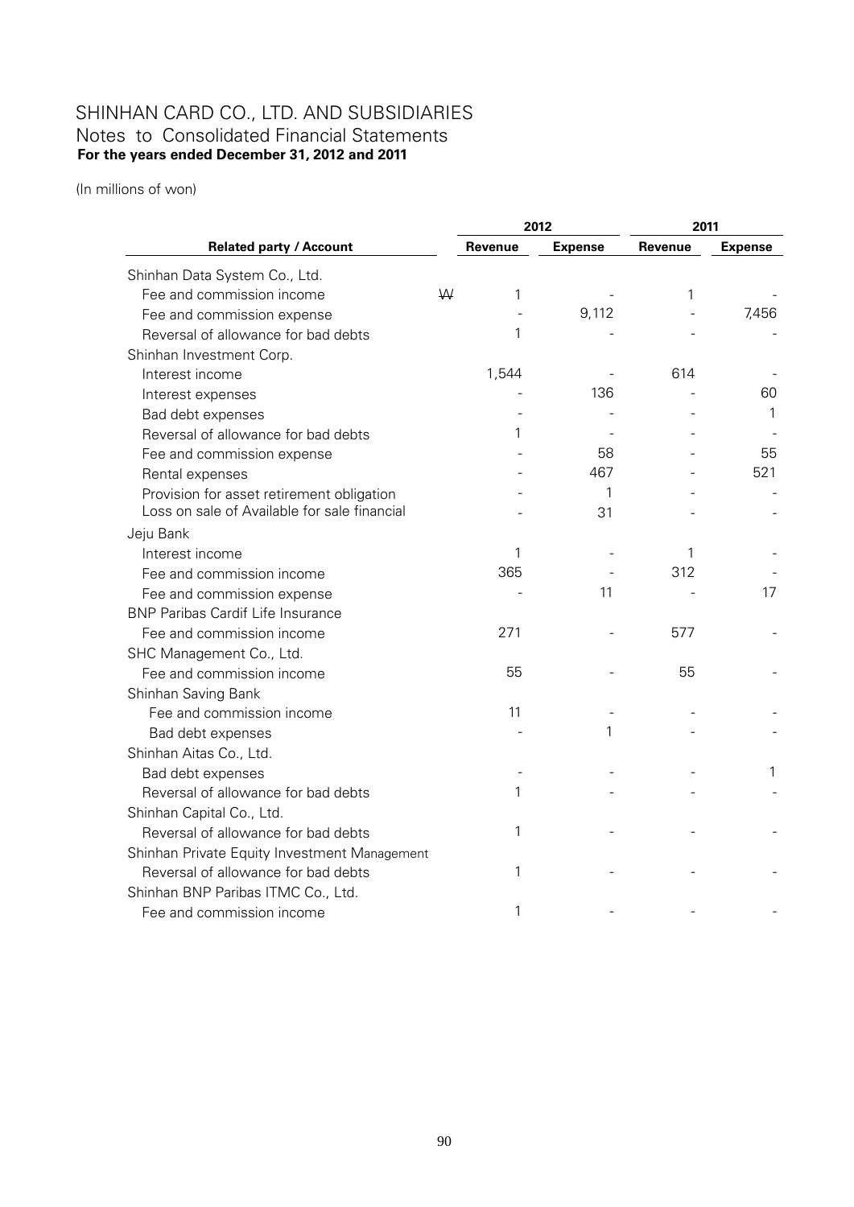# SHINHAN CARD CO., LTD. AND SUBSIDIARIES
## Notes to Consolidated Financial Statements
**For the years ended December 31, 2012 and 2011**

(In millions of won)

| Related party / Account | | 2012 Revenue | 2012 Expense | 2011 Revenue | 2011 Expense |
|---|---|---|---|---|---|
| Shinhan Data System Co., Ltd. | | | | | |
| Fee and commission income | ₩ | 1 | - | 1 | - |
| Fee and commission expense | | - | 9,112 | - | 7,456 |
| Reversal of allowance for bad debts | | 1 | - | - | - |
| Shinhan Investment Corp. | | | | | |
| Interest income | | 1,544 | - | 614 | - |
| Interest expenses | | - | 136 | - | 60 |
| Bad debt expenses | | - | - | - | 1 |
| Reversal of allowance for bad debts | | 1 | - | - | - |
| Fee and commission expense | | - | 58 | - | 55 |
| Rental expenses | | - | 467 | - | 521 |
| Provision for asset retirement obligation | | - | 1 | - | - |
| Loss on sale of Available for sale financial | | - | 31 | - | - |
| Jeju Bank | | | | | |
| Interest income | | 1 | - | 1 | - |
| Fee and commission income | | 365 | - | 312 | - |
| Fee and commission expense | | - | 11 | - | 17 |
| BNP Paribas Cardif Life Insurance | | | | | |
| Fee and commission income | | 271 | - | 577 | - |
| SHC Management Co., Ltd. | | | | | |
| Fee and commission income | | 55 | - | 55 | - |
| Shinhan Saving Bank | | | | | |
| Fee and commission income | | 11 | - | - | - |
| Bad debt expenses | | - | 1 | - | - |
| Shinhan Aitas Co., Ltd. | | | | | |
| Bad debt expenses | | - | - | - | 1 |
| Reversal of allowance for bad debts | | 1 | - | - | - |
| Shinhan Capital Co., Ltd. | | | | | |
| Reversal of allowance for bad debts | | 1 | - | - | - |
| Shinhan Private Equity Investment Management | | | | | |
| Reversal of allowance for bad debts | | 1 | - | - | - |
| Shinhan BNP Paribas ITMC Co., Ltd. | | | | | |
| Fee and commission income | | 1 | - | - | - |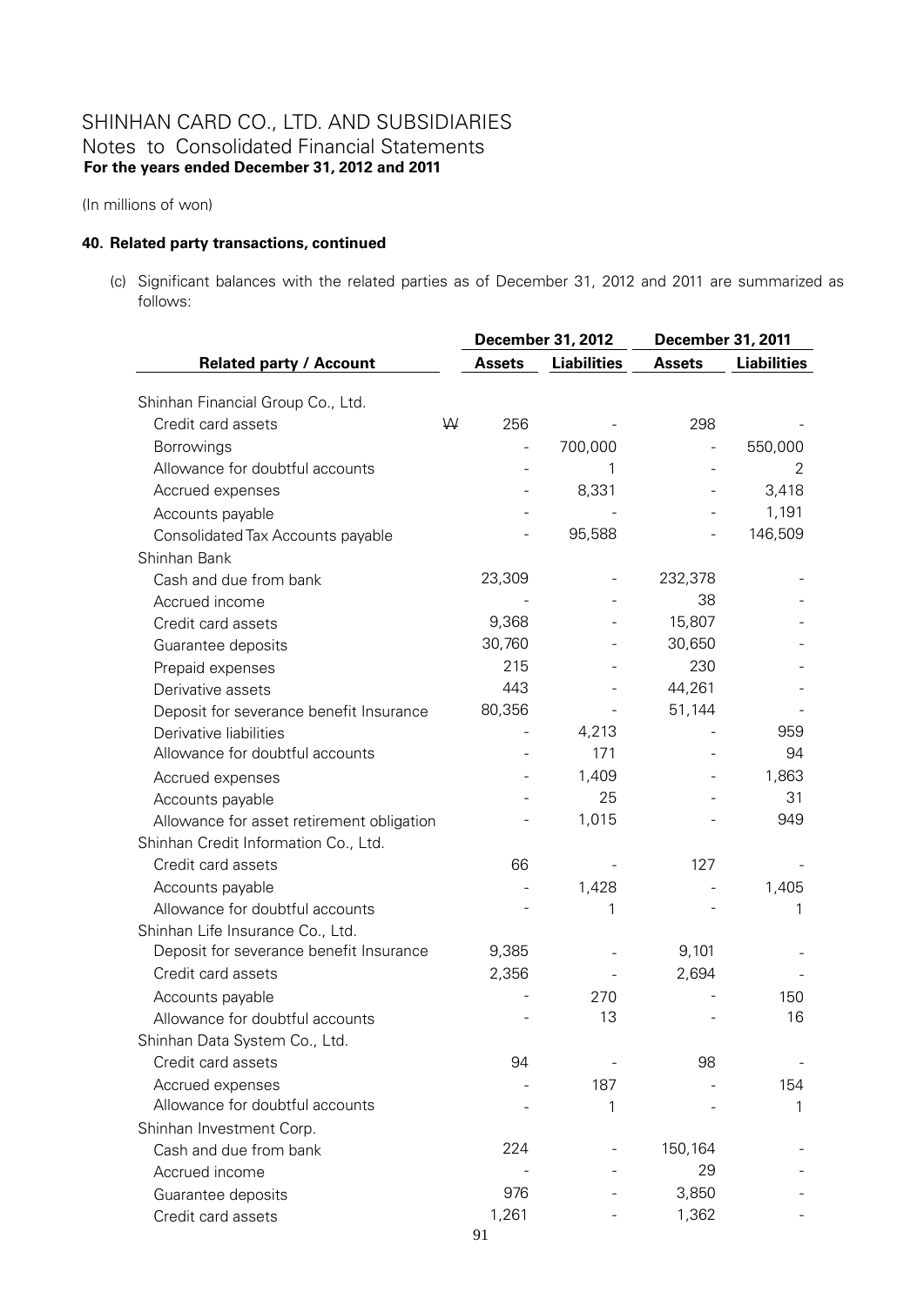# SHINHAN CARD CO., LTD. AND SUBSIDIARIES
## Notes to Consolidated Financial Statements
**For the years ended December 31, 2012 and 2011**

(In millions of won)

### 40. Related party transactions, continued

(c) Significant balances with the related parties as of December 31, 2012 and 2011 are summarized as follows:

| Related party / Account | | December 31, 2012 | | December 31, 2011 | |
|---|---|---|---|---|---|
| | | Assets | Liabilities | Assets | Liabilities |
| Shinhan Financial Group Co., Ltd. | | | | | |
| Credit card assets | ₩ | 256 | - | 298 | - |
| Borrowings | | - | 700,000 | - | 550,000 |
| Allowance for doubtful accounts | | - | 1 | - | 2 |
| Accrued expenses | | - | 8,331 | - | 3,418 |
| Accounts payable | | - | - | - | 1,191 |
| Consolidated Tax Accounts payable | | - | 95,588 | - | 146,509 |
| Shinhan Bank | | | | | |
| Cash and due from bank | | 23,309 | - | 232,378 | - |
| Accrued income | | - | - | 38 | - |
| Credit card assets | | 9,368 | - | 15,807 | - |
| Guarantee deposits | | 30,760 | - | 30,650 | - |
| Prepaid expenses | | 215 | - | 230 | - |
| Derivative assets | | 443 | - | 44,261 | - |
| Deposit for severance benefit Insurance | | 80,356 | - | 51,144 | - |
| Derivative liabilities | | - | 4,213 | - | 959 |
| Allowance for doubtful accounts | | - | 171 | - | 94 |
| Accrued expenses | | - | 1,409 | - | 1,863 |
| Accounts payable | | - | 25 | - | 31 |
| Allowance for asset retirement obligation | | - | 1,015 | - | 949 |
| Shinhan Credit Information Co., Ltd. | | | | | |
| Credit card assets | | 66 | - | 127 | - |
| Accounts payable | | - | 1,428 | - | 1,405 |
| Allowance for doubtful accounts | | - | 1 | - | 1 |
| Shinhan Life Insurance Co., Ltd. | | | | | |
| Deposit for severance benefit Insurance | | 9,385 | - | 9,101 | - |
| Credit card assets | | 2,356 | - | 2,694 | - |
| Accounts payable | | - | 270 | - | 150 |
| Allowance for doubtful accounts | | - | 13 | - | 16 |
| Shinhan Data System Co., Ltd. | | | | | |
| Credit card assets | | 94 | - | 98 | - |
| Accrued expenses | | - | 187 | - | 154 |
| Allowance for doubtful accounts | | - | 1 | - | 1 |
| Shinhan Investment Corp. | | | | | |
| Cash and due from bank | | 224 | - | 150,164 | - |
| Accrued income | | - | - | 29 | - |
| Guarantee deposits | | 976 | - | 3,850 | - |
| Credit card assets | | 1,261 | - | 1,362 | - |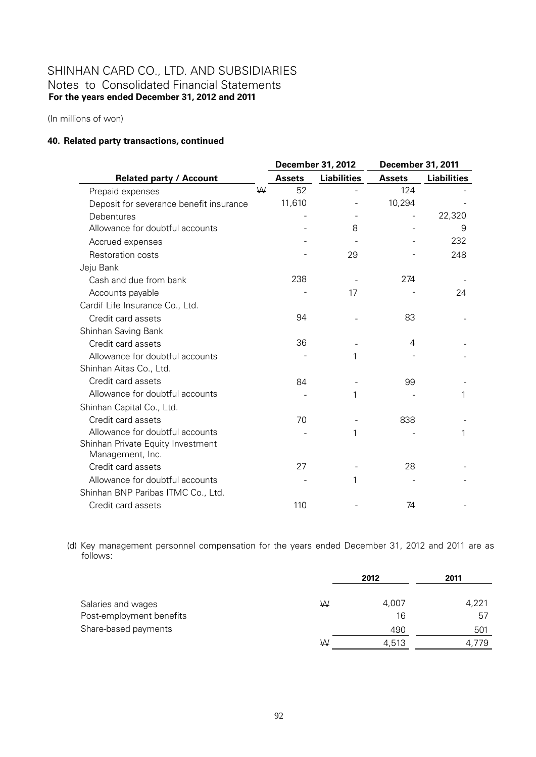# SHINHAN CARD CO., LTD. AND SUBSIDIARIES
## Notes to Consolidated Financial Statements
**For the years ended December 31, 2012 and 2011**

(In millions of won)

**40. Related party transactions, continued**

| | | December 31, 2012 | | December 31, 2011 | |
|---|---|---|---|---|---|
| **Related party / Account** | | **Assets** | **Liabilities** | **Assets** | **Liabilities** |
| Prepaid expenses | ₩ | 52 | - | 124 | - |
| Deposit for severance benefit insurance | | 11,610 | - | 10,294 | - |
| Debentures | | - | - | - | 22,320 |
| Allowance for doubtful accounts | | - | 8 | - | 9 |
| Accrued expenses | | - | - | - | 232 |
| Restoration costs | | - | 29 | - | 248 |
| Jeju Bank | | | | | |
| Cash and due from bank | | 238 | - | 274 | - |
| Accounts payable | | - | 17 | - | 24 |
| Cardif Life Insurance Co., Ltd. | | | | | |
| Credit card assets | | 94 | - | 83 | - |
| Shinhan Saving Bank | | | | | |
| Credit card assets | | 36 | - | 4 | - |
| Allowance for doubtful accounts | | - | 1 | - | - |
| Shinhan Aitas Co., Ltd. | | | | | |
| Credit card assets | | 84 | - | 99 | - |
| Allowance for doubtful accounts | | - | 1 | - | 1 |
| Shinhan Capital Co., Ltd. | | | | | |
| Credit card assets | | 70 | - | 838 | - |
| Allowance for doubtful accounts | | - | 1 | - | 1 |
| Shinhan Private Equity Investment Management, Inc. | | | | | |
| Credit card assets | | 27 | - | 28 | - |
| Allowance for doubtful accounts | | - | 1 | - | - |
| Shinhan BNP Paribas ITMC Co., Ltd. | | | | | |
| Credit card assets | | 110 | - | 74 | - |

(d) Key management personnel compensation for the years ended December 31, 2012 and 2011 are as follows:

| | | 2012 | 2011 |
|---|---|---|---|
| Salaries and wages | ₩ | 4,007 | 4,221 |
| Post-employment benefits | | 16 | 57 |
| Share-based payments | | 490 | 501 |
| | ₩ | 4,513 | 4,779 |